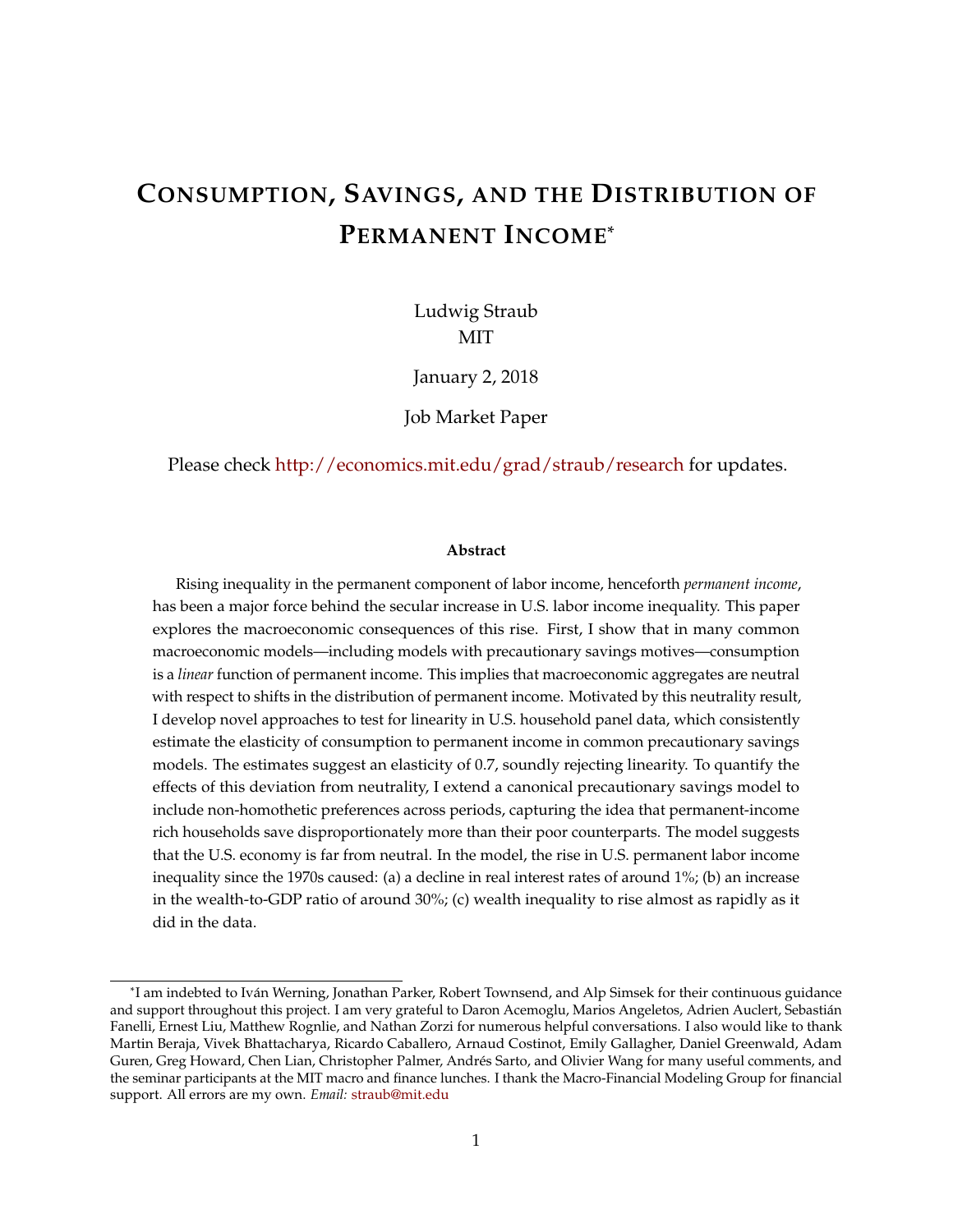# Consumption, Savings, and the Distribution of Permanent Income*

Ludwig Straub
MIT

January 2, 2018

Job Market Paper

Please check http://economics.mit.edu/grad/straub/research for updates.

### Abstract

Rising inequality in the permanent component of labor income, henceforth *permanent income*, has been a major force behind the secular increase in U.S. labor income inequality. This paper explores the macroeconomic consequences of this rise. First, I show that in many common macroeconomic models—including models with precautionary savings motives—consumption is a *linear* function of permanent income. This implies that macroeconomic aggregates are neutral with respect to shifts in the distribution of permanent income. Motivated by this neutrality result, I develop novel approaches to test for linearity in U.S. household panel data, which consistently estimate the elasticity of consumption to permanent income in common precautionary savings models. The estimates suggest an elasticity of 0.7, soundly rejecting linearity. To quantify the effects of this deviation from neutrality, I extend a canonical precautionary savings model to include non-homothetic preferences across periods, capturing the idea that permanent-income rich households save disproportionately more than their poor counterparts. The model suggests that the U.S. economy is far from neutral. In the model, the rise in U.S. permanent labor income inequality since the 1970s caused: (a) a decline in real interest rates of around 1%; (b) an increase in the wealth-to-GDP ratio of around 30%; (c) wealth inequality to rise almost as rapidly as it did in the data.

---

*I am indebted to Iván Werning, Jonathan Parker, Robert Townsend, and Alp Simsek for their continuous guidance and support throughout this project. I am very grateful to Daron Acemoglu, Marios Angeletos, Adrien Auclert, Sebastián Fanelli, Ernest Liu, Matthew Rognlie, and Nathan Zorzi for numerous helpful conversations. I also would like to thank Martin Beraja, Vivek Bhattacharya, Ricardo Caballero, Arnaud Costinot, Emily Gallagher, Daniel Greenwald, Adam Guren, Greg Howard, Chen Lian, Christopher Palmer, Andrés Sarto, and Olivier Wang for many useful comments, and the seminar participants at the MIT macro and finance lunches. I thank the Macro-Financial Modeling Group for financial support. All errors are my own. *Email:* straub@mit.edu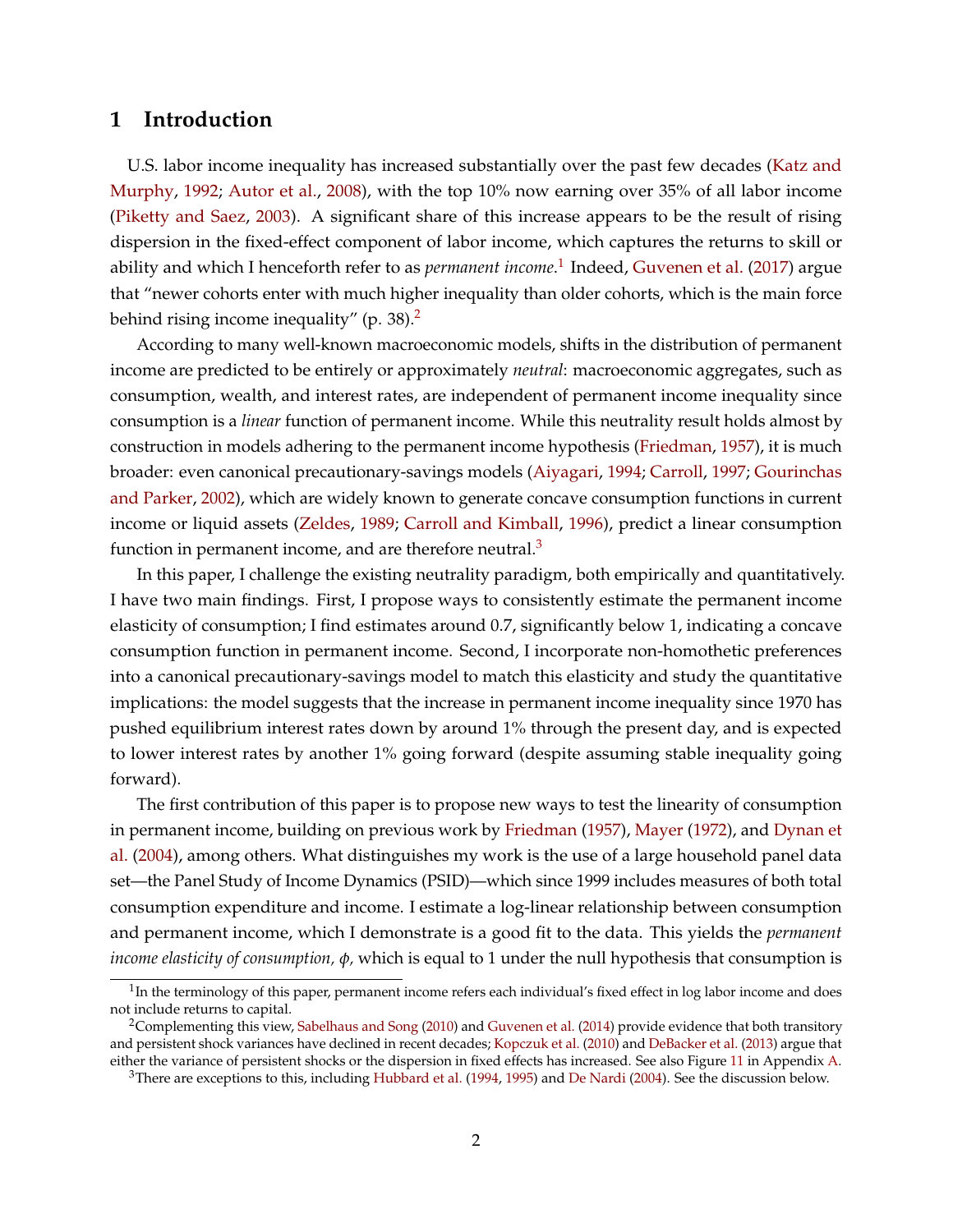# 1 Introduction

U.S. labor income inequality has increased substantially over the past few decades (Katz and Murphy, 1992; Autor et al., 2008), with the top 10% now earning over 35% of all labor income (Piketty and Saez, 2003). A significant share of this increase appears to be the result of rising dispersion in the fixed-effect component of labor income, which captures the returns to skill or ability and which I henceforth refer to as *permanent income*.[1] Indeed, Guvenen et al. (2017) argue that "newer cohorts enter with much higher inequality than older cohorts, which is the main force behind rising income inequality" (p. 38).[2]

According to many well-known macroeconomic models, shifts in the distribution of permanent income are predicted to be entirely or approximately *neutral*: macroeconomic aggregates, such as consumption, wealth, and interest rates, are independent of permanent income inequality since consumption is a *linear* function of permanent income. While this neutrality result holds almost by construction in models adhering to the permanent income hypothesis (Friedman, 1957), it is much broader: even canonical precautionary-savings models (Aiyagari, 1994; Carroll, 1997; Gourinchas and Parker, 2002), which are widely known to generate concave consumption functions in current income or liquid assets (Zeldes, 1989; Carroll and Kimball, 1996), predict a linear consumption function in permanent income, and are therefore neutral.[3]

In this paper, I challenge the existing neutrality paradigm, both empirically and quantitatively. I have two main findings. First, I propose ways to consistently estimate the permanent income elasticity of consumption; I find estimates around 0.7, significantly below 1, indicating a concave consumption function in permanent income. Second, I incorporate non-homothetic preferences into a canonical precautionary-savings model to match this elasticity and study the quantitative implications: the model suggests that the increase in permanent income inequality since 1970 has pushed equilibrium interest rates down by around 1% through the present day, and is expected to lower interest rates by another 1% going forward (despite assuming stable inequality going forward).

The first contribution of this paper is to propose new ways to test the linearity of consumption in permanent income, building on previous work by Friedman (1957), Mayer (1972), and Dynan et al. (2004), among others. What distinguishes my work is the use of a large household panel data set—the Panel Study of Income Dynamics (PSID)—which since 1999 includes measures of both total consumption expenditure and income. I estimate a log-linear relationship between consumption and permanent income, which I demonstrate is a good fit to the data. This yields the *permanent income elasticity of consumption, $\phi$,* which is equal to 1 under the null hypothesis that consumption is

[1] In the terminology of this paper, permanent income refers each individual's fixed effect in log labor income and does not include returns to capital.

[2] Complementing this view, Sabelhaus and Song (2010) and Guvenen et al. (2014) provide evidence that both transitory and persistent shock variances have declined in recent decades; Kopczuk et al. (2010) and DeBacker et al. (2013) argue that either the variance of persistent shocks or the dispersion in fixed effects has increased. See also Figure 11 in Appendix A.

[3] There are exceptions to this, including Hubbard et al. (1994, 1995) and De Nardi (2004). See the discussion below.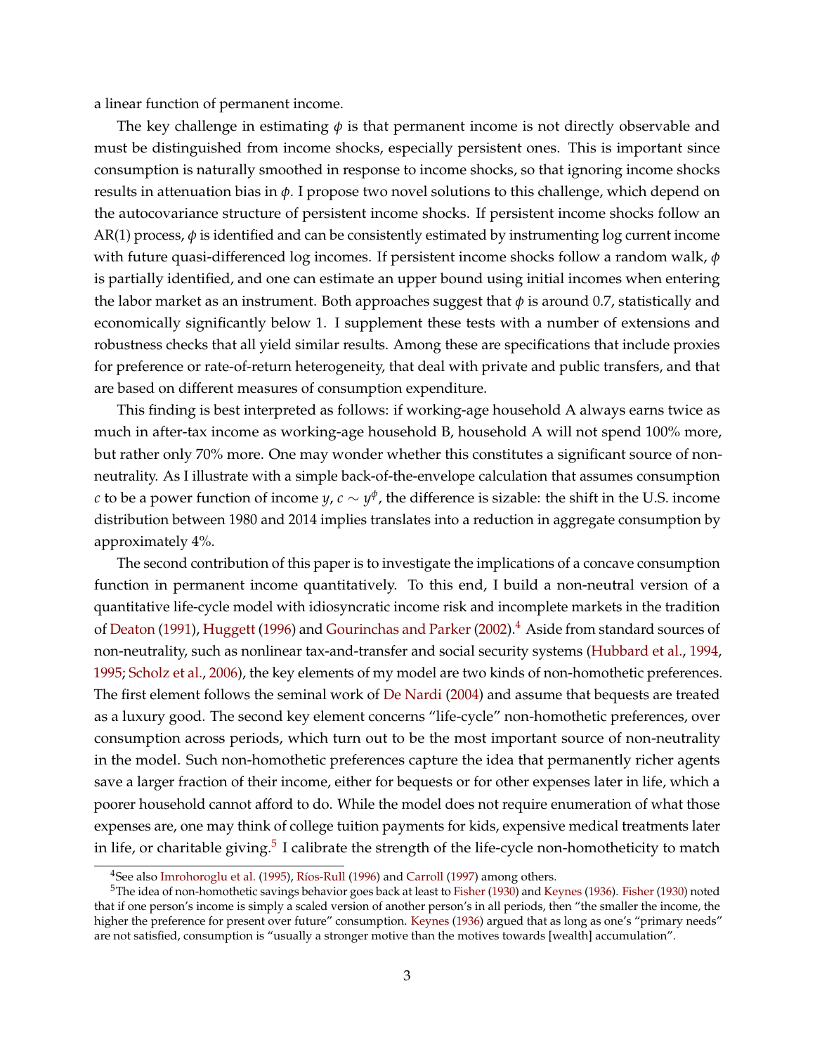a linear function of permanent income.

The key challenge in estimating $\phi$ is that permanent income is not directly observable and must be distinguished from income shocks, especially persistent ones. This is important since consumption is naturally smoothed in response to income shocks, so that ignoring income shocks results in attenuation bias in $\phi$. I propose two novel solutions to this challenge, which depend on the autocovariance structure of persistent income shocks. If persistent income shocks follow an AR(1) process, $\phi$ is identified and can be consistently estimated by instrumenting log current income with future quasi-differenced log incomes. If persistent income shocks follow a random walk, $\phi$ is partially identified, and one can estimate an upper bound using initial incomes when entering the labor market as an instrument. Both approaches suggest that $\phi$ is around 0.7, statistically and economically significantly below 1. I supplement these tests with a number of extensions and robustness checks that all yield similar results. Among these are specifications that include proxies for preference or rate-of-return heterogeneity, that deal with private and public transfers, and that are based on different measures of consumption expenditure.

This finding is best interpreted as follows: if working-age household A always earns twice as much in after-tax income as working-age household B, household A will not spend 100% more, but rather only 70% more. One may wonder whether this constitutes a significant source of non-neutrality. As I illustrate with a simple back-of-the-envelope calculation that assumes consumption $c$ to be a power function of income $y$, $c \sim y^{\phi}$, the difference is sizable: the shift in the U.S. income distribution between 1980 and 2014 implies translates into a reduction in aggregate consumption by approximately 4%.

The second contribution of this paper is to investigate the implications of a concave consumption function in permanent income quantitatively. To this end, I build a non-neutral version of a quantitative life-cycle model with idiosyncratic income risk and incomplete markets in the tradition of Deaton (1991), Huggett (1996) and Gourinchas and Parker (2002).[4] Aside from standard sources of non-neutrality, such as nonlinear tax-and-transfer and social security systems (Hubbard et al., 1994, 1995; Scholz et al., 2006), the key elements of my model are two kinds of non-homothetic preferences. The first element follows the seminal work of De Nardi (2004) and assume that bequests are treated as a luxury good. The second key element concerns "life-cycle" non-homothetic preferences, over consumption across periods, which turn out to be the most important source of non-neutrality in the model. Such non-homothetic preferences capture the idea that permanently richer agents save a larger fraction of their income, either for bequests or for other expenses later in life, which a poorer household cannot afford to do. While the model does not require enumeration of what those expenses are, one may think of college tuition payments for kids, expensive medical treatments later in life, or charitable giving.[5] I calibrate the strength of the life-cycle non-homotheticity to match

[4] See also Imrohoroglu et al. (1995), Ríos-Rull (1996) and Carroll (1997) among others.

[5] The idea of non-homothetic savings behavior goes back at least to Fisher (1930) and Keynes (1936). Fisher (1930) noted that if one person's income is simply a scaled version of another person's in all periods, then "the smaller the income, the higher the preference for present over future" consumption. Keynes (1936) argued that as long as one's "primary needs" are not satisfied, consumption is "usually a stronger motive than the motives towards [wealth] accumulation".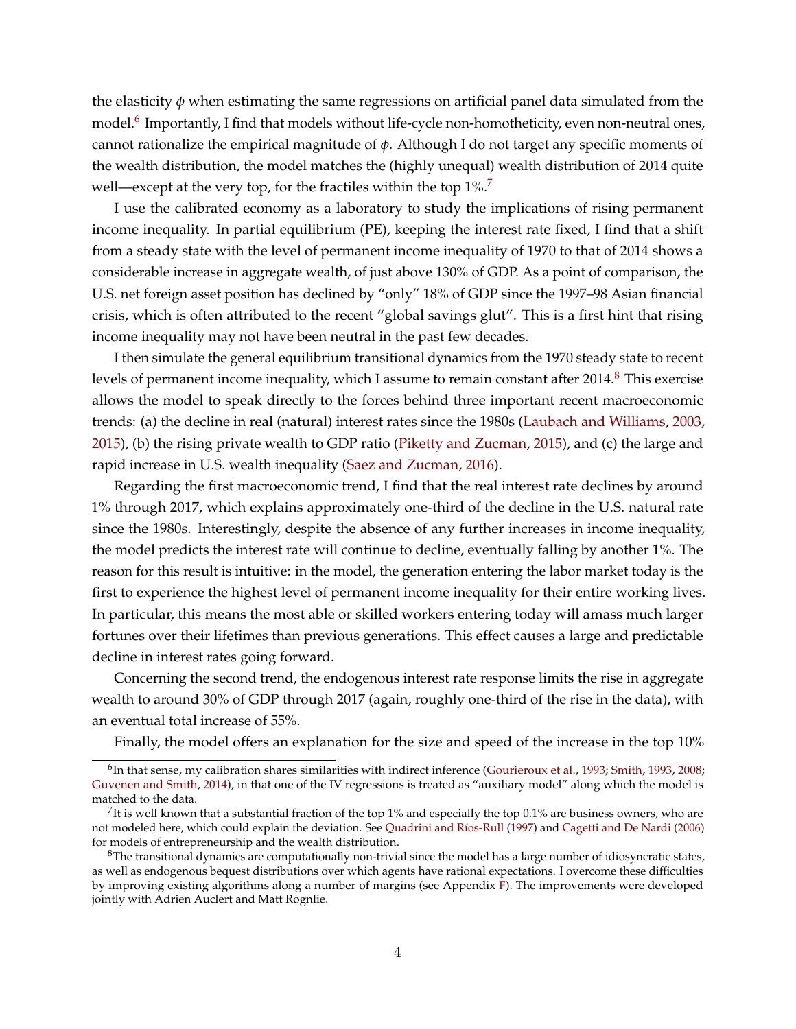the elasticity $\phi$ when estimating the same regressions on artificial panel data simulated from the model.[6] Importantly, I find that models without life-cycle non-homotheticity, even non-neutral ones, cannot rationalize the empirical magnitude of $\phi$. Although I do not target any specific moments of the wealth distribution, the model matches the (highly unequal) wealth distribution of 2014 quite well—except at the very top, for the fractiles within the top 1%.[7]

I use the calibrated economy as a laboratory to study the implications of rising permanent income inequality. In partial equilibrium (PE), keeping the interest rate fixed, I find that a shift from a steady state with the level of permanent income inequality of 1970 to that of 2014 shows a considerable increase in aggregate wealth, of just above 130% of GDP. As a point of comparison, the U.S. net foreign asset position has declined by "only" 18% of GDP since the 1997–98 Asian financial crisis, which is often attributed to the recent "global savings glut". This is a first hint that rising income inequality may not have been neutral in the past few decades.

I then simulate the general equilibrium transitional dynamics from the 1970 steady state to recent levels of permanent income inequality, which I assume to remain constant after 2014.[8] This exercise allows the model to speak directly to the forces behind three important recent macroeconomic trends: (a) the decline in real (natural) interest rates since the 1980s (Laubach and Williams, 2003, 2015), (b) the rising private wealth to GDP ratio (Piketty and Zucman, 2015), and (c) the large and rapid increase in U.S. wealth inequality (Saez and Zucman, 2016).

Regarding the first macroeconomic trend, I find that the real interest rate declines by around 1% through 2017, which explains approximately one-third of the decline in the U.S. natural rate since the 1980s. Interestingly, despite the absence of any further increases in income inequality, the model predicts the interest rate will continue to decline, eventually falling by another 1%. The reason for this result is intuitive: in the model, the generation entering the labor market today is the first to experience the highest level of permanent income inequality for their entire working lives. In particular, this means the most able or skilled workers entering today will amass much larger fortunes over their lifetimes than previous generations. This effect causes a large and predictable decline in interest rates going forward.

Concerning the second trend, the endogenous interest rate response limits the rise in aggregate wealth to around 30% of GDP through 2017 (again, roughly one-third of the rise in the data), with an eventual total increase of 55%.

Finally, the model offers an explanation for the size and speed of the increase in the top 10%

[6] In that sense, my calibration shares similarities with indirect inference (Gourieroux et al., 1993; Smith, 1993, 2008; Guvenen and Smith, 2014), in that one of the IV regressions is treated as "auxiliary model" along which the model is matched to the data.

[7] It is well known that a substantial fraction of the top 1% and especially the top 0.1% are business owners, who are not modeled here, which could explain the deviation. See Quadrini and Ríos-Rull (1997) and Cagetti and De Nardi (2006) for models of entrepreneurship and the wealth distribution.

[8] The transitional dynamics are computationally non-trivial since the model has a large number of idiosyncratic states, as well as endogenous bequest distributions over which agents have rational expectations. I overcome these difficulties by improving existing algorithms along a number of margins (see Appendix F). The improvements were developed jointly with Adrien Auclert and Matt Rognlie.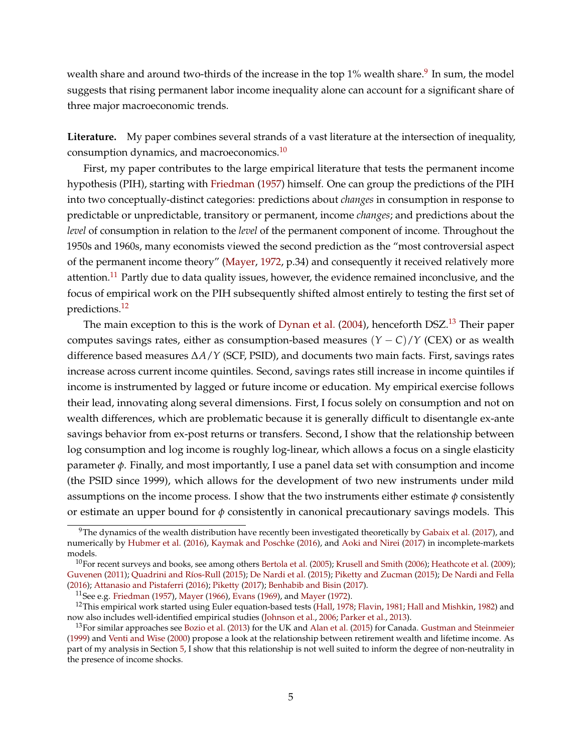wealth share and around two-thirds of the increase in the top 1% wealth share.[9] In sum, the model suggests that rising permanent labor income inequality alone can account for a significant share of three major macroeconomic trends.

**Literature.** My paper combines several strands of a vast literature at the intersection of inequality, consumption dynamics, and macroeconomics.[10]

First, my paper contributes to the large empirical literature that tests the permanent income hypothesis (PIH), starting with Friedman (1957) himself. One can group the predictions of the PIH into two conceptually-distinct categories: predictions about *changes* in consumption in response to predictable or unpredictable, transitory or permanent, income *changes*; and predictions about the *level* of consumption in relation to the *level* of the permanent component of income. Throughout the 1950s and 1960s, many economists viewed the second prediction as the "most controversial aspect of the permanent income theory" (Mayer, 1972, p.34) and consequently it received relatively more attention.[11] Partly due to data quality issues, however, the evidence remained inconclusive, and the focus of empirical work on the PIH subsequently shifted almost entirely to testing the first set of predictions.[12]

The main exception to this is the work of Dynan et al. (2004), henceforth DSZ.[13] Their paper computes savings rates, either as consumption-based measures $(Y - C)/Y$ (CEX) or as wealth difference based measures $\Delta A/Y$ (SCF, PSID), and documents two main facts. First, savings rates increase across current income quintiles. Second, savings rates still increase in income quintiles if income is instrumented by lagged or future income or education. My empirical exercise follows their lead, innovating along several dimensions. First, I focus solely on consumption and not on wealth differences, which are problematic because it is generally difficult to disentangle ex-ante savings behavior from ex-post returns or transfers. Second, I show that the relationship between log consumption and log income is roughly log-linear, which allows a focus on a single elasticity parameter $\phi$. Finally, and most importantly, I use a panel data set with consumption and income (the PSID since 1999), which allows for the development of two new instruments under mild assumptions on the income process. I show that the two instruments either estimate $\phi$ consistently or estimate an upper bound for $\phi$ consistently in canonical precautionary savings models. This

[9] The dynamics of the wealth distribution have recently been investigated theoretically by Gabaix et al. (2017), and numerically by Hubmer et al. (2016), Kaymak and Poschke (2016), and Aoki and Nirei (2017) in incomplete-markets models.

[10] For recent surveys and books, see among others Bertola et al. (2005); Krusell and Smith (2006); Heathcote et al. (2009); Guvenen (2011); Quadrini and Ríos-Rull (2015); De Nardi et al. (2015); Piketty and Zucman (2015); De Nardi and Fella (2016); Attanasio and Pistaferri (2016); Piketty (2017); Benhabib and Bisin (2017).

[11] See e.g. Friedman (1957), Mayer (1966), Evans (1969), and Mayer (1972).

[12] This empirical work started using Euler equation-based tests (Hall, 1978; Flavin, 1981; Hall and Mishkin, 1982) and now also includes well-identified empirical studies (Johnson et al., 2006; Parker et al., 2013).

[13] For similar approaches see Bozio et al. (2013) for the UK and Alan et al. (2015) for Canada. Gustman and Steinmeier (1999) and Venti and Wise (2000) propose a look at the relationship between retirement wealth and lifetime income. As part of my analysis in Section 5, I show that this relationship is not well suited to inform the degree of non-neutrality in the presence of income shocks.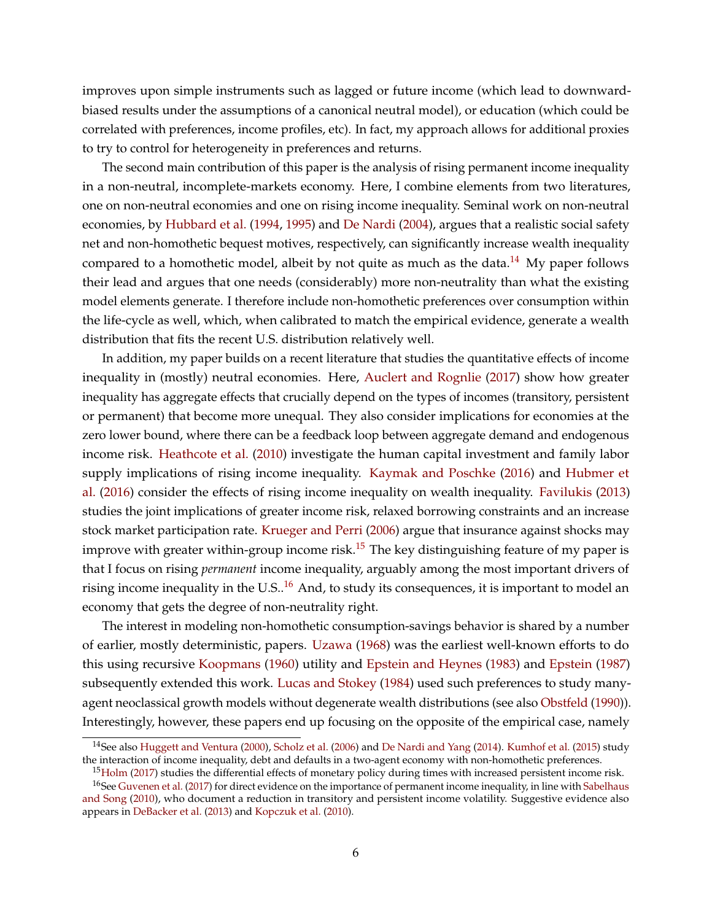improves upon simple instruments such as lagged or future income (which lead to downward-biased results under the assumptions of a canonical neutral model), or education (which could be correlated with preferences, income profiles, etc). In fact, my approach allows for additional proxies to try to control for heterogeneity in preferences and returns.

The second main contribution of this paper is the analysis of rising permanent income inequality in a non-neutral, incomplete-markets economy. Here, I combine elements from two literatures, one on non-neutral economies and one on rising income inequality. Seminal work on non-neutral economies, by Hubbard et al. (1994, 1995) and De Nardi (2004), argues that a realistic social safety net and non-homothetic bequest motives, respectively, can significantly increase wealth inequality compared to a homothetic model, albeit by not quite as much as the data.[14] My paper follows their lead and argues that one needs (considerably) more non-neutrality than what the existing model elements generate. I therefore include non-homothetic preferences over consumption within the life-cycle as well, which, when calibrated to match the empirical evidence, generate a wealth distribution that fits the recent U.S. distribution relatively well.

In addition, my paper builds on a recent literature that studies the quantitative effects of income inequality in (mostly) neutral economies. Here, Auclert and Rognlie (2017) show how greater inequality has aggregate effects that crucially depend on the types of incomes (transitory, persistent or permanent) that become more unequal. They also consider implications for economies at the zero lower bound, where there can be a feedback loop between aggregate demand and endogenous income risk. Heathcote et al. (2010) investigate the human capital investment and family labor supply implications of rising income inequality. Kaymak and Poschke (2016) and Hubmer et al. (2016) consider the effects of rising income inequality on wealth inequality. Favilukis (2013) studies the joint implications of greater income risk, relaxed borrowing constraints and an increase stock market participation rate. Krueger and Perri (2006) argue that insurance against shocks may improve with greater within-group income risk.[15] The key distinguishing feature of my paper is that I focus on rising *permanent* income inequality, arguably among the most important drivers of rising income inequality in the U.S..[16] And, to study its consequences, it is important to model an economy that gets the degree of non-neutrality right.

The interest in modeling non-homothetic consumption-savings behavior is shared by a number of earlier, mostly deterministic, papers. Uzawa (1968) was the earliest well-known efforts to do this using recursive Koopmans (1960) utility and Epstein and Heynes (1983) and Epstein (1987) subsequently extended this work. Lucas and Stokey (1984) used such preferences to study many-agent neoclassical growth models without degenerate wealth distributions (see also Obstfeld (1990)). Interestingly, however, these papers end up focusing on the opposite of the empirical case, namely

[14] See also Huggett and Ventura (2000), Scholz et al. (2006) and De Nardi and Yang (2014). Kumhof et al. (2015) study the interaction of income inequality, debt and defaults in a two-agent economy with non-homothetic preferences.

[15] Holm (2017) studies the differential effects of monetary policy during times with increased persistent income risk.

[16] See Guvenen et al. (2017) for direct evidence on the importance of permanent income inequality, in line with Sabelhaus and Song (2010), who document a reduction in transitory and persistent income volatility. Suggestive evidence also appears in DeBacker et al. (2013) and Kopczuk et al. (2010).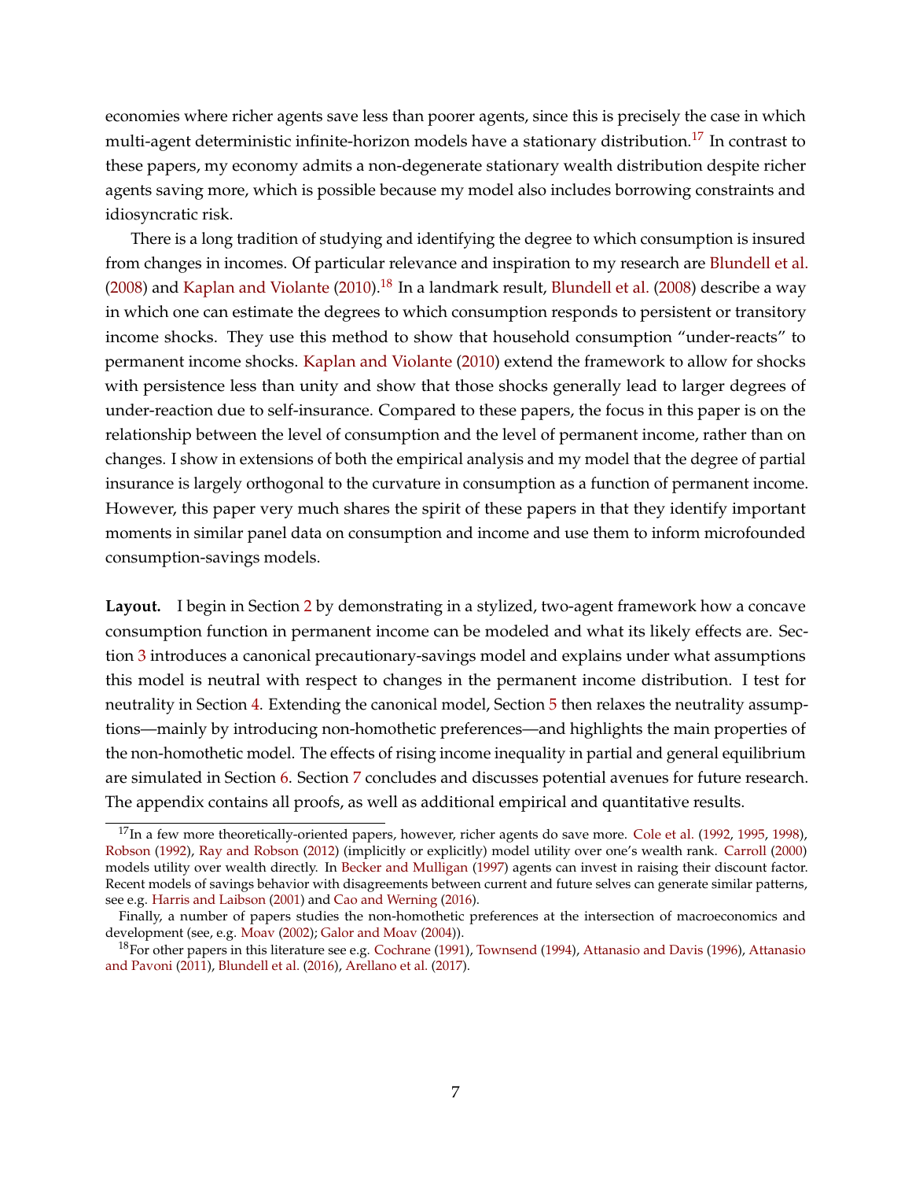economies where richer agents save less than poorer agents, since this is precisely the case in which multi-agent deterministic infinite-horizon models have a stationary distribution.[17] In contrast to these papers, my economy admits a non-degenerate stationary wealth distribution despite richer agents saving more, which is possible because my model also includes borrowing constraints and idiosyncratic risk.

There is a long tradition of studying and identifying the degree to which consumption is insured from changes in incomes. Of particular relevance and inspiration to my research are Blundell et al. (2008) and Kaplan and Violante (2010).[18] In a landmark result, Blundell et al. (2008) describe a way in which one can estimate the degrees to which consumption responds to persistent or transitory income shocks. They use this method to show that household consumption "under-reacts" to permanent income shocks. Kaplan and Violante (2010) extend the framework to allow for shocks with persistence less than unity and show that those shocks generally lead to larger degrees of under-reaction due to self-insurance. Compared to these papers, the focus in this paper is on the relationship between the level of consumption and the level of permanent income, rather than on changes. I show in extensions of both the empirical analysis and my model that the degree of partial insurance is largely orthogonal to the curvature in consumption as a function of permanent income. However, this paper very much shares the spirit of these papers in that they identify important moments in similar panel data on consumption and income and use them to inform microfounded consumption-savings models.

**Layout.** I begin in Section 2 by demonstrating in a stylized, two-agent framework how a concave consumption function in permanent income can be modeled and what its likely effects are. Section 3 introduces a canonical precautionary-savings model and explains under what assumptions this model is neutral with respect to changes in the permanent income distribution. I test for neutrality in Section 4. Extending the canonical model, Section 5 then relaxes the neutrality assumptions—mainly by introducing non-homothetic preferences—and highlights the main properties of the non-homothetic model. The effects of rising income inequality in partial and general equilibrium are simulated in Section 6. Section 7 concludes and discusses potential avenues for future research. The appendix contains all proofs, as well as additional empirical and quantitative results.

---

[17] In a few more theoretically-oriented papers, however, richer agents do save more. Cole et al. (1992, 1995, 1998), Robson (1992), Ray and Robson (2012) (implicitly or explicitly) model utility over one's wealth rank. Carroll (2000) models utility over wealth directly. In Becker and Mulligan (1997) agents can invest in raising their discount factor. Recent models of savings behavior with disagreements between current and future selves can generate similar patterns, see e.g. Harris and Laibson (2001) and Cao and Werning (2016).

Finally, a number of papers studies the non-homothetic preferences at the intersection of macroeconomics and development (see, e.g. Moav (2002); Galor and Moav (2004)).

[18] For other papers in this literature see e.g. Cochrane (1991), Townsend (1994), Attanasio and Davis (1996), Attanasio and Pavoni (2011), Blundell et al. (2016), Arellano et al. (2017).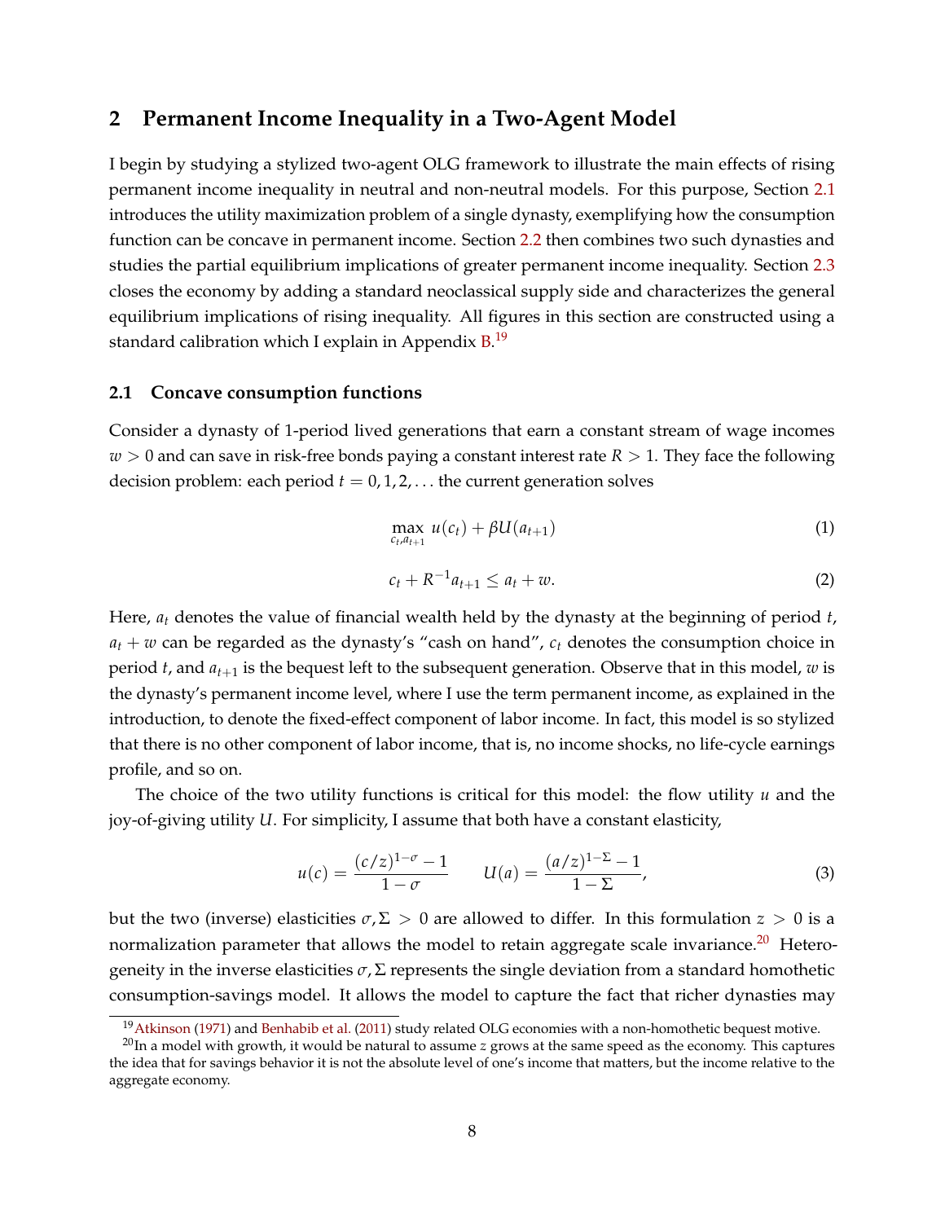## 2 Permanent Income Inequality in a Two-Agent Model

I begin by studying a stylized two-agent OLG framework to illustrate the main effects of rising permanent income inequality in neutral and non-neutral models. For this purpose, Section 2.1 introduces the utility maximization problem of a single dynasty, exemplifying how the consumption function can be concave in permanent income. Section 2.2 then combines two such dynasties and studies the partial equilibrium implications of greater permanent income inequality. Section 2.3 closes the economy by adding a standard neoclassical supply side and characterizes the general equilibrium implications of rising inequality. All figures in this section are constructed using a standard calibration which I explain in Appendix B.[19]

### 2.1 Concave consumption functions

Consider a dynasty of 1-period lived generations that earn a constant stream of wage incomes $w > 0$ and can save in risk-free bonds paying a constant interest rate $R > 1$. They face the following decision problem: each period $t = 0, 1, 2, \ldots$ the current generation solves

$$\max_{c_t, a_{t+1}} u(c_t) + \beta U(a_{t+1}) \tag{1}$$

$$c_t + R^{-1} a_{t+1} \leq a_t + w. \tag{2}$$

Here, $a_t$ denotes the value of financial wealth held by the dynasty at the beginning of period $t$, $a_t + w$ can be regarded as the dynasty's "cash on hand", $c_t$ denotes the consumption choice in period $t$, and $a_{t+1}$ is the bequest left to the subsequent generation. Observe that in this model, $w$ is the dynasty's permanent income level, where I use the term permanent income, as explained in the introduction, to denote the fixed-effect component of labor income. In fact, this model is so stylized that there is no other component of labor income, that is, no income shocks, no life-cycle earnings profile, and so on.

The choice of the two utility functions is critical for this model: the flow utility $u$ and the joy-of-giving utility $U$. For simplicity, I assume that both have a constant elasticity,

$$u(c) = \frac{(c/z)^{1-\sigma} - 1}{1 - \sigma} \qquad U(a) = \frac{(a/z)^{1-\Sigma} - 1}{1 - \Sigma}, \tag{3}$$

but the two (inverse) elasticities $\sigma, \Sigma > 0$ are allowed to differ. In this formulation $z > 0$ is a normalization parameter that allows the model to retain aggregate scale invariance.[20] Heterogeneity in the inverse elasticities $\sigma, \Sigma$ represents the single deviation from a standard homothetic consumption-savings model. It allows the model to capture the fact that richer dynasties may

[19] Atkinson (1971) and Benhabib et al. (2011) study related OLG economies with a non-homothetic bequest motive.

[20] In a model with growth, it would be natural to assume $z$ grows at the same speed as the economy. This captures the idea that for savings behavior it is not the absolute level of one's income that matters, but the income relative to the aggregate economy.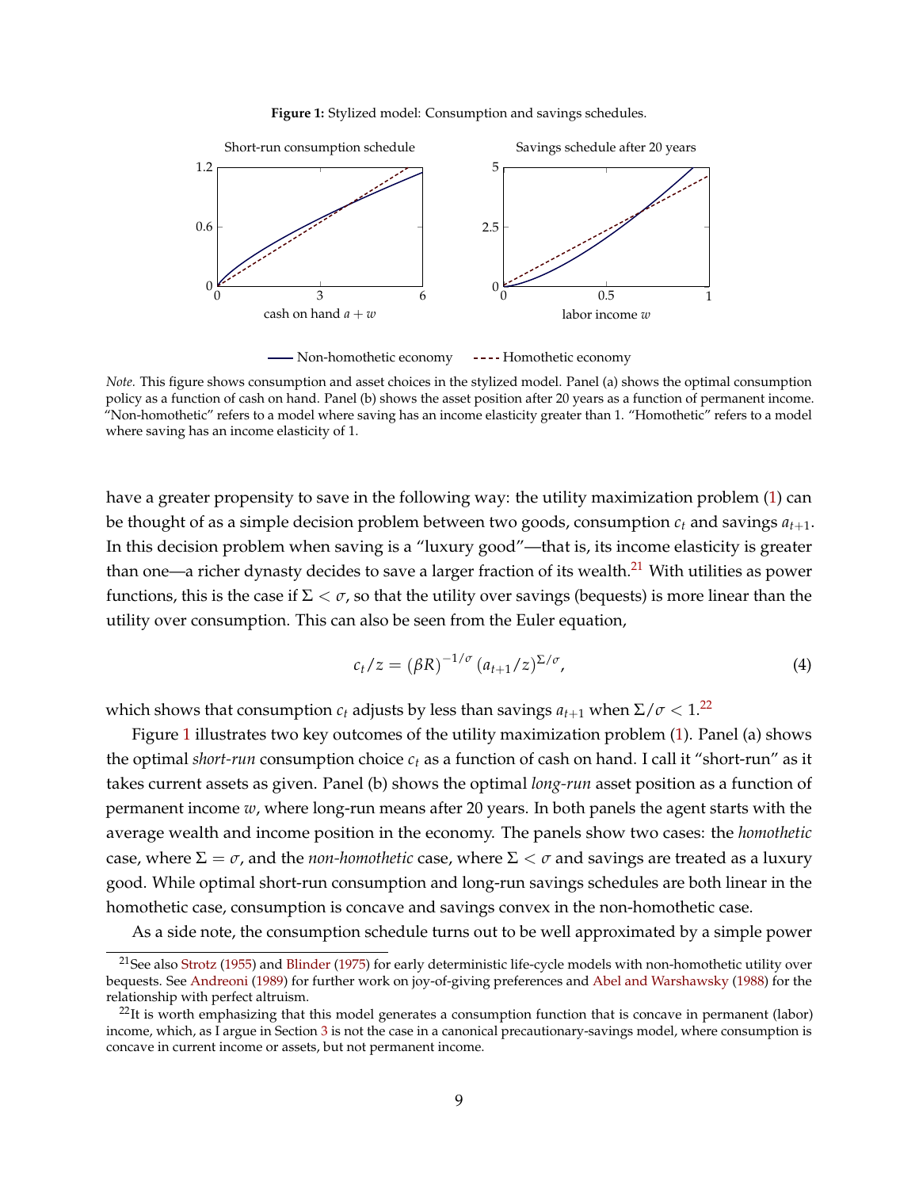**Figure 1:** Stylized model: Consumption and savings schedules.

*Note.* This figure shows consumption and asset choices in the stylized model. Panel (a) shows the optimal consumption policy as a function of cash on hand. Panel (b) shows the asset position after 20 years as a function of permanent income. "Non-homothetic" refers to a model where saving has an income elasticity greater than 1. "Homothetic" refers to a model where saving has an income elasticity of 1.

have a greater propensity to save in the following way: the utility maximization problem (1) can be thought of as a simple decision problem between two goods, consumption $c_t$ and savings $a_{t+1}$. In this decision problem when saving is a "luxury good"—that is, its income elasticity is greater than one—a richer dynasty decides to save a larger fraction of its wealth.[21] With utilities as power functions, this is the case if $\Sigma < \sigma$, so that the utility over savings (bequests) is more linear than the utility over consumption. This can also be seen from the Euler equation,

$$c_t/z = (\beta R)^{-1/\sigma} (a_{t+1}/z)^{\Sigma/\sigma}, \tag{4}$$

which shows that consumption $c_t$ adjusts by less than savings $a_{t+1}$ when $\Sigma/\sigma < 1$.[22]

Figure 1 illustrates two key outcomes of the utility maximization problem (1). Panel (a) shows the optimal *short-run* consumption choice $c_t$ as a function of cash on hand. I call it "short-run" as it takes current assets as given. Panel (b) shows the optimal *long-run* asset position as a function of permanent income $w$, where long-run means after 20 years. In both panels the agent starts with the average wealth and income position in the economy. The panels show two cases: the *homothetic* case, where $\Sigma = \sigma$, and the *non-homothetic* case, where $\Sigma < \sigma$ and savings are treated as a luxury good. While optimal short-run consumption and long-run savings schedules are both linear in the homothetic case, consumption is concave and savings convex in the non-homothetic case.

As a side note, the consumption schedule turns out to be well approximated by a simple power

[21] See also Strotz (1955) and Blinder (1975) for early deterministic life-cycle models with non-homothetic utility over bequests. See Andreoni (1989) for further work on joy-of-giving preferences and Abel and Warshawsky (1988) for the relationship with perfect altruism.

[22] It is worth emphasizing that this model generates a consumption function that is concave in permanent (labor) income, which, as I argue in Section 3 is not the case in a canonical precautionary-savings model, where consumption is concave in current income or assets, but not permanent income.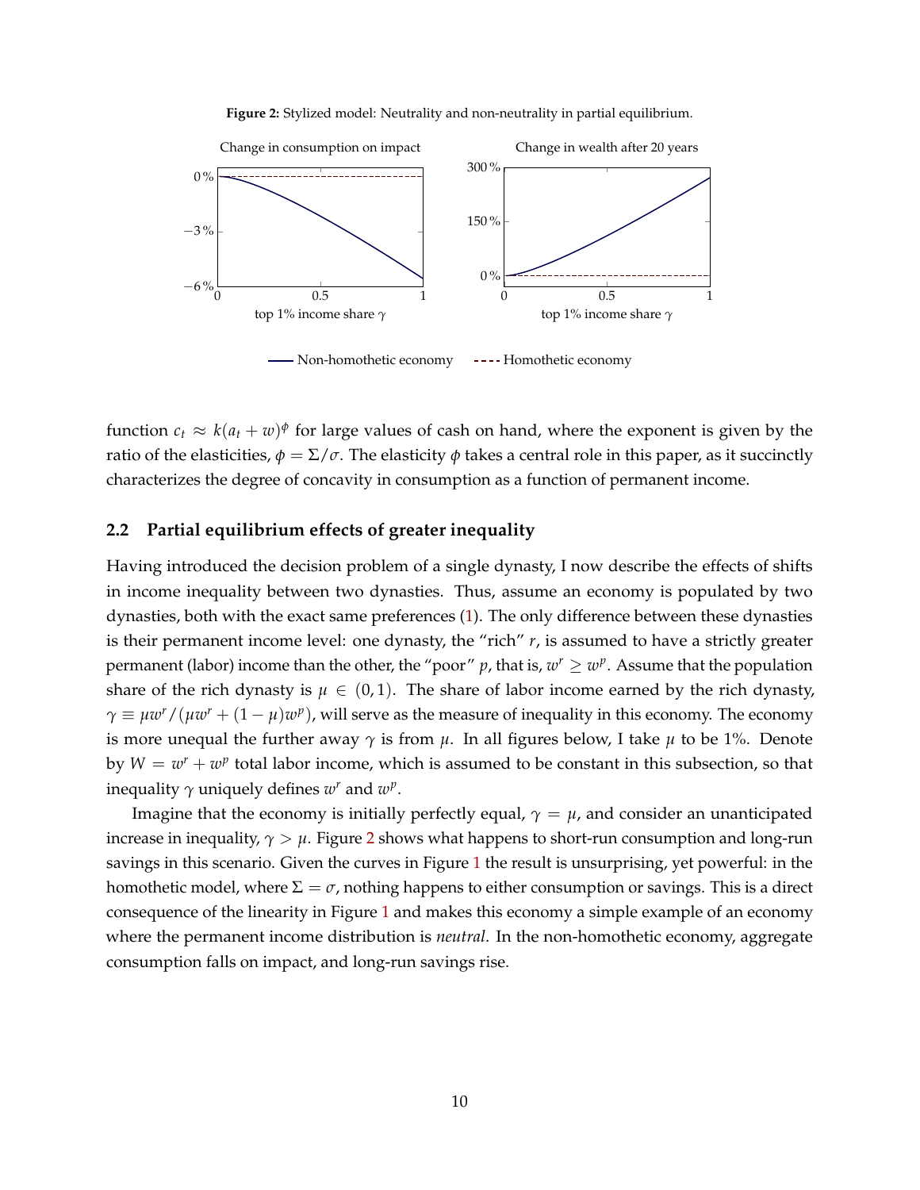**Figure 2:** Stylized model: Neutrality and non-neutrality in partial equilibrium.

function $c_t \approx k(a_t + w)^{\phi}$ for large values of cash on hand, where the exponent is given by the ratio of the elasticities, $\phi = \Sigma/\sigma$. The elasticity $\phi$ takes a central role in this paper, as it succinctly characterizes the degree of concavity in consumption as a function of permanent income.

## 2.2 Partial equilibrium effects of greater inequality

Having introduced the decision problem of a single dynasty, I now describe the effects of shifts in income inequality between two dynasties. Thus, assume an economy is populated by two dynasties, both with the exact same preferences (1). The only difference between these dynasties is their permanent income level: one dynasty, the "rich" $r$, is assumed to have a strictly greater permanent (labor) income than the other, the "poor" $p$, that is, $w^r \geq w^p$. Assume that the population share of the rich dynasty is $\mu \in (0, 1)$. The share of labor income earned by the rich dynasty, $\gamma \equiv \mu w^r / (\mu w^r + (1 - \mu) w^p)$, will serve as the measure of inequality in this economy. The economy is more unequal the further away $\gamma$ is from $\mu$. In all figures below, I take $\mu$ to be 1%. Denote by $W = w^r + w^p$ total labor income, which is assumed to be constant in this subsection, so that inequality $\gamma$ uniquely defines $w^r$ and $w^p$.

Imagine that the economy is initially perfectly equal, $\gamma = \mu$, and consider an unanticipated increase in inequality, $\gamma > \mu$. Figure 2 shows what happens to short-run consumption and long-run savings in this scenario. Given the curves in Figure 1 the result is unsurprising, yet powerful: in the homothetic model, where $\Sigma = \sigma$, nothing happens to either consumption or savings. This is a direct consequence of the linearity in Figure 1 and makes this economy a simple example of an economy where the permanent income distribution is *neutral*. In the non-homothetic economy, aggregate consumption falls on impact, and long-run savings rise.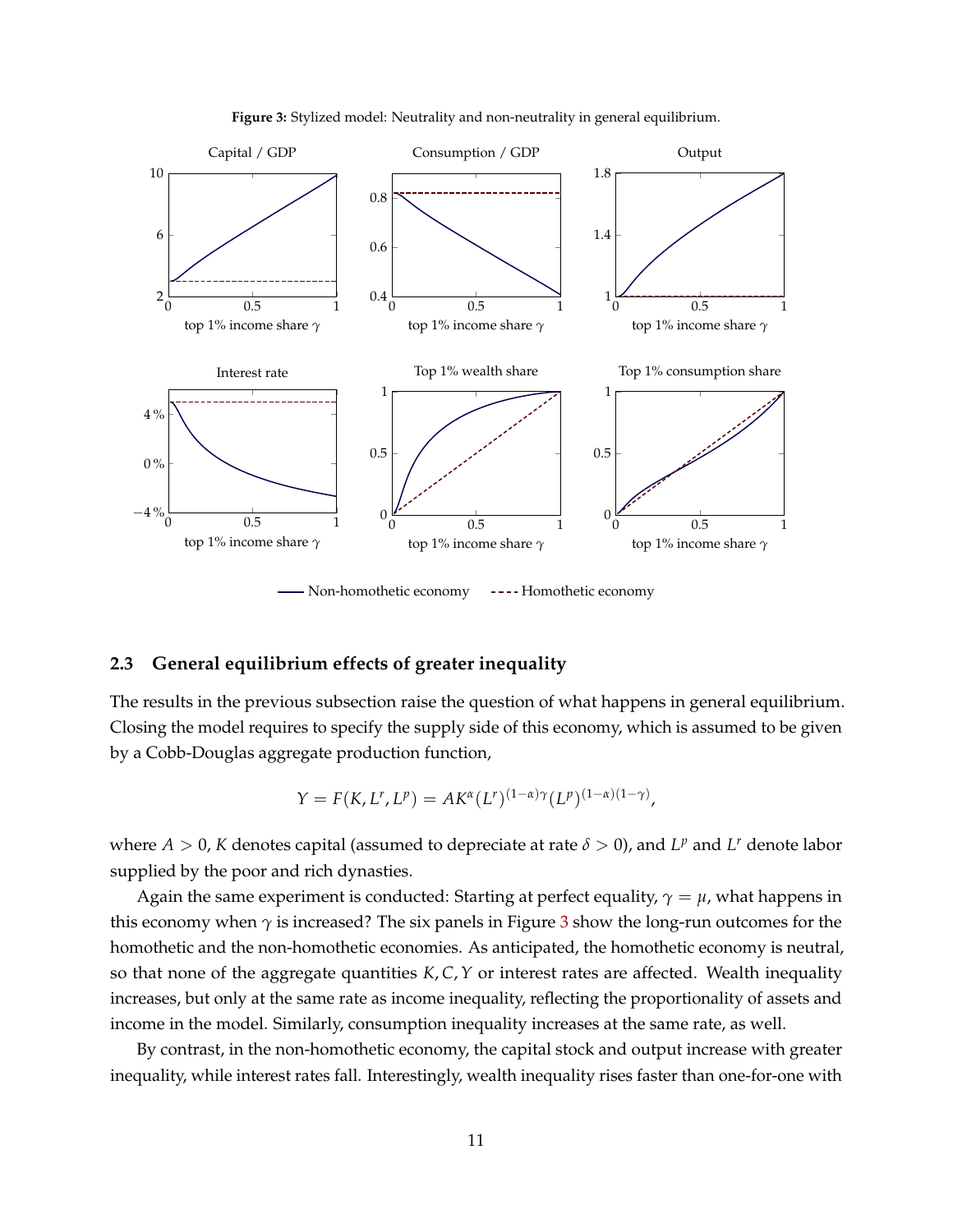**Figure 3:** Stylized model: Neutrality and non-neutrality in general equilibrium.

### 2.3 General equilibrium effects of greater inequality

The results in the previous subsection raise the question of what happens in general equilibrium. Closing the model requires to specify the supply side of this economy, which is assumed to be given by a Cobb-Douglas aggregate production function,

$$Y = F(K, L^r, L^p) = AK^{\alpha}(L^r)^{(1-\alpha)\gamma}(L^p)^{(1-\alpha)(1-\gamma)},$$

where $A > 0$, $K$ denotes capital (assumed to depreciate at rate $\delta > 0$), and $L^p$ and $L^r$ denote labor supplied by the poor and rich dynasties.

Again the same experiment is conducted: Starting at perfect equality, $\gamma = \mu$, what happens in this economy when $\gamma$ is increased? The six panels in Figure 3 show the long-run outcomes for the homothetic and the non-homothetic economies. As anticipated, the homothetic economy is neutral, so that none of the aggregate quantities $K, C, Y$ or interest rates are affected. Wealth inequality increases, but only at the same rate as income inequality, reflecting the proportionality of assets and income in the model. Similarly, consumption inequality increases at the same rate, as well.

By contrast, in the non-homothetic economy, the capital stock and output increase with greater inequality, while interest rates fall. Interestingly, wealth inequality rises faster than one-for-one with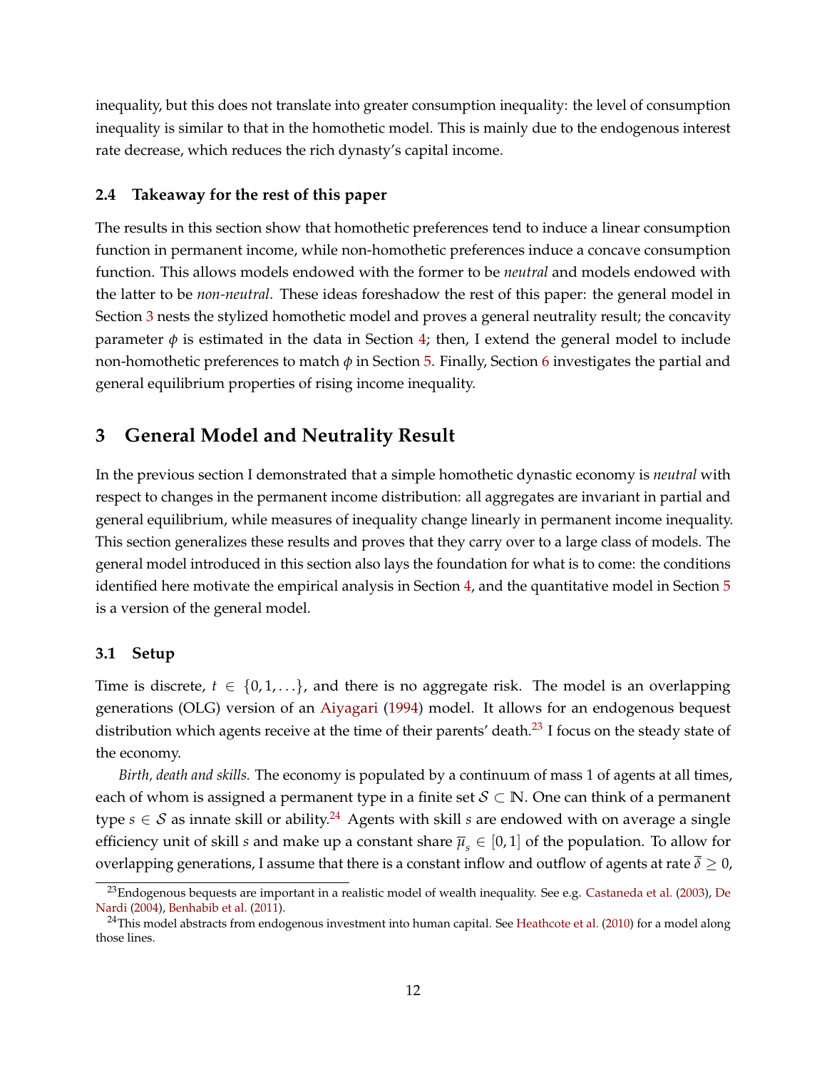inequality, but this does not translate into greater consumption inequality: the level of consumption inequality is similar to that in the homothetic model. This is mainly due to the endogenous interest rate decrease, which reduces the rich dynasty's capital income.

### 2.4 Takeaway for the rest of this paper

The results in this section show that homothetic preferences tend to induce a linear consumption function in permanent income, while non-homothetic preferences induce a concave consumption function. This allows models endowed with the former to be *neutral* and models endowed with the latter to be *non-neutral*. These ideas foreshadow the rest of this paper: the general model in Section 3 nests the stylized homothetic model and proves a general neutrality result; the concavity parameter $\phi$ is estimated in the data in Section 4; then, I extend the general model to include non-homothetic preferences to match $\phi$ in Section 5. Finally, Section 6 investigates the partial and general equilibrium properties of rising income inequality.

## 3 General Model and Neutrality Result

In the previous section I demonstrated that a simple homothetic dynastic economy is *neutral* with respect to changes in the permanent income distribution: all aggregates are invariant in partial and general equilibrium, while measures of inequality change linearly in permanent income inequality. This section generalizes these results and proves that they carry over to a large class of models. The general model introduced in this section also lays the foundation for what is to come: the conditions identified here motivate the empirical analysis in Section 4, and the quantitative model in Section 5 is a version of the general model.

### 3.1 Setup

Time is discrete, $t \in \{0, 1, \ldots\}$, and there is no aggregate risk. The model is an overlapping generations (OLG) version of an Aiyagari (1994) model. It allows for an endogenous bequest distribution which agents receive at the time of their parents' death.[23] I focus on the steady state of the economy.

*Birth, death and skills.* The economy is populated by a continuum of mass 1 of agents at all times, each of whom is assigned a permanent type in a finite set $\mathcal{S} \subset \mathbb{N}$. One can think of a permanent type $s \in \mathcal{S}$ as innate skill or ability.[24] Agents with skill $s$ are endowed with on average a single efficiency unit of skill $s$ and make up a constant share $\overline{\mu}_s \in [0, 1]$ of the population. To allow for overlapping generations, I assume that there is a constant inflow and outflow of agents at rate $\overline{\delta} \geq 0$,

[23] Endogenous bequests are important in a realistic model of wealth inequality. See e.g. Castaneda et al. (2003), De Nardi (2004), Benhabib et al. (2011).

[24] This model abstracts from endogenous investment into human capital. See Heathcote et al. (2010) for a model along those lines.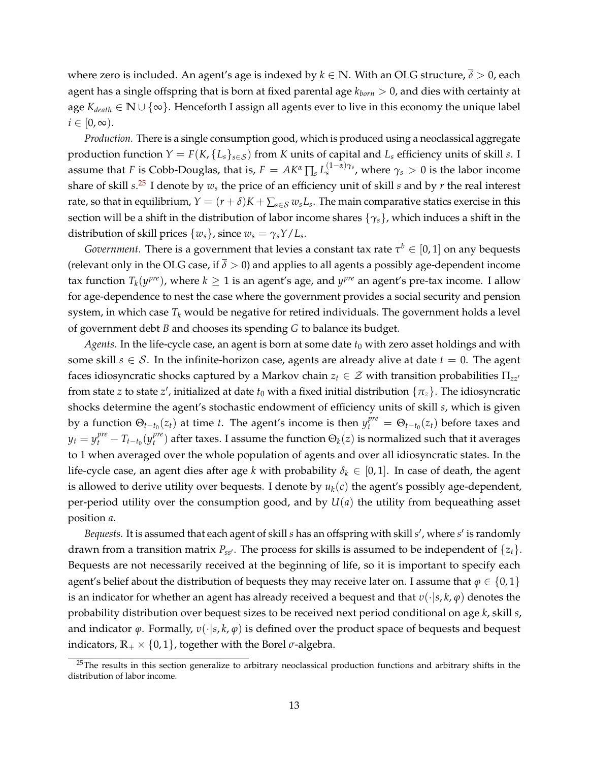where zero is included. An agent's age is indexed by $k \in \mathbb{N}$. With an OLG structure, $\overline{\delta} > 0$, each agent has a single offspring that is born at fixed parental age $k_{born} > 0$, and dies with certainty at age $K_{death} \in \mathbb{N} \cup \{\infty\}$. Henceforth I assign all agents ever to live in this economy the unique label $i \in [0, \infty)$.

*Production.* There is a single consumption good, which is produced using a neoclassical aggregate production function $Y = F(K, \{L_s\}_{s \in \mathcal{S}})$ from $K$ units of capital and $L_s$ efficiency units of skill $s$. I assume that $F$ is Cobb-Douglas, that is, $F = AK^\alpha \prod_s L_s^{(1-\alpha)\gamma_s}$, where $\gamma_s > 0$ is the labor income share of skill $s$.[25] I denote by $w_s$ the price of an efficiency unit of skill $s$ and by $r$ the real interest rate, so that in equilibrium, $Y = (r + \delta)K + \sum_{s \in \mathcal{S}} w_s L_s$. The main comparative statics exercise in this section will be a shift in the distribution of labor income shares $\{\gamma_s\}$, which induces a shift in the distribution of skill prices $\{w_s\}$, since $w_s = \gamma_s Y / L_s$.

*Government.* There is a government that levies a constant tax rate $\tau^b \in [0, 1]$ on any bequests (relevant only in the OLG case, if $\overline{\delta} > 0$) and applies to all agents a possibly age-dependent income tax function $T_k(y^{pre})$, where $k \geq 1$ is an agent's age, and $y^{pre}$ an agent's pre-tax income. I allow for age-dependence to nest the case where the government provides a social security and pension system, in which case $T_k$ would be negative for retired individuals. The government holds a level of government debt $B$ and chooses its spending $G$ to balance its budget.

*Agents.* In the life-cycle case, an agent is born at some date $t_0$ with zero asset holdings and with some skill $s \in \mathcal{S}$. In the infinite-horizon case, agents are already alive at date $t = 0$. The agent faces idiosyncratic shocks captured by a Markov chain $z_t \in \mathcal{Z}$ with transition probabilities $\Pi_{zz'}$ from state $z$ to state $z'$, initialized at date $t_0$ with a fixed initial distribution $\{\pi_z\}$. The idiosyncratic shocks determine the agent's stochastic endowment of efficiency units of skill $s$, which is given by a function $\Theta_{t-t_0}(z_t)$ at time $t$. The agent's income is then $y_t^{pre} = \Theta_{t-t_0}(z_t)$ before taxes and $y_t = y_t^{pre} - T_{t-t_0}(y_t^{pre})$ after taxes. I assume the function $\Theta_k(z)$ is normalized such that it averages to 1 when averaged over the whole population of agents and over all idiosyncratic states. In the life-cycle case, an agent dies after age $k$ with probability $\delta_k \in [0, 1]$. In case of death, the agent is allowed to derive utility over bequests. I denote by $u_k(c)$ the agent's possibly age-dependent, per-period utility over the consumption good, and by $U(a)$ the utility from bequeathing asset position $a$.

*Bequests.* It is assumed that each agent of skill $s$ has an offspring with skill $s'$, where $s'$ is randomly drawn from a transition matrix $P_{ss'}$. The process for skills is assumed to be independent of $\{z_t\}$. Bequests are not necessarily received at the beginning of life, so it is important to specify each agent's belief about the distribution of bequests they may receive later on. I assume that $\varphi \in \{0, 1\}$ is an indicator for whether an agent has already received a bequest and that $v(\cdot | s, k, \varphi)$ denotes the probability distribution over bequest sizes to be received next period conditional on age $k$, skill $s$, and indicator $\varphi$. Formally, $v(\cdot | s, k, \varphi)$ is defined over the product space of bequests and bequest indicators, $\mathbb{R}_+ \times \{0, 1\}$, together with the Borel $\sigma$-algebra.

[25] The results in this section generalize to arbitrary neoclassical production functions and arbitrary shifts in the distribution of labor income.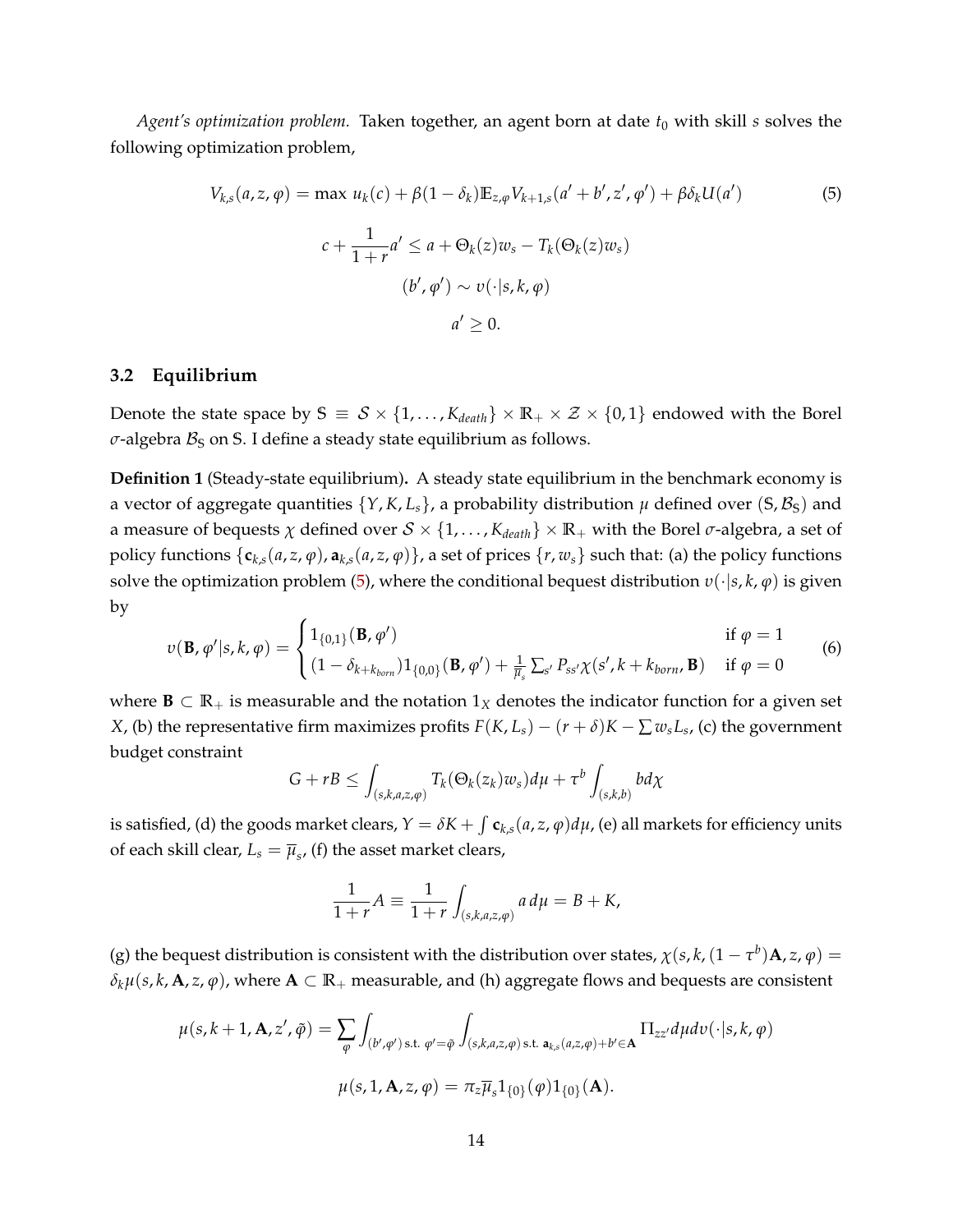*Agent's optimization problem.* Taken together, an agent born at date $t_0$ with skill $s$ solves the following optimization problem,

$$V_{k,s}(a,z,\varphi) = \max\ u_k(c) + \beta(1-\delta_k)\mathbb{E}_{z,\varphi}V_{k+1,s}(a'+b',z',\varphi') + \beta\delta_k U(a') \tag{5}$$

$$c + \frac{1}{1+r}a' \leq a + \Theta_k(z)w_s - T_k(\Theta_k(z)w_s)$$

$$(b',\varphi') \sim v(\cdot|s,k,\varphi)$$

$$a' \geq 0.$$

## 3.2 Equilibrium

Denote the state space by $\mathbb{S} \equiv \mathcal{S} \times \{1,\ldots,K_{death}\} \times \mathbb{R}_+ \times \mathcal{Z} \times \{0,1\}$ endowed with the Borel $\sigma$-algebra $\mathcal{B}_{\mathbb{S}}$ on $\mathbb{S}$. I define a steady state equilibrium as follows.

**Definition 1** (Steady-state equilibrium)**.** A steady state equilibrium in the benchmark economy is a vector of aggregate quantities $\{Y, K, L_s\}$, a probability distribution $\mu$ defined over $(\mathbb{S}, \mathcal{B}_{\mathbb{S}})$ and a measure of bequests $\chi$ defined over $\mathcal{S} \times \{1,\ldots,K_{death}\} \times \mathbb{R}_+$ with the Borel $\sigma$-algebra, a set of policy functions $\{\mathbf{c}_{k,s}(a,z,\varphi), \mathbf{a}_{k,s}(a,z,\varphi)\}$, a set of prices $\{r, w_s\}$ such that: (a) the policy functions solve the optimization problem (5), where the conditional bequest distribution $v(\cdot|s,k,\varphi)$ is given by

$$v(\mathbf{B},\varphi'|s,k,\varphi) = \begin{cases} 1_{\{0,1\}}(\mathbf{B},\varphi') & \text{if } \varphi = 1 \\ (1-\delta_{k+k_{born}})1_{\{0,0\}}(\mathbf{B},\varphi') + \frac{1}{\overline{\mu}_s}\sum_{s'} P_{ss'}\chi(s',k+k_{born},\mathbf{B}) & \text{if } \varphi = 0 \end{cases} \tag{6}$$

where $\mathbf{B} \subset \mathbb{R}_+$ is measurable and the notation $1_X$ denotes the indicator function for a given set $X$, (b) the representative firm maximizes profits $F(K,L_s) - (r+\delta)K - \sum w_s L_s$, (c) the government budget constraint

$$G + rB \leq \int_{(s,k,a,z,\varphi)} T_k(\Theta_k(z_k)w_s)d\mu + \tau^b \int_{(s,k,b)} b d\chi$$

is satisfied, (d) the goods market clears, $Y = \delta K + \int \mathbf{c}_{k,s}(a,z,\varphi)d\mu$, (e) all markets for efficiency units of each skill clear, $L_s = \overline{\mu}_s$, (f) the asset market clears,

$$\frac{1}{1+r}A \equiv \frac{1}{1+r}\int_{(s,k,a,z,\varphi)} a\, d\mu = B + K,$$

(g) the bequest distribution is consistent with the distribution over states, $\chi(s,k,(1-\tau^b)\mathbf{A},z,\varphi) = \delta_k\mu(s,k,\mathbf{A},z,\varphi)$, where $\mathbf{A} \subset \mathbb{R}_+$ measurable, and (h) aggregate flows and bequests are consistent

$$\mu(s,k+1,\mathbf{A},z',\tilde{\varphi}) = \sum_{\varphi}\int_{(b',\varphi')\text{ s.t. }\varphi'=\tilde{\varphi}}\int_{(s,k,a,z,\varphi)\text{ s.t. }\mathbf{a}_{k,s}(a,z,\varphi)+b'\in\mathbf{A}} \Pi_{zz'}d\mu dv(\cdot|s,k,\varphi)$$

$$\mu(s,1,\mathbf{A},z,\varphi) = \pi_z\overline{\mu}_s 1_{\{0\}}(\varphi)1_{\{0\}}(\mathbf{A}).$$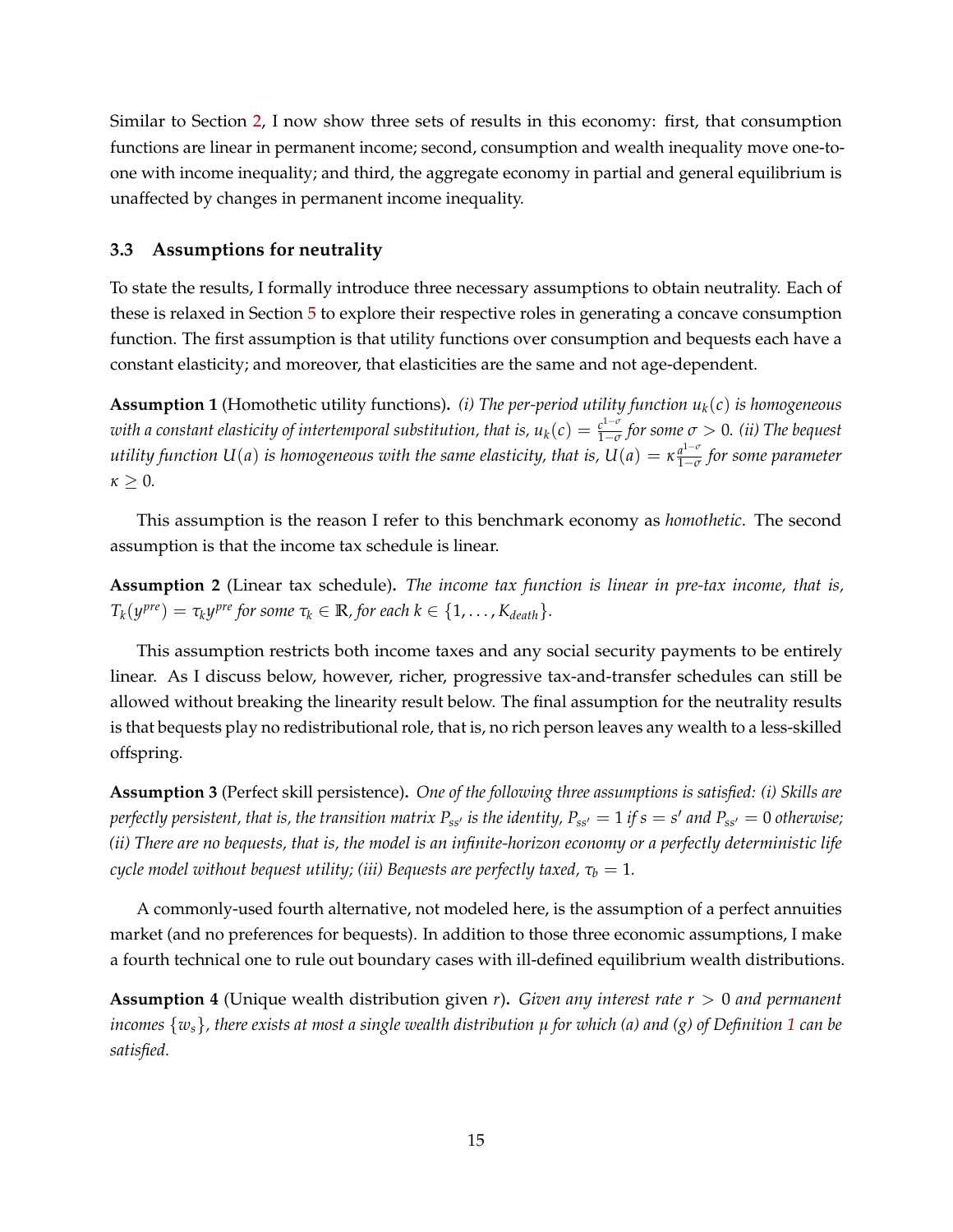Similar to Section 2, I now show three sets of results in this economy: first, that consumption functions are linear in permanent income; second, consumption and wealth inequality move one-to-one with income inequality; and third, the aggregate economy in partial and general equilibrium is unaffected by changes in permanent income inequality.

### 3.3 Assumptions for neutrality

To state the results, I formally introduce three necessary assumptions to obtain neutrality. Each of these is relaxed in Section 5 to explore their respective roles in generating a concave consumption function. The first assumption is that utility functions over consumption and bequests each have a constant elasticity; and moreover, that elasticities are the same and not age-dependent.

**Assumption 1** (Homothetic utility functions)**.** *(i) The per-period utility function $u_k(c)$ is homogeneous with a constant elasticity of intertemporal substitution, that is, $u_k(c) = \frac{c^{1-\sigma}}{1-\sigma}$ for some $\sigma > 0$. (ii) The bequest utility function $U(a)$ is homogeneous with the same elasticity, that is, $U(a) = \kappa \frac{a^{1-\sigma}}{1-\sigma}$ for some parameter $\kappa \geq 0$.*

This assumption is the reason I refer to this benchmark economy as *homothetic*. The second assumption is that the income tax schedule is linear.

**Assumption 2** (Linear tax schedule)**.** *The income tax function is linear in pre-tax income, that is, $T_k(y^{pre}) = \tau_k y^{pre}$ for some $\tau_k \in \mathbb{R}$, for each $k \in \{1, \ldots, K_{death}\}$.*

This assumption restricts both income taxes and any social security payments to be entirely linear. As I discuss below, however, richer, progressive tax-and-transfer schedules can still be allowed without breaking the linearity result below. The final assumption for the neutrality results is that bequests play no redistributional role, that is, no rich person leaves any wealth to a less-skilled offspring.

**Assumption 3** (Perfect skill persistence)**.** *One of the following three assumptions is satisfied: (i) Skills are perfectly persistent, that is, the transition matrix $P_{ss'}$ is the identity, $P_{ss'} = 1$ if $s = s'$ and $P_{ss'} = 0$ otherwise; (ii) There are no bequests, that is, the model is an infinite-horizon economy or a perfectly deterministic life cycle model without bequest utility; (iii) Bequests are perfectly taxed, $\tau_b = 1$.*

A commonly-used fourth alternative, not modeled here, is the assumption of a perfect annuities market (and no preferences for bequests). In addition to those three economic assumptions, I make a fourth technical one to rule out boundary cases with ill-defined equilibrium wealth distributions.

**Assumption 4** (Unique wealth distribution given $r$)**.** *Given any interest rate $r > 0$ and permanent incomes $\{w_s\}$, there exists at most a single wealth distribution $\mu$ for which (a) and (g) of Definition 1 can be satisfied.*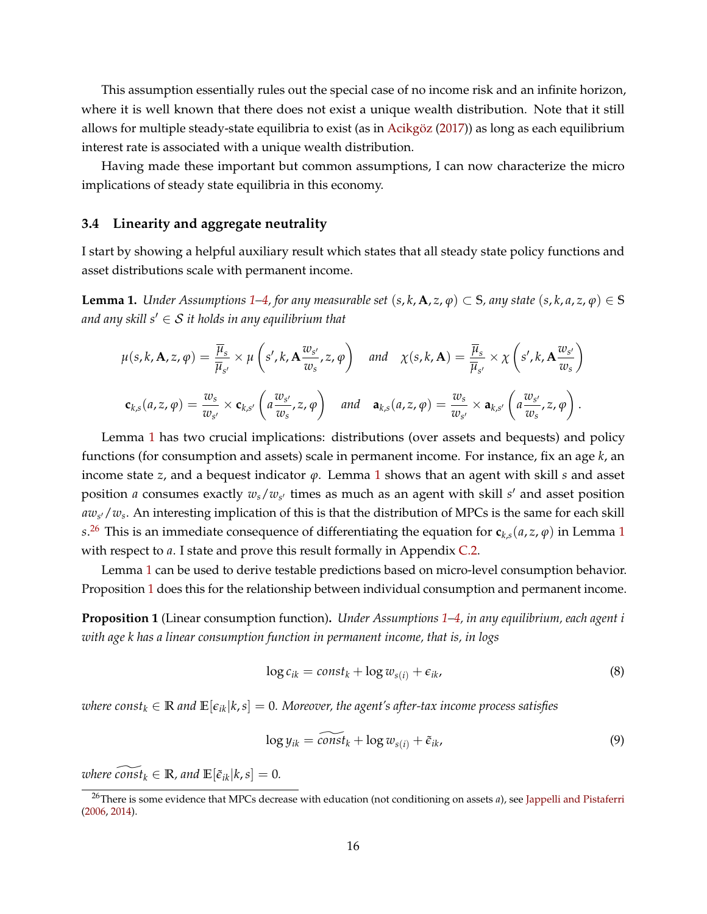This assumption essentially rules out the special case of no income risk and an infinite horizon, where it is well known that there does not exist a unique wealth distribution. Note that it still allows for multiple steady-state equilibria to exist (as in Acikgöz (2017)) as long as each equilibrium interest rate is associated with a unique wealth distribution.

Having made these important but common assumptions, I can now characterize the micro implications of steady state equilibria in this economy.

### 3.4 Linearity and aggregate neutrality

I start by showing a helpful auxiliary result which states that all steady state policy functions and asset distributions scale with permanent income.

**Lemma 1.** *Under Assumptions 1–4, for any measurable set $(s, k, \mathbf{A}, z, \varphi) \subset \mathbb{S}$, any state $(s, k, a, z, \varphi) \in \mathbb{S}$ and any skill $s' \in \mathcal{S}$ it holds in any equilibrium that*

$$\mu(s, k, \mathbf{A}, z, \varphi) = \frac{\overline{\mu}_s}{\overline{\mu}_{s'}} \times \mu\left(s', k, \mathbf{A}\frac{w_{s'}}{w_s}, z, \varphi\right) \quad \text{and} \quad \chi(s, k, \mathbf{A}) = \frac{\overline{\mu}_s}{\overline{\mu}_{s'}} \times \chi\left(s', k, \mathbf{A}\frac{w_{s'}}{w_s}\right)$$

$$\mathbf{c}_{k,s}(a, z, \varphi) = \frac{w_s}{w_{s'}} \times \mathbf{c}_{k,s'}\left(a\frac{w_{s'}}{w_s}, z, \varphi\right) \quad \text{and} \quad \mathbf{a}_{k,s}(a, z, \varphi) = \frac{w_s}{w_{s'}} \times \mathbf{a}_{k,s'}\left(a\frac{w_{s'}}{w_s}, z, \varphi\right).$$

Lemma 1 has two crucial implications: distributions (over assets and bequests) and policy functions (for consumption and assets) scale in permanent income. For instance, fix an age $k$, an income state $z$, and a bequest indicator $\varphi$. Lemma 1 shows that an agent with skill $s$ and asset position $a$ consumes exactly $w_s/w_{s'}$ times as much as an agent with skill $s'$ and asset position $aw_{s'}/w_s$. An interesting implication of this is that the distribution of MPCs is the same for each skill $s$.[26] This is an immediate consequence of differentiating the equation for $\mathbf{c}_{k,s}(a, z, \varphi)$ in Lemma 1 with respect to $a$. I state and prove this result formally in Appendix C.2.

Lemma 1 can be used to derive testable predictions based on micro-level consumption behavior. Proposition 1 does this for the relationship between individual consumption and permanent income.

**Proposition 1** (Linear consumption function)**.** *Under Assumptions 1–4, in any equilibrium, each agent $i$ with age $k$ has a linear consumption function in permanent income, that is, in logs*

$$\log c_{ik} = const_k + \log w_{s(i)} + \epsilon_{ik}, \tag{8}$$

*where $const_k \in \mathbb{R}$ and $\mathbb{E}[\epsilon_{ik}|k, s] = 0$. Moreover, the agent's after-tax income process satisfies*

$$\log y_{ik} = \widetilde{const}_k + \log w_{s(i)} + \tilde{\epsilon}_{ik}, \tag{9}$$

*where $\widetilde{const}_k \in \mathbb{R}$, and $\mathbb{E}[\tilde{\epsilon}_{ik}|k, s] = 0$.*

---

[26] There is some evidence that MPCs decrease with education (not conditioning on assets $a$), see Jappelli and Pistaferri (2006, 2014).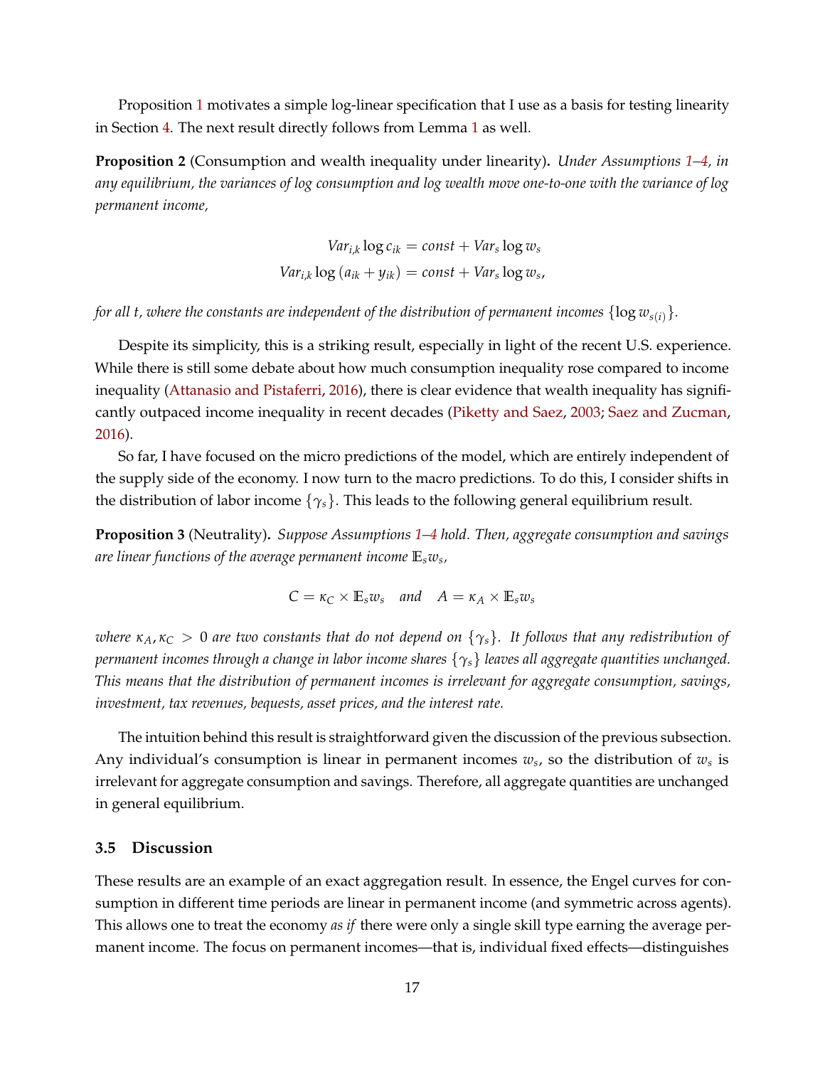Proposition 1 motivates a simple log-linear specification that I use as a basis for testing linearity in Section 4. The next result directly follows from Lemma 1 as well.

**Proposition 2** (Consumption and wealth inequality under linearity)**.** *Under Assumptions 1–4, in any equilibrium, the variances of log consumption and log wealth move one-to-one with the variance of log permanent income,*

$$Var_{i,k} \log c_{ik} = const + Var_s \log w_s$$

$$Var_{i,k} \log (a_{ik} + y_{ik}) = const + Var_s \log w_s,$$

*for all $t$, where the constants are independent of the distribution of permanent incomes $\{\log w_{s(i)}\}$.*

Despite its simplicity, this is a striking result, especially in light of the recent U.S. experience. While there is still some debate about how much consumption inequality rose compared to income inequality (Attanasio and Pistaferri, 2016), there is clear evidence that wealth inequality has significantly outpaced income inequality in recent decades (Piketty and Saez, 2003; Saez and Zucman, 2016).

So far, I have focused on the micro predictions of the model, which are entirely independent of the supply side of the economy. I now turn to the macro predictions. To do this, I consider shifts in the distribution of labor income $\{\gamma_s\}$. This leads to the following general equilibrium result.

**Proposition 3** (Neutrality)**.** *Suppose Assumptions 1–4 hold. Then, aggregate consumption and savings are linear functions of the average permanent income $\mathbb{E}_s w_s$,*

$$C = \kappa_C \times \mathbb{E}_s w_s \quad \text{and} \quad A = \kappa_A \times \mathbb{E}_s w_s$$

*where $\kappa_A, \kappa_C > 0$ are two constants that do not depend on $\{\gamma_s\}$. It follows that any redistribution of permanent incomes through a change in labor income shares $\{\gamma_s\}$ leaves all aggregate quantities unchanged. This means that the distribution of permanent incomes is irrelevant for aggregate consumption, savings, investment, tax revenues, bequests, asset prices, and the interest rate.*

The intuition behind this result is straightforward given the discussion of the previous subsection. Any individual's consumption is linear in permanent incomes $w_s$, so the distribution of $w_s$ is irrelevant for aggregate consumption and savings. Therefore, all aggregate quantities are unchanged in general equilibrium.

### 3.5 Discussion

These results are an example of an exact aggregation result. In essence, the Engel curves for consumption in different time periods are linear in permanent income (and symmetric across agents). This allows one to treat the economy *as if* there were only a single skill type earning the average permanent income. The focus on permanent incomes—that is, individual fixed effects—distinguishes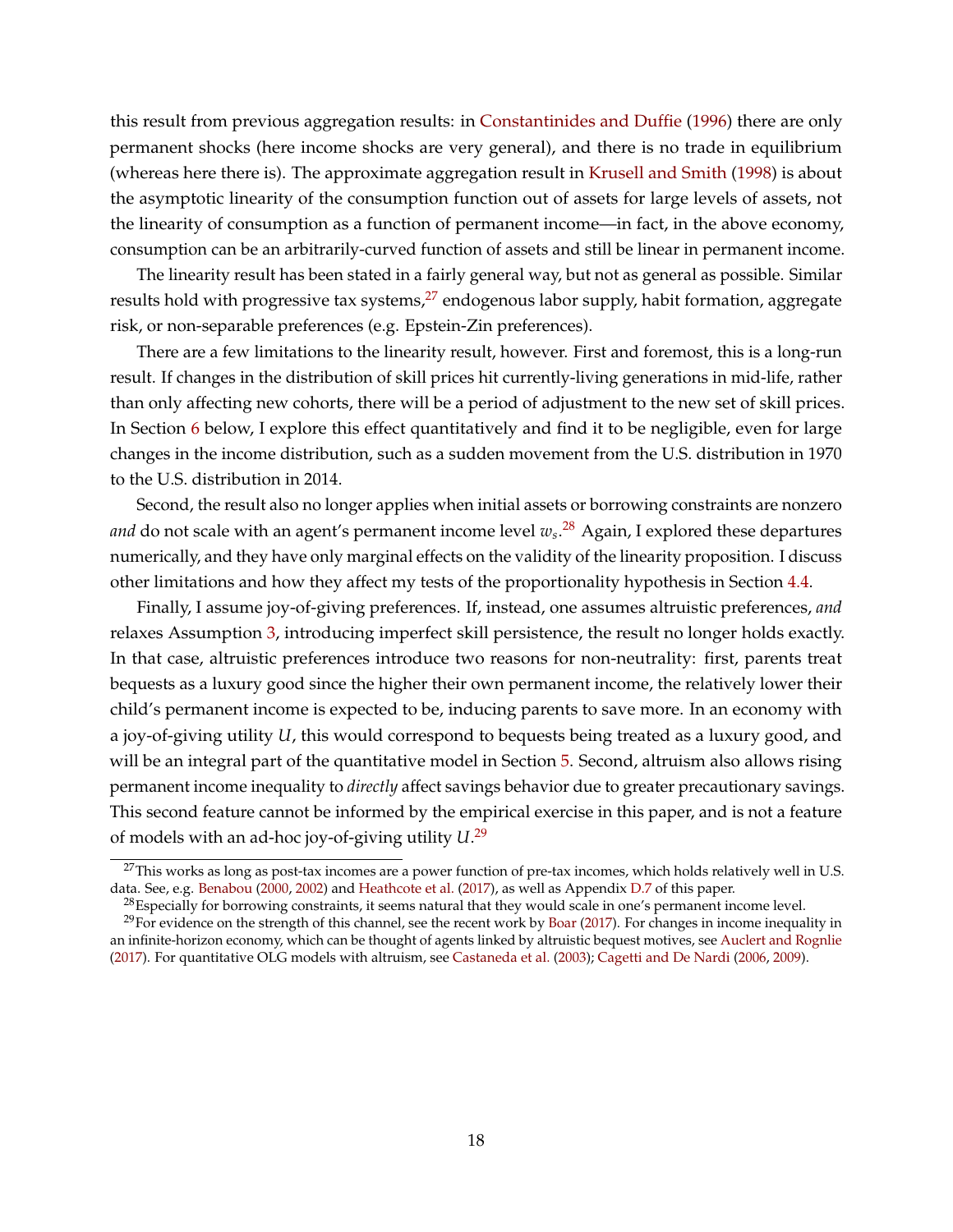this result from previous aggregation results: in Constantinides and Duffie (1996) there are only permanent shocks (here income shocks are very general), and there is no trade in equilibrium (whereas here there is). The approximate aggregation result in Krusell and Smith (1998) is about the asymptotic linearity of the consumption function out of assets for large levels of assets, not the linearity of consumption as a function of permanent income—in fact, in the above economy, consumption can be an arbitrarily-curved function of assets and still be linear in permanent income.

The linearity result has been stated in a fairly general way, but not as general as possible. Similar results hold with progressive tax systems,[27] endogenous labor supply, habit formation, aggregate risk, or non-separable preferences (e.g. Epstein-Zin preferences).

There are a few limitations to the linearity result, however. First and foremost, this is a long-run result. If changes in the distribution of skill prices hit currently-living generations in mid-life, rather than only affecting new cohorts, there will be a period of adjustment to the new set of skill prices. In Section 6 below, I explore this effect quantitatively and find it to be negligible, even for large changes in the income distribution, such as a sudden movement from the U.S. distribution in 1970 to the U.S. distribution in 2014.

Second, the result also no longer applies when initial assets or borrowing constraints are nonzero *and* do not scale with an agent's permanent income level $w_s$.[28] Again, I explored these departures numerically, and they have only marginal effects on the validity of the linearity proposition. I discuss other limitations and how they affect my tests of the proportionality hypothesis in Section 4.4.

Finally, I assume joy-of-giving preferences. If, instead, one assumes altruistic preferences, *and* relaxes Assumption 3, introducing imperfect skill persistence, the result no longer holds exactly. In that case, altruistic preferences introduce two reasons for non-neutrality: first, parents treat bequests as a luxury good since the higher their own permanent income, the relatively lower their child's permanent income is expected to be, inducing parents to save more. In an economy with a joy-of-giving utility $U$, this would correspond to bequests being treated as a luxury good, and will be an integral part of the quantitative model in Section 5. Second, altruism also allows rising permanent income inequality to *directly* affect savings behavior due to greater precautionary savings. This second feature cannot be informed by the empirical exercise in this paper, and is not a feature of models with an ad-hoc joy-of-giving utility $U$.[29]

---

[27] This works as long as post-tax incomes are a power function of pre-tax incomes, which holds relatively well in U.S. data. See, e.g. Benabou (2000, 2002) and Heathcote et al. (2017), as well as Appendix D.7 of this paper.

[28] Especially for borrowing constraints, it seems natural that they would scale in one's permanent income level.

[29] For evidence on the strength of this channel, see the recent work by Boar (2017). For changes in income inequality in an infinite-horizon economy, which can be thought of agents linked by altruistic bequest motives, see Auclert and Rognlie (2017). For quantitative OLG models with altruism, see Castaneda et al. (2003); Cagetti and De Nardi (2006, 2009).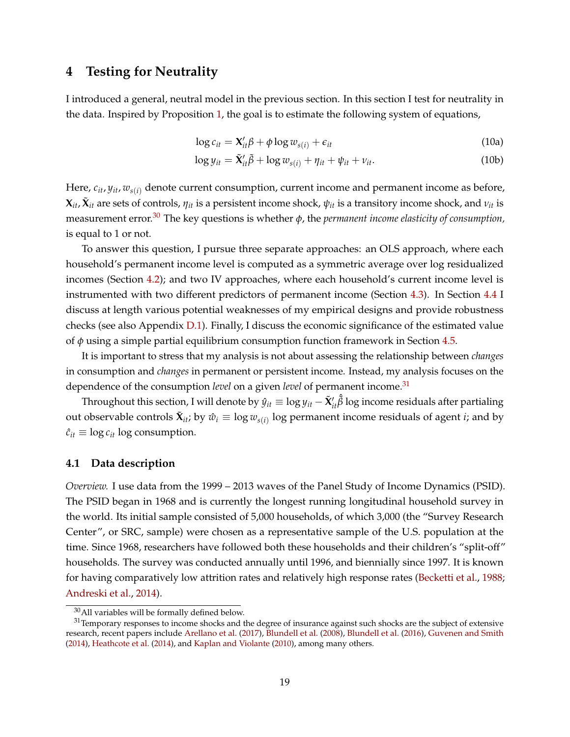## 4 Testing for Neutrality

I introduced a general, neutral model in the previous section. In this section I test for neutrality in the data. Inspired by Proposition 1, the goal is to estimate the following system of equations,

$$\log c_{it} = \mathbf{X}_{it}'\beta + \phi \log w_{s(i)} + \epsilon_{it} \tag{10a}$$

$$\log y_{it} = \tilde{\mathbf{X}}_{it}'\tilde{\beta} + \log w_{s(i)} + \eta_{it} + \psi_{it} + \nu_{it}. \tag{10b}$$

Here, $c_{it}, y_{it}, w_{s(i)}$ denote current consumption, current income and permanent income as before, $\mathbf{X}_{it}, \tilde{\mathbf{X}}_{it}$ are sets of controls, $\eta_{it}$ is a persistent income shock, $\psi_{it}$ is a transitory income shock, and $\nu_{it}$ is measurement error.[30] The key questions is whether $\phi$, the *permanent income elasticity of consumption*, is equal to 1 or not.

To answer this question, I pursue three separate approaches: an OLS approach, where each household's permanent income level is computed as a symmetric average over log residualized incomes (Section 4.2); and two IV approaches, where each household's current income level is instrumented with two different predictors of permanent income (Section 4.3). In Section 4.4 I discuss at length various potential weaknesses of my empirical designs and provide robustness checks (see also Appendix D.1). Finally, I discuss the economic significance of the estimated value of $\phi$ using a simple partial equilibrium consumption function framework in Section 4.5.

It is important to stress that my analysis is not about assessing the relationship between *changes* in consumption and *changes* in permanent or persistent income. Instead, my analysis focuses on the dependence of the consumption *level* on a given *level* of permanent income.[31]

Throughout this section, I will denote by $\hat{y}_{it} \equiv \log y_{it} - \tilde{\mathbf{X}}_{it}'\hat{\tilde{\beta}}$ log income residuals after partialing out observable controls $\tilde{\mathbf{X}}_{it}$; by $\hat{w}_i \equiv \log w_{s(i)}$ log permanent income residuals of agent $i$; and by $\hat{c}_{it} \equiv \log c_{it}$ log consumption.

### 4.1 Data description

*Overview.* I use data from the 1999 – 2013 waves of the Panel Study of Income Dynamics (PSID). The PSID began in 1968 and is currently the longest running longitudinal household survey in the world. Its initial sample consisted of 5,000 households, of which 3,000 (the "Survey Research Center", or SRC, sample) were chosen as a representative sample of the U.S. population at the time. Since 1968, researchers have followed both these households and their children's "split-off" households. The survey was conducted annually until 1996, and biennially since 1997. It is known for having comparatively low attrition rates and relatively high response rates (Becketti et al., 1988; Andreski et al., 2014).

[30] All variables will be formally defined below.

[31] Temporary responses to income shocks and the degree of insurance against such shocks are the subject of extensive research, recent papers include Arellano et al. (2017), Blundell et al. (2008), Blundell et al. (2016), Guvenen and Smith (2014), Heathcote et al. (2014), and Kaplan and Violante (2010), among many others.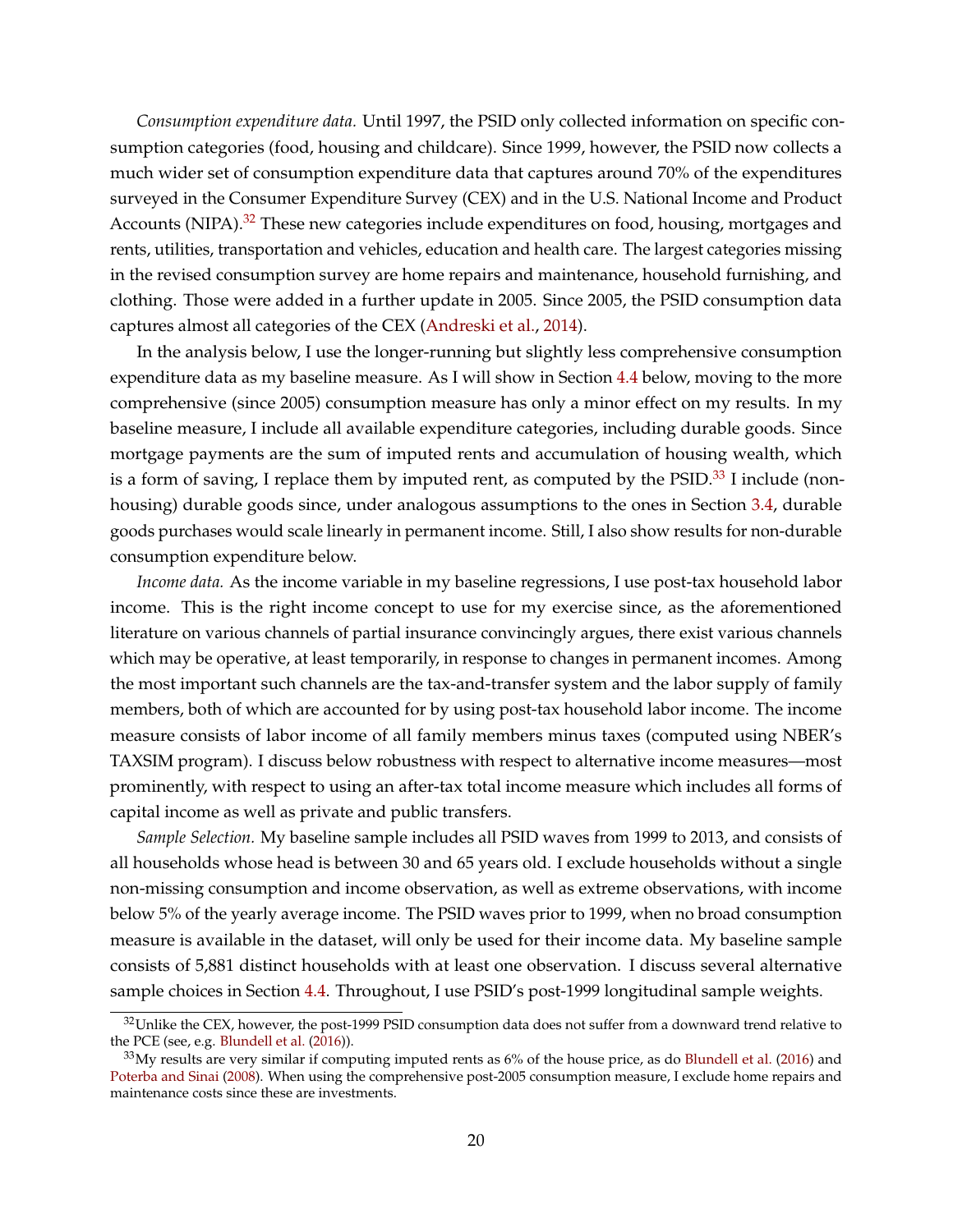*Consumption expenditure data.* Until 1997, the PSID only collected information on specific consumption categories (food, housing and childcare). Since 1999, however, the PSID now collects a much wider set of consumption expenditure data that captures around 70% of the expenditures surveyed in the Consumer Expenditure Survey (CEX) and in the U.S. National Income and Product Accounts (NIPA).[32] These new categories include expenditures on food, housing, mortgages and rents, utilities, transportation and vehicles, education and health care. The largest categories missing in the revised consumption survey are home repairs and maintenance, household furnishing, and clothing. Those were added in a further update in 2005. Since 2005, the PSID consumption data captures almost all categories of the CEX (Andreski et al., 2014).

In the analysis below, I use the longer-running but slightly less comprehensive consumption expenditure data as my baseline measure. As I will show in Section 4.4 below, moving to the more comprehensive (since 2005) consumption measure has only a minor effect on my results. In my baseline measure, I include all available expenditure categories, including durable goods. Since mortgage payments are the sum of imputed rents and accumulation of housing wealth, which is a form of saving, I replace them by imputed rent, as computed by the PSID.[33] I include (non-housing) durable goods since, under analogous assumptions to the ones in Section 3.4, durable goods purchases would scale linearly in permanent income. Still, I also show results for non-durable consumption expenditure below.

*Income data.* As the income variable in my baseline regressions, I use post-tax household labor income. This is the right income concept to use for my exercise since, as the aforementioned literature on various channels of partial insurance convincingly argues, there exist various channels which may be operative, at least temporarily, in response to changes in permanent incomes. Among the most important such channels are the tax-and-transfer system and the labor supply of family members, both of which are accounted for by using post-tax household labor income. The income measure consists of labor income of all family members minus taxes (computed using NBER's TAXSIM program). I discuss below robustness with respect to alternative income measures—most prominently, with respect to using an after-tax total income measure which includes all forms of capital income as well as private and public transfers.

*Sample Selection.* My baseline sample includes all PSID waves from 1999 to 2013, and consists of all households whose head is between 30 and 65 years old. I exclude households without a single non-missing consumption and income observation, as well as extreme observations, with income below 5% of the yearly average income. The PSID waves prior to 1999, when no broad consumption measure is available in the dataset, will only be used for their income data. My baseline sample consists of 5,881 distinct households with at least one observation. I discuss several alternative sample choices in Section 4.4. Throughout, I use PSID's post-1999 longitudinal sample weights.

---

[32] Unlike the CEX, however, the post-1999 PSID consumption data does not suffer from a downward trend relative to the PCE (see, e.g. Blundell et al. (2016)).

[33] My results are very similar if computing imputed rents as 6% of the house price, as do Blundell et al. (2016) and Poterba and Sinai (2008). When using the comprehensive post-2005 consumption measure, I exclude home repairs and maintenance costs since these are investments.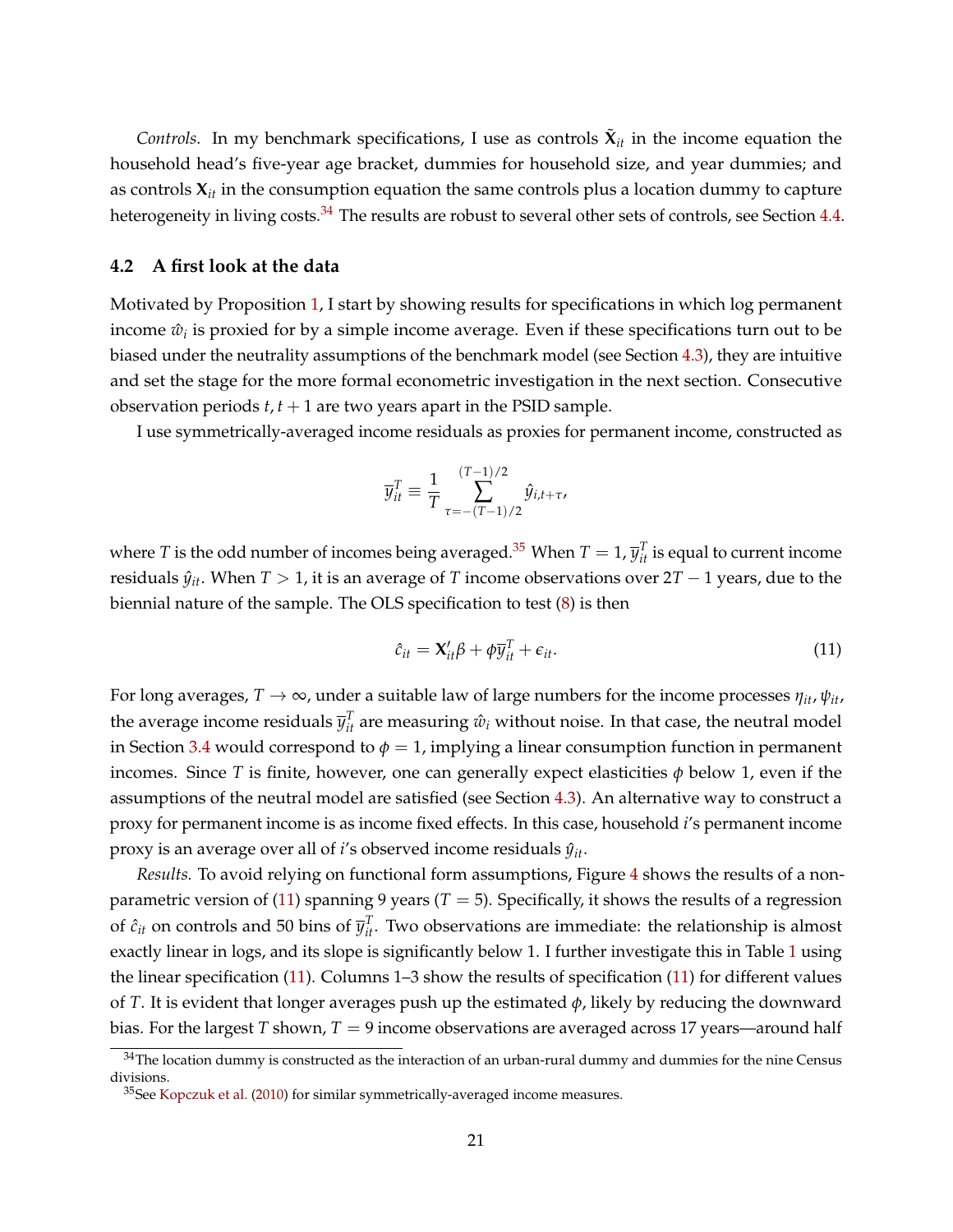*Controls.* In my benchmark specifications, I use as controls $\tilde{\mathbf{X}}_{it}$ in the income equation the household head's five-year age bracket, dummies for household size, and year dummies; and as controls $\mathbf{X}_{it}$ in the consumption equation the same controls plus a location dummy to capture heterogeneity in living costs.[34] The results are robust to several other sets of controls, see Section 4.4.

## 4.2 A first look at the data

Motivated by Proposition 1, I start by showing results for specifications in which log permanent income $\hat{w}_i$ is proxied for by a simple income average. Even if these specifications turn out to be biased under the neutrality assumptions of the benchmark model (see Section 4.3), they are intuitive and set the stage for the more formal econometric investigation in the next section. Consecutive observation periods $t, t+1$ are two years apart in the PSID sample.

I use symmetrically-averaged income residuals as proxies for permanent income, constructed as

$$\overline{y}_{it}^T \equiv \frac{1}{T} \sum_{\tau=-(T-1)/2}^{(T-1)/2} \hat{y}_{i,t+\tau},$$

where $T$ is the odd number of incomes being averaged.[35] When $T = 1$, $\overline{y}_{it}^T$ is equal to current income residuals $\hat{y}_{it}$. When $T > 1$, it is an average of $T$ income observations over $2T - 1$ years, due to the biennial nature of the sample. The OLS specification to test (8) is then

$$\hat{c}_{it} = \mathbf{X}_{it}'\beta + \phi \overline{y}_{it}^T + \epsilon_{it}. \tag{11}$$

For long averages, $T \to \infty$, under a suitable law of large numbers for the income processes $\eta_{it}, \psi_{it}$, the average income residuals $\overline{y}_{it}^T$ are measuring $\hat{w}_i$ without noise. In that case, the neutral model in Section 3.4 would correspond to $\phi = 1$, implying a linear consumption function in permanent incomes. Since $T$ is finite, however, one can generally expect elasticities $\phi$ below 1, even if the assumptions of the neutral model are satisfied (see Section 4.3). An alternative way to construct a proxy for permanent income is as income fixed effects. In this case, household $i$'s permanent income proxy is an average over all of $i$'s observed income residuals $\hat{y}_{it}$.

*Results.* To avoid relying on functional form assumptions, Figure 4 shows the results of a non-parametric version of (11) spanning 9 years ($T = 5$). Specifically, it shows the results of a regression of $\hat{c}_{it}$ on controls and 50 bins of $\overline{y}_{it}^T$. Two observations are immediate: the relationship is almost exactly linear in logs, and its slope is significantly below 1. I further investigate this in Table 1 using the linear specification (11). Columns 1–3 show the results of specification (11) for different values of $T$. It is evident that longer averages push up the estimated $\phi$, likely by reducing the downward bias. For the largest $T$ shown, $T = 9$ income observations are averaged across 17 years—around half

[34] The location dummy is constructed as the interaction of an urban-rural dummy and dummies for the nine Census divisions.

[35] See Kopczuk et al. (2010) for similar symmetrically-averaged income measures.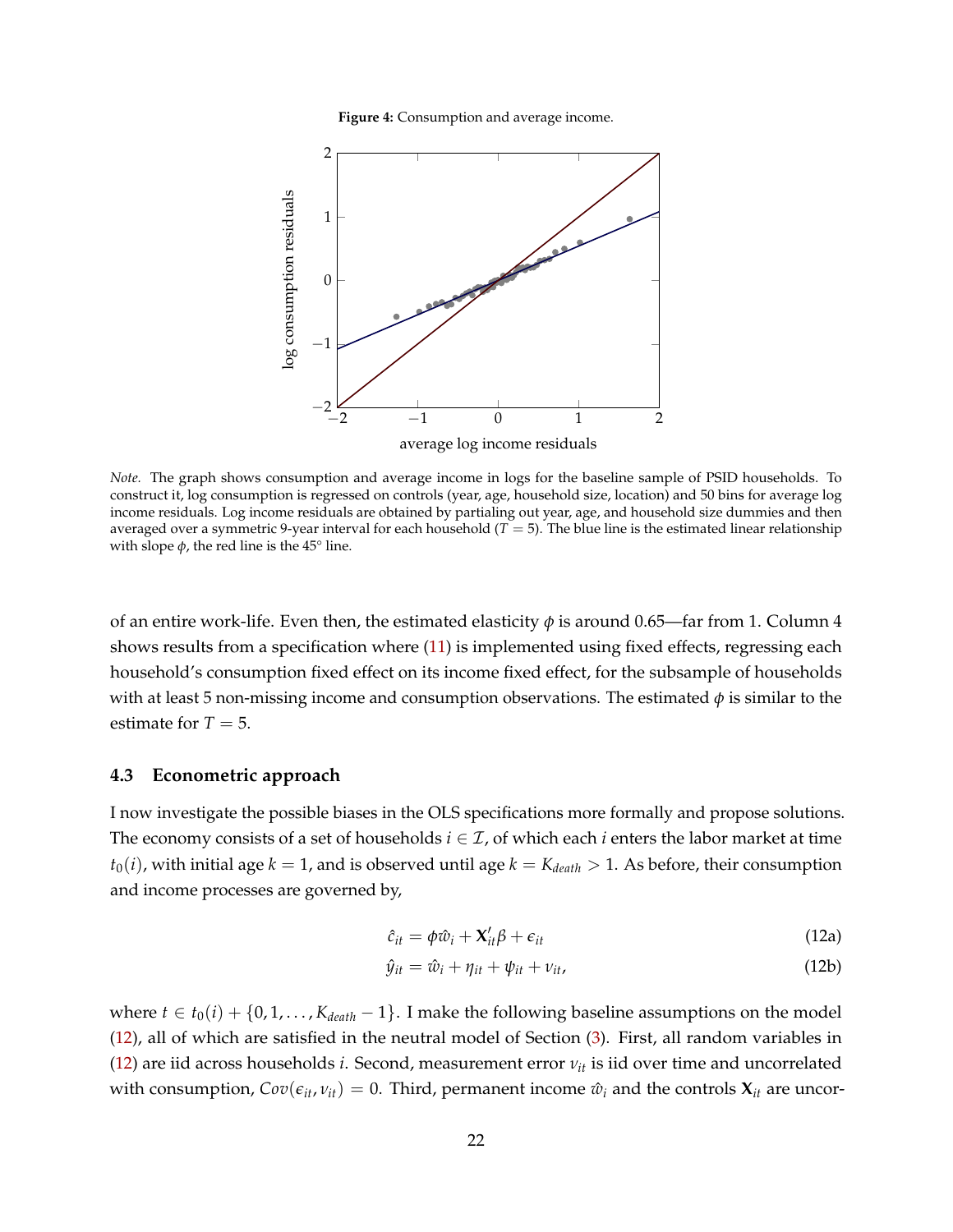**Figure 4:** Consumption and average income.

*Note.* The graph shows consumption and average income in logs for the baseline sample of PSID households. To construct it, log consumption is regressed on controls (year, age, household size, location) and 50 bins for average log income residuals. Log income residuals are obtained by partialing out year, age, and household size dummies and then averaged over a symmetric 9-year interval for each household ($T = 5$). The blue line is the estimated linear relationship with slope $\phi$, the red line is the 45° line.

of an entire work-life. Even then, the estimated elasticity $\phi$ is around 0.65—far from 1. Column 4 shows results from a specification where (11) is implemented using fixed effects, regressing each household's consumption fixed effect on its income fixed effect, for the subsample of households with at least 5 non-missing income and consumption observations. The estimated $\phi$ is similar to the estimate for $T = 5$.

### 4.3 Econometric approach

I now investigate the possible biases in the OLS specifications more formally and propose solutions. The economy consists of a set of households $i \in \mathcal{I}$, of which each $i$ enters the labor market at time $t_0(i)$, with initial age $k = 1$, and is observed until age $k = K_{death} > 1$. As before, their consumption and income processes are governed by,

$$\hat{c}_{it} = \phi \hat{w}_i + \mathbf{X}_{it}' \beta + \epsilon_{it} \tag{12a}$$

$$\hat{y}_{it} = \hat{w}_i + \eta_{it} + \psi_{it} + \nu_{it}, \tag{12b}$$

where $t \in t_0(i) + \{0, 1, \ldots, K_{death} - 1\}$. I make the following baseline assumptions on the model (12), all of which are satisfied in the neutral model of Section (3). First, all random variables in (12) are iid across households $i$. Second, measurement error $\nu_{it}$ is iid over time and uncorrelated with consumption, $Cov(\epsilon_{it}, \nu_{it}) = 0$. Third, permanent income $\hat{w}_i$ and the controls $\mathbf{X}_{it}$ are uncor-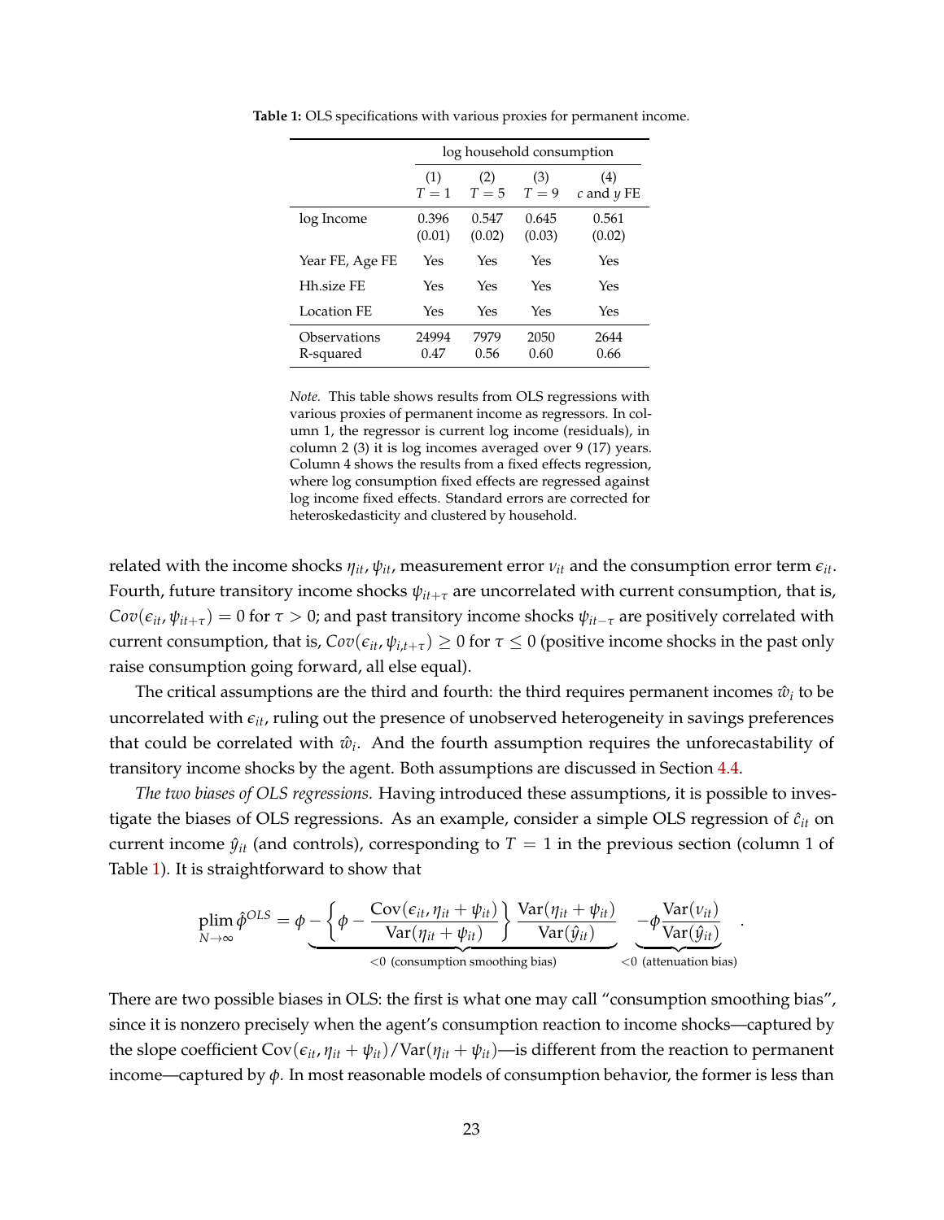**Table 1:** OLS specifications with various proxies for permanent income.

| | log household consumption | | | |
|---|---|---|---|---|
| | (1) $T = 1$ | (2) $T = 5$ | (3) $T = 9$ | (4) $c$ and $y$ FE |
| log Income | 0.396 (0.01) | 0.547 (0.02) | 0.645 (0.03) | 0.561 (0.02) |
| Year FE, Age FE | Yes | Yes | Yes | Yes |
| Hh.size FE | Yes | Yes | Yes | Yes |
| Location FE | Yes | Yes | Yes | Yes |
| Observations | 24994 | 7979 | 2050 | 2644 |
| R-squared | 0.47 | 0.56 | 0.60 | 0.66 |

*Note.* This table shows results from OLS regressions with various proxies of permanent income as regressors. In column 1, the regressor is current log income (residuals), in column 2 (3) it is log incomes averaged over 9 (17) years. Column 4 shows the results from a fixed effects regression, where log consumption fixed effects are regressed against log income fixed effects. Standard errors are corrected for heteroskedasticity and clustered by household.

related with the income shocks $\eta_{it}$, $\psi_{it}$, measurement error $\nu_{it}$ and the consumption error term $\epsilon_{it}$. Fourth, future transitory income shocks $\psi_{it+\tau}$ are uncorrelated with current consumption, that is, $Cov(\epsilon_{it}, \psi_{it+\tau}) = 0$ for $\tau > 0$; and past transitory income shocks $\psi_{it-\tau}$ are positively correlated with current consumption, that is, $Cov(\epsilon_{it}, \psi_{i,t+\tau}) \geq 0$ for $\tau \leq 0$ (positive income shocks in the past only raise consumption going forward, all else equal).

The critical assumptions are the third and fourth: the third requires permanent incomes $\hat{w}_i$ to be uncorrelated with $\epsilon_{it}$, ruling out the presence of unobserved heterogeneity in savings preferences that could be correlated with $\hat{w}_i$. And the fourth assumption requires the unforecastability of transitory income shocks by the agent. Both assumptions are discussed in Section 4.4.

*The two biases of OLS regressions.* Having introduced these assumptions, it is possible to investigate the biases of OLS regressions. As an example, consider a simple OLS regression of $\hat{c}_{it}$ on current income $\hat{y}_{it}$ (and controls), corresponding to $T = 1$ in the previous section (column 1 of Table 1). It is straightforward to show that

$$\operatorname*{plim}_{N\to\infty} \hat{\phi}^{OLS} = \phi \underbrace{- \left\{ \phi - \frac{\text{Cov}(\epsilon_{it}, \eta_{it} + \psi_{it})}{\text{Var}(\eta_{it} + \psi_{it})} \right\} \frac{\text{Var}(\eta_{it} + \psi_{it})}{\text{Var}(\hat{y}_{it})}}_{<0 \text{ (consumption smoothing bias)}} \underbrace{- \phi \frac{\text{Var}(\nu_{it})}{\text{Var}(\hat{y}_{it})}}_{<0 \text{ (attenuation bias)}} .$$

There are two possible biases in OLS: the first is what one may call "consumption smoothing bias", since it is nonzero precisely when the agent's consumption reaction to income shocks—captured by the slope coefficient $\text{Cov}(\epsilon_{it}, \eta_{it} + \psi_{it})/\text{Var}(\eta_{it} + \psi_{it})$—is different from the reaction to permanent income—captured by $\phi$. In most reasonable models of consumption behavior, the former is less than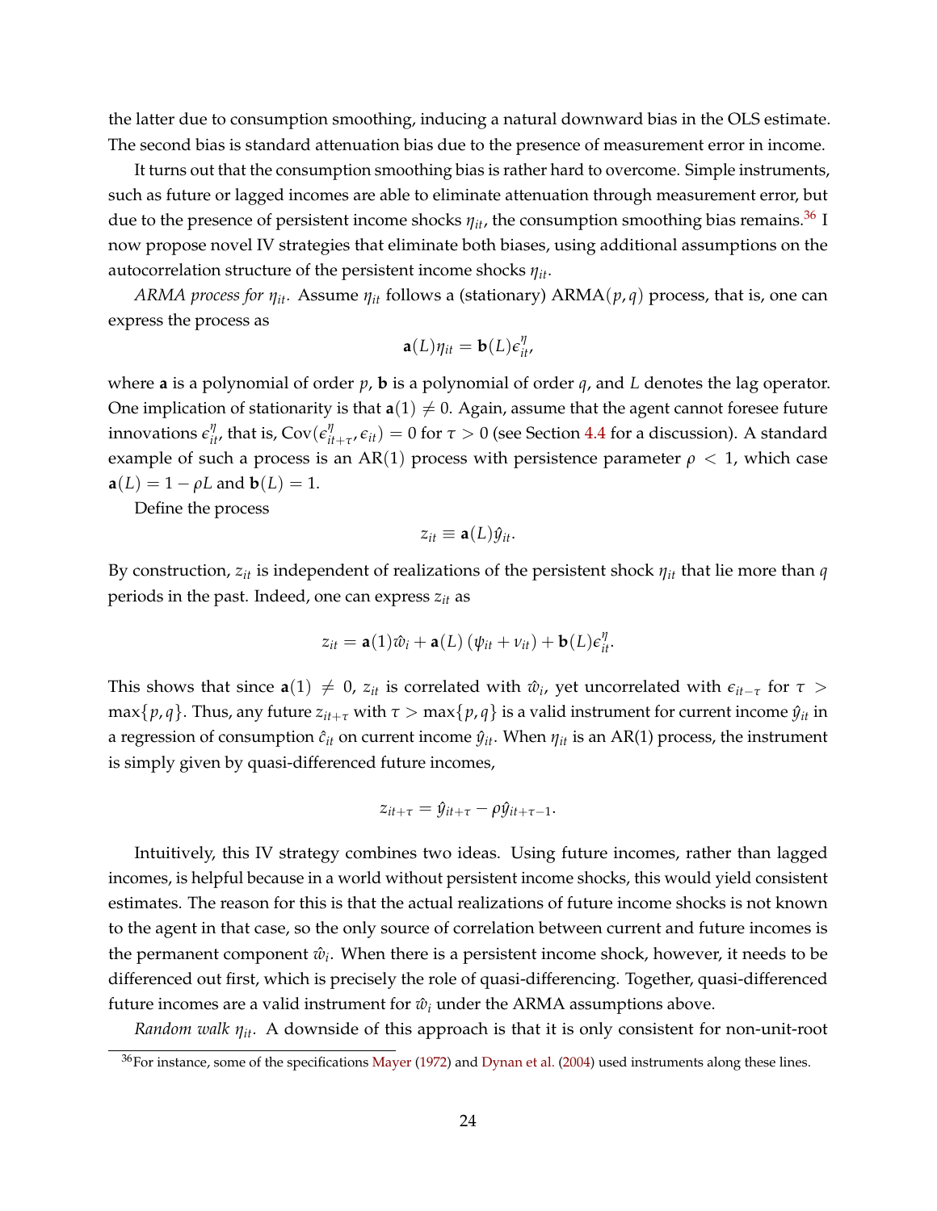the latter due to consumption smoothing, inducing a natural downward bias in the OLS estimate. The second bias is standard attenuation bias due to the presence of measurement error in income.

It turns out that the consumption smoothing bias is rather hard to overcome. Simple instruments, such as future or lagged incomes are able to eliminate attenuation through measurement error, but due to the presence of persistent income shocks $\eta_{it}$, the consumption smoothing bias remains.[36] I now propose novel IV strategies that eliminate both biases, using additional assumptions on the autocorrelation structure of the persistent income shocks $\eta_{it}$.

*ARMA process for $\eta_{it}$.* Assume $\eta_{it}$ follows a (stationary) ARMA$(p,q)$ process, that is, one can express the process as

$$\mathbf{a}(L)\eta_{it} = \mathbf{b}(L)\epsilon_{it}^{\eta},$$

where $\mathbf{a}$ is a polynomial of order $p$, $\mathbf{b}$ is a polynomial of order $q$, and $L$ denotes the lag operator. One implication of stationarity is that $\mathbf{a}(1) \neq 0$. Again, assume that the agent cannot foresee future innovations $\epsilon_{it}^{\eta}$, that is, $\text{Cov}(\epsilon_{it+\tau}^{\eta}, \epsilon_{it}) = 0$ for $\tau > 0$ (see Section 4.4 for a discussion). A standard example of such a process is an AR(1) process with persistence parameter $\rho < 1$, which case $\mathbf{a}(L) = 1 - \rho L$ and $\mathbf{b}(L) = 1$.

Define the process

$$z_{it} \equiv \mathbf{a}(L)\hat{y}_{it}.$$

By construction, $z_{it}$ is independent of realizations of the persistent shock $\eta_{it}$ that lie more than $q$ periods in the past. Indeed, one can express $z_{it}$ as

$$z_{it} = \mathbf{a}(1)\hat{w}_i + \mathbf{a}(L)\left(\psi_{it} + \nu_{it}\right) + \mathbf{b}(L)\epsilon_{it}^{\eta}.$$

This shows that since $\mathbf{a}(1) \neq 0$, $z_{it}$ is correlated with $\hat{w}_i$, yet uncorrelated with $\epsilon_{it-\tau}$ for $\tau > \max\{p,q\}$. Thus, any future $z_{it+\tau}$ with $\tau > \max\{p,q\}$ is a valid instrument for current income $\hat{y}_{it}$ in a regression of consumption $\hat{c}_{it}$ on current income $\hat{y}_{it}$. When $\eta_{it}$ is an AR(1) process, the instrument is simply given by quasi-differenced future incomes,

$$z_{it+\tau} = \hat{y}_{it+\tau} - \rho\hat{y}_{it+\tau-1}.$$

Intuitively, this IV strategy combines two ideas. Using future incomes, rather than lagged incomes, is helpful because in a world without persistent income shocks, this would yield consistent estimates. The reason for this is that the actual realizations of future income shocks is not known to the agent in that case, so the only source of correlation between current and future incomes is the permanent component $\hat{w}_i$. When there is a persistent income shock, however, it needs to be differenced out first, which is precisely the role of quasi-differencing. Together, quasi-differenced future incomes are a valid instrument for $\hat{w}_i$ under the ARMA assumptions above.

*Random walk $\eta_{it}$.* A downside of this approach is that it is only consistent for non-unit-root

[36] For instance, some of the specifications Mayer (1972) and Dynan et al. (2004) used instruments along these lines.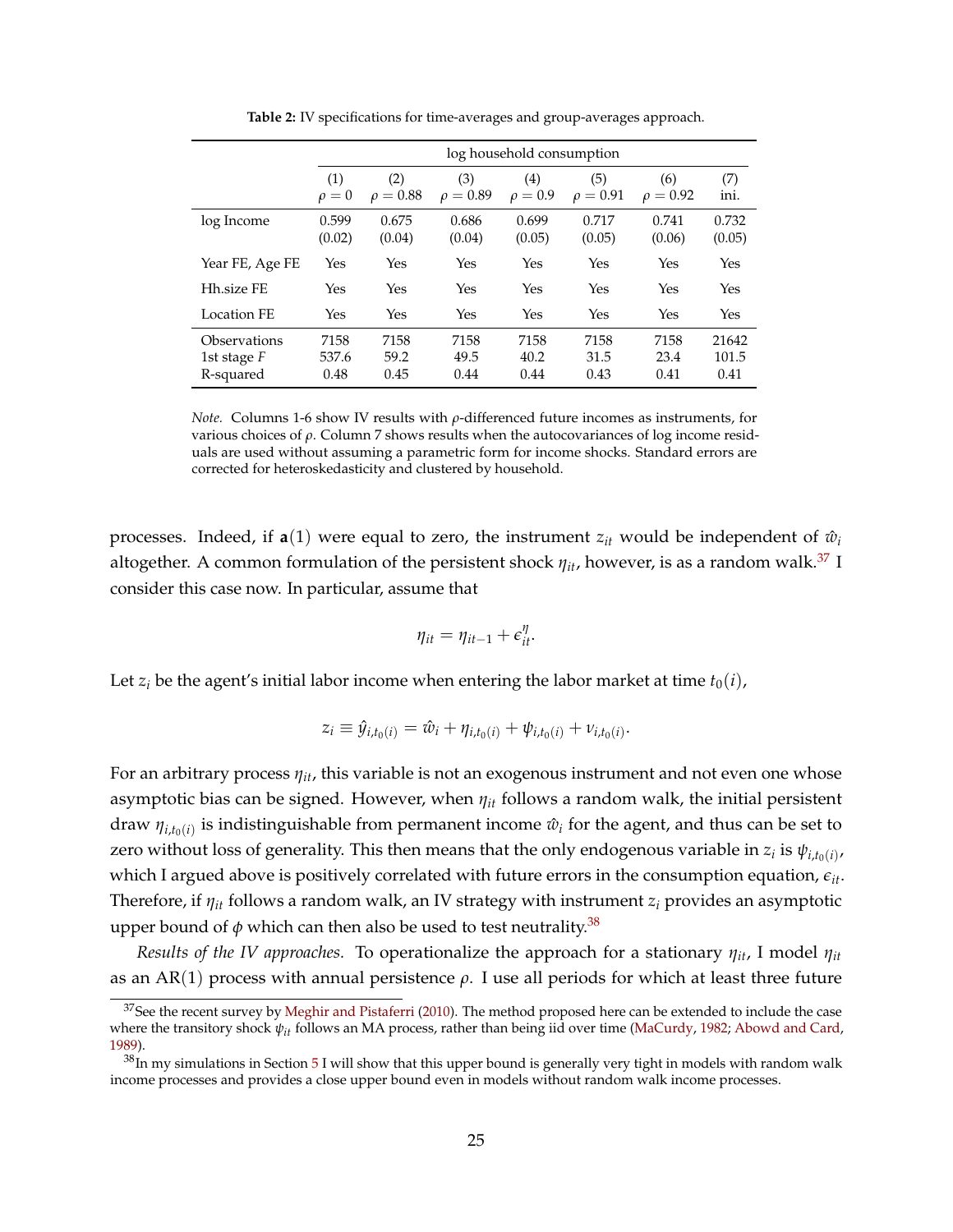**Table 2:** IV specifications for time-averages and group-averages approach.

| | log household consumption | | | | | | |
|---|---|---|---|---|---|---|---|
| | (1) $\rho = 0$ | (2) $\rho = 0.88$ | (3) $\rho = 0.89$ | (4) $\rho = 0.9$ | (5) $\rho = 0.91$ | (6) $\rho = 0.92$ | (7) ini. |
| log Income | 0.599 (0.02) | 0.675 (0.04) | 0.686 (0.04) | 0.699 (0.05) | 0.717 (0.05) | 0.741 (0.06) | 0.732 (0.05) |
| Year FE, Age FE | Yes | Yes | Yes | Yes | Yes | Yes | Yes |
| Hh.size FE | Yes | Yes | Yes | Yes | Yes | Yes | Yes |
| Location FE | Yes | Yes | Yes | Yes | Yes | Yes | Yes |
| Observations | 7158 | 7158 | 7158 | 7158 | 7158 | 7158 | 21642 |
| 1st stage $F$ | 537.6 | 59.2 | 49.5 | 40.2 | 31.5 | 23.4 | 101.5 |
| R-squared | 0.48 | 0.45 | 0.44 | 0.44 | 0.43 | 0.41 | 0.41 |

*Note.* Columns 1-6 show IV results with $\rho$-differenced future incomes as instruments, for various choices of $\rho$. Column 7 shows results when the autocovariances of log income residuals are used without assuming a parametric form for income shocks. Standard errors are corrected for heteroskedasticity and clustered by household.

processes. Indeed, if $\mathbf{a}(1)$ were equal to zero, the instrument $z_{it}$ would be independent of $\hat{w}_i$ altogether. A common formulation of the persistent shock $\eta_{it}$, however, is as a random walk.[37] I consider this case now. In particular, assume that

$$\eta_{it} = \eta_{it-1} + \epsilon^{\eta}_{it}.$$

Let $z_i$ be the agent's initial labor income when entering the labor market at time $t_0(i)$,

$$z_i \equiv \hat{y}_{i,t_0(i)} = \hat{w}_i + \eta_{i,t_0(i)} + \psi_{i,t_0(i)} + \nu_{i,t_0(i)}.$$

For an arbitrary process $\eta_{it}$, this variable is not an exogenous instrument and not even one whose asymptotic bias can be signed. However, when $\eta_{it}$ follows a random walk, the initial persistent draw $\eta_{i,t_0(i)}$ is indistinguishable from permanent income $\hat{w}_i$ for the agent, and thus can be set to zero without loss of generality. This then means that the only endogenous variable in $z_i$ is $\psi_{i,t_0(i)}$, which I argued above is positively correlated with future errors in the consumption equation, $\epsilon_{it}$. Therefore, if $\eta_{it}$ follows a random walk, an IV strategy with instrument $z_i$ provides an asymptotic upper bound of $\phi$ which can then also be used to test neutrality.[38]

*Results of the IV approaches.* To operationalize the approach for a stationary $\eta_{it}$, I model $\eta_{it}$ as an AR(1) process with annual persistence $\rho$. I use all periods for which at least three future

[37] See the recent survey by Meghir and Pistaferri (2010). The method proposed here can be extended to include the case where the transitory shock $\psi_{it}$ follows an MA process, rather than being iid over time (MaCurdy, 1982; Abowd and Card, 1989).

[38] In my simulations in Section 5 I will show that this upper bound is generally very tight in models with random walk income processes and provides a close upper bound even in models without random walk income processes.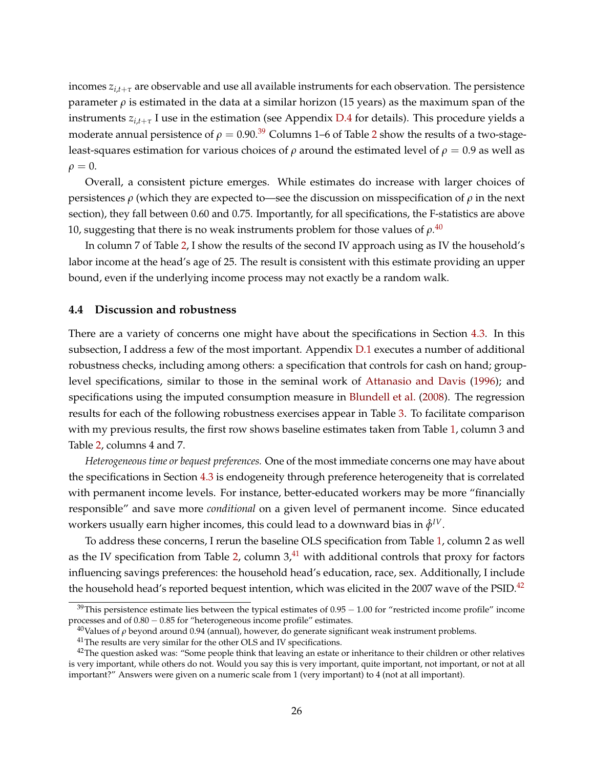incomes $z_{i,t+\tau}$ are observable and use all available instruments for each observation. The persistence parameter $\rho$ is estimated in the data at a similar horizon (15 years) as the maximum span of the instruments $z_{i,t+\tau}$ I use in the estimation (see Appendix D.4 for details). This procedure yields a moderate annual persistence of $\rho = 0.90$.[39] Columns 1–6 of Table 2 show the results of a two-stage-least-squares estimation for various choices of $\rho$ around the estimated level of $\rho = 0.9$ as well as $\rho = 0$.

Overall, a consistent picture emerges. While estimates do increase with larger choices of persistences $\rho$ (which they are expected to—see the discussion on misspecification of $\rho$ in the next section), they fall between 0.60 and 0.75. Importantly, for all specifications, the F-statistics are above 10, suggesting that there is no weak instruments problem for those values of $\rho$.[40]

In column 7 of Table 2, I show the results of the second IV approach using as IV the household's labor income at the head's age of 25. The result is consistent with this estimate providing an upper bound, even if the underlying income process may not exactly be a random walk.

### 4.4 Discussion and robustness

There are a variety of concerns one might have about the specifications in Section 4.3. In this subsection, I address a few of the most important. Appendix D.1 executes a number of additional robustness checks, including among others: a specification that controls for cash on hand; group-level specifications, similar to those in the seminal work of Attanasio and Davis (1996); and specifications using the imputed consumption measure in Blundell et al. (2008). The regression results for each of the following robustness exercises appear in Table 3. To facilitate comparison with my previous results, the first row shows baseline estimates taken from Table 1, column 3 and Table 2, columns 4 and 7.

*Heterogeneous time or bequest preferences.* One of the most immediate concerns one may have about the specifications in Section 4.3 is endogeneity through preference heterogeneity that is correlated with permanent income levels. For instance, better-educated workers may be more "financially responsible" and save more *conditional* on a given level of permanent income. Since educated workers usually earn higher incomes, this could lead to a downward bias in $\hat{\phi}^{IV}$.

To address these concerns, I rerun the baseline OLS specification from Table 1, column 2 as well as the IV specification from Table 2, column 3,[41] with additional controls that proxy for factors influencing savings preferences: the household head's education, race, sex. Additionally, I include the household head's reported bequest intention, which was elicited in the 2007 wave of the PSID.[42]

[39] This persistence estimate lies between the typical estimates of $0.95 - 1.00$ for "restricted income profile" income processes and of $0.80 - 0.85$ for "heterogeneous income profile" estimates.

[40] Values of $\rho$ beyond around 0.94 (annual), however, do generate significant weak instrument problems.

[41] The results are very similar for the other OLS and IV specifications.

[42] The question asked was: "Some people think that leaving an estate or inheritance to their children or other relatives is very important, while others do not. Would you say this is very important, quite important, not important, or not at all important?" Answers were given on a numeric scale from 1 (very important) to 4 (not at all important).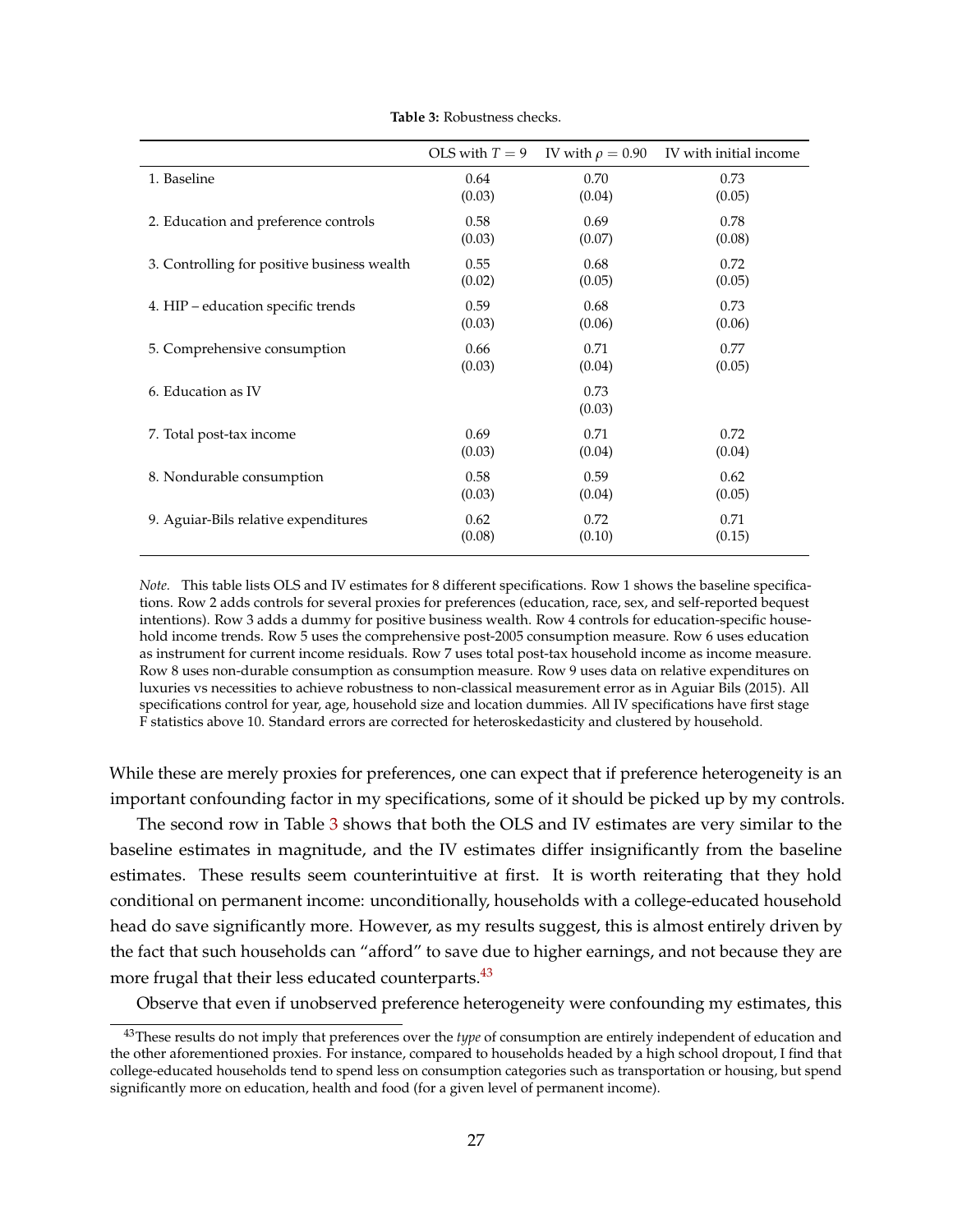**Table 3:** Robustness checks.

| | OLS with $T = 9$ | IV with $\rho = 0.90$ | IV with initial income |
|---|---|---|---|
| 1. Baseline | 0.64 | 0.70 | 0.73 |
| | (0.03) | (0.04) | (0.05) |
| 2. Education and preference controls | 0.58 | 0.69 | 0.78 |
| | (0.03) | (0.07) | (0.08) |
| 3. Controlling for positive business wealth | 0.55 | 0.68 | 0.72 |
| | (0.02) | (0.05) | (0.05) |
| 4. HIP – education specific trends | 0.59 | 0.68 | 0.73 |
| | (0.03) | (0.06) | (0.06) |
| 5. Comprehensive consumption | 0.66 | 0.71 | 0.77 |
| | (0.03) | (0.04) | (0.05) |
| 6. Education as IV | | 0.73 | |
| | | (0.03) | |
| 7. Total post-tax income | 0.69 | 0.71 | 0.72 |
| | (0.03) | (0.04) | (0.04) |
| 8. Nondurable consumption | 0.58 | 0.59 | 0.62 |
| | (0.03) | (0.04) | (0.05) |
| 9. Aguiar-Bils relative expenditures | 0.62 | 0.72 | 0.71 |
| | (0.08) | (0.10) | (0.15) |

*Note.* This table lists OLS and IV estimates for 8 different specifications. Row 1 shows the baseline specifications. Row 2 adds controls for several proxies for preferences (education, race, sex, and self-reported bequest intentions). Row 3 adds a dummy for positive business wealth. Row 4 controls for education-specific household income trends. Row 5 uses the comprehensive post-2005 consumption measure. Row 6 uses education as instrument for current income residuals. Row 7 uses total post-tax household income as income measure. Row 8 uses non-durable consumption as consumption measure. Row 9 uses data on relative expenditures on luxuries vs necessities to achieve robustness to non-classical measurement error as in Aguiar Bils (2015). All specifications control for year, age, household size and location dummies. All IV specifications have first stage F statistics above 10. Standard errors are corrected for heteroskedasticity and clustered by household.

While these are merely proxies for preferences, one can expect that if preference heterogeneity is an important confounding factor in my specifications, some of it should be picked up by my controls.

The second row in Table 3 shows that both the OLS and IV estimates are very similar to the baseline estimates in magnitude, and the IV estimates differ insignificantly from the baseline estimates. These results seem counterintuitive at first. It is worth reiterating that they hold conditional on permanent income: unconditionally, households with a college-educated household head do save significantly more. However, as my results suggest, this is almost entirely driven by the fact that such households can "afford" to save due to higher earnings, and not because they are more frugal that their less educated counterparts.[43]

Observe that even if unobserved preference heterogeneity were confounding my estimates, this

[43] These results do not imply that preferences over the *type* of consumption are entirely independent of education and the other aforementioned proxies. For instance, compared to households headed by a high school dropout, I find that college-educated households tend to spend less on consumption categories such as transportation or housing, but spend significantly more on education, health and food (for a given level of permanent income).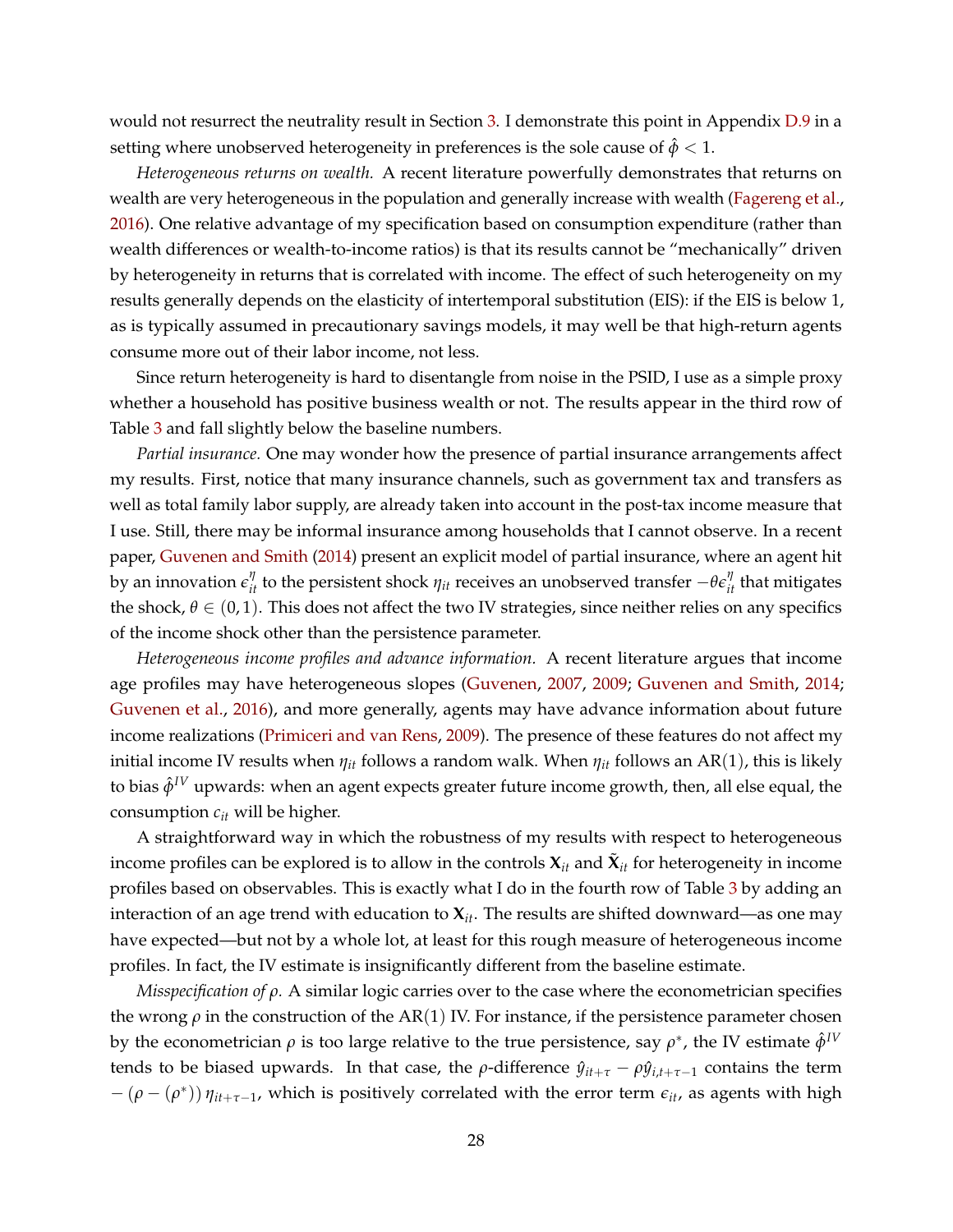would not resurrect the neutrality result in Section 3. I demonstrate this point in Appendix D.9 in a setting where unobserved heterogeneity in preferences is the sole cause of $\hat{\phi} < 1$.

*Heterogeneous returns on wealth.* A recent literature powerfully demonstrates that returns on wealth are very heterogeneous in the population and generally increase with wealth (Fagereng et al., 2016). One relative advantage of my specification based on consumption expenditure (rather than wealth differences or wealth-to-income ratios) is that its results cannot be "mechanically" driven by heterogeneity in returns that is correlated with income. The effect of such heterogeneity on my results generally depends on the elasticity of intertemporal substitution (EIS): if the EIS is below 1, as is typically assumed in precautionary savings models, it may well be that high-return agents consume more out of their labor income, not less.

Since return heterogeneity is hard to disentangle from noise in the PSID, I use as a simple proxy whether a household has positive business wealth or not. The results appear in the third row of Table 3 and fall slightly below the baseline numbers.

*Partial insurance.* One may wonder how the presence of partial insurance arrangements affect my results. First, notice that many insurance channels, such as government tax and transfers as well as total family labor supply, are already taken into account in the post-tax income measure that I use. Still, there may be informal insurance among households that I cannot observe. In a recent paper, Guvenen and Smith (2014) present an explicit model of partial insurance, where an agent hit by an innovation $\epsilon_{it}^{\eta}$ to the persistent shock $\eta_{it}$ receives an unobserved transfer $-\theta\epsilon_{it}^{\eta}$ that mitigates the shock, $\theta \in (0, 1)$. This does not affect the two IV strategies, since neither relies on any specifics of the income shock other than the persistence parameter.

*Heterogeneous income profiles and advance information.* A recent literature argues that income age profiles may have heterogeneous slopes (Guvenen, 2007, 2009; Guvenen and Smith, 2014; Guvenen et al., 2016), and more generally, agents may have advance information about future income realizations (Primiceri and van Rens, 2009). The presence of these features do not affect my initial income IV results when $\eta_{it}$ follows a random walk. When $\eta_{it}$ follows an AR(1), this is likely to bias $\hat{\phi}^{IV}$ upwards: when an agent expects greater future income growth, then, all else equal, the consumption $c_{it}$ will be higher.

A straightforward way in which the robustness of my results with respect to heterogeneous income profiles can be explored is to allow in the controls $\mathbf{X}_{it}$ and $\tilde{\mathbf{X}}_{it}$ for heterogeneity in income profiles based on observables. This is exactly what I do in the fourth row of Table 3 by adding an interaction of an age trend with education to $\mathbf{X}_{it}$. The results are shifted downward—as one may have expected—but not by a whole lot, at least for this rough measure of heterogeneous income profiles. In fact, the IV estimate is insignificantly different from the baseline estimate.

*Misspecification of $\rho$.* A similar logic carries over to the case where the econometrician specifies the wrong $\rho$ in the construction of the AR(1) IV. For instance, if the persistence parameter chosen by the econometrician $\rho$ is too large relative to the true persistence, say $\rho^*$, the IV estimate $\hat{\phi}^{IV}$ tends to be biased upwards. In that case, the $\rho$-difference $\hat{y}_{it+\tau} - \rho\hat{y}_{i,t+\tau-1}$ contains the term $-(\rho - (\rho^*))\,\eta_{it+\tau-1}$, which is positively correlated with the error term $\epsilon_{it}$, as agents with high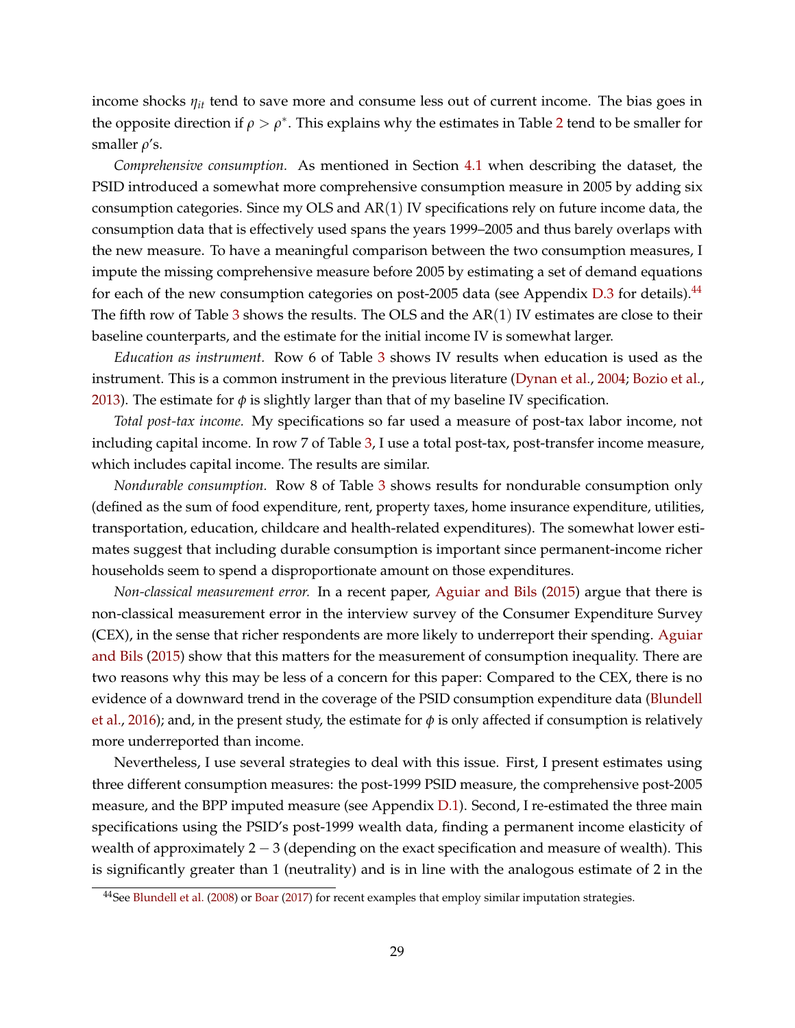income shocks $\eta_{it}$ tend to save more and consume less out of current income. The bias goes in the opposite direction if $\rho > \rho^*$. This explains why the estimates in Table 2 tend to be smaller for smaller $\rho$'s.

*Comprehensive consumption.* As mentioned in Section 4.1 when describing the dataset, the PSID introduced a somewhat more comprehensive consumption measure in 2005 by adding six consumption categories. Since my OLS and AR(1) IV specifications rely on future income data, the consumption data that is effectively used spans the years 1999–2005 and thus barely overlaps with the new measure. To have a meaningful comparison between the two consumption measures, I impute the missing comprehensive measure before 2005 by estimating a set of demand equations for each of the new consumption categories on post-2005 data (see Appendix D.3 for details).[44] The fifth row of Table 3 shows the results. The OLS and the AR(1) IV estimates are close to their baseline counterparts, and the estimate for the initial income IV is somewhat larger.

*Education as instrument.* Row 6 of Table 3 shows IV results when education is used as the instrument. This is a common instrument in the previous literature (Dynan et al., 2004; Bozio et al., 2013). The estimate for $\phi$ is slightly larger than that of my baseline IV specification.

*Total post-tax income.* My specifications so far used a measure of post-tax labor income, not including capital income. In row 7 of Table 3, I use a total post-tax, post-transfer income measure, which includes capital income. The results are similar.

*Nondurable consumption.* Row 8 of Table 3 shows results for nondurable consumption only (defined as the sum of food expenditure, rent, property taxes, home insurance expenditure, utilities, transportation, education, childcare and health-related expenditures). The somewhat lower estimates suggest that including durable consumption is important since permanent-income richer households seem to spend a disproportionate amount on those expenditures.

*Non-classical measurement error.* In a recent paper, Aguiar and Bils (2015) argue that there is non-classical measurement error in the interview survey of the Consumer Expenditure Survey (CEX), in the sense that richer respondents are more likely to underreport their spending. Aguiar and Bils (2015) show that this matters for the measurement of consumption inequality. There are two reasons why this may be less of a concern for this paper: Compared to the CEX, there is no evidence of a downward trend in the coverage of the PSID consumption expenditure data (Blundell et al., 2016); and, in the present study, the estimate for $\phi$ is only affected if consumption is relatively more underreported than income.

Nevertheless, I use several strategies to deal with this issue. First, I present estimates using three different consumption measures: the post-1999 PSID measure, the comprehensive post-2005 measure, and the BPP imputed measure (see Appendix D.1). Second, I re-estimated the three main specifications using the PSID's post-1999 wealth data, finding a permanent income elasticity of wealth of approximately $2-3$ (depending on the exact specification and measure of wealth). This is significantly greater than 1 (neutrality) and is in line with the analogous estimate of 2 in the

[44] See Blundell et al. (2008) or Boar (2017) for recent examples that employ similar imputation strategies.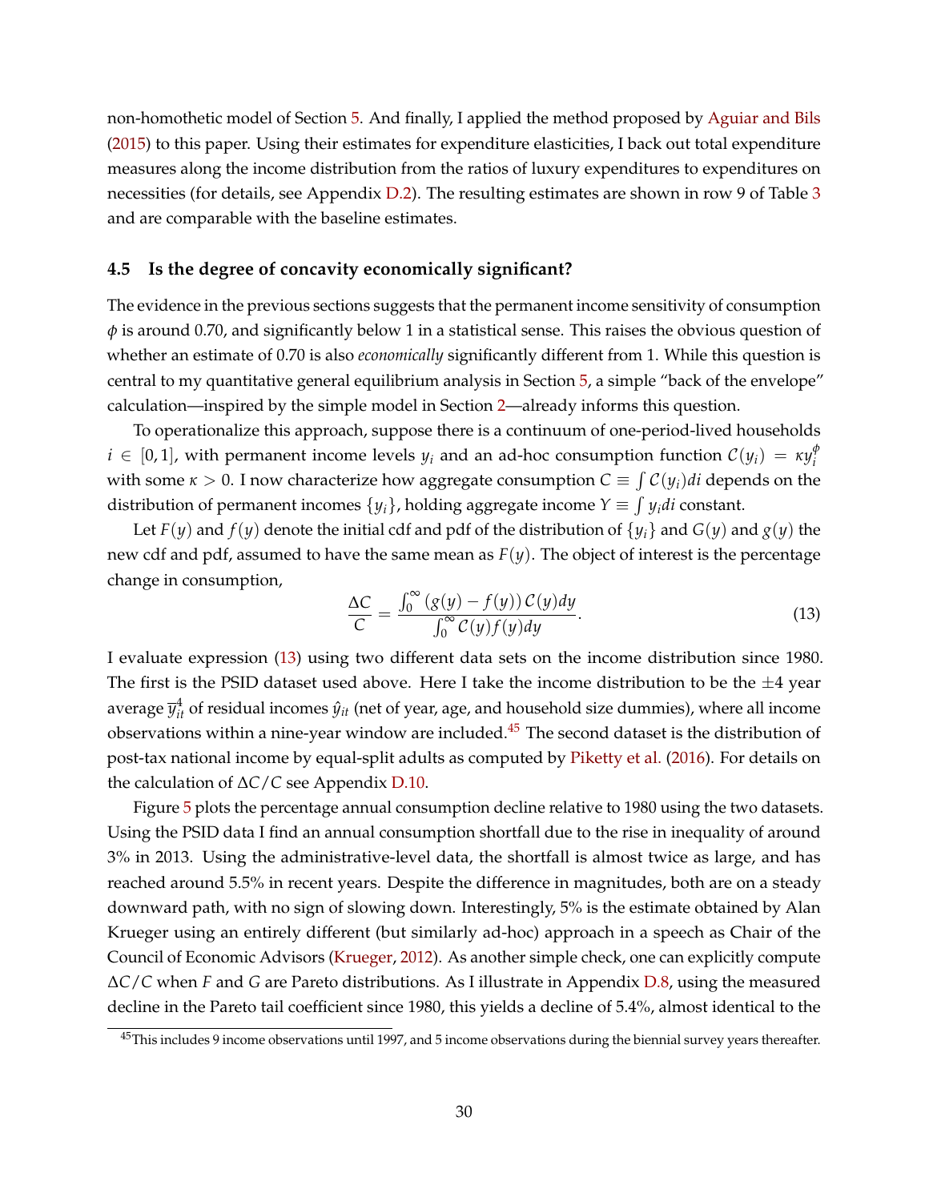non-homothetic model of Section 5. And finally, I applied the method proposed by Aguiar and Bils (2015) to this paper. Using their estimates for expenditure elasticities, I back out total expenditure measures along the income distribution from the ratios of luxury expenditures to expenditures on necessities (for details, see Appendix D.2). The resulting estimates are shown in row 9 of Table 3 and are comparable with the baseline estimates.

### 4.5 Is the degree of concavity economically significant?

The evidence in the previous sections suggests that the permanent income sensitivity of consumption $\phi$ is around 0.70, and significantly below 1 in a statistical sense. This raises the obvious question of whether an estimate of 0.70 is also *economically* significantly different from 1. While this question is central to my quantitative general equilibrium analysis in Section 5, a simple "back of the envelope" calculation—inspired by the simple model in Section 2—already informs this question.

To operationalize this approach, suppose there is a continuum of one-period-lived households $i \in [0, 1]$, with permanent income levels $y_i$ and an ad-hoc consumption function $\mathcal{C}(y_i) = \kappa y_i^{\phi}$ with some $\kappa > 0$. I now characterize how aggregate consumption $C \equiv \int \mathcal{C}(y_i) di$ depends on the distribution of permanent incomes $\{y_i\}$, holding aggregate income $Y \equiv \int y_i di$ constant.

Let $F(y)$ and $f(y)$ denote the initial cdf and pdf of the distribution of $\{y_i\}$ and $G(y)$ and $g(y)$ the new cdf and pdf, assumed to have the same mean as $F(y)$. The object of interest is the percentage change in consumption,

$$\frac{\Delta C}{C} = \frac{\int_0^{\infty} (g(y) - f(y)) \, \mathcal{C}(y) dy}{\int_0^{\infty} \mathcal{C}(y) f(y) dy}. \tag{13}$$

I evaluate expression (13) using two different data sets on the income distribution since 1980. The first is the PSID dataset used above. Here I take the income distribution to be the $\pm 4$ year average $\overline{y}_{it}^{4}$ of residual incomes $\hat{y}_{it}$ (net of year, age, and household size dummies), where all income observations within a nine-year window are included.[45] The second dataset is the distribution of post-tax national income by equal-split adults as computed by Piketty et al. (2016). For details on the calculation of $\Delta C / C$ see Appendix D.10.

Figure 5 plots the percentage annual consumption decline relative to 1980 using the two datasets. Using the PSID data I find an annual consumption shortfall due to the rise in inequality of around 3% in 2013. Using the administrative-level data, the shortfall is almost twice as large, and has reached around 5.5% in recent years. Despite the difference in magnitudes, both are on a steady downward path, with no sign of slowing down. Interestingly, 5% is the estimate obtained by Alan Krueger using an entirely different (but similarly ad-hoc) approach in a speech as Chair of the Council of Economic Advisors (Krueger, 2012). As another simple check, one can explicitly compute $\Delta C / C$ when $F$ and $G$ are Pareto distributions. As I illustrate in Appendix D.8, using the measured decline in the Pareto tail coefficient since 1980, this yields a decline of 5.4%, almost identical to the

[45] This includes 9 income observations until 1997, and 5 income observations during the biennial survey years thereafter.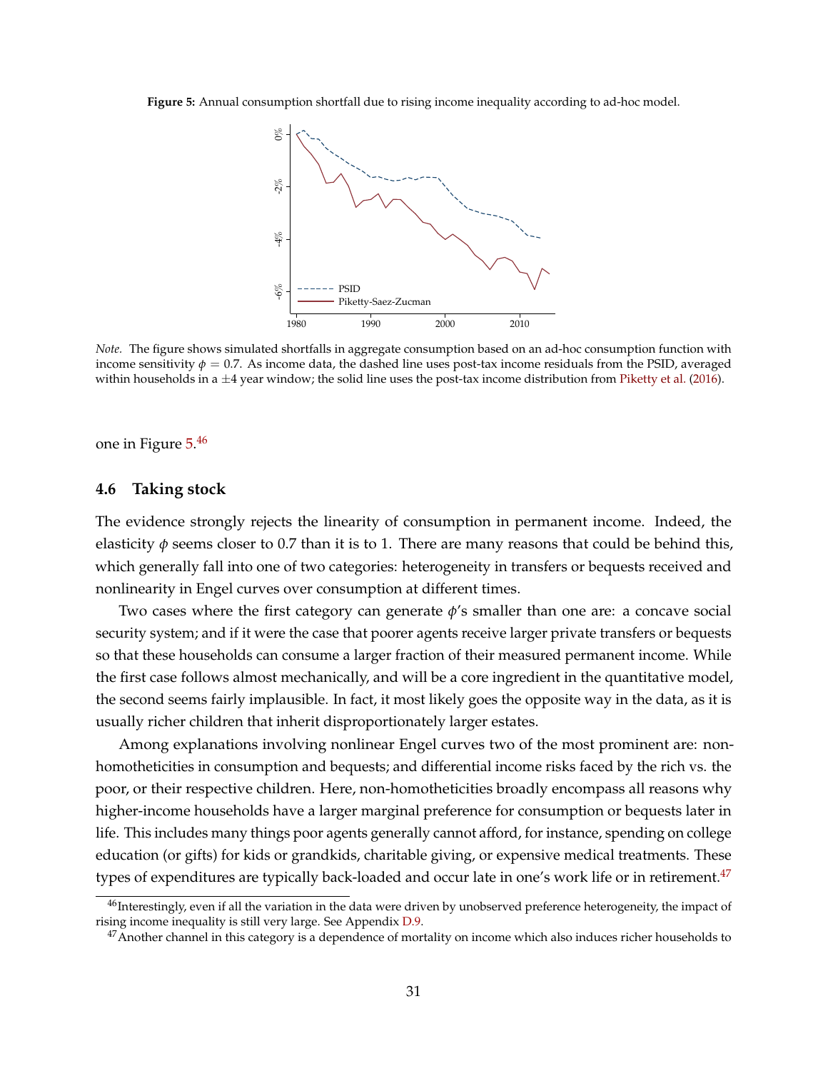**Figure 5:** Annual consumption shortfall due to rising income inequality according to ad-hoc model.

*Note.* The figure shows simulated shortfalls in aggregate consumption based on an ad-hoc consumption function with income sensitivity $\phi = 0.7$. As income data, the dashed line uses post-tax income residuals from the PSID, averaged within households in a $\pm 4$ year window; the solid line uses the post-tax income distribution from Piketty et al. (2016).

one in Figure 5.[46]

### 4.6 Taking stock

The evidence strongly rejects the linearity of consumption in permanent income. Indeed, the elasticity $\phi$ seems closer to 0.7 than it is to 1. There are many reasons that could be behind this, which generally fall into one of two categories: heterogeneity in transfers or bequests received and nonlinearity in Engel curves over consumption at different times.

Two cases where the first category can generate $\phi$'s smaller than one are: a concave social security system; and if it were the case that poorer agents receive larger private transfers or bequests so that these households can consume a larger fraction of their measured permanent income. While the first case follows almost mechanically, and will be a core ingredient in the quantitative model, the second seems fairly implausible. In fact, it most likely goes the opposite way in the data, as it is usually richer children that inherit disproportionately larger estates.

Among explanations involving nonlinear Engel curves two of the most prominent are: non-homotheticities in consumption and bequests; and differential income risks faced by the rich vs. the poor, or their respective children. Here, non-homotheticities broadly encompass all reasons why higher-income households have a larger marginal preference for consumption or bequests later in life. This includes many things poor agents generally cannot afford, for instance, spending on college education (or gifts) for kids or grandkids, charitable giving, or expensive medical treatments. These types of expenditures are typically back-loaded and occur late in one's work life or in retirement.[47]

[46] Interestingly, even if all the variation in the data were driven by unobserved preference heterogeneity, the impact of rising income inequality is still very large. See Appendix D.9.

[47] Another channel in this category is a dependence of mortality on income which also induces richer households to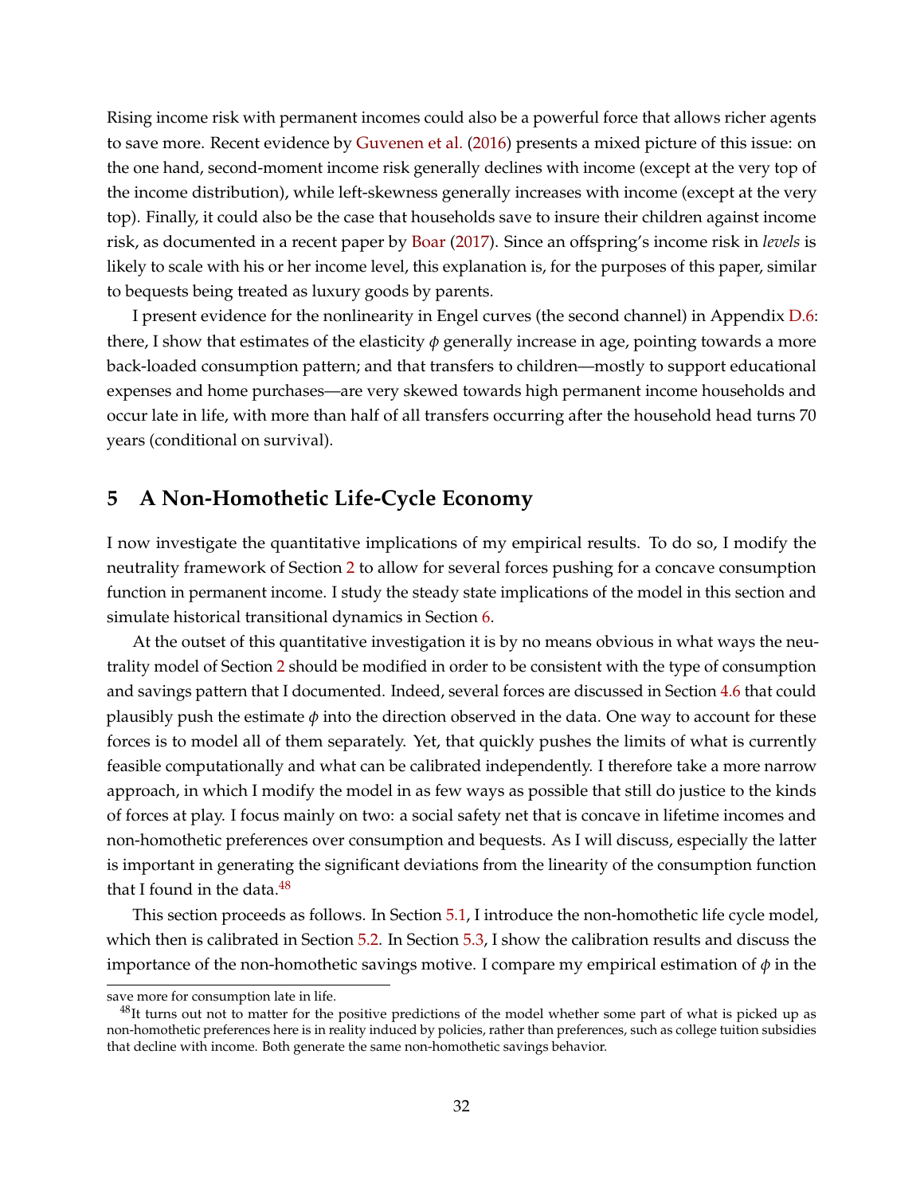Rising income risk with permanent incomes could also be a powerful force that allows richer agents to save more. Recent evidence by Guvenen et al. (2016) presents a mixed picture of this issue: on the one hand, second-moment income risk generally declines with income (except at the very top of the income distribution), while left-skewness generally increases with income (except at the very top). Finally, it could also be the case that households save to insure their children against income risk, as documented in a recent paper by Boar (2017). Since an offspring's income risk in *levels* is likely to scale with his or her income level, this explanation is, for the purposes of this paper, similar to bequests being treated as luxury goods by parents.

I present evidence for the nonlinearity in Engel curves (the second channel) in Appendix D.6: there, I show that estimates of the elasticity $\phi$ generally increase in age, pointing towards a more back-loaded consumption pattern; and that transfers to children—mostly to support educational expenses and home purchases—are very skewed towards high permanent income households and occur late in life, with more than half of all transfers occurring after the household head turns 70 years (conditional on survival).

## 5 A Non-Homothetic Life-Cycle Economy

I now investigate the quantitative implications of my empirical results. To do so, I modify the neutrality framework of Section 2 to allow for several forces pushing for a concave consumption function in permanent income. I study the steady state implications of the model in this section and simulate historical transitional dynamics in Section 6.

At the outset of this quantitative investigation it is by no means obvious in what ways the neutrality model of Section 2 should be modified in order to be consistent with the type of consumption and savings pattern that I documented. Indeed, several forces are discussed in Section 4.6 that could plausibly push the estimate $\phi$ into the direction observed in the data. One way to account for these forces is to model all of them separately. Yet, that quickly pushes the limits of what is currently feasible computationally and what can be calibrated independently. I therefore take a more narrow approach, in which I modify the model in as few ways as possible that still do justice to the kinds of forces at play. I focus mainly on two: a social safety net that is concave in lifetime incomes and non-homothetic preferences over consumption and bequests. As I will discuss, especially the latter is important in generating the significant deviations from the linearity of the consumption function that I found in the data.[48]

This section proceeds as follows. In Section 5.1, I introduce the non-homothetic life cycle model, which then is calibrated in Section 5.2. In Section 5.3, I show the calibration results and discuss the importance of the non-homothetic savings motive. I compare my empirical estimation of $\phi$ in the

---

save more for consumption late in life.

[48]It turns out not to matter for the positive predictions of the model whether some part of what is picked up as non-homothetic preferences here is in reality induced by policies, rather than preferences, such as college tuition subsidies that decline with income. Both generate the same non-homothetic savings behavior.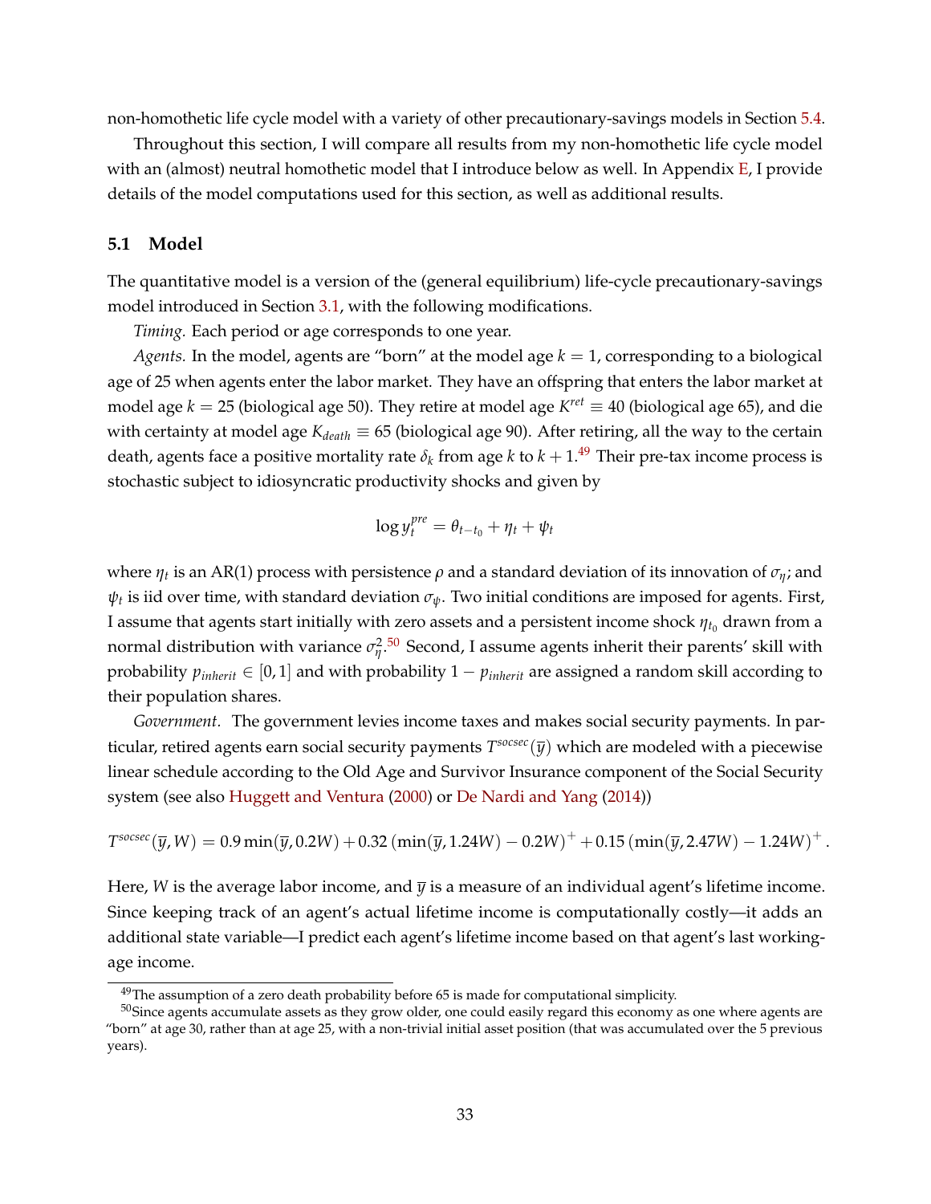non-homothetic life cycle model with a variety of other precautionary-savings models in Section 5.4.

Throughout this section, I will compare all results from my non-homothetic life cycle model with an (almost) neutral homothetic model that I introduce below as well. In Appendix E, I provide details of the model computations used for this section, as well as additional results.

### 5.1 Model

The quantitative model is a version of the (general equilibrium) life-cycle precautionary-savings model introduced in Section 3.1, with the following modifications.

*Timing.* Each period or age corresponds to one year.

*Agents.* In the model, agents are "born" at the model age $k = 1$, corresponding to a biological age of 25 when agents enter the labor market. They have an offspring that enters the labor market at model age $k = 25$ (biological age 50). They retire at model age $K^{ret} \equiv 40$ (biological age 65), and die with certainty at model age $K_{death} \equiv 65$ (biological age 90). After retiring, all the way to the certain death, agents face a positive mortality rate $\delta_k$ from age $k$ to $k+1$.[49] Their pre-tax income process is stochastic subject to idiosyncratic productivity shocks and given by

$$\log y_t^{pre} = \theta_{t-t_0} + \eta_t + \psi_t$$

where $\eta_t$ is an AR(1) process with persistence $\rho$ and a standard deviation of its innovation of $\sigma_\eta$; and $\psi_t$ is iid over time, with standard deviation $\sigma_\psi$. Two initial conditions are imposed for agents. First, I assume that agents start initially with zero assets and a persistent income shock $\eta_{t_0}$ drawn from a normal distribution with variance $\sigma_\eta^2$.[50] Second, I assume agents inherit their parents' skill with probability $p_{inherit} \in [0, 1]$ and with probability $1 - p_{inherit}$ are assigned a random skill according to their population shares.

*Government.* The government levies income taxes and makes social security payments. In particular, retired agents earn social security payments $T^{socsec}(\overline{y})$ which are modeled with a piecewise linear schedule according to the Old Age and Survivor Insurance component of the Social Security system (see also Huggett and Ventura (2000) or De Nardi and Yang (2014))

$$T^{socsec}(\overline{y}, W) = 0.9 \min(\overline{y}, 0.2W) + 0.32 \left(\min(\overline{y}, 1.24W) - 0.2W\right)^+ + 0.15 \left(\min(\overline{y}, 2.47W) - 1.24W\right)^+.$$

Here, $W$ is the average labor income, and $\overline{y}$ is a measure of an individual agent's lifetime income. Since keeping track of an agent's actual lifetime income is computationally costly—it adds an additional state variable—I predict each agent's lifetime income based on that agent's last working-age income.

[49] The assumption of a zero death probability before 65 is made for computational simplicity.

[50] Since agents accumulate assets as they grow older, one could easily regard this economy as one where agents are "born" at age 30, rather than at age 25, with a non-trivial initial asset position (that was accumulated over the 5 previous years).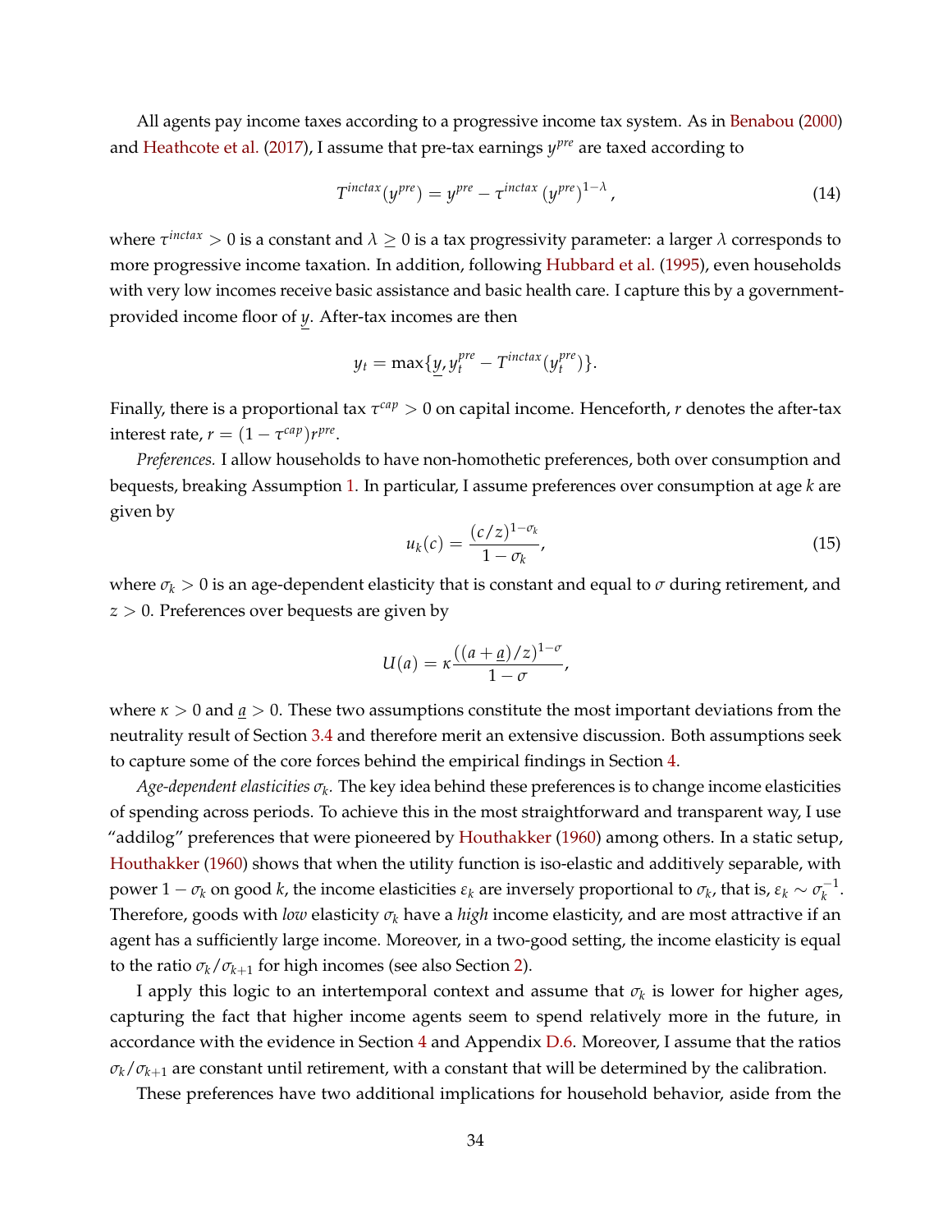All agents pay income taxes according to a progressive income tax system. As in Benabou (2000) and Heathcote et al. (2017), I assume that pre-tax earnings $y^{pre}$ are taxed according to

$$T^{inctax}(y^{pre}) = y^{pre} - \tau^{inctax} \left(y^{pre}\right)^{1-\lambda}, \tag{14}$$

where $\tau^{inctax} > 0$ is a constant and $\lambda \geq 0$ is a tax progressivity parameter: a larger $\lambda$ corresponds to more progressive income taxation. In addition, following Hubbard et al. (1995), even households with very low incomes receive basic assistance and basic health care. I capture this by a government-provided income floor of $\underline{y}$. After-tax incomes are then

$$y_t = \max\{\underline{y}, y_t^{pre} - T^{inctax}(y_t^{pre})\}.$$

Finally, there is a proportional tax $\tau^{cap} > 0$ on capital income. Henceforth, $r$ denotes the after-tax interest rate, $r = (1 - \tau^{cap})r^{pre}$.

*Preferences.* I allow households to have non-homothetic preferences, both over consumption and bequests, breaking Assumption 1. In particular, I assume preferences over consumption at age $k$ are given by

$$u_k(c) = \frac{(c/z)^{1-\sigma_k}}{1-\sigma_k}, \tag{15}$$

where $\sigma_k > 0$ is an age-dependent elasticity that is constant and equal to $\sigma$ during retirement, and $z > 0$. Preferences over bequests are given by

$$U(a) = \kappa \frac{((a + \underline{a})/z)^{1-\sigma}}{1-\sigma},$$

where $\kappa > 0$ and $\underline{a} > 0$. These two assumptions constitute the most important deviations from the neutrality result of Section 3.4 and therefore merit an extensive discussion. Both assumptions seek to capture some of the core forces behind the empirical findings in Section 4.

*Age-dependent elasticities $\sigma_k$.* The key idea behind these preferences is to change income elasticities of spending across periods. To achieve this in the most straightforward and transparent way, I use "addilog" preferences that were pioneered by Houthakker (1960) among others. In a static setup, Houthakker (1960) shows that when the utility function is iso-elastic and additively separable, with power $1 - \sigma_k$ on good $k$, the income elasticities $\varepsilon_k$ are inversely proportional to $\sigma_k$, that is, $\varepsilon_k \sim \sigma_k^{-1}$. Therefore, goods with *low* elasticity $\sigma_k$ have a *high* income elasticity, and are most attractive if an agent has a sufficiently large income. Moreover, in a two-good setting, the income elasticity is equal to the ratio $\sigma_k/\sigma_{k+1}$ for high incomes (see also Section 2).

I apply this logic to an intertemporal context and assume that $\sigma_k$ is lower for higher ages, capturing the fact that higher income agents seem to spend relatively more in the future, in accordance with the evidence in Section 4 and Appendix D.6. Moreover, I assume that the ratios $\sigma_k/\sigma_{k+1}$ are constant until retirement, with a constant that will be determined by the calibration.

These preferences have two additional implications for household behavior, aside from the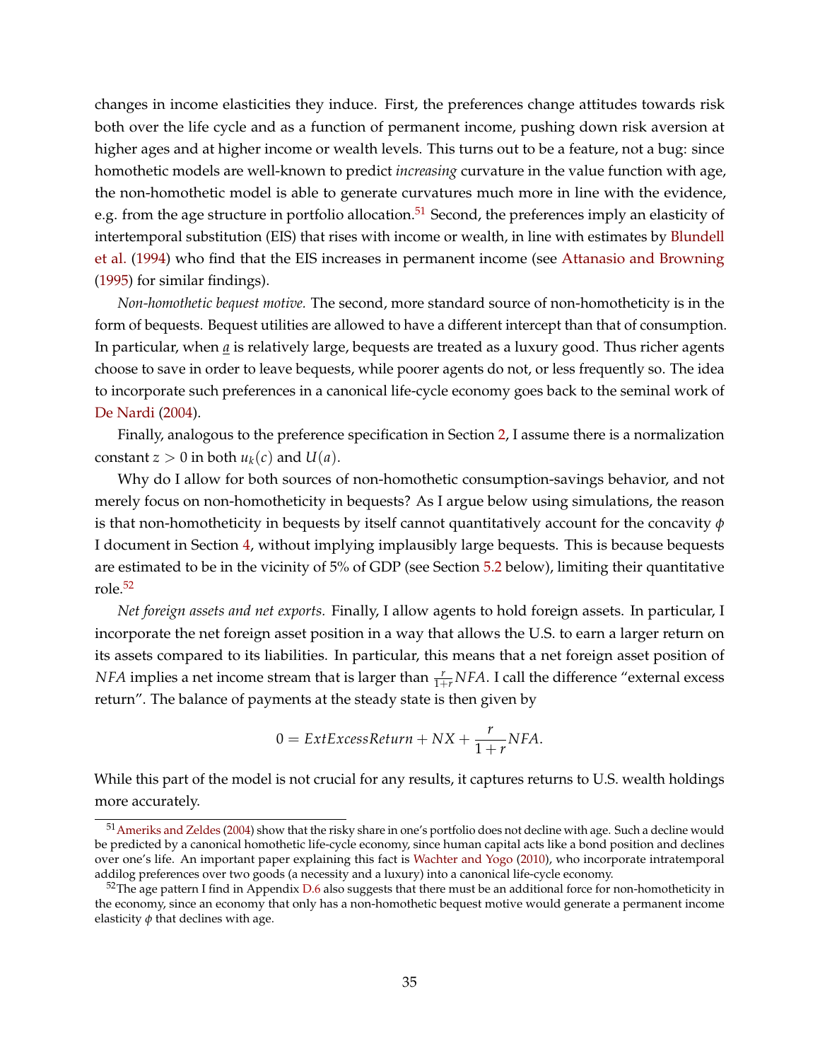changes in income elasticities they induce. First, the preferences change attitudes towards risk both over the life cycle and as a function of permanent income, pushing down risk aversion at higher ages and at higher income or wealth levels. This turns out to be a feature, not a bug: since homothetic models are well-known to predict *increasing* curvature in the value function with age, the non-homothetic model is able to generate curvatures much more in line with the evidence, e.g. from the age structure in portfolio allocation.[51] Second, the preferences imply an elasticity of intertemporal substitution (EIS) that rises with income or wealth, in line with estimates by Blundell et al. (1994) who find that the EIS increases in permanent income (see Attanasio and Browning (1995) for similar findings).

*Non-homothetic bequest motive.* The second, more standard source of non-homotheticity is in the form of bequests. Bequest utilities are allowed to have a different intercept than that of consumption. In particular, when $\underline{a}$ is relatively large, bequests are treated as a luxury good. Thus richer agents choose to save in order to leave bequests, while poorer agents do not, or less frequently so. The idea to incorporate such preferences in a canonical life-cycle economy goes back to the seminal work of De Nardi (2004).

Finally, analogous to the preference specification in Section 2, I assume there is a normalization constant $z > 0$ in both $u_k(c)$ and $U(a)$.

Why do I allow for both sources of non-homothetic consumption-savings behavior, and not merely focus on non-homotheticity in bequests? As I argue below using simulations, the reason is that non-homotheticity in bequests by itself cannot quantitatively account for the concavity $\phi$ I document in Section 4, without implying implausibly large bequests. This is because bequests are estimated to be in the vicinity of 5% of GDP (see Section 5.2 below), limiting their quantitative role.[52]

*Net foreign assets and net exports.* Finally, I allow agents to hold foreign assets. In particular, I incorporate the net foreign asset position in a way that allows the U.S. to earn a larger return on its assets compared to its liabilities. In particular, this means that a net foreign asset position of $NFA$ implies a net income stream that is larger than $\frac{r}{1+r}NFA$. I call the difference "external excess return". The balance of payments at the steady state is then given by

$$0 = ExtExcessReturn + NX + \frac{r}{1+r}NFA.$$

While this part of the model is not crucial for any results, it captures returns to U.S. wealth holdings more accurately.

[51] Ameriks and Zeldes (2004) show that the risky share in one's portfolio does not decline with age. Such a decline would be predicted by a canonical homothetic life-cycle economy, since human capital acts like a bond position and declines over one's life. An important paper explaining this fact is Wachter and Yogo (2010), who incorporate intratemporal addilog preferences over two goods (a necessity and a luxury) into a canonical life-cycle economy.

[52] The age pattern I find in Appendix D.6 also suggests that there must be an additional force for non-homotheticity in the economy, since an economy that only has a non-homothetic bequest motive would generate a permanent income elasticity $\phi$ that declines with age.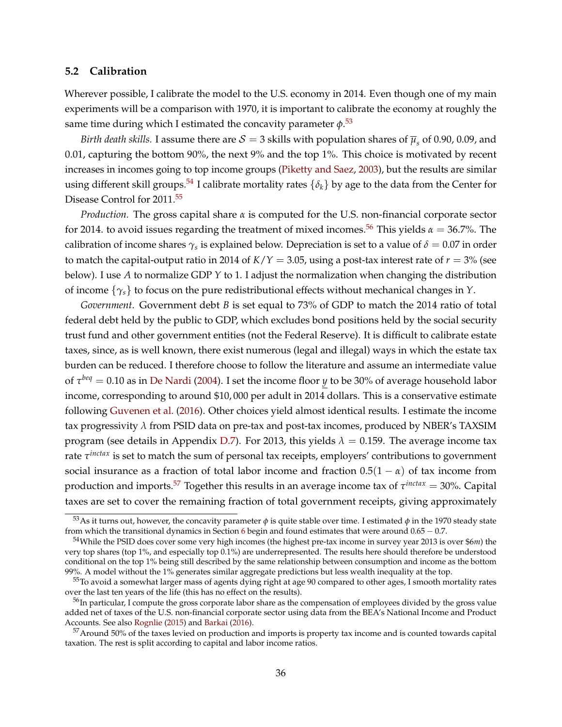### 5.2 Calibration

Wherever possible, I calibrate the model to the U.S. economy in 2014. Even though one of my main experiments will be a comparison with 1970, it is important to calibrate the economy at roughly the same time during which I estimated the concavity parameter $\phi$.[53]

*Birth death skills.* I assume there are $\mathcal{S} = 3$ skills with population shares of $\overline{\mu}_s$ of 0.90, 0.09, and 0.01, capturing the bottom 90%, the next 9% and the top 1%. This choice is motivated by recent increases in incomes going to top income groups (Piketty and Saez, 2003), but the results are similar using different skill groups.[54] I calibrate mortality rates $\{\delta_k\}$ by age to the data from the Center for Disease Control for 2011.[55]

*Production.* The gross capital share $\alpha$ is computed for the U.S. non-financial corporate sector for 2014. to avoid issues regarding the treatment of mixed incomes.[56] This yields $\alpha = 36.7\%$. The calibration of income shares $\gamma_s$ is explained below. Depreciation is set to a value of $\delta = 0.07$ in order to match the capital-output ratio in 2014 of $K/Y = 3.05$, using a post-tax interest rate of $r = 3\%$ (see below). I use $A$ to normalize GDP $Y$ to 1. I adjust the normalization when changing the distribution of income $\{\gamma_s\}$ to focus on the pure redistributional effects without mechanical changes in $Y$.

*Government.* Government debt $B$ is set equal to 73% of GDP to match the 2014 ratio of total federal debt held by the public to GDP, which excludes bond positions held by the social security trust fund and other government entities (not the Federal Reserve). It is difficult to calibrate estate taxes, since, as is well known, there exist numerous (legal and illegal) ways in which the estate tax burden can be reduced. I therefore choose to follow the literature and assume an intermediate value of $\tau^{beq} = 0.10$ as in De Nardi (2004). I set the income floor $\underline{y}$ to be 30% of average household labor income, corresponding to around \$10,000 per adult in 2014 dollars. This is a conservative estimate following Guvenen et al. (2016). Other choices yield almost identical results. I estimate the income tax progressivity $\lambda$ from PSID data on pre-tax and post-tax incomes, produced by NBER's TAXSIM program (see details in Appendix D.7). For 2013, this yields $\lambda = 0.159$. The average income tax rate $\tau^{inctax}$ is set to match the sum of personal tax receipts, employers' contributions to government social insurance as a fraction of total labor income and fraction $0.5(1 - \alpha)$ of tax income from production and imports.[57] Together this results in an average income tax of $\tau^{inctax} = 30\%$. Capital taxes are set to cover the remaining fraction of total government receipts, giving approximately

---

[53] As it turns out, however, the concavity parameter $\phi$ is quite stable over time. I estimated $\phi$ in the 1970 steady state from which the transitional dynamics in Section 6 begin and found estimates that were around $0.65 - 0.7$.

[54] While the PSID does cover some very high incomes (the highest pre-tax income in survey year 2013 is over \$6$m$) the very top shares (top 1%, and especially top 0.1%) are underrepresented. The results here should therefore be understood conditional on the top 1% being still described by the same relationship between consumption and income as the bottom 99%. A model without the 1% generates similar aggregate predictions but less wealth inequality at the top.

[55] To avoid a somewhat larger mass of agents dying right at age 90 compared to other ages, I smooth mortality rates over the last ten years of the life (this has no effect on the results).

[56] In particular, I compute the gross corporate labor share as the compensation of employees divided by the gross value added net of taxes of the U.S. non-financial corporate sector using data from the BEA's National Income and Product Accounts. See also Rognlie (2015) and Barkai (2016).

[57] Around 50% of the taxes levied on production and imports is property tax income and is counted towards capital taxation. The rest is split according to capital and labor income ratios.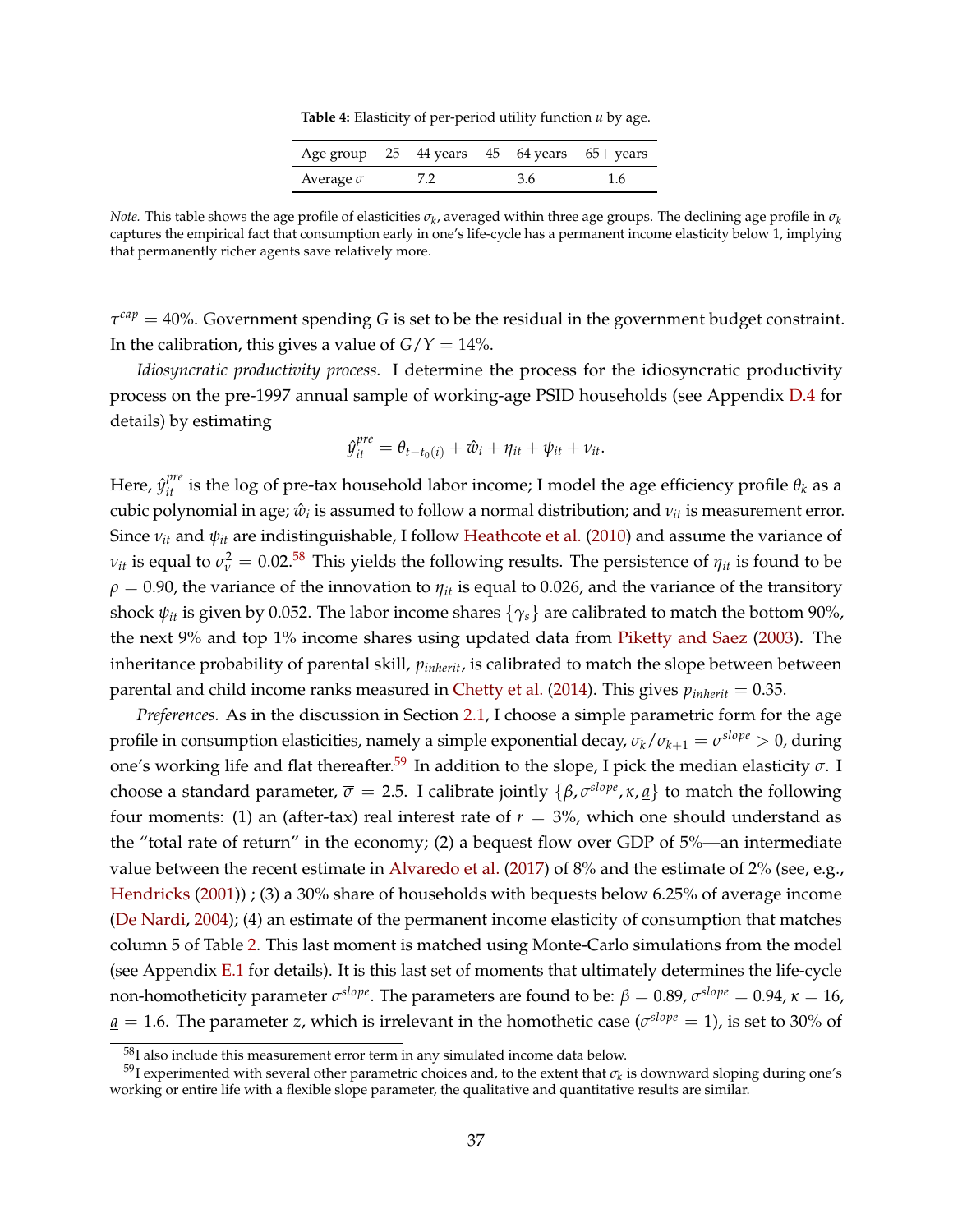**Table 4:** Elasticity of per-period utility function $u$ by age.

| Age group | $25-44$ years | $45-64$ years | 65+ years |
| --- | --- | --- | --- |
| Average $\sigma$ | 7.2 | 3.6 | 1.6 |

*Note.* This table shows the age profile of elasticities $\sigma_k$, averaged within three age groups. The declining age profile in $\sigma_k$ captures the empirical fact that consumption early in one's life-cycle has a permanent income elasticity below 1, implying that permanently richer agents save relatively more.

$\tau^{cap} = 40\%$. Government spending $G$ is set to be the residual in the government budget constraint. In the calibration, this gives a value of $G/Y = 14\%$.

*Idiosyncratic productivity process.* I determine the process for the idiosyncratic productivity process on the pre-1997 annual sample of working-age PSID households (see Appendix D.4 for details) by estimating

$$\hat{y}_{it}^{pre} = \theta_{t-t_0(i)} + \hat{w}_i + \eta_{it} + \psi_{it} + \nu_{it}.$$

Here, $\hat{y}_{it}^{pre}$ is the log of pre-tax household labor income; I model the age efficiency profile $\theta_k$ as a cubic polynomial in age; $\hat{w}_i$ is assumed to follow a normal distribution; and $\nu_{it}$ is measurement error. Since $\nu_{it}$ and $\psi_{it}$ are indistinguishable, I follow Heathcote et al. (2010) and assume the variance of $\nu_{it}$ is equal to $\sigma_\nu^2 = 0.02$.[58] This yields the following results. The persistence of $\eta_{it}$ is found to be $\rho = 0.90$, the variance of the innovation to $\eta_{it}$ is equal to 0.026, and the variance of the transitory shock $\psi_{it}$ is given by 0.052. The labor income shares $\{\gamma_s\}$ are calibrated to match the bottom 90%, the next 9% and top 1% income shares using updated data from Piketty and Saez (2003). The inheritance probability of parental skill, $p_{inherit}$, is calibrated to match the slope between between parental and child income ranks measured in Chetty et al. (2014). This gives $p_{inherit} = 0.35$.

*Preferences.* As in the discussion in Section 2.1, I choose a simple parametric form for the age profile in consumption elasticities, namely a simple exponential decay, $\sigma_k/\sigma_{k+1} = \sigma^{slope} > 0$, during one's working life and flat thereafter.[59] In addition to the slope, I pick the median elasticity $\overline{\sigma}$. I choose a standard parameter, $\overline{\sigma} = 2.5$. I calibrate jointly $\{\beta, \sigma^{slope}, \kappa, \underline{a}\}$ to match the following four moments: (1) an (after-tax) real interest rate of $r = 3\%$, which one should understand as the "total rate of return" in the economy; (2) a bequest flow over GDP of 5%—an intermediate value between the recent estimate in Alvaredo et al. (2017) of 8% and the estimate of 2% (see, e.g., Hendricks (2001)) ; (3) a 30% share of households with bequests below 6.25% of average income (De Nardi, 2004); (4) an estimate of the permanent income elasticity of consumption that matches column 5 of Table 2. This last moment is matched using Monte-Carlo simulations from the model (see Appendix E.1 for details). It is this last set of moments that ultimately determines the life-cycle non-homotheticity parameter $\sigma^{slope}$. The parameters are found to be: $\beta = 0.89$, $\sigma^{slope} = 0.94$, $\kappa = 16$, $\underline{a} = 1.6$. The parameter $z$, which is irrelevant in the homothetic case ($\sigma^{slope} = 1$), is set to 30% of

[58] I also include this measurement error term in any simulated income data below.

[59] I experimented with several other parametric choices and, to the extent that $\sigma_k$ is downward sloping during one's working or entire life with a flexible slope parameter, the qualitative and quantitative results are similar.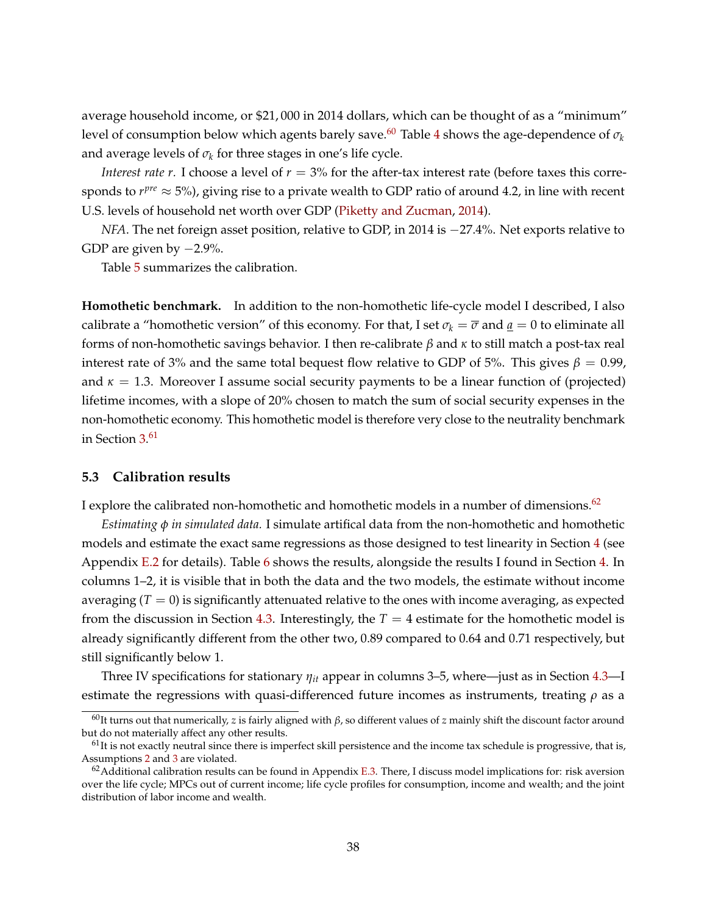average household income, or \$21,000 in 2014 dollars, which can be thought of as a "minimum" level of consumption below which agents barely save.[60] Table 4 shows the age-dependence of $\sigma_k$ and average levels of $\sigma_k$ for three stages in one's life cycle.

*Interest rate r.* I choose a level of $r = 3\%$ for the after-tax interest rate (before taxes this corresponds to $r^{pre} \approx 5\%$), giving rise to a private wealth to GDP ratio of around 4.2, in line with recent U.S. levels of household net worth over GDP (Piketty and Zucman, 2014).

*NFA.* The net foreign asset position, relative to GDP, in 2014 is $-27.4\%$. Net exports relative to GDP are given by $-2.9\%$.

Table 5 summarizes the calibration.

**Homothetic benchmark.** In addition to the non-homothetic life-cycle model I described, I also calibrate a "homothetic version" of this economy. For that, I set $\sigma_k = \overline{\sigma}$ and $\underline{a} = 0$ to eliminate all forms of non-homothetic savings behavior. I then re-calibrate $\beta$ and $\kappa$ to still match a post-tax real interest rate of 3% and the same total bequest flow relative to GDP of 5%. This gives $\beta = 0.99$, and $\kappa = 1.3$. Moreover I assume social security payments to be a linear function of (projected) lifetime incomes, with a slope of 20% chosen to match the sum of social security expenses in the non-homothetic economy. This homothetic model is therefore very close to the neutrality benchmark in Section 3.[61]

### 5.3 Calibration results

I explore the calibrated non-homothetic and homothetic models in a number of dimensions.[62]

*Estimating $\phi$ in simulated data.* I simulate artifical data from the non-homothetic and homothetic models and estimate the exact same regressions as those designed to test linearity in Section 4 (see Appendix E.2 for details). Table 6 shows the results, alongside the results I found in Section 4. In columns 1–2, it is visible that in both the data and the two models, the estimate without income averaging ($T = 0$) is significantly attenuated relative to the ones with income averaging, as expected from the discussion in Section 4.3. Interestingly, the $T = 4$ estimate for the homothetic model is already significantly different from the other two, 0.89 compared to 0.64 and 0.71 respectively, but still significantly below 1.

Three IV specifications for stationary $\eta_{it}$ appear in columns 3–5, where—just as in Section 4.3—I estimate the regressions with quasi-differenced future incomes as instruments, treating $\rho$ as a

[60] It turns out that numerically, $z$ is fairly aligned with $\beta$, so different values of $z$ mainly shift the discount factor around but do not materially affect any other results.

[61] It is not exactly neutral since there is imperfect skill persistence and the income tax schedule is progressive, that is, Assumptions 2 and 3 are violated.

[62] Additional calibration results can be found in Appendix E.3. There, I discuss model implications for: risk aversion over the life cycle; MPCs out of current income; life cycle profiles for consumption, income and wealth; and the joint distribution of labor income and wealth.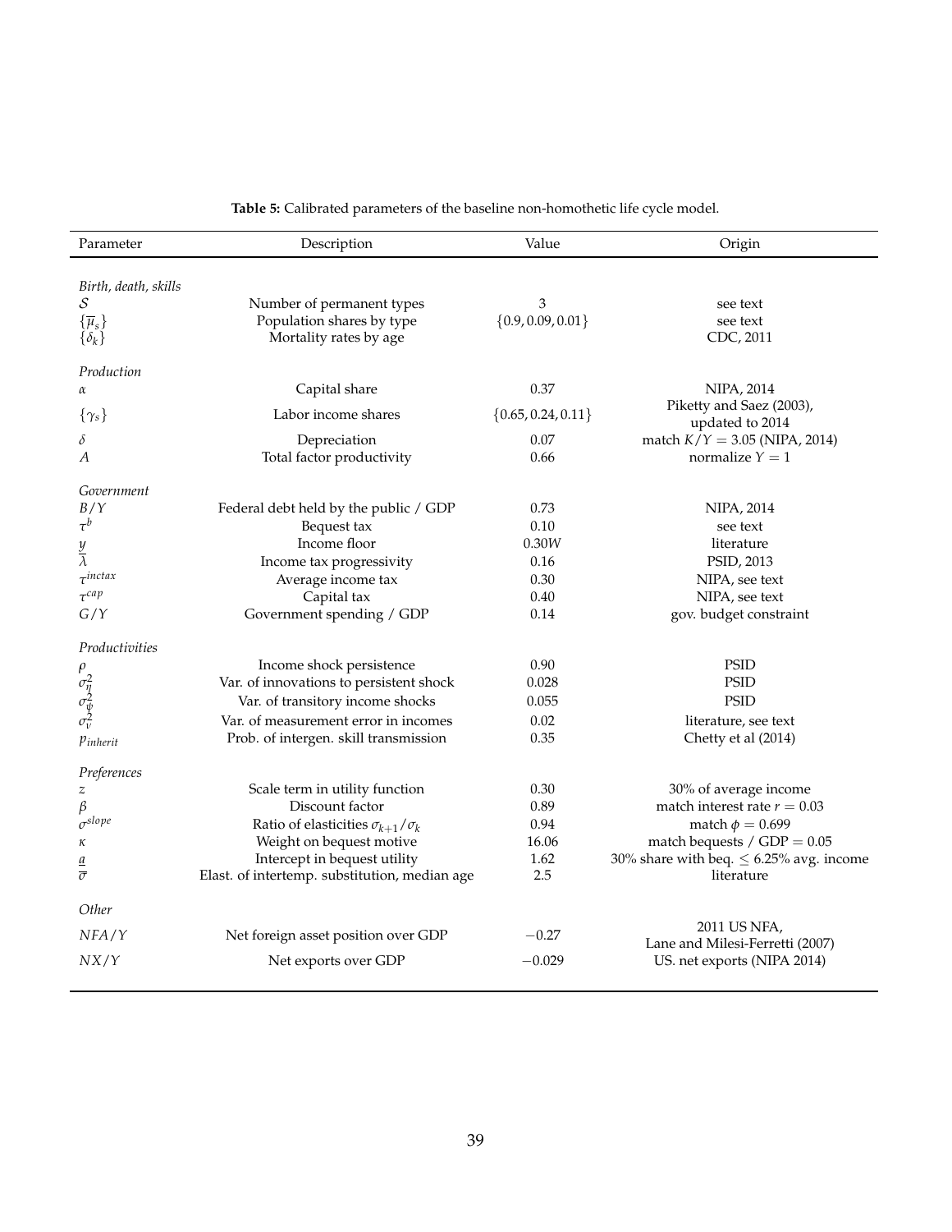**Table 5:** Calibrated parameters of the baseline non-homothetic life cycle model.

| Parameter | Description | Value | Origin |
|---|---|---|---|
| *Birth, death, skills* | | | |
| $\mathcal{S}$ | Number of permanent types | 3 | see text |
| $\{\overline{\mu}_s\}$ | Population shares by type | $\{0.9, 0.09, 0.01\}$ | see text |
| $\{\delta_k\}$ | Mortality rates by age | | CDC, 2011 |
| *Production* | | | |
| $\alpha$ | Capital share | 0.37 | NIPA, 2014 |
| $\{\gamma_s\}$ | Labor income shares | $\{0.65, 0.24, 0.11\}$ | Piketty and Saez (2003), updated to 2014 |
| $\delta$ | Depreciation | 0.07 | match $K/Y = 3.05$ (NIPA, 2014) |
| $A$ | Total factor productivity | 0.66 | normalize $Y = 1$ |
| *Government* | | | |
| $B/Y$ | Federal debt held by the public / GDP | 0.73 | NIPA, 2014 |
| $\tau^b$ | Bequest tax | 0.10 | see text |
| $\underline{y}$ | Income floor | $0.30W$ | literature |
| $\overline{\lambda}$ | Income tax progressivity | 0.16 | PSID, 2013 |
| $\tau^{inctax}$ | Average income tax | 0.30 | NIPA, see text |
| $\tau^{cap}$ | Capital tax | 0.40 | NIPA, see text |
| $G/Y$ | Government spending / GDP | 0.14 | gov. budget constraint |
| *Productivities* | | | |
| $\rho$ | Income shock persistence | 0.90 | PSID |
| $\sigma_\eta^2$ | Var. of innovations to persistent shock | 0.028 | PSID |
| $\sigma_\psi^2$ | Var. of transitory income shocks | 0.055 | PSID |
| $\sigma_\nu^2$ | Var. of measurement error in incomes | 0.02 | literature, see text |
| $p_{inherit}$ | Prob. of intergen. skill transmission | 0.35 | Chetty et al (2014) |
| *Preferences* | | | |
| $z$ | Scale term in utility function | 0.30 | 30% of average income |
| $\beta$ | Discount factor | 0.89 | match interest rate $r = 0.03$ |
| $\sigma^{slope}$ | Ratio of elasticities $\sigma_{k+1}/\sigma_k$ | 0.94 | match $\phi = 0.699$ |
| $\kappa$ | Weight on bequest motive | 16.06 | match bequests / GDP $= 0.05$ |
| $\underline{a}$ | Intercept in bequest utility | 1.62 | 30% share with beq. $\leq$ 6.25% avg. income |
| $\overline{\sigma}$ | Elast. of intertemp. substitution, median age | 2.5 | literature |
| *Other* | | | |
| $NFA/Y$ | Net foreign asset position over GDP | $-0.27$ | 2011 US NFA, Lane and Milesi-Ferretti (2007) |
| $NX/Y$ | Net exports over GDP | $-0.029$ | US. net exports (NIPA 2014) |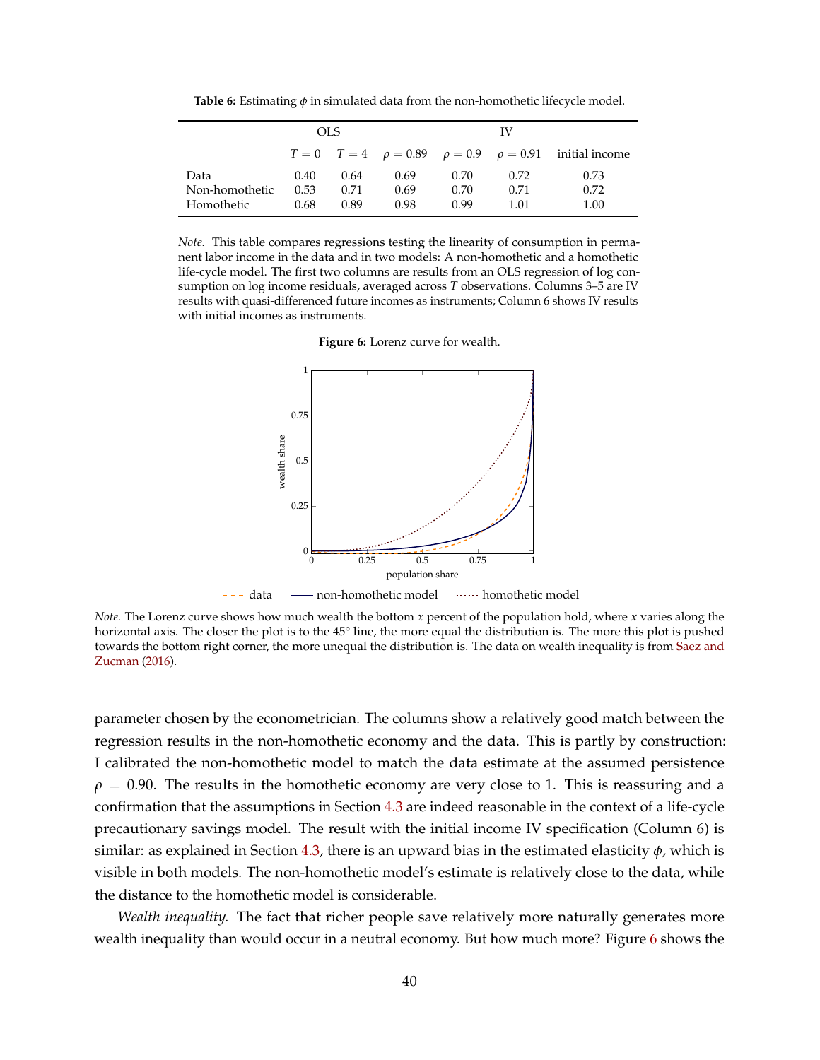**Table 6:** Estimating $\phi$ in simulated data from the non-homothetic lifecycle model.

| | OLS | | IV | | | |
|---|---|---|---|---|---|---|
| | $T = 0$ | $T = 4$ | $\rho = 0.89$ | $\rho = 0.9$ | $\rho = 0.91$ | initial income |
| Data | 0.40 | 0.64 | 0.69 | 0.70 | 0.72 | 0.73 |
| Non-homothetic | 0.53 | 0.71 | 0.69 | 0.70 | 0.71 | 0.72 |
| Homothetic | 0.68 | 0.89 | 0.98 | 0.99 | 1.01 | 1.00 |

*Note.* This table compares regressions testing the linearity of consumption in permanent labor income in the data and in two models: A non-homothetic and a homothetic life-cycle model. The first two columns are results from an OLS regression of log consumption on log income residuals, averaged across $T$ observations. Columns 3–5 are IV results with quasi-differenced future incomes as instruments; Column 6 shows IV results with initial incomes as instruments.

**Figure 6:** Lorenz curve for wealth.

*Note.* The Lorenz curve shows how much wealth the bottom $x$ percent of the population hold, where $x$ varies along the horizontal axis. The closer the plot is to the 45° line, the more equal the distribution is. The more this plot is pushed towards the bottom right corner, the more unequal the distribution is. The data on wealth inequality is from Saez and Zucman (2016).

parameter chosen by the econometrician. The columns show a relatively good match between the regression results in the non-homothetic economy and the data. This is partly by construction: I calibrated the non-homothetic model to match the data estimate at the assumed persistence $\rho = 0.90$. The results in the homothetic economy are very close to 1. This is reassuring and a confirmation that the assumptions in Section 4.3 are indeed reasonable in the context of a life-cycle precautionary savings model. The result with the initial income IV specification (Column 6) is similar: as explained in Section 4.3, there is an upward bias in the estimated elasticity $\phi$, which is visible in both models. The non-homothetic model's estimate is relatively close to the data, while the distance to the homothetic model is considerable.

*Wealth inequality.* The fact that richer people save relatively more naturally generates more wealth inequality than would occur in a neutral economy. But how much more? Figure 6 shows the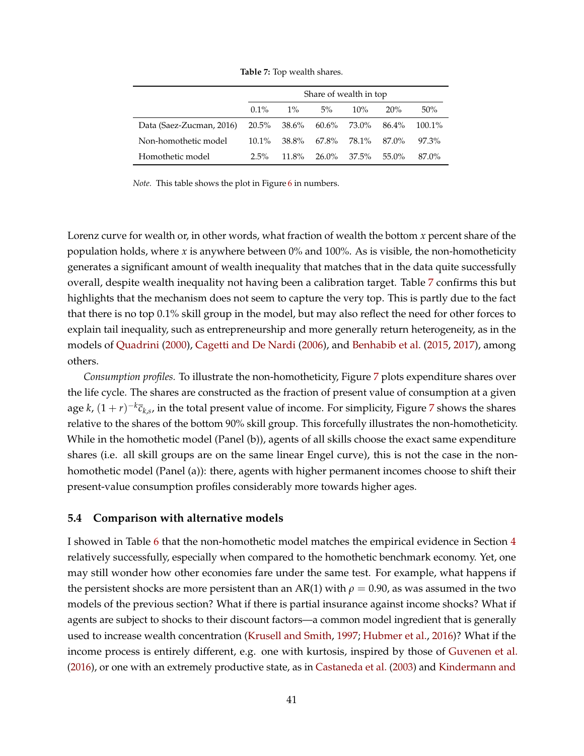**Table 7:** Top wealth shares.

| | Share of wealth in top | | | | | |
|---|---|---|---|---|---|---|
| | 0.1% | 1% | 5% | 10% | 20% | 50% |
| Data (Saez-Zucman, 2016) | 20.5% | 38.6% | 60.6% | 73.0% | 86.4% | 100.1% |
| Non-homothetic model | 10.1% | 38.8% | 67.8% | 78.1% | 87.0% | 97.3% |
| Homothetic model | 2.5% | 11.8% | 26.0% | 37.5% | 55.0% | 87.0% |

*Note.* This table shows the plot in Figure 6 in numbers.

Lorenz curve for wealth or, in other words, what fraction of wealth the bottom $x$ percent share of the population holds, where $x$ is anywhere between 0% and 100%. As is visible, the non-homotheticity generates a significant amount of wealth inequality that matches that in the data quite successfully overall, despite wealth inequality not having been a calibration target. Table 7 confirms this but highlights that the mechanism does not seem to capture the very top. This is partly due to the fact that there is no top 0.1% skill group in the model, but may also reflect the need for other forces to explain tail inequality, such as entrepreneurship and more generally return heterogeneity, as in the models of Quadrini (2000), Cagetti and De Nardi (2006), and Benhabib et al. (2015, 2017), among others.

*Consumption profiles.* To illustrate the non-homotheticity, Figure 7 plots expenditure shares over the life cycle. The shares are constructed as the fraction of present value of consumption at a given age $k$, $(1+r)^{-k}\bar{c}_{k,s}$, in the total present value of income. For simplicity, Figure 7 shows the shares relative to the shares of the bottom 90% skill group. This forcefully illustrates the non-homotheticity. While in the homothetic model (Panel (b)), agents of all skills choose the exact same expenditure shares (i.e. all skill groups are on the same linear Engel curve), this is not the case in the non-homothetic model (Panel (a)): there, agents with higher permanent incomes choose to shift their present-value consumption profiles considerably more towards higher ages.

### 5.4 Comparison with alternative models

I showed in Table 6 that the non-homothetic model matches the empirical evidence in Section 4 relatively successfully, especially when compared to the homothetic benchmark economy. Yet, one may still wonder how other economies fare under the same test. For example, what happens if the persistent shocks are more persistent than an AR(1) with $\rho = 0.90$, as was assumed in the two models of the previous section? What if there is partial insurance against income shocks? What if agents are subject to shocks to their discount factors—a common model ingredient that is generally used to increase wealth concentration (Krusell and Smith, 1997; Hubmer et al., 2016)? What if the income process is entirely different, e.g. one with kurtosis, inspired by those of Guvenen et al. (2016), or one with an extremely productive state, as in Castaneda et al. (2003) and Kindermann and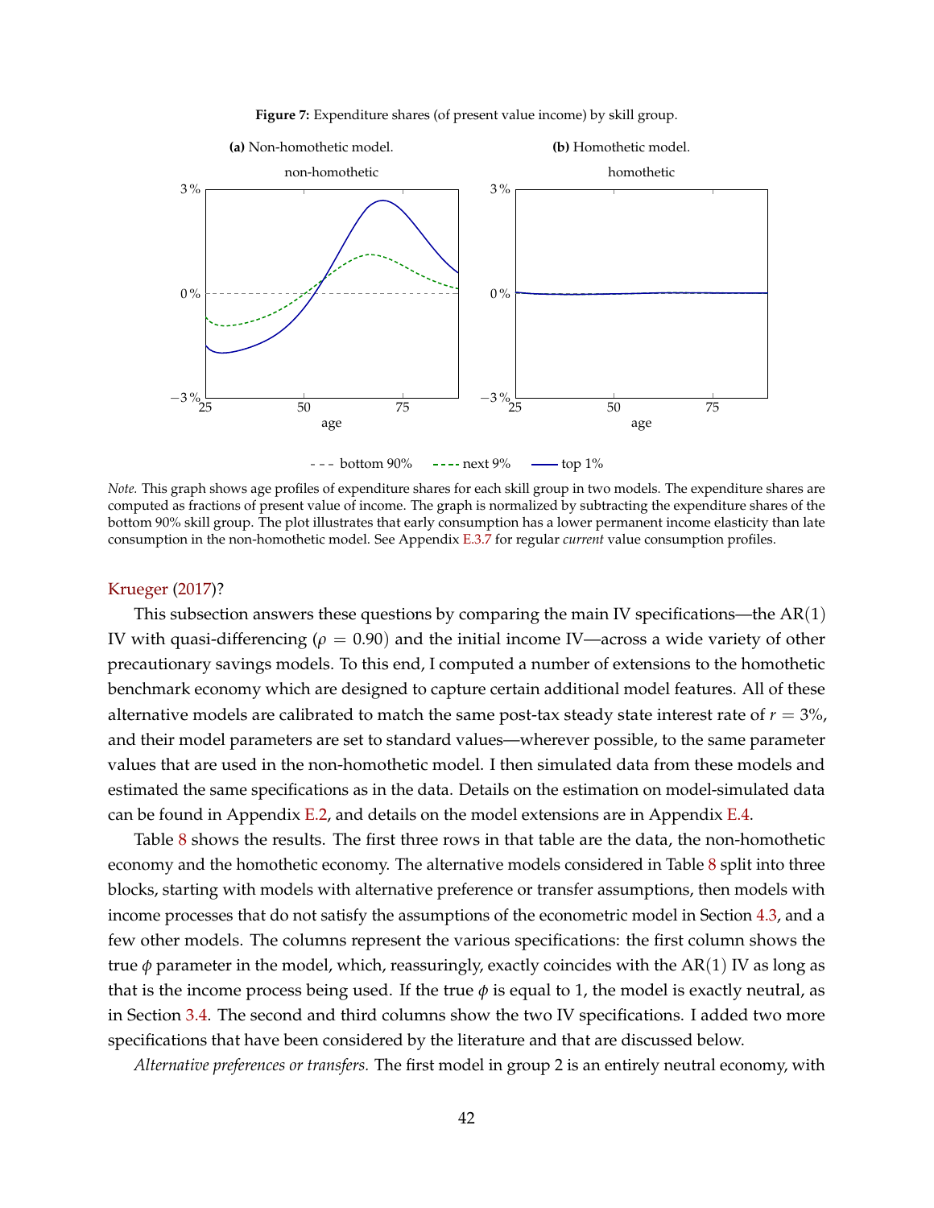**Figure 7:** Expenditure shares (of present value income) by skill group.

**(a)** Non-homothetic model.

**(b)** Homothetic model.

*Note.* This graph shows age profiles of expenditure shares for each skill group in two models. The expenditure shares are computed as fractions of present value of income. The graph is normalized by subtracting the expenditure shares of the bottom 90% skill group. The plot illustrates that early consumption has a lower permanent income elasticity than late consumption in the non-homothetic model. See Appendix E.3.7 for regular *current* value consumption profiles.

Krueger (2017)?

This subsection answers these questions by comparing the main IV specifications—the AR(1) IV with quasi-differencing ($\rho = 0.90$) and the initial income IV—across a wide variety of other precautionary savings models. To this end, I computed a number of extensions to the homothetic benchmark economy which are designed to capture certain additional model features. All of these alternative models are calibrated to match the same post-tax steady state interest rate of $r = 3\%$, and their model parameters are set to standard values—wherever possible, to the same parameter values that are used in the non-homothetic model. I then simulated data from these models and estimated the same specifications as in the data. Details on the estimation on model-simulated data can be found in Appendix E.2, and details on the model extensions are in Appendix E.4.

Table 8 shows the results. The first three rows in that table are the data, the non-homothetic economy and the homothetic economy. The alternative models considered in Table 8 split into three blocks, starting with models with alternative preference or transfer assumptions, then models with income processes that do not satisfy the assumptions of the econometric model in Section 4.3, and a few other models. The columns represent the various specifications: the first column shows the true $\phi$ parameter in the model, which, reassuringly, exactly coincides with the AR(1) IV as long as that is the income process being used. If the true $\phi$ is equal to 1, the model is exactly neutral, as in Section 3.4. The second and third columns show the two IV specifications. I added two more specifications that have been considered by the literature and that are discussed below.

*Alternative preferences or transfers.* The first model in group 2 is an entirely neutral economy, with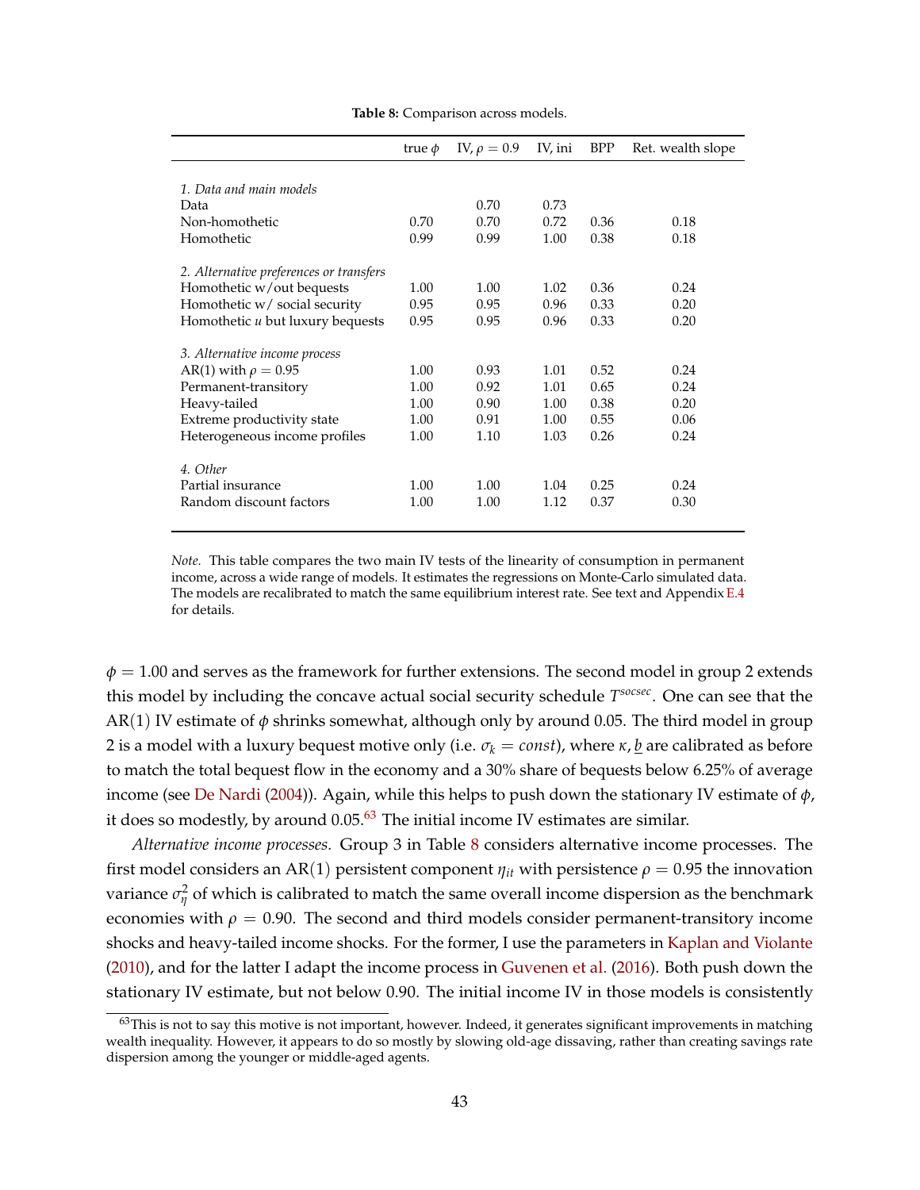**Table 8:** Comparison across models.

| | true $\phi$ | IV, $\rho = 0.9$ | IV, ini | BPP | Ret. wealth slope |
|---|---|---|---|---|---|
| *1. Data and main models* | | | | | |
| Data | | 0.70 | 0.73 | | |
| Non-homothetic | 0.70 | 0.70 | 0.72 | 0.36 | 0.18 |
| Homothetic | 0.99 | 0.99 | 1.00 | 0.38 | 0.18 |
| *2. Alternative preferences or transfers* | | | | | |
| Homothetic w/out bequests | 1.00 | 1.00 | 1.02 | 0.36 | 0.24 |
| Homothetic w/ social security | 0.95 | 0.95 | 0.96 | 0.33 | 0.20 |
| Homothetic $u$ but luxury bequests | 0.95 | 0.95 | 0.96 | 0.33 | 0.20 |
| *3. Alternative income process* | | | | | |
| AR(1) with $\rho = 0.95$ | 1.00 | 0.93 | 1.01 | 0.52 | 0.24 |
| Permanent-transitory | 1.00 | 0.92 | 1.01 | 0.65 | 0.24 |
| Heavy-tailed | 1.00 | 0.90 | 1.00 | 0.38 | 0.20 |
| Extreme productivity state | 1.00 | 0.91 | 1.00 | 0.55 | 0.06 |
| Heterogeneous income profiles | 1.00 | 1.10 | 1.03 | 0.26 | 0.24 |
| *4. Other* | | | | | |
| Partial insurance | 1.00 | 1.00 | 1.04 | 0.25 | 0.24 |
| Random discount factors | 1.00 | 1.00 | 1.12 | 0.37 | 0.30 |

*Note.* This table compares the two main IV tests of the linearity of consumption in permanent income, across a wide range of models. It estimates the regressions on Monte-Carlo simulated data. The models are recalibrated to match the same equilibrium interest rate. See text and Appendix E.4 for details.

$\phi = 1.00$ and serves as the framework for further extensions. The second model in group 2 extends this model by including the concave actual social security schedule $T^{socsec}$. One can see that the AR(1) IV estimate of $\phi$ shrinks somewhat, although only by around 0.05. The third model in group 2 is a model with a luxury bequest motive only (i.e. $\sigma_k = const$), where $\kappa, \underline{b}$ are calibrated as before to match the total bequest flow in the economy and a 30% share of bequests below 6.25% of average income (see De Nardi (2004)). Again, while this helps to push down the stationary IV estimate of $\phi$, it does so modestly, by around 0.05.[63] The initial income IV estimates are similar.

*Alternative income processes.* Group 3 in Table 8 considers alternative income processes. The first model considers an AR(1) persistent component $\eta_{it}$ with persistence $\rho = 0.95$ the innovation variance $\sigma^2_\eta$ of which is calibrated to match the same overall income dispersion as the benchmark economies with $\rho = 0.90$. The second and third models consider permanent-transitory income shocks and heavy-tailed income shocks. For the former, I use the parameters in Kaplan and Violante (2010), and for the latter I adapt the income process in Guvenen et al. (2016). Both push down the stationary IV estimate, but not below 0.90. The initial income IV in those models is consistently

[63] This is not to say this motive is not important, however. Indeed, it generates significant improvements in matching wealth inequality. However, it appears to do so mostly by slowing old-age dissaving, rather than creating savings rate dispersion among the younger or middle-aged agents.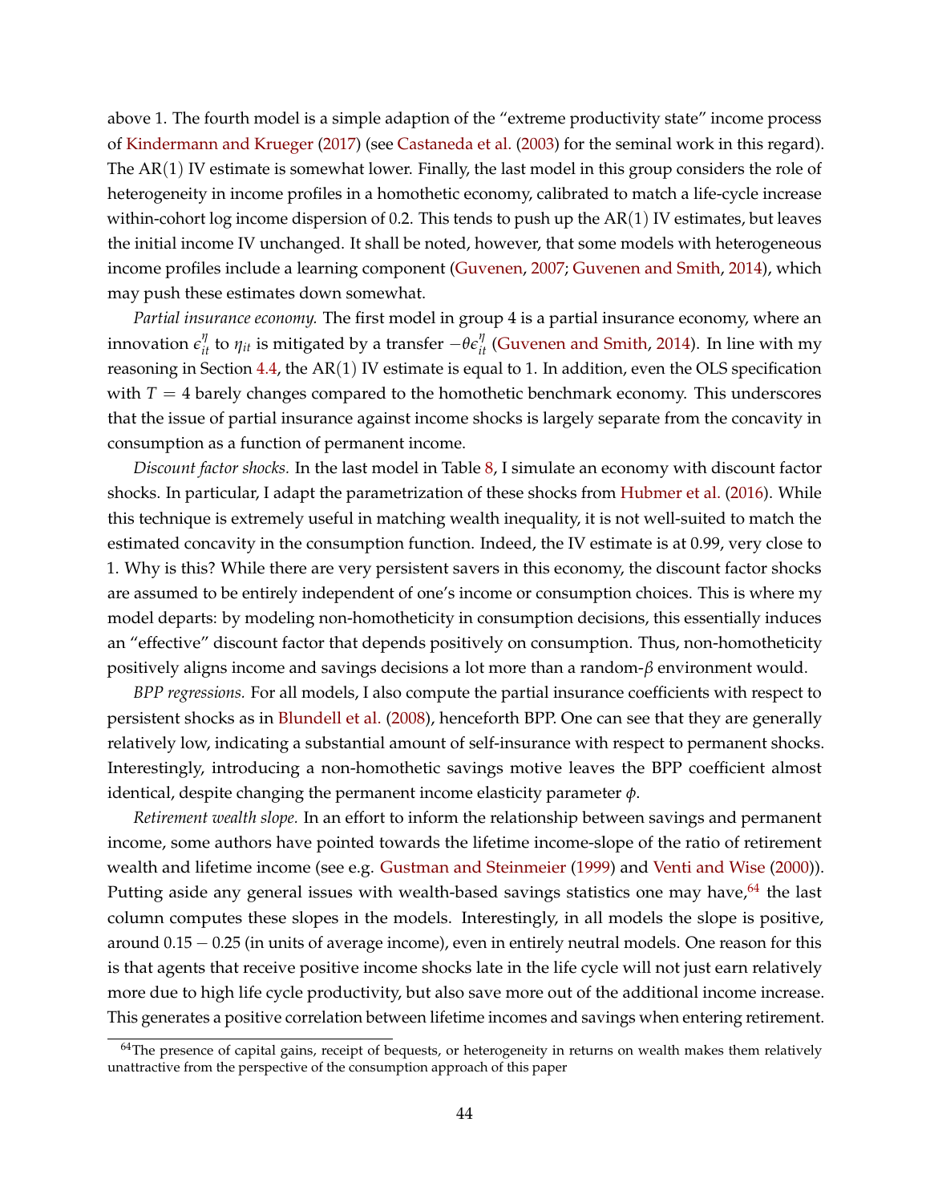above 1. The fourth model is a simple adaption of the "extreme productivity state" income process of Kindermann and Krueger (2017) (see Castaneda et al. (2003) for the seminal work in this regard). The AR(1) IV estimate is somewhat lower. Finally, the last model in this group considers the role of heterogeneity in income profiles in a homothetic economy, calibrated to match a life-cycle increase within-cohort log income dispersion of 0.2. This tends to push up the AR(1) IV estimates, but leaves the initial income IV unchanged. It shall be noted, however, that some models with heterogeneous income profiles include a learning component (Guvenen, 2007; Guvenen and Smith, 2014), which may push these estimates down somewhat.

*Partial insurance economy.* The first model in group 4 is a partial insurance economy, where an innovation $\epsilon^{\eta}_{it}$ to $\eta_{it}$ is mitigated by a transfer $-\theta\epsilon^{\eta}_{it}$ (Guvenen and Smith, 2014). In line with my reasoning in Section 4.4, the AR(1) IV estimate is equal to 1. In addition, even the OLS specification with $T = 4$ barely changes compared to the homothetic benchmark economy. This underscores that the issue of partial insurance against income shocks is largely separate from the concavity in consumption as a function of permanent income.

*Discount factor shocks.* In the last model in Table 8, I simulate an economy with discount factor shocks. In particular, I adapt the parametrization of these shocks from Hubmer et al. (2016). While this technique is extremely useful in matching wealth inequality, it is not well-suited to match the estimated concavity in the consumption function. Indeed, the IV estimate is at 0.99, very close to 1. Why is this? While there are very persistent savers in this economy, the discount factor shocks are assumed to be entirely independent of one's income or consumption choices. This is where my model departs: by modeling non-homotheticity in consumption decisions, this essentially induces an "effective" discount factor that depends positively on consumption. Thus, non-homotheticity positively aligns income and savings decisions a lot more than a random-$\beta$ environment would.

*BPP regressions.* For all models, I also compute the partial insurance coefficients with respect to persistent shocks as in Blundell et al. (2008), henceforth BPP. One can see that they are generally relatively low, indicating a substantial amount of self-insurance with respect to permanent shocks. Interestingly, introducing a non-homothetic savings motive leaves the BPP coefficient almost identical, despite changing the permanent income elasticity parameter $\phi$.

*Retirement wealth slope.* In an effort to inform the relationship between savings and permanent income, some authors have pointed towards the lifetime income-slope of the ratio of retirement wealth and lifetime income (see e.g. Gustman and Steinmeier (1999) and Venti and Wise (2000)). Putting aside any general issues with wealth-based savings statistics one may have,[64] the last column computes these slopes in the models. Interestingly, in all models the slope is positive, around $0.15 - 0.25$ (in units of average income), even in entirely neutral models. One reason for this is that agents that receive positive income shocks late in the life cycle will not just earn relatively more due to high life cycle productivity, but also save more out of the additional income increase. This generates a positive correlation between lifetime incomes and savings when entering retirement.

[64] The presence of capital gains, receipt of bequests, or heterogeneity in returns on wealth makes them relatively unattractive from the perspective of the consumption approach of this paper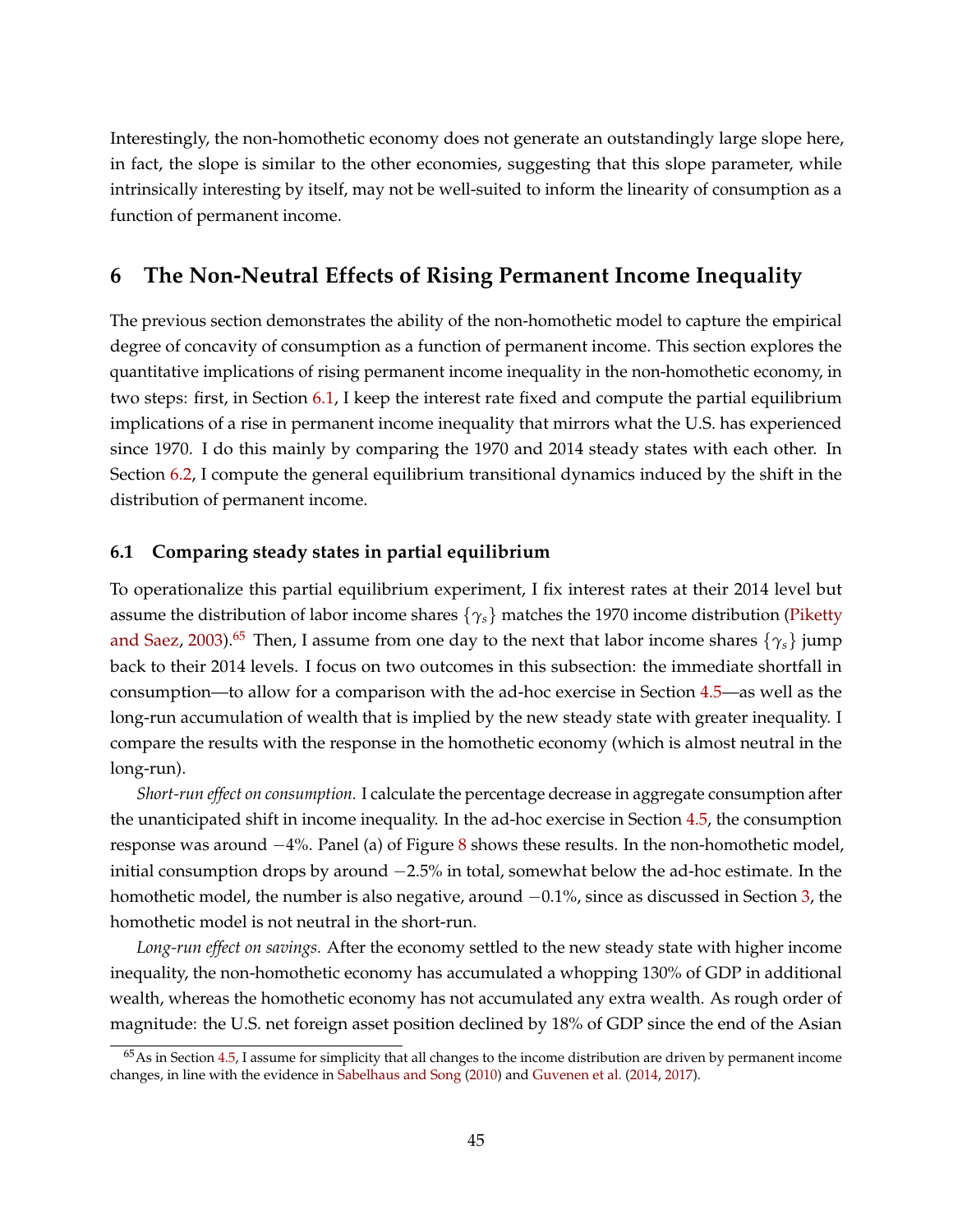Interestingly, the non-homothetic economy does not generate an outstandingly large slope here, in fact, the slope is similar to the other economies, suggesting that this slope parameter, while intrinsically interesting by itself, may not be well-suited to inform the linearity of consumption as a function of permanent income.

# 6 The Non-Neutral Effects of Rising Permanent Income Inequality

The previous section demonstrates the ability of the non-homothetic model to capture the empirical degree of concavity of consumption as a function of permanent income. This section explores the quantitative implications of rising permanent income inequality in the non-homothetic economy, in two steps: first, in Section 6.1, I keep the interest rate fixed and compute the partial equilibrium implications of a rise in permanent income inequality that mirrors what the U.S. has experienced since 1970. I do this mainly by comparing the 1970 and 2014 steady states with each other. In Section 6.2, I compute the general equilibrium transitional dynamics induced by the shift in the distribution of permanent income.

## 6.1 Comparing steady states in partial equilibrium

To operationalize this partial equilibrium experiment, I fix interest rates at their 2014 level but assume the distribution of labor income shares $\{\gamma_s\}$ matches the 1970 income distribution (Piketty and Saez, 2003).[65] Then, I assume from one day to the next that labor income shares $\{\gamma_s\}$ jump back to their 2014 levels. I focus on two outcomes in this subsection: the immediate shortfall in consumption—to allow for a comparison with the ad-hoc exercise in Section 4.5—as well as the long-run accumulation of wealth that is implied by the new steady state with greater inequality. I compare the results with the response in the homothetic economy (which is almost neutral in the long-run).

*Short-run effect on consumption.* I calculate the percentage decrease in aggregate consumption after the unanticipated shift in income inequality. In the ad-hoc exercise in Section 4.5, the consumption response was around $-4\%$. Panel (a) of Figure 8 shows these results. In the non-homothetic model, initial consumption drops by around $-2.5\%$ in total, somewhat below the ad-hoc estimate. In the homothetic model, the number is also negative, around $-0.1\%$, since as discussed in Section 3, the homothetic model is not neutral in the short-run.

*Long-run effect on savings.* After the economy settled to the new steady state with higher income inequality, the non-homothetic economy has accumulated a whopping 130% of GDP in additional wealth, whereas the homothetic economy has not accumulated any extra wealth. As rough order of magnitude: the U.S. net foreign asset position declined by 18% of GDP since the end of the Asian

[65] As in Section 4.5, I assume for simplicity that all changes to the income distribution are driven by permanent income changes, in line with the evidence in Sabelhaus and Song (2010) and Guvenen et al. (2014, 2017).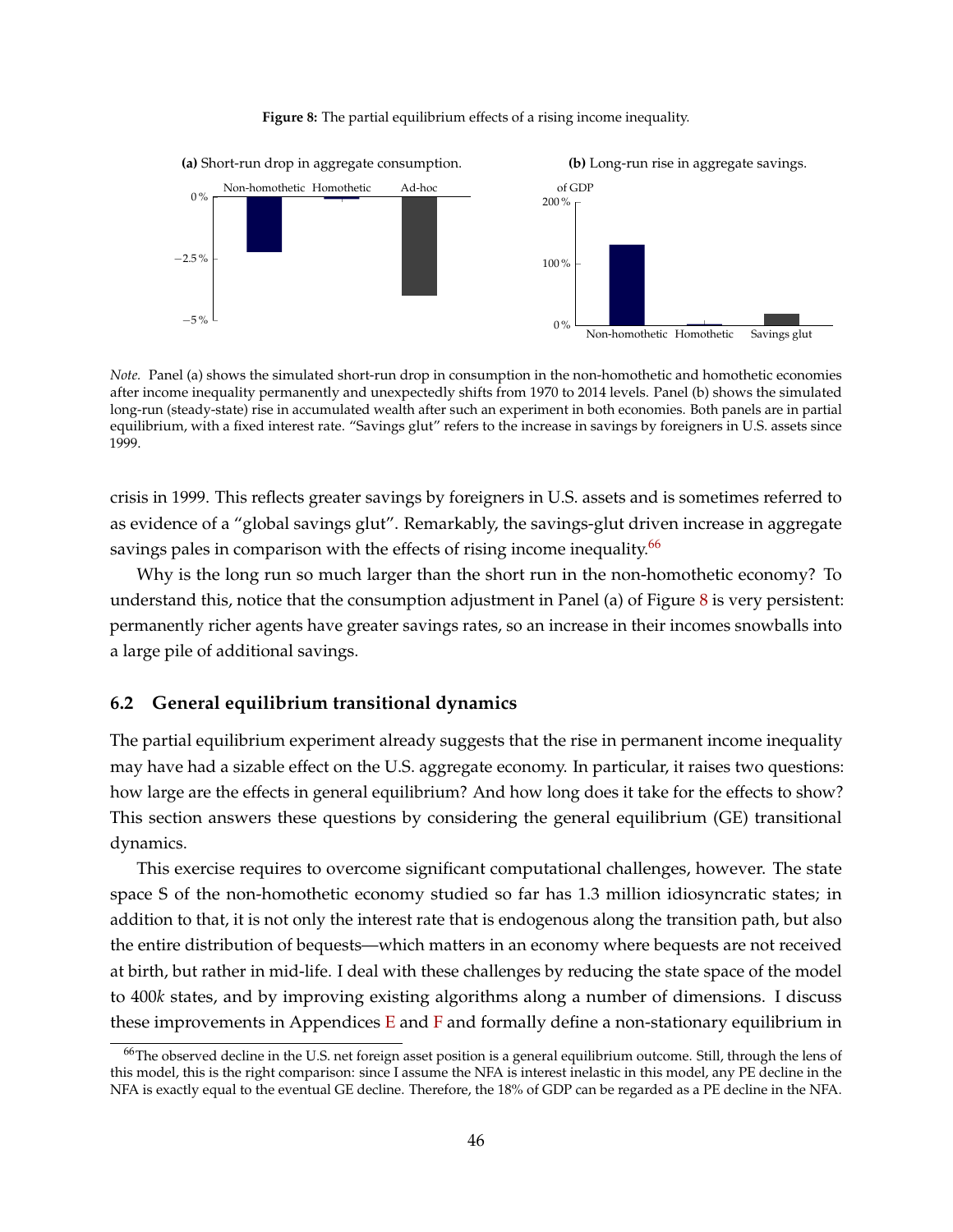**Figure 8:** The partial equilibrium effects of a rising income inequality.

**(a)** Short-run drop in aggregate consumption.

**(b)** Long-run rise in aggregate savings.

*Note.* Panel (a) shows the simulated short-run drop in consumption in the non-homothetic and homothetic economies after income inequality permanently and unexpectedly shifts from 1970 to 2014 levels. Panel (b) shows the simulated long-run (steady-state) rise in accumulated wealth after such an experiment in both economies. Both panels are in partial equilibrium, with a fixed interest rate. "Savings glut" refers to the increase in savings by foreigners in U.S. assets since 1999.

crisis in 1999. This reflects greater savings by foreigners in U.S. assets and is sometimes referred to as evidence of a "global savings glut". Remarkably, the savings-glut driven increase in aggregate savings pales in comparison with the effects of rising income inequality.[66]

Why is the long run so much larger than the short run in the non-homothetic economy? To understand this, notice that the consumption adjustment in Panel (a) of Figure 8 is very persistent: permanently richer agents have greater savings rates, so an increase in their incomes snowballs into a large pile of additional savings.

## 6.2 General equilibrium transitional dynamics

The partial equilibrium experiment already suggests that the rise in permanent income inequality may have had a sizable effect on the U.S. aggregate economy. In particular, it raises two questions: how large are the effects in general equilibrium? And how long does it take for the effects to show? This section answers these questions by considering the general equilibrium (GE) transitional dynamics.

This exercise requires to overcome significant computational challenges, however. The state space S of the non-homothetic economy studied so far has 1.3 million idiosyncratic states; in addition to that, it is not only the interest rate that is endogenous along the transition path, but also the entire distribution of bequests—which matters in an economy where bequests are not received at birth, but rather in mid-life. I deal with these challenges by reducing the state space of the model to 400*k* states, and by improving existing algorithms along a number of dimensions. I discuss these improvements in Appendices E and F and formally define a non-stationary equilibrium in

[66] The observed decline in the U.S. net foreign asset position is a general equilibrium outcome. Still, through the lens of this model, this is the right comparison: since I assume the NFA is interest inelastic in this model, any PE decline in the NFA is exactly equal to the eventual GE decline. Therefore, the 18% of GDP can be regarded as a PE decline in the NFA.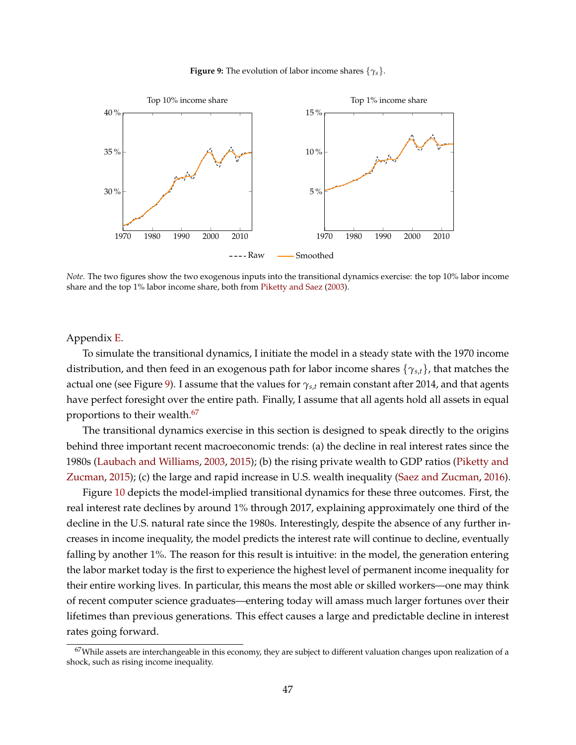**Figure 9:** The evolution of labor income shares $\{\gamma_s\}$.

*Note.* The two figures show the two exogenous inputs into the transitional dynamics exercise: the top 10% labor income share and the top 1% labor income share, both from Piketty and Saez (2003).

Appendix E.

To simulate the transitional dynamics, I initiate the model in a steady state with the 1970 income distribution, and then feed in an exogenous path for labor income shares $\{\gamma_{s,t}\}$, that matches the actual one (see Figure 9). I assume that the values for $\gamma_{s,t}$ remain constant after 2014, and that agents have perfect foresight over the entire path. Finally, I assume that all agents hold all assets in equal proportions to their wealth.[67]

The transitional dynamics exercise in this section is designed to speak directly to the origins behind three important recent macroeconomic trends: (a) the decline in real interest rates since the 1980s (Laubach and Williams, 2003, 2015); (b) the rising private wealth to GDP ratios (Piketty and Zucman, 2015); (c) the large and rapid increase in U.S. wealth inequality (Saez and Zucman, 2016).

Figure 10 depicts the model-implied transitional dynamics for these three outcomes. First, the real interest rate declines by around 1% through 2017, explaining approximately one third of the decline in the U.S. natural rate since the 1980s. Interestingly, despite the absence of any further increases in income inequality, the model predicts the interest rate will continue to decline, eventually falling by another 1%. The reason for this result is intuitive: in the model, the generation entering the labor market today is the first to experience the highest level of permanent income inequality for their entire working lives. In particular, this means the most able or skilled workers—one may think of recent computer science graduates—entering today will amass much larger fortunes over their lifetimes than previous generations. This effect causes a large and predictable decline in interest rates going forward.

[67] While assets are interchangeable in this economy, they are subject to different valuation changes upon realization of a shock, such as rising income inequality.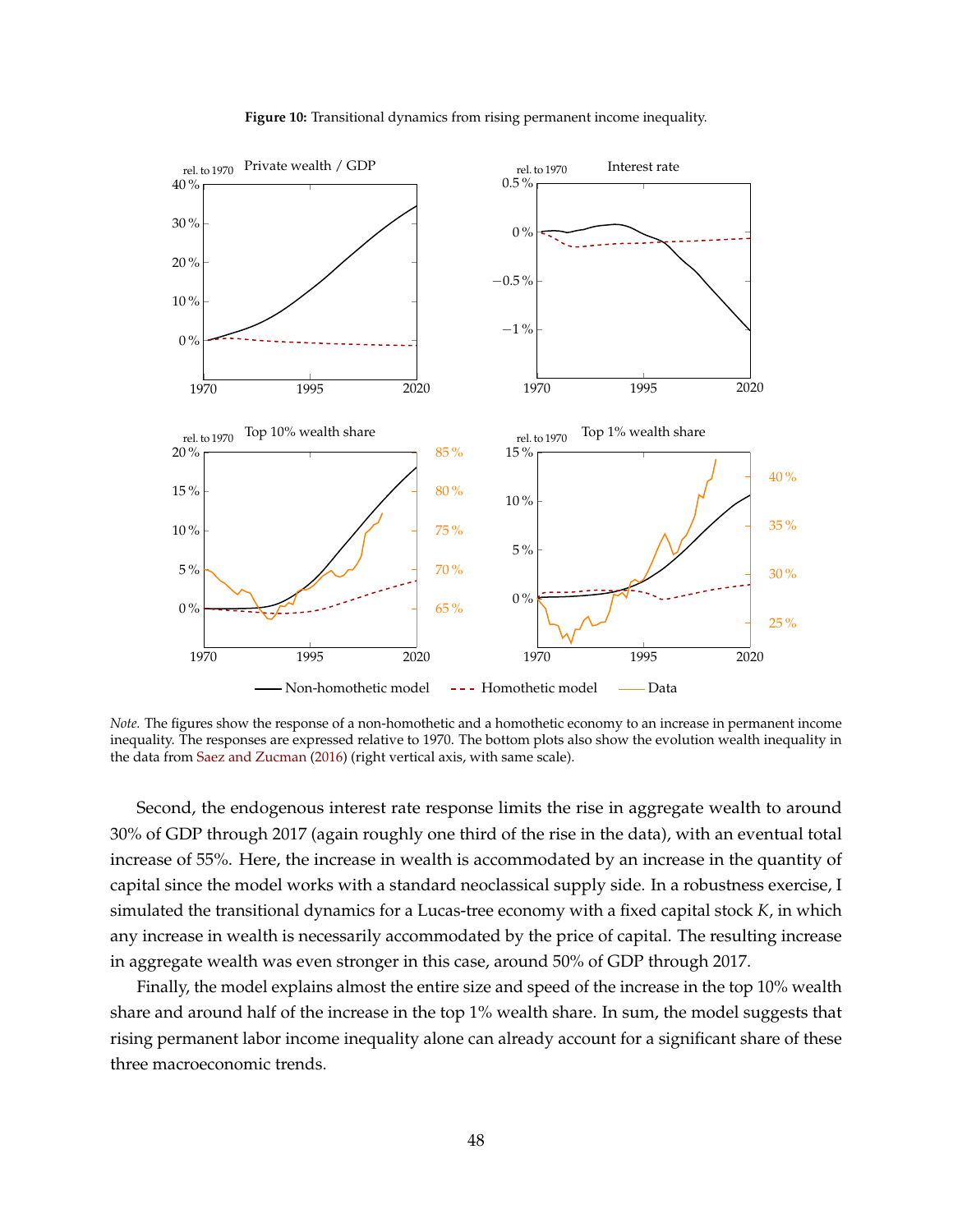**Figure 10:** Transitional dynamics from rising permanent income inequality.

*Note.* The figures show the response of a non-homothetic and a homothetic economy to an increase in permanent income inequality. The responses are expressed relative to 1970. The bottom plots also show the evolution wealth inequality in the data from Saez and Zucman (2016) (right vertical axis, with same scale).

Second, the endogenous interest rate response limits the rise in aggregate wealth to around 30% of GDP through 2017 (again roughly one third of the rise in the data), with an eventual total increase of 55%. Here, the increase in wealth is accommodated by an increase in the quantity of capital since the model works with a standard neoclassical supply side. In a robustness exercise, I simulated the transitional dynamics for a Lucas-tree economy with a fixed capital stock $K$, in which any increase in wealth is necessarily accommodated by the price of capital. The resulting increase in aggregate wealth was even stronger in this case, around 50% of GDP through 2017.

Finally, the model explains almost the entire size and speed of the increase in the top 10% wealth share and around half of the increase in the top 1% wealth share. In sum, the model suggests that rising permanent labor income inequality alone can already account for a significant share of these three macroeconomic trends.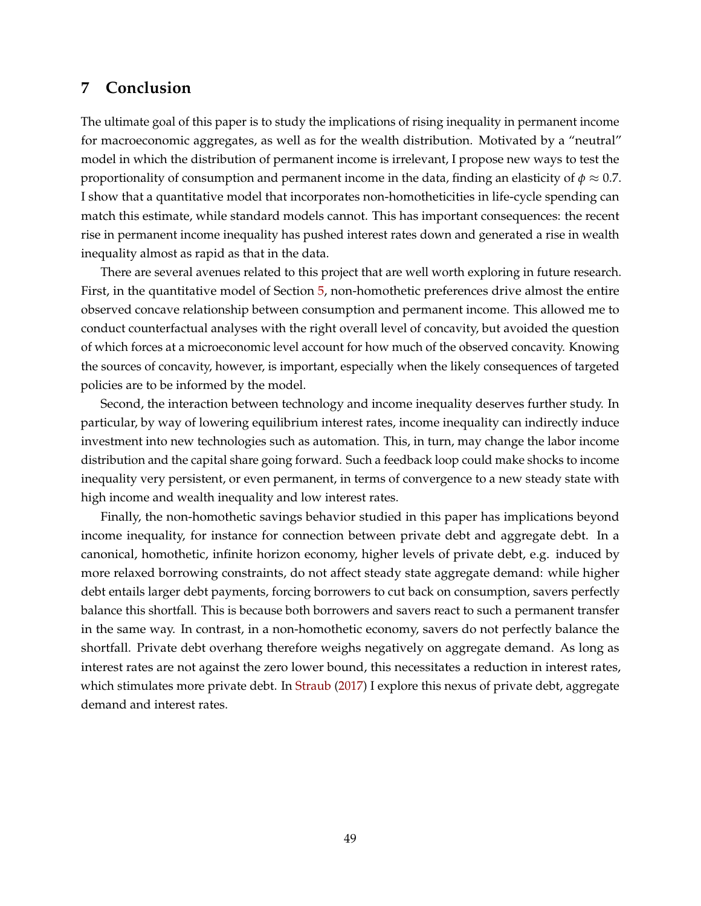## 7 Conclusion

The ultimate goal of this paper is to study the implications of rising inequality in permanent income for macroeconomic aggregates, as well as for the wealth distribution. Motivated by a "neutral" model in which the distribution of permanent income is irrelevant, I propose new ways to test the proportionality of consumption and permanent income in the data, finding an elasticity of $\phi \approx 0.7$. I show that a quantitative model that incorporates non-homotheticities in life-cycle spending can match this estimate, while standard models cannot. This has important consequences: the recent rise in permanent income inequality has pushed interest rates down and generated a rise in wealth inequality almost as rapid as that in the data.

There are several avenues related to this project that are well worth exploring in future research. First, in the quantitative model of Section 5, non-homothetic preferences drive almost the entire observed concave relationship between consumption and permanent income. This allowed me to conduct counterfactual analyses with the right overall level of concavity, but avoided the question of which forces at a microeconomic level account for how much of the observed concavity. Knowing the sources of concavity, however, is important, especially when the likely consequences of targeted policies are to be informed by the model.

Second, the interaction between technology and income inequality deserves further study. In particular, by way of lowering equilibrium interest rates, income inequality can indirectly induce investment into new technologies such as automation. This, in turn, may change the labor income distribution and the capital share going forward. Such a feedback loop could make shocks to income inequality very persistent, or even permanent, in terms of convergence to a new steady state with high income and wealth inequality and low interest rates.

Finally, the non-homothetic savings behavior studied in this paper has implications beyond income inequality, for instance for connection between private debt and aggregate debt. In a canonical, homothetic, infinite horizon economy, higher levels of private debt, e.g. induced by more relaxed borrowing constraints, do not affect steady state aggregate demand: while higher debt entails larger debt payments, forcing borrowers to cut back on consumption, savers perfectly balance this shortfall. This is because both borrowers and savers react to such a permanent transfer in the same way. In contrast, in a non-homothetic economy, savers do not perfectly balance the shortfall. Private debt overhang therefore weighs negatively on aggregate demand. As long as interest rates are not against the zero lower bound, this necessitates a reduction in interest rates, which stimulates more private debt. In Straub (2017) I explore this nexus of private debt, aggregate demand and interest rates.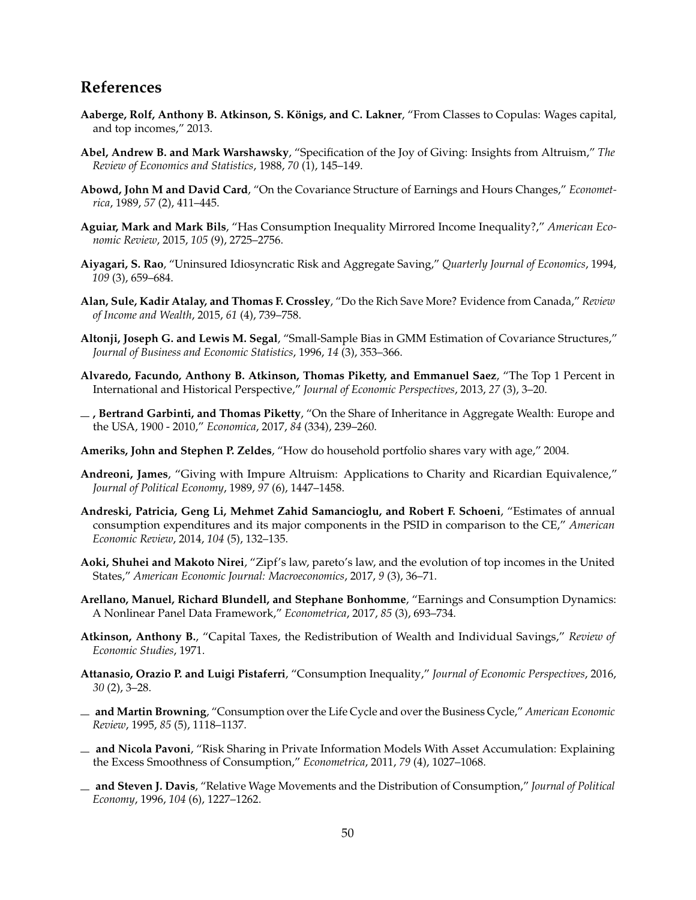## References

**Aaberge, Rolf, Anthony B. Atkinson, S. Königs, and C. Lakner**, "From Classes to Copulas: Wages capital, and top incomes," 2013.

**Abel, Andrew B. and Mark Warshawsky**, "Specification of the Joy of Giving: Insights from Altruism," *The Review of Economics and Statistics*, 1988, *70* (1), 145–149.

**Abowd, John M and David Card**, "On the Covariance Structure of Earnings and Hours Changes," *Econometrica*, 1989, *57* (2), 411–445.

**Aguiar, Mark and Mark Bils**, "Has Consumption Inequality Mirrored Income Inequality?," *American Economic Review*, 2015, *105* (9), 2725–2756.

**Aiyagari, S. Rao**, "Uninsured Idiosyncratic Risk and Aggregate Saving," *Quarterly Journal of Economics*, 1994, *109* (3), 659–684.

**Alan, Sule, Kadir Atalay, and Thomas F. Crossley**, "Do the Rich Save More? Evidence from Canada," *Review of Income and Wealth*, 2015, *61* (4), 739–758.

**Altonji, Joseph G. and Lewis M. Segal**, "Small-Sample Bias in GMM Estimation of Covariance Structures," *Journal of Business and Economic Statistics*, 1996, *14* (3), 353–366.

**Alvaredo, Facundo, Anthony B. Atkinson, Thomas Piketty, and Emmanuel Saez**, "The Top 1 Percent in International and Historical Perspective," *Journal of Economic Perspectives*, 2013, *27* (3), 3–20.

**_ , Bertrand Garbinti, and Thomas Piketty**, "On the Share of Inheritance in Aggregate Wealth: Europe and the USA, 1900 - 2010," *Economica*, 2017, *84* (334), 239–260.

**Ameriks, John and Stephen P. Zeldes**, "How do household portfolio shares vary with age," 2004.

**Andreoni, James**, "Giving with Impure Altruism: Applications to Charity and Ricardian Equivalence," *Journal of Political Economy*, 1989, *97* (6), 1447–1458.

**Andreski, Patricia, Geng Li, Mehmet Zahid Samancioglu, and Robert F. Schoeni**, "Estimates of annual consumption expenditures and its major components in the PSID in comparison to the CE," *American Economic Review*, 2014, *104* (5), 132–135.

**Aoki, Shuhei and Makoto Nirei**, "Zipf's law, pareto's law, and the evolution of top incomes in the United States," *American Economic Journal: Macroeconomics*, 2017, *9* (3), 36–71.

**Arellano, Manuel, Richard Blundell, and Stephane Bonhomme**, "Earnings and Consumption Dynamics: A Nonlinear Panel Data Framework," *Econometrica*, 2017, *85* (3), 693–734.

**Atkinson, Anthony B.**, "Capital Taxes, the Redistribution of Wealth and Individual Savings," *Review of Economic Studies*, 1971.

**Attanasio, Orazio P. and Luigi Pistaferri**, "Consumption Inequality," *Journal of Economic Perspectives*, 2016, *30* (2), 3–28.

**_ and Martin Browning**, "Consumption over the Life Cycle and over the Business Cycle," *American Economic Review*, 1995, *85* (5), 1118–1137.

**_ and Nicola Pavoni**, "Risk Sharing in Private Information Models With Asset Accumulation: Explaining the Excess Smoothness of Consumption," *Econometrica*, 2011, *79* (4), 1027–1068.

**_ and Steven J. Davis**, "Relative Wage Movements and the Distribution of Consumption," *Journal of Political Economy*, 1996, *104* (6), 1227–1262.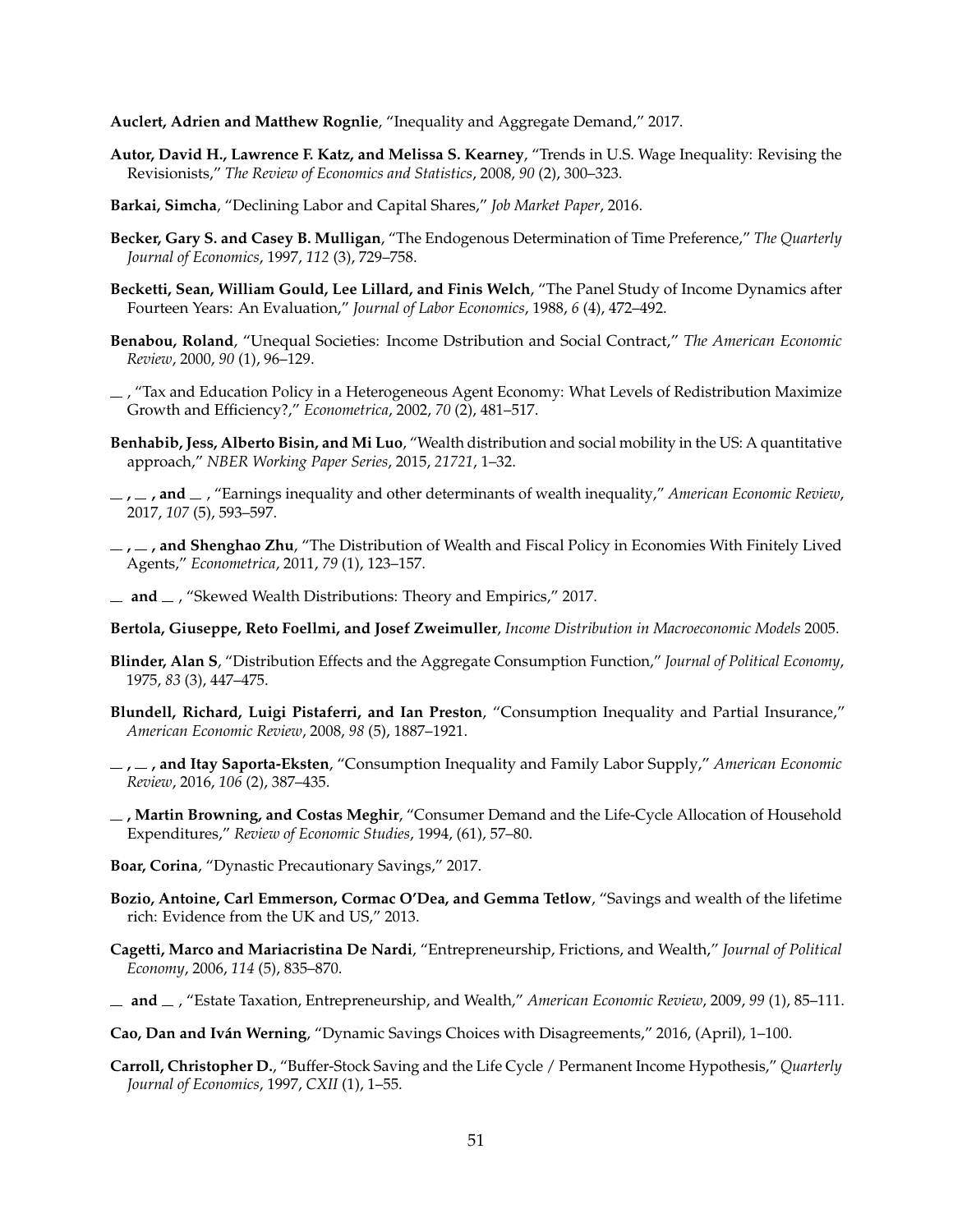**Auclert, Adrien and Matthew Rognlie**, "Inequality and Aggregate Demand," 2017.

**Autor, David H., Lawrence F. Katz, and Melissa S. Kearney**, "Trends in U.S. Wage Inequality: Revising the Revisionists," *The Review of Economics and Statistics*, 2008, *90* (2), 300–323.

**Barkai, Simcha**, "Declining Labor and Capital Shares," *Job Market Paper*, 2016.

**Becker, Gary S. and Casey B. Mulligan**, "The Endogenous Determination of Time Preference," *The Quarterly Journal of Economics*, 1997, *112* (3), 729–758.

**Becketti, Sean, William Gould, Lee Lillard, and Finis Welch**, "The Panel Study of Income Dynamics after Fourteen Years: An Evaluation," *Journal of Labor Economics*, 1988, *6* (4), 472–492.

**Benabou, Roland**, "Unequal Societies: Income Dstribution and Social Contract," *The American Economic Review*, 2000, *90* (1), 96–129.

\_\_ , "Tax and Education Policy in a Heterogeneous Agent Economy: What Levels of Redistribution Maximize Growth and Efficiency?," *Econometrica*, 2002, *70* (2), 481–517.

**Benhabib, Jess, Alberto Bisin, and Mi Luo**, "Wealth distribution and social mobility in the US: A quantitative approach," *NBER Working Paper Series*, 2015, *21721*, 1–32.

**\_\_ , \_\_ , and \_\_** , "Earnings inequality and other determinants of wealth inequality," *American Economic Review*, 2017, *107* (5), 593–597.

**\_\_ , \_\_ , and Shenghao Zhu**, "The Distribution of Wealth and Fiscal Policy in Economies With Finitely Lived Agents," *Econometrica*, 2011, *79* (1), 123–157.

**\_\_ and \_\_** , "Skewed Wealth Distributions: Theory and Empirics," 2017.

**Bertola, Giuseppe, Reto Foellmi, and Josef Zweimuller**, *Income Distribution in Macroeconomic Models* 2005.

**Blinder, Alan S**, "Distribution Effects and the Aggregate Consumption Function," *Journal of Political Economy*, 1975, *83* (3), 447–475.

**Blundell, Richard, Luigi Pistaferri, and Ian Preston**, "Consumption Inequality and Partial Insurance," *American Economic Review*, 2008, *98* (5), 1887–1921.

**\_\_ , \_\_ , and Itay Saporta-Eksten**, "Consumption Inequality and Family Labor Supply," *American Economic Review*, 2016, *106* (2), 387–435.

**\_\_ , Martin Browning, and Costas Meghir**, "Consumer Demand and the Life-Cycle Allocation of Household Expenditures," *Review of Economic Studies*, 1994, (61), 57–80.

**Boar, Corina**, "Dynastic Precautionary Savings," 2017.

**Bozio, Antoine, Carl Emmerson, Cormac O'Dea, and Gemma Tetlow**, "Savings and wealth of the lifetime rich: Evidence from the UK and US," 2013.

**Cagetti, Marco and Mariacristina De Nardi**, "Entrepreneurship, Frictions, and Wealth," *Journal of Political Economy*, 2006, *114* (5), 835–870.

**\_\_ and \_\_** , "Estate Taxation, Entrepreneurship, and Wealth," *American Economic Review*, 2009, *99* (1), 85–111.

**Cao, Dan and Iván Werning**, "Dynamic Savings Choices with Disagreements," 2016, (April), 1–100.

**Carroll, Christopher D.**, "Buffer-Stock Saving and the Life Cycle / Permanent Income Hypothesis," *Quarterly Journal of Economics*, 1997, *CXII* (1), 1–55.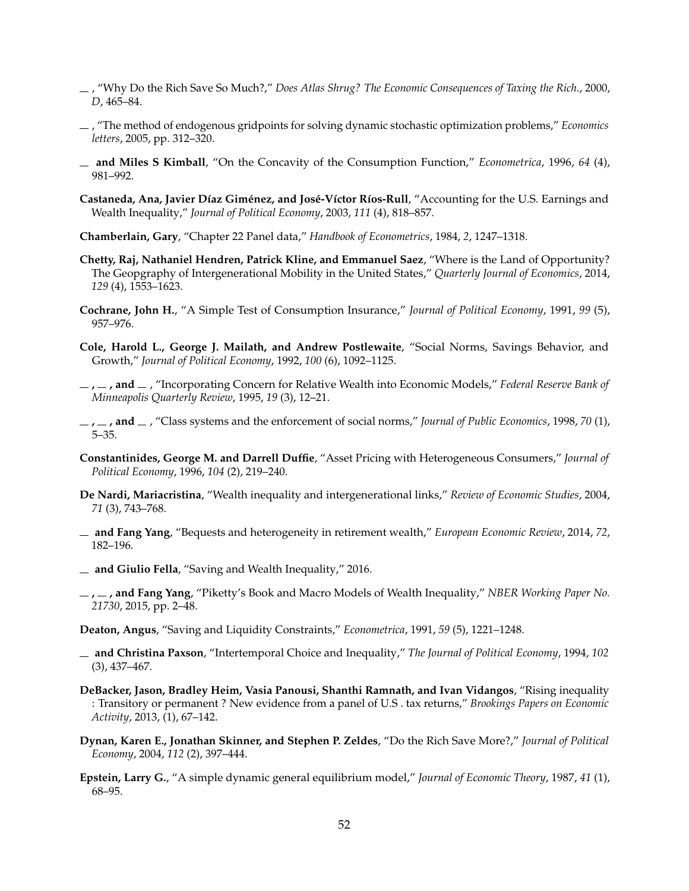— , "Why Do the Rich Save So Much?," *Does Atlas Shrug? The Economic Consequences of Taxing the Rich.*, 2000, *D*, 465–84.

— , "The method of endogenous gridpoints for solving dynamic stochastic optimization problems," *Economics letters*, 2005, pp. 312–320.

— **and Miles S Kimball**, "On the Concavity of the Consumption Function," *Econometrica*, 1996, *64* (4), 981–992.

**Castaneda, Ana, Javier Díaz Giménez, and José-Víctor Ríos-Rull**, "Accounting for the U.S. Earnings and Wealth Inequality," *Journal of Political Economy*, 2003, *111* (4), 818–857.

**Chamberlain, Gary**, "Chapter 22 Panel data," *Handbook of Econometrics*, 1984, *2*, 1247–1318.

**Chetty, Raj, Nathaniel Hendren, Patrick Kline, and Emmanuel Saez**, "Where is the Land of Opportunity? The Geopgraphy of Intergenerational Mobility in the United States," *Quarterly Journal of Economics*, 2014, *129* (4), 1553–1623.

**Cochrane, John H.**, "A Simple Test of Consumption Insurance," *Journal of Political Economy*, 1991, *99* (5), 957–976.

**Cole, Harold L., George J. Mailath, and Andrew Postlewaite**, "Social Norms, Savings Behavior, and Growth," *Journal of Political Economy*, 1992, *100* (6), 1092–1125.

— **,** — **, and** — , "Incorporating Concern for Relative Wealth into Economic Models," *Federal Reserve Bank of Minneapolis Quarterly Review*, 1995, *19* (3), 12–21.

— **,** — **, and** — , "Class systems and the enforcement of social norms," *Journal of Public Economics*, 1998, *70* (1), 5–35.

**Constantinides, George M. and Darrell Duffie**, "Asset Pricing with Heterogeneous Consumers," *Journal of Political Economy*, 1996, *104* (2), 219–240.

**De Nardi, Mariacristina**, "Wealth inequality and intergenerational links," *Review of Economic Studies*, 2004, *71* (3), 743–768.

— **and Fang Yang**, "Bequests and heterogeneity in retirement wealth," *European Economic Review*, 2014, *72*, 182–196.

— **and Giulio Fella**, "Saving and Wealth Inequality," 2016.

— **,** — **, and Fang Yang**, "Piketty's Book and Macro Models of Wealth Inequality," *NBER Working Paper No. 21730*, 2015, pp. 2–48.

**Deaton, Angus**, "Saving and Liquidity Constraints," *Econometrica*, 1991, *59* (5), 1221–1248.

— **and Christina Paxson**, "Intertemporal Choice and Inequality," *The Journal of Political Economy*, 1994, *102* (3), 437–467.

**DeBacker, Jason, Bradley Heim, Vasia Panousi, Shanthi Ramnath, and Ivan Vidangos**, "Rising inequality : Transitory or permanent ? New evidence from a panel of U.S . tax returns," *Brookings Papers on Economic Activity*, 2013, (1), 67–142.

**Dynan, Karen E., Jonathan Skinner, and Stephen P. Zeldes**, "Do the Rich Save More?," *Journal of Political Economy*, 2004, *112* (2), 397–444.

**Epstein, Larry G.**, "A simple dynamic general equilibrium model," *Journal of Economic Theory*, 1987, *41* (1), 68–95.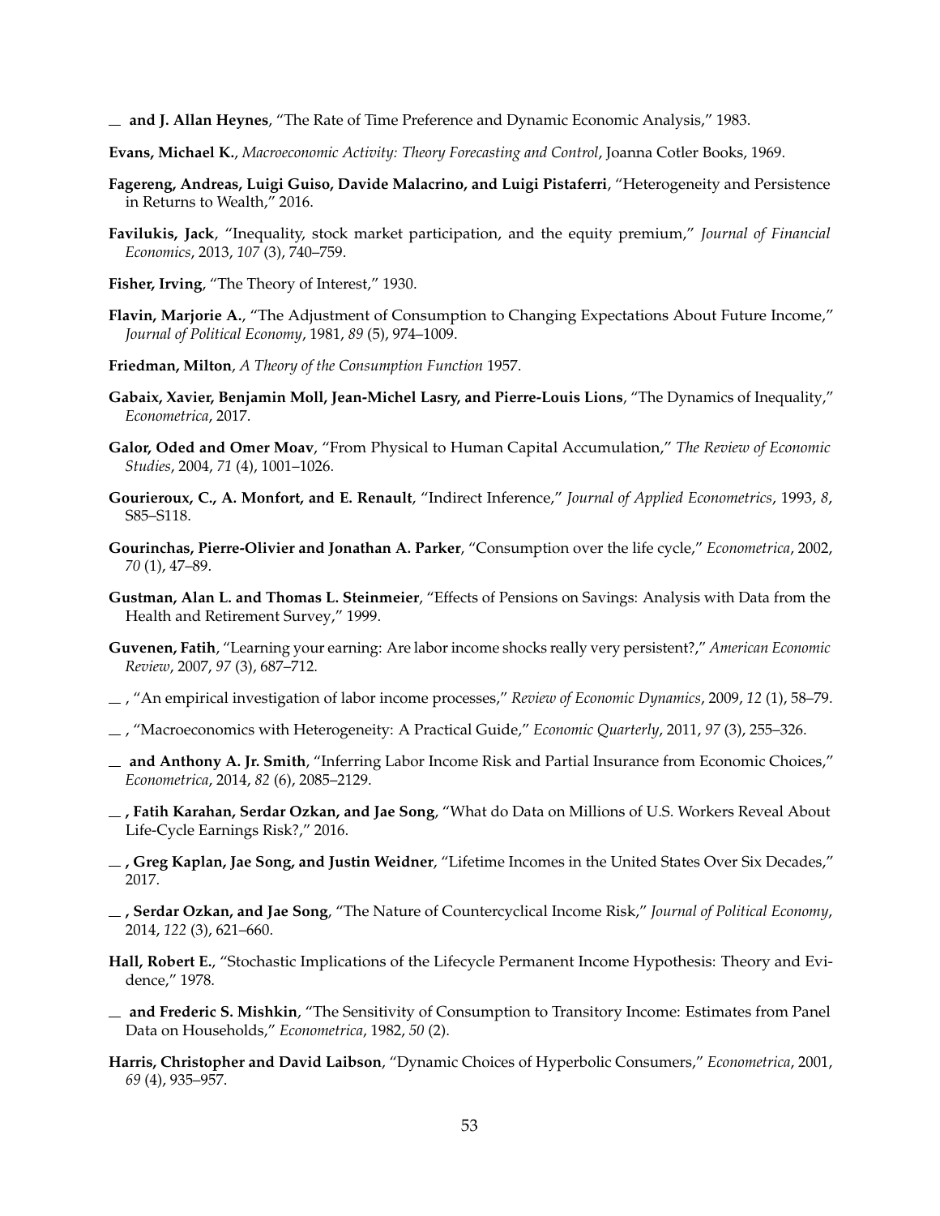— **and J. Allan Heynes**, "The Rate of Time Preference and Dynamic Economic Analysis," 1983.

**Evans, Michael K.**, *Macroeconomic Activity: Theory Forecasting and Control*, Joanna Cotler Books, 1969.

**Fagereng, Andreas, Luigi Guiso, Davide Malacrino, and Luigi Pistaferri**, "Heterogeneity and Persistence in Returns to Wealth," 2016.

**Favilukis, Jack**, "Inequality, stock market participation, and the equity premium," *Journal of Financial Economics*, 2013, *107* (3), 740–759.

**Fisher, Irving**, "The Theory of Interest," 1930.

**Flavin, Marjorie A.**, "The Adjustment of Consumption to Changing Expectations About Future Income," *Journal of Political Economy*, 1981, *89* (5), 974–1009.

**Friedman, Milton**, *A Theory of the Consumption Function* 1957.

**Gabaix, Xavier, Benjamin Moll, Jean-Michel Lasry, and Pierre-Louis Lions**, "The Dynamics of Inequality," *Econometrica*, 2017.

**Galor, Oded and Omer Moav**, "From Physical to Human Capital Accumulation," *The Review of Economic Studies*, 2004, *71* (4), 1001–1026.

**Gourieroux, C., A. Monfort, and E. Renault**, "Indirect Inference," *Journal of Applied Econometrics*, 1993, *8*, S85–S118.

**Gourinchas, Pierre-Olivier and Jonathan A. Parker**, "Consumption over the life cycle," *Econometrica*, 2002, *70* (1), 47–89.

**Gustman, Alan L. and Thomas L. Steinmeier**, "Effects of Pensions on Savings: Analysis with Data from the Health and Retirement Survey," 1999.

**Guvenen, Fatih**, "Learning your earning: Are labor income shocks really very persistent?," *American Economic Review*, 2007, *97* (3), 687–712.

— , "An empirical investigation of labor income processes," *Review of Economic Dynamics*, 2009, *12* (1), 58–79.

— , "Macroeconomics with Heterogeneity: A Practical Guide," *Economic Quarterly*, 2011, *97* (3), 255–326.

— **and Anthony A. Jr. Smith**, "Inferring Labor Income Risk and Partial Insurance from Economic Choices," *Econometrica*, 2014, *82* (6), 2085–2129.

— **, Fatih Karahan, Serdar Ozkan, and Jae Song**, "What do Data on Millions of U.S. Workers Reveal About Life-Cycle Earnings Risk?," 2016.

— **, Greg Kaplan, Jae Song, and Justin Weidner**, "Lifetime Incomes in the United States Over Six Decades," 2017.

— **, Serdar Ozkan, and Jae Song**, "The Nature of Countercyclical Income Risk," *Journal of Political Economy*, 2014, *122* (3), 621–660.

**Hall, Robert E.**, "Stochastic Implications of the Lifecycle Permanent Income Hypothesis: Theory and Evidence," 1978.

— **and Frederic S. Mishkin**, "The Sensitivity of Consumption to Transitory Income: Estimates from Panel Data on Households," *Econometrica*, 1982, *50* (2).

**Harris, Christopher and David Laibson**, "Dynamic Choices of Hyperbolic Consumers," *Econometrica*, 2001, *69* (4), 935–957.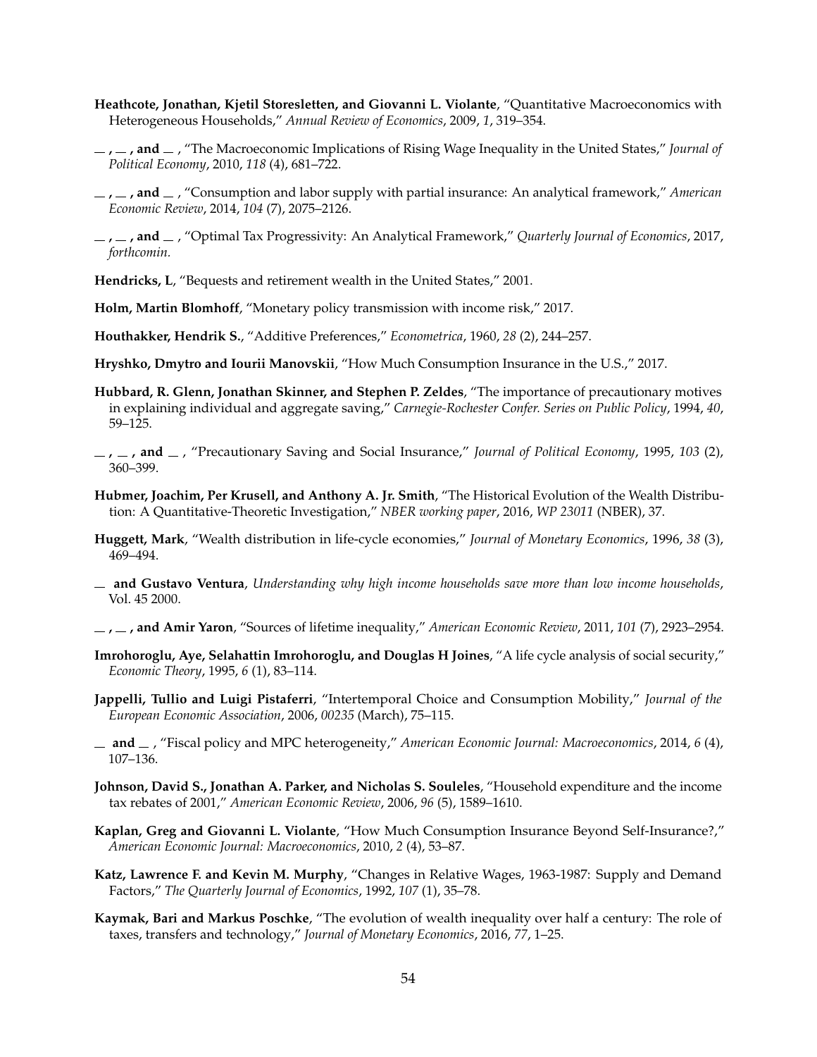**Heathcote, Jonathan, Kjetil Storesletten, and Giovanni L. Violante**, "Quantitative Macroeconomics with Heterogeneous Households," *Annual Review of Economics*, 2009, *1*, 319–354.

**\_ , \_ , and \_** , "The Macroeconomic Implications of Rising Wage Inequality in the United States," *Journal of Political Economy*, 2010, *118* (4), 681–722.

**\_ , \_ , and \_** , "Consumption and labor supply with partial insurance: An analytical framework," *American Economic Review*, 2014, *104* (7), 2075–2126.

**\_ , \_ , and \_** , "Optimal Tax Progressivity: An Analytical Framework," *Quarterly Journal of Economics*, 2017, *forthcomin.*

**Hendricks, L**, "Bequests and retirement wealth in the United States," 2001.

**Holm, Martin Blomhoff**, "Monetary policy transmission with income risk," 2017.

**Houthakker, Hendrik S.**, "Additive Preferences," *Econometrica*, 1960, *28* (2), 244–257.

**Hryshko, Dmytro and Iourii Manovskii**, "How Much Consumption Insurance in the U.S.," 2017.

**Hubbard, R. Glenn, Jonathan Skinner, and Stephen P. Zeldes**, "The importance of precautionary motives in explaining individual and aggregate saving," *Carnegie-Rochester Confer. Series on Public Policy*, 1994, *40*, 59–125.

**\_ , \_ , and \_** , "Precautionary Saving and Social Insurance," *Journal of Political Economy*, 1995, *103* (2), 360–399.

**Hubmer, Joachim, Per Krusell, and Anthony A. Jr. Smith**, "The Historical Evolution of the Wealth Distribution: A Quantitative-Theoretic Investigation," *NBER working paper*, 2016, *WP 23011* (NBER), 37.

**Huggett, Mark**, "Wealth distribution in life-cycle economies," *Journal of Monetary Economics*, 1996, *38* (3), 469–494.

**\_ and Gustavo Ventura**, *Understanding why high income households save more than low income households*, Vol. 45 2000.

**\_ , \_ , and Amir Yaron**, "Sources of lifetime inequality," *American Economic Review*, 2011, *101* (7), 2923–2954.

**Imrohoroglu, Aye, Selahattin Imrohoroglu, and Douglas H Joines**, "A life cycle analysis of social security," *Economic Theory*, 1995, *6* (1), 83–114.

**Jappelli, Tullio and Luigi Pistaferri**, "Intertemporal Choice and Consumption Mobility," *Journal of the European Economic Association*, 2006, *00235* (March), 75–115.

**\_ and \_** , "Fiscal policy and MPC heterogeneity," *American Economic Journal: Macroeconomics*, 2014, *6* (4), 107–136.

**Johnson, David S., Jonathan A. Parker, and Nicholas S. Souleles**, "Household expenditure and the income tax rebates of 2001," *American Economic Review*, 2006, *96* (5), 1589–1610.

**Kaplan, Greg and Giovanni L. Violante**, "How Much Consumption Insurance Beyond Self-Insurance?," *American Economic Journal: Macroeconomics*, 2010, *2* (4), 53–87.

**Katz, Lawrence F. and Kevin M. Murphy**, "Changes in Relative Wages, 1963-1987: Supply and Demand Factors," *The Quarterly Journal of Economics*, 1992, *107* (1), 35–78.

**Kaymak, Bari and Markus Poschke**, "The evolution of wealth inequality over half a century: The role of taxes, transfers and technology," *Journal of Monetary Economics*, 2016, *77*, 1–25.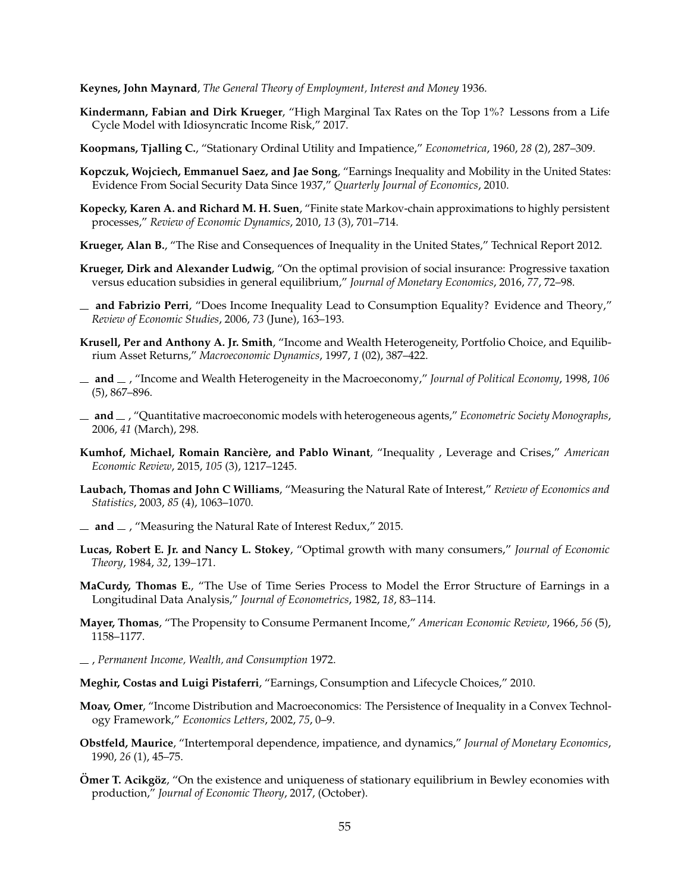**Keynes, John Maynard**, *The General Theory of Employment, Interest and Money* 1936.

**Kindermann, Fabian and Dirk Krueger**, "High Marginal Tax Rates on the Top 1%? Lessons from a Life Cycle Model with Idiosyncratic Income Risk," 2017.

**Koopmans, Tjalling C.**, "Stationary Ordinal Utility and Impatience," *Econometrica*, 1960, *28* (2), 287–309.

**Kopczuk, Wojciech, Emmanuel Saez, and Jae Song**, "Earnings Inequality and Mobility in the United States: Evidence From Social Security Data Since 1937," *Quarterly Journal of Economics*, 2010.

**Kopecky, Karen A. and Richard M. H. Suen**, "Finite state Markov-chain approximations to highly persistent processes," *Review of Economic Dynamics*, 2010, *13* (3), 701–714.

**Krueger, Alan B.**, "The Rise and Consequences of Inequality in the United States," Technical Report 2012.

**Krueger, Dirk and Alexander Ludwig**, "On the optimal provision of social insurance: Progressive taxation versus education subsidies in general equilibrium," *Journal of Monetary Economics*, 2016, *77*, 72–98.

__ **and Fabrizio Perri**, "Does Income Inequality Lead to Consumption Equality? Evidence and Theory," *Review of Economic Studies*, 2006, *73* (June), 163–193.

**Krusell, Per and Anthony A. Jr. Smith**, "Income and Wealth Heterogeneity, Portfolio Choice, and Equilibrium Asset Returns," *Macroeconomic Dynamics*, 1997, *1* (02), 387–422.

__ **and** __ , "Income and Wealth Heterogeneity in the Macroeconomy," *Journal of Political Economy*, 1998, *106* (5), 867–896.

__ **and** __ , "Quantitative macroeconomic models with heterogeneous agents," *Econometric Society Monographs*, 2006, *41* (March), 298.

**Kumhof, Michael, Romain Rancière, and Pablo Winant**, "Inequality , Leverage and Crises," *American Economic Review*, 2015, *105* (3), 1217–1245.

**Laubach, Thomas and John C Williams**, "Measuring the Natural Rate of Interest," *Review of Economics and Statistics*, 2003, *85* (4), 1063–1070.

__ **and** __ , "Measuring the Natural Rate of Interest Redux," 2015.

**Lucas, Robert E. Jr. and Nancy L. Stokey**, "Optimal growth with many consumers," *Journal of Economic Theory*, 1984, *32*, 139–171.

**MaCurdy, Thomas E.**, "The Use of Time Series Process to Model the Error Structure of Earnings in a Longitudinal Data Analysis," *Journal of Econometrics*, 1982, *18*, 83–114.

**Mayer, Thomas**, "The Propensity to Consume Permanent Income," *American Economic Review*, 1966, *56* (5), 1158–1177.

__ , *Permanent Income, Wealth, and Consumption* 1972.

**Meghir, Costas and Luigi Pistaferri**, "Earnings, Consumption and Lifecycle Choices," 2010.

**Moav, Omer**, "Income Distribution and Macroeconomics: The Persistence of Inequality in a Convex Technology Framework," *Economics Letters*, 2002, *75*, 0–9.

**Obstfeld, Maurice**, "Intertemporal dependence, impatience, and dynamics," *Journal of Monetary Economics*, 1990, *26* (1), 45–75.

**Ömer T. Acikgöz**, "On the existence and uniqueness of stationary equilibrium in Bewley economies with production," *Journal of Economic Theory*, 2017, (October).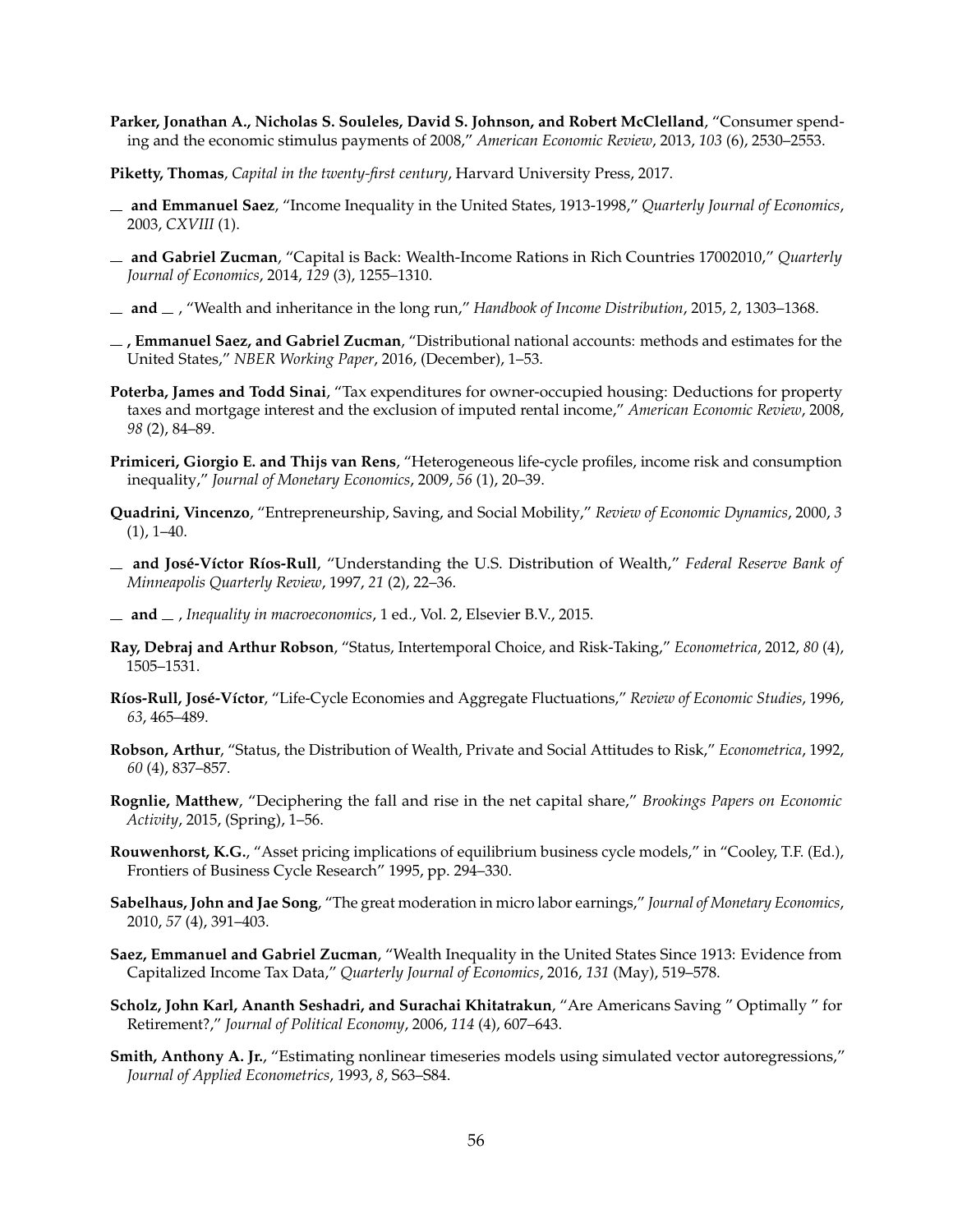**Parker, Jonathan A., Nicholas S. Souleles, David S. Johnson, and Robert McClelland**, "Consumer spending and the economic stimulus payments of 2008," *American Economic Review*, 2013, *103* (6), 2530–2553.

**Piketty, Thomas**, *Capital in the twenty-first century*, Harvard University Press, 2017.

__ **and Emmanuel Saez**, "Income Inequality in the United States, 1913-1998," *Quarterly Journal of Economics*, 2003, *CXVIII* (1).

__ **and Gabriel Zucman**, "Capital is Back: Wealth-Income Rations in Rich Countries 17002010," *Quarterly Journal of Economics*, 2014, *129* (3), 1255–1310.

__ **and** __ , "Wealth and inheritance in the long run," *Handbook of Income Distribution*, 2015, *2*, 1303–1368.

__ **, Emmanuel Saez, and Gabriel Zucman**, "Distributional national accounts: methods and estimates for the United States," *NBER Working Paper*, 2016, (December), 1–53.

**Poterba, James and Todd Sinai**, "Tax expenditures for owner-occupied housing: Deductions for property taxes and mortgage interest and the exclusion of imputed rental income," *American Economic Review*, 2008, *98* (2), 84–89.

**Primiceri, Giorgio E. and Thijs van Rens**, "Heterogeneous life-cycle profiles, income risk and consumption inequality," *Journal of Monetary Economics*, 2009, *56* (1), 20–39.

**Quadrini, Vincenzo**, "Entrepreneurship, Saving, and Social Mobility," *Review of Economic Dynamics*, 2000, *3* (1), 1–40.

__ **and José-Víctor Ríos-Rull**, "Understanding the U.S. Distribution of Wealth," *Federal Reserve Bank of Minneapolis Quarterly Review*, 1997, *21* (2), 22–36.

__ **and** __ , *Inequality in macroeconomics*, 1 ed., Vol. 2, Elsevier B.V., 2015.

**Ray, Debraj and Arthur Robson**, "Status, Intertemporal Choice, and Risk-Taking," *Econometrica*, 2012, *80* (4), 1505–1531.

**Ríos-Rull, José-Víctor**, "Life-Cycle Economies and Aggregate Fluctuations," *Review of Economic Studies*, 1996, *63*, 465–489.

**Robson, Arthur**, "Status, the Distribution of Wealth, Private and Social Attitudes to Risk," *Econometrica*, 1992, *60* (4), 837–857.

**Rognlie, Matthew**, "Deciphering the fall and rise in the net capital share," *Brookings Papers on Economic Activity*, 2015, (Spring), 1–56.

**Rouwenhorst, K.G.**, "Asset pricing implications of equilibrium business cycle models," in "Cooley, T.F. (Ed.), Frontiers of Business Cycle Research" 1995, pp. 294–330.

**Sabelhaus, John and Jae Song**, "The great moderation in micro labor earnings," *Journal of Monetary Economics*, 2010, *57* (4), 391–403.

**Saez, Emmanuel and Gabriel Zucman**, "Wealth Inequality in the United States Since 1913: Evidence from Capitalized Income Tax Data," *Quarterly Journal of Economics*, 2016, *131* (May), 519–578.

**Scholz, John Karl, Ananth Seshadri, and Surachai Khitatrakun**, "Are Americans Saving " Optimally " for Retirement?," *Journal of Political Economy*, 2006, *114* (4), 607–643.

**Smith, Anthony A. Jr.**, "Estimating nonlinear timeseries models using simulated vector autoregressions," *Journal of Applied Econometrics*, 1993, *8*, S63–S84.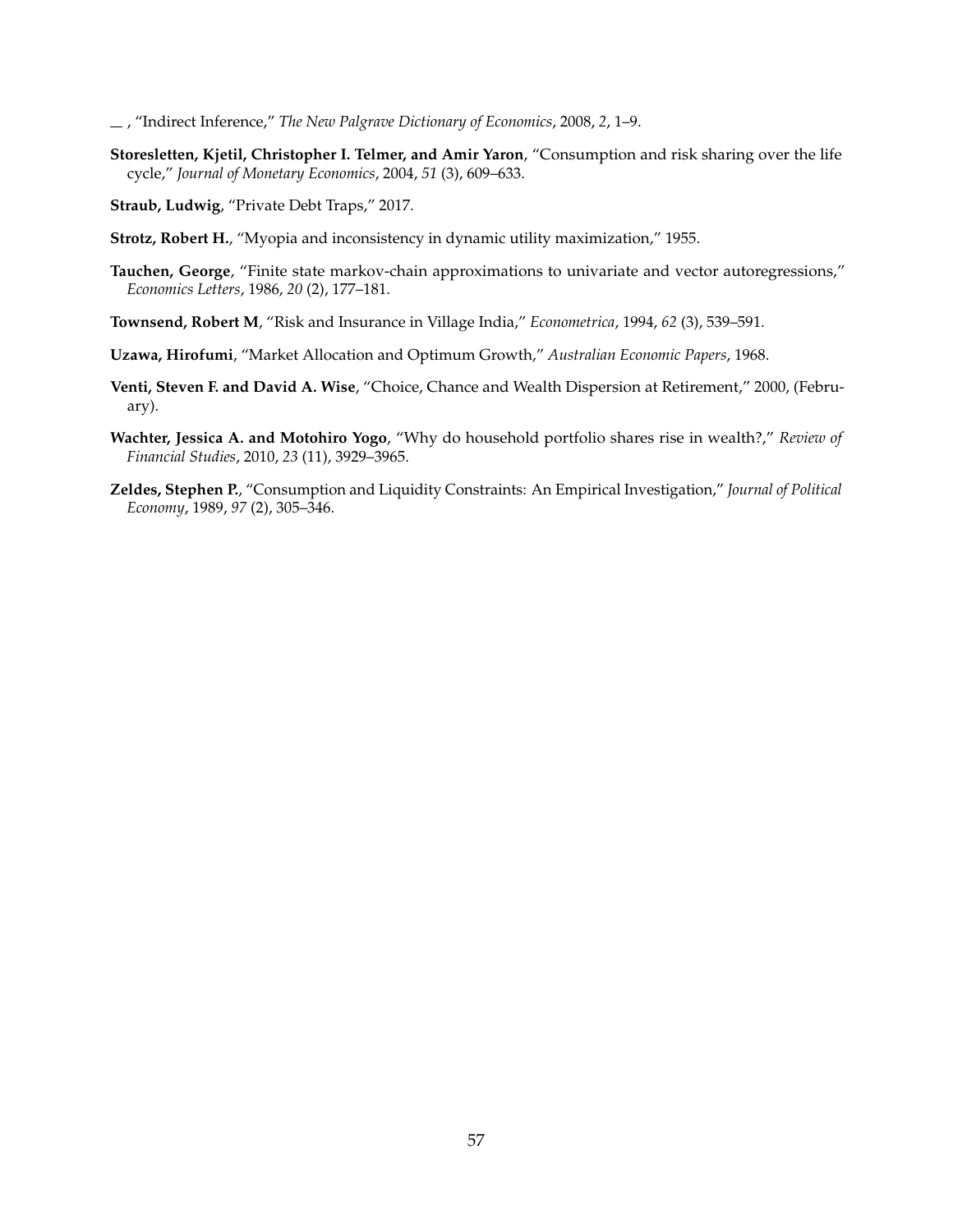— , "Indirect Inference," *The New Palgrave Dictionary of Economics*, 2008, *2*, 1–9.

**Storesletten, Kjetil, Christopher I. Telmer, and Amir Yaron**, "Consumption and risk sharing over the life cycle," *Journal of Monetary Economics*, 2004, *51* (3), 609–633.

**Straub, Ludwig**, "Private Debt Traps," 2017.

**Strotz, Robert H.**, "Myopia and inconsistency in dynamic utility maximization," 1955.

**Tauchen, George**, "Finite state markov-chain approximations to univariate and vector autoregressions," *Economics Letters*, 1986, *20* (2), 177–181.

**Townsend, Robert M**, "Risk and Insurance in Village India," *Econometrica*, 1994, *62* (3), 539–591.

**Uzawa, Hirofumi**, "Market Allocation and Optimum Growth," *Australian Economic Papers*, 1968.

**Venti, Steven F. and David A. Wise**, "Choice, Chance and Wealth Dispersion at Retirement," 2000, (February).

**Wachter, Jessica A. and Motohiro Yogo**, "Why do household portfolio shares rise in wealth?," *Review of Financial Studies*, 2010, *23* (11), 3929–3965.

**Zeldes, Stephen P.**, "Consumption and Liquidity Constraints: An Empirical Investigation," *Journal of Political Economy*, 1989, *97* (2), 305–346.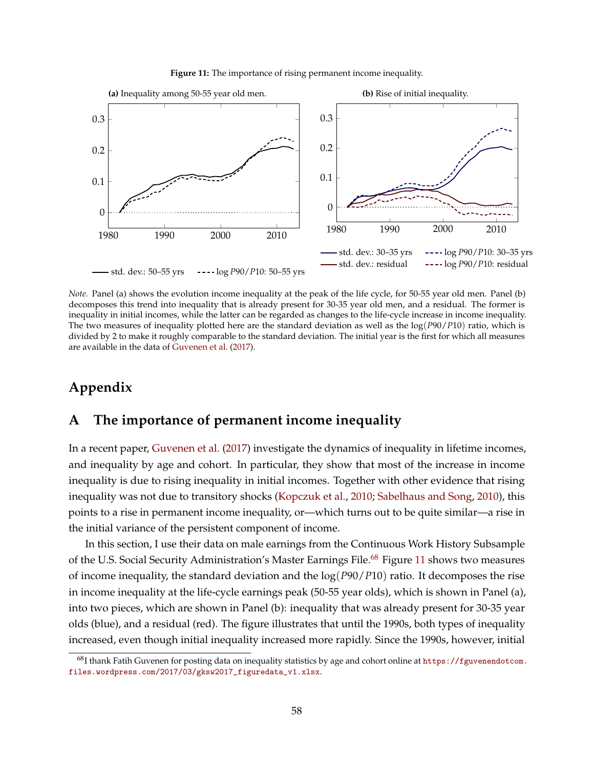**Figure 11:** The importance of rising permanent income inequality.

**(a)** Inequality among 50-55 year old men.

**(b)** Rise of initial inequality.

*Note.* Panel (a) shows the evolution income inequality at the peak of the life cycle, for 50-55 year old men. Panel (b) decomposes this trend into inequality that is already present for 30-35 year old men, and a residual. The former is inequality in initial incomes, while the latter can be regarded as changes to the life-cycle increase in income inequality. The two measures of inequality plotted here are the standard deviation as well as the $\log(P90/P10)$ ratio, which is divided by 2 to make it roughly comparable to the standard deviation. The initial year is the first for which all measures are available in the data of Guvenen et al. (2017).

# Appendix

## A The importance of permanent income inequality

In a recent paper, Guvenen et al. (2017) investigate the dynamics of inequality in lifetime incomes, and inequality by age and cohort. In particular, they show that most of the increase in income inequality is due to rising inequality in initial incomes. Together with other evidence that rising inequality was not due to transitory shocks (Kopczuk et al., 2010; Sabelhaus and Song, 2010), this points to a rise in permanent income inequality, or—which turns out to be quite similar—a rise in the initial variance of the persistent component of income.

In this section, I use their data on male earnings from the Continuous Work History Subsample of the U.S. Social Security Administration's Master Earnings File.[68] Figure 11 shows two measures of income inequality, the standard deviation and the $\log(P90/P10)$ ratio. It decomposes the rise in income inequality at the life-cycle earnings peak (50-55 year olds), which is shown in Panel (a), into two pieces, which are shown in Panel (b): inequality that was already present for 30-35 year olds (blue), and a residual (red). The figure illustrates that until the 1990s, both types of inequality increased, even though initial inequality increased more rapidly. Since the 1990s, however, initial

[68] I thank Fatih Guvenen for posting data on inequality statistics by age and cohort online at https://fguvenendotcom.files.wordpress.com/2017/03/gksw2017_figuredata_v1.xlsx.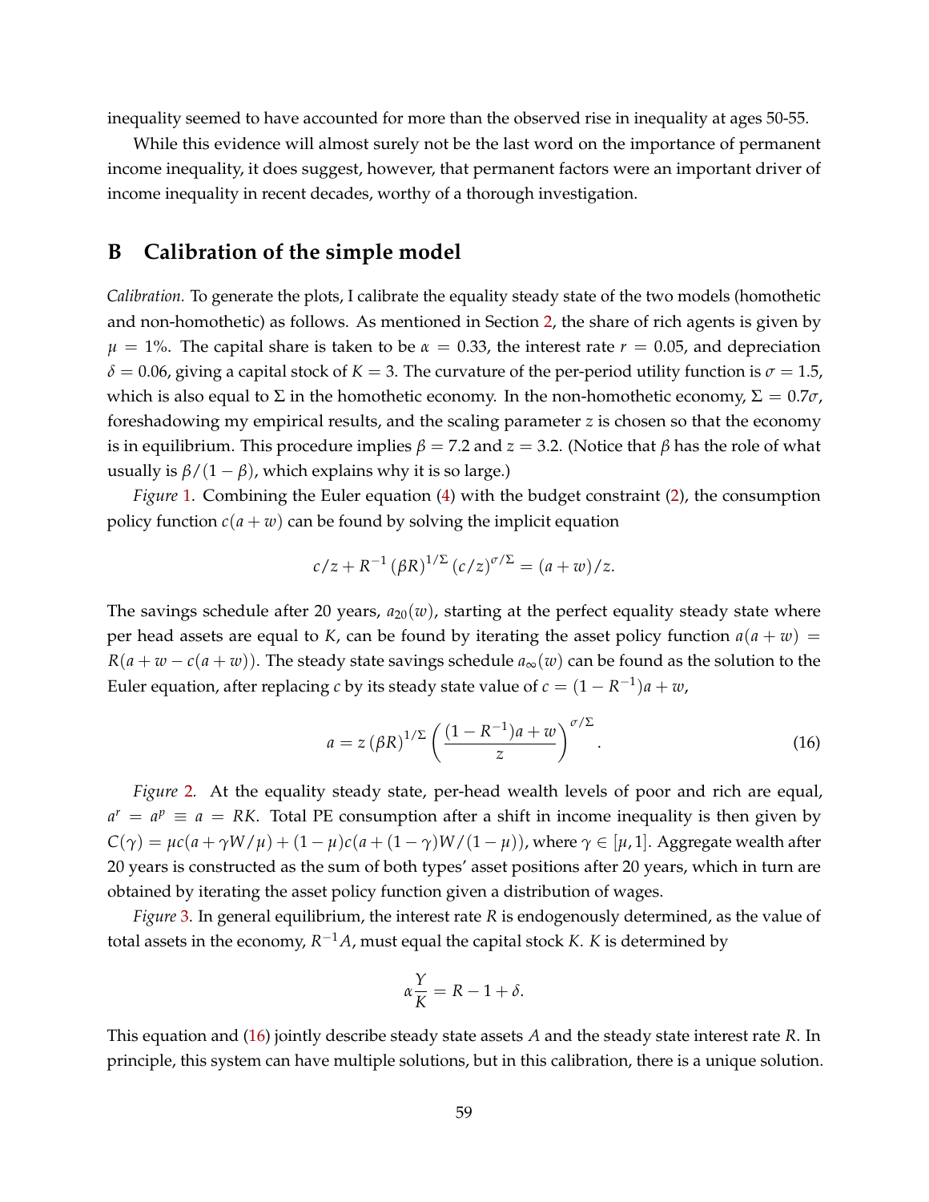inequality seemed to have accounted for more than the observed rise in inequality at ages 50-55.

While this evidence will almost surely not be the last word on the importance of permanent income inequality, it does suggest, however, that permanent factors were an important driver of income inequality in recent decades, worthy of a thorough investigation.

# B Calibration of the simple model

*Calibration.* To generate the plots, I calibrate the equality steady state of the two models (homothetic and non-homothetic) as follows. As mentioned in Section 2, the share of rich agents is given by $\mu = 1\%$. The capital share is taken to be $\alpha = 0.33$, the interest rate $r = 0.05$, and depreciation $\delta = 0.06$, giving a capital stock of $K = 3$. The curvature of the per-period utility function is $\sigma = 1.5$, which is also equal to $\Sigma$ in the homothetic economy. In the non-homothetic economy, $\Sigma = 0.7\sigma$, foreshadowing my empirical results, and the scaling parameter $z$ is chosen so that the economy is in equilibrium. This procedure implies $\beta = 7.2$ and $z = 3.2$. (Notice that $\beta$ has the role of what usually is $\beta/(1-\beta)$, which explains why it is so large.)

*Figure 1.* Combining the Euler equation (4) with the budget constraint (2), the consumption policy function $c(a+w)$ can be found by solving the implicit equation

$$c/z + R^{-1}\left(\beta R\right)^{1/\Sigma}\left(c/z\right)^{\sigma/\Sigma} = (a+w)/z.$$

The savings schedule after 20 years, $a_{20}(w)$, starting at the perfect equality steady state where per head assets are equal to $K$, can be found by iterating the asset policy function $a(a+w) = R(a+w-c(a+w))$. The steady state savings schedule $a_\infty(w)$ can be found as the solution to the Euler equation, after replacing $c$ by its steady state value of $c = (1-R^{-1})a + w$,

$$a = z\left(\beta R\right)^{1/\Sigma}\left(\frac{(1-R^{-1})a+w}{z}\right)^{\sigma/\Sigma}. \tag{16}$$

*Figure 2.* At the equality steady state, per-head wealth levels of poor and rich are equal, $a^r = a^p \equiv a = RK$. Total PE consumption after a shift in income inequality is then given by $C(\gamma) = \mu c(a + \gamma W/\mu) + (1-\mu)c(a + (1-\gamma)W/(1-\mu))$, where $\gamma \in [\mu, 1]$. Aggregate wealth after 20 years is constructed as the sum of both types' asset positions after 20 years, which in turn are obtained by iterating the asset policy function given a distribution of wages.

*Figure 3.* In general equilibrium, the interest rate $R$ is endogenously determined, as the value of total assets in the economy, $R^{-1}A$, must equal the capital stock $K$. $K$ is determined by

$$\alpha\frac{Y}{K} = R - 1 + \delta.$$

This equation and (16) jointly describe steady state assets $A$ and the steady state interest rate $R$. In principle, this system can have multiple solutions, but in this calibration, there is a unique solution.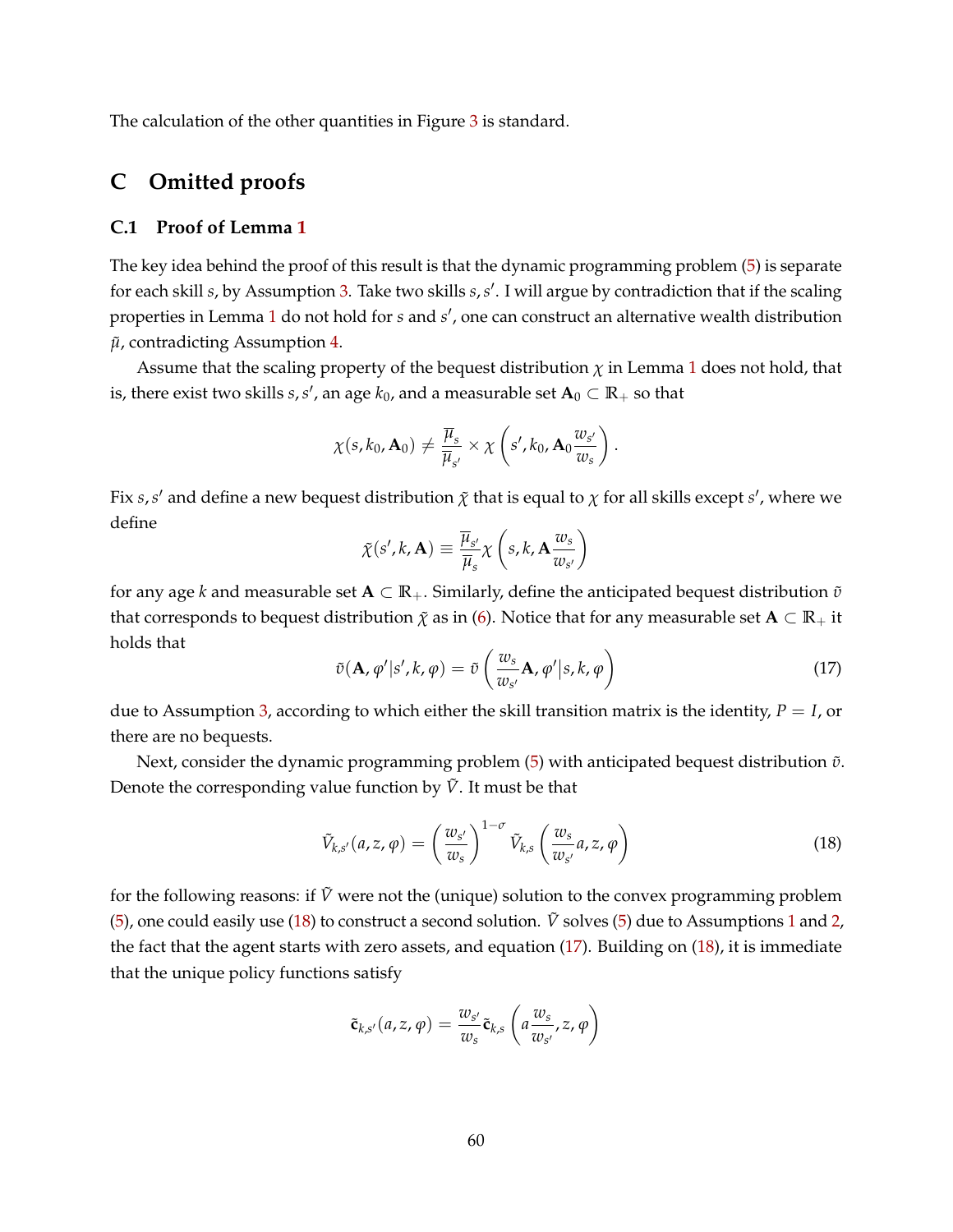The calculation of the other quantities in Figure 3 is standard.

# C Omitted proofs

## C.1 Proof of Lemma 1

The key idea behind the proof of this result is that the dynamic programming problem (5) is separate for each skill $s$, by Assumption 3. Take two skills $s, s'$. I will argue by contradiction that if the scaling properties in Lemma 1 do not hold for $s$ and $s'$, one can construct an alternative wealth distribution $\tilde{\mu}$, contradicting Assumption 4.

Assume that the scaling property of the bequest distribution $\chi$ in Lemma 1 does not hold, that is, there exist two skills $s, s'$, an age $k_0$, and a measurable set $\mathbf{A}_0 \subset \mathbb{R}_+$ so that

$$\chi(s, k_0, \mathbf{A}_0) \neq \frac{\overline{\mu}_s}{\overline{\mu}_{s'}} \times \chi\left(s', k_0, \mathbf{A}_0 \frac{w_{s'}}{w_s}\right).$$

Fix $s, s'$ and define a new bequest distribution $\tilde{\chi}$ that is equal to $\chi$ for all skills except $s'$, where we define

$$\tilde{\chi}(s', k, \mathbf{A}) \equiv \frac{\overline{\mu}_{s'}}{\overline{\mu}_s} \chi\left(s, k, \mathbf{A}\frac{w_s}{w_{s'}}\right)$$

for any age $k$ and measurable set $\mathbf{A} \subset \mathbb{R}_+$. Similarly, define the anticipated bequest distribution $\tilde{v}$ that corresponds to bequest distribution $\tilde{\chi}$ as in (6). Notice that for any measurable set $\mathbf{A} \subset \mathbb{R}_+$ it holds that

$$\tilde{v}(\mathbf{A}, \varphi' | s', k, \varphi) = \tilde{v}\left(\frac{w_s}{w_{s'}}\mathbf{A}, \varphi' \Big| s, k, \varphi\right) \tag{17}$$

due to Assumption 3, according to which either the skill transition matrix is the identity, $P = I$, or there are no bequests.

Next, consider the dynamic programming problem (5) with anticipated bequest distribution $\tilde{v}$. Denote the corresponding value function by $\tilde{V}$. It must be that

$$\tilde{V}_{k,s'}(a, z, \varphi) = \left(\frac{w_{s'}}{w_s}\right)^{1-\sigma} \tilde{V}_{k,s}\left(\frac{w_s}{w_{s'}}a, z, \varphi\right) \tag{18}$$

for the following reasons: if $\tilde{V}$ were not the (unique) solution to the convex programming problem (5), one could easily use (18) to construct a second solution. $\tilde{V}$ solves (5) due to Assumptions 1 and 2, the fact that the agent starts with zero assets, and equation (17). Building on (18), it is immediate that the unique policy functions satisfy

$$\tilde{\mathbf{c}}_{k,s'}(a, z, \varphi) = \frac{w_{s'}}{w_s} \tilde{\mathbf{c}}_{k,s}\left(a\frac{w_s}{w_{s'}}, z, \varphi\right)$$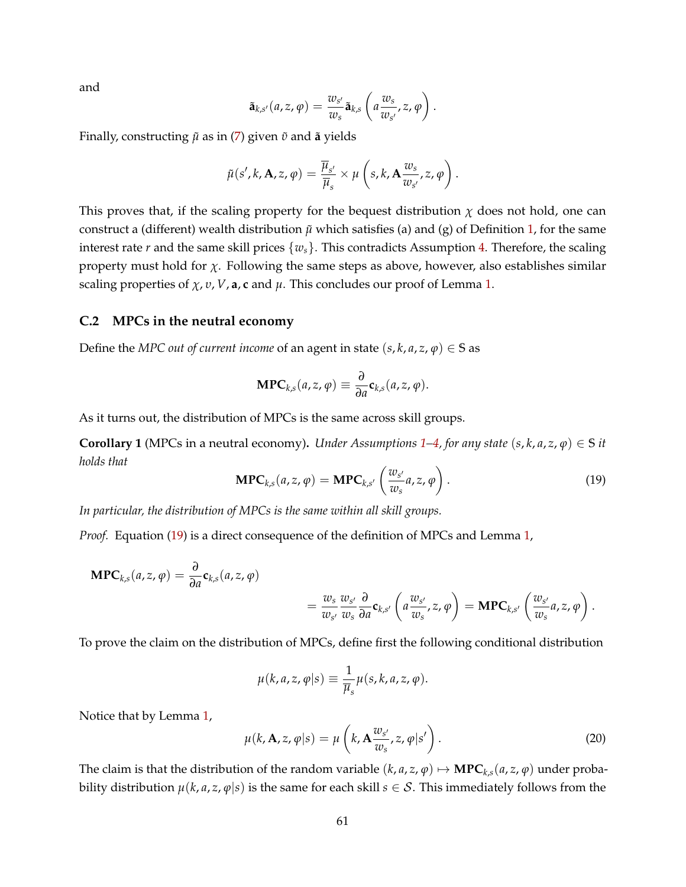and

$$\tilde{\mathbf{a}}_{k,s'}(a,z,\varphi) = \frac{w_{s'}}{w_s}\tilde{\mathbf{a}}_{k,s}\left(a\frac{w_s}{w_{s'}}, z, \varphi\right).$$

Finally, constructing $\tilde{\mu}$ as in (7) given $\tilde{v}$ and $\tilde{\mathbf{a}}$ yields

$$\tilde{\mu}(s', k, \mathbf{A}, z, \varphi) = \frac{\overline{\mu}_{s'}}{\overline{\mu}_s} \times \mu\left(s, k, \mathbf{A}\frac{w_s}{w_{s'}}, z, \varphi\right).$$

This proves that, if the scaling property for the bequest distribution $\chi$ does not hold, one can construct a (different) wealth distribution $\tilde{\mu}$ which satisfies (a) and (g) of Definition 1, for the same interest rate $r$ and the same skill prices $\{w_s\}$. This contradicts Assumption 4. Therefore, the scaling property must hold for $\chi$. Following the same steps as above, however, also establishes similar scaling properties of $\chi, v, V, \mathbf{a}, \mathbf{c}$ and $\mu$. This concludes our proof of Lemma 1.

## C.2 MPCs in the neutral economy

Define the *MPC out of current income* of an agent in state $(s,k,a,z,\varphi) \in \mathbb{S}$ as

$$\mathbf{MPC}_{k,s}(a,z,\varphi) \equiv \frac{\partial}{\partial a}\mathbf{c}_{k,s}(a,z,\varphi).$$

As it turns out, the distribution of MPCs is the same across skill groups.

**Corollary 1** (MPCs in a neutral economy)**.** *Under Assumptions 1–4, for any state $(s,k,a,z,\varphi) \in \mathbb{S}$ it holds that*

$$\mathbf{MPC}_{k,s}(a,z,\varphi) = \mathbf{MPC}_{k,s'}\left(\frac{w_{s'}}{w_s}a, z, \varphi\right). \tag{19}$$

*In particular, the distribution of MPCs is the same within all skill groups.*

*Proof.* Equation (19) is a direct consequence of the definition of MPCs and Lemma 1,

$$\begin{aligned}\mathbf{MPC}_{k,s}(a,z,\varphi) &= \frac{\partial}{\partial a}\mathbf{c}_{k,s}(a,z,\varphi) \\ &= \frac{w_s}{w_{s'}}\frac{w_{s'}}{w_s}\frac{\partial}{\partial a}\mathbf{c}_{k,s'}\left(a\frac{w_{s'}}{w_s}, z, \varphi\right) = \mathbf{MPC}_{k,s'}\left(\frac{w_{s'}}{w_s}a, z, \varphi\right).\end{aligned}$$

To prove the claim on the distribution of MPCs, define first the following conditional distribution

$$\mu(k,a,z,\varphi|s) \equiv \frac{1}{\overline{\mu}_s}\mu(s,k,a,z,\varphi).$$

Notice that by Lemma 1,

$$\mu(k,\mathbf{A},z,\varphi|s) = \mu\left(k, \mathbf{A}\frac{w_{s'}}{w_s}, z, \varphi|s'\right). \tag{20}$$

The claim is that the distribution of the random variable $(k,a,z,\varphi) \mapsto \mathbf{MPC}_{k,s}(a,z,\varphi)$ under probability distribution $\mu(k,a,z,\varphi|s)$ is the same for each skill $s \in \mathcal{S}$. This immediately follows from the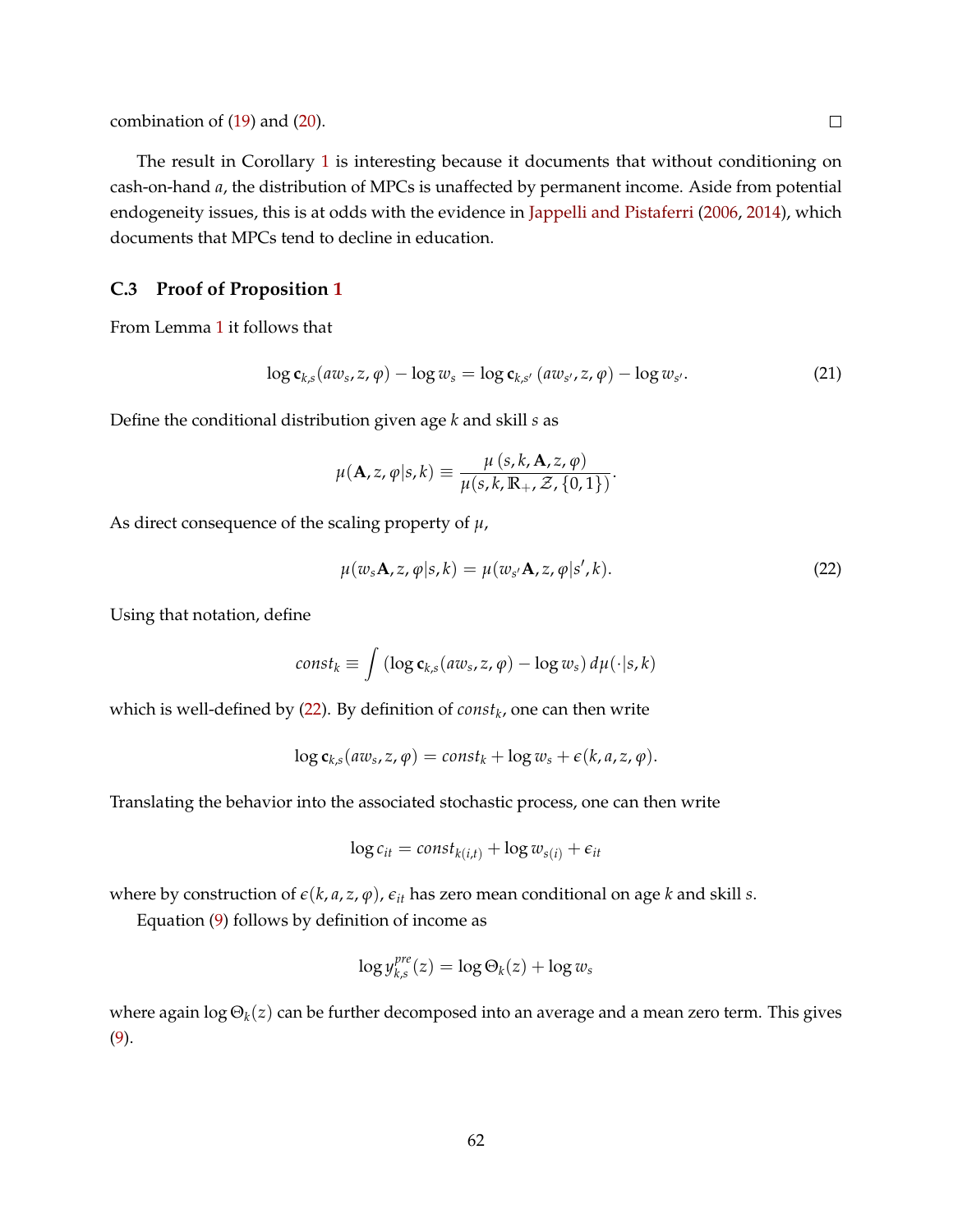combination of (19) and (20). □

The result in Corollary 1 is interesting because it documents that without conditioning on cash-on-hand $a$, the distribution of MPCs is unaffected by permanent income. Aside from potential endogeneity issues, this is at odds with the evidence in Jappelli and Pistaferri (2006, 2014), which documents that MPCs tend to decline in education.

### C.3 Proof of Proposition 1

From Lemma 1 it follows that

$$\log \mathbf{c}_{k,s}(aw_s, z, \varphi) - \log w_s = \log \mathbf{c}_{k,s'}\left(aw_{s'}, z, \varphi\right) - \log w_{s'}. \tag{21}$$

Define the conditional distribution given age $k$ and skill $s$ as

$$\mu(\mathbf{A}, z, \varphi | s, k) \equiv \frac{\mu\left(s, k, \mathbf{A}, z, \varphi\right)}{\mu(s, k, \mathbb{R}_+, \mathcal{Z}, \{0, 1\})}.$$

As direct consequence of the scaling property of $\mu$,

$$\mu(w_s \mathbf{A}, z, \varphi | s, k) = \mu(w_{s'} \mathbf{A}, z, \varphi | s', k). \tag{22}$$

Using that notation, define

$$const_k \equiv \int \left(\log \mathbf{c}_{k,s}(aw_s, z, \varphi) - \log w_s\right) d\mu(\cdot | s, k)$$

which is well-defined by (22). By definition of $const_k$, one can then write

$$\log \mathbf{c}_{k,s}(aw_s, z, \varphi) = const_k + \log w_s + \epsilon(k, a, z, \varphi).$$

Translating the behavior into the associated stochastic process, one can then write

$$\log c_{it} = const_{k(i,t)} + \log w_{s(i)} + \epsilon_{it}$$

where by construction of $\epsilon(k, a, z, \varphi)$, $\epsilon_{it}$ has zero mean conditional on age $k$ and skill $s$.

Equation (9) follows by definition of income as

$$\log y_{k,s}^{pre}(z) = \log \Theta_k(z) + \log w_s$$

where again $\log \Theta_k(z)$ can be further decomposed into an average and a mean zero term. This gives (9).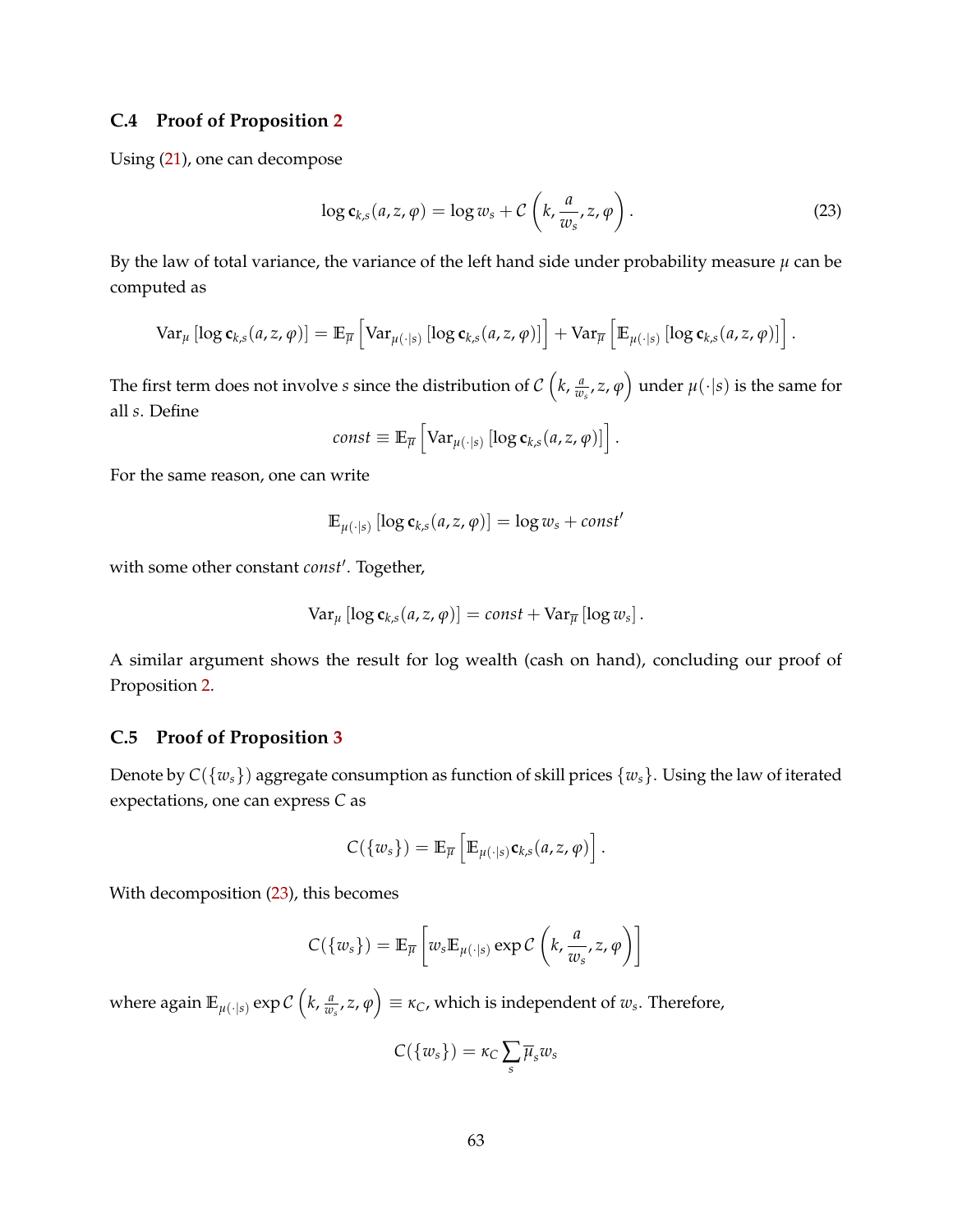### C.4 Proof of Proposition 2

Using (21), one can decompose

$$\log \mathbf{c}_{k,s}(a,z,\varphi) = \log w_s + \mathcal{C}\left(k, \frac{a}{w_s}, z, \varphi\right). \tag{23}$$

By the law of total variance, the variance of the left hand side under probability measure $\mu$ can be computed as

$$\mathrm{Var}_{\mu}\left[\log \mathbf{c}_{k,s}(a,z,\varphi)\right] = \mathbb{E}_{\overline{\mu}}\left[\mathrm{Var}_{\mu(\cdot|s)}\left[\log \mathbf{c}_{k,s}(a,z,\varphi)\right]\right] + \mathrm{Var}_{\overline{\mu}}\left[\mathbb{E}_{\mu(\cdot|s)}\left[\log \mathbf{c}_{k,s}(a,z,\varphi)\right]\right].$$

The first term does not involve $s$ since the distribution of $\mathcal{C}\left(k, \frac{a}{w_s}, z, \varphi\right)$ under $\mu(\cdot|s)$ is the same for all $s$. Define

$$const \equiv \mathbb{E}_{\overline{\mu}}\left[\mathrm{Var}_{\mu(\cdot|s)}\left[\log \mathbf{c}_{k,s}(a,z,\varphi)\right]\right].$$

For the same reason, one can write

$$\mathbb{E}_{\mu(\cdot|s)}\left[\log \mathbf{c}_{k,s}(a,z,\varphi)\right] = \log w_s + const'$$

with some other constant $const'$. Together,

$$\mathrm{Var}_{\mu}\left[\log \mathbf{c}_{k,s}(a,z,\varphi)\right] = const + \mathrm{Var}_{\overline{\mu}}\left[\log w_s\right].$$

A similar argument shows the result for log wealth (cash on hand), concluding our proof of Proposition 2.

### C.5 Proof of Proposition 3

Denote by $C(\{w_s\})$ aggregate consumption as function of skill prices $\{w_s\}$. Using the law of iterated expectations, one can express $C$ as

$$C(\{w_s\}) = \mathbb{E}_{\overline{\mu}}\left[\mathbb{E}_{\mu(\cdot|s)}\mathbf{c}_{k,s}(a,z,\varphi)\right].$$

With decomposition (23), this becomes

$$C(\{w_s\}) = \mathbb{E}_{\overline{\mu}}\left[w_s \mathbb{E}_{\mu(\cdot|s)} \exp \mathcal{C}\left(k, \frac{a}{w_s}, z, \varphi\right)\right]$$

where again $\mathbb{E}_{\mu(\cdot|s)} \exp \mathcal{C}\left(k, \frac{a}{w_s}, z, \varphi\right) \equiv \kappa_C$, which is independent of $w_s$. Therefore,

$$C(\{w_s\}) = \kappa_C \sum_s \overline{\mu}_s w_s$$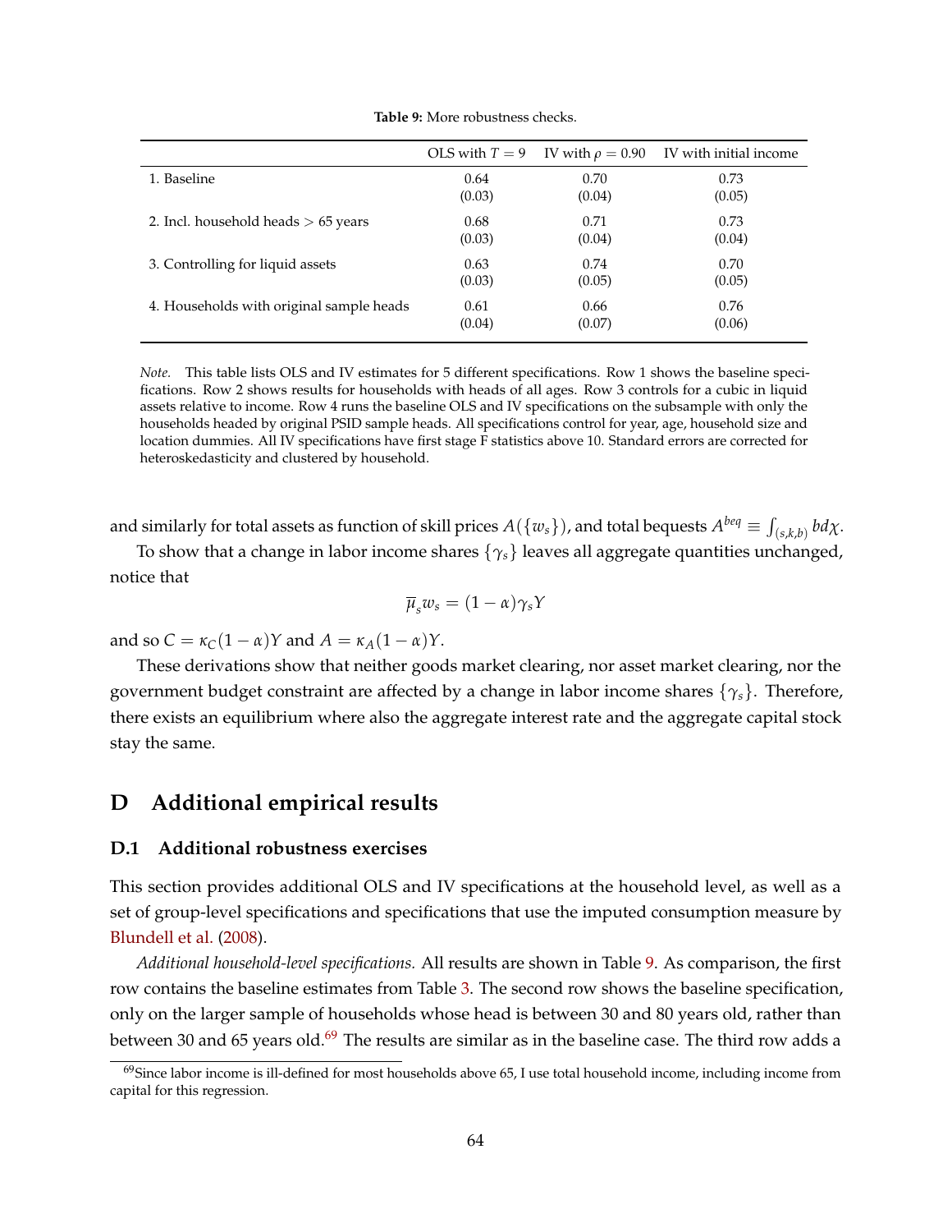**Table 9:** More robustness checks.

| | OLS with $T = 9$ | IV with $\rho = 0.90$ | IV with initial income |
|---|---|---|---|
| 1. Baseline | 0.64 | 0.70 | 0.73 |
| | (0.03) | (0.04) | (0.05) |
| 2. Incl. household heads $> 65$ years | 0.68 | 0.71 | 0.73 |
| | (0.03) | (0.04) | (0.04) |
| 3. Controlling for liquid assets | 0.63 | 0.74 | 0.70 |
| | (0.03) | (0.05) | (0.05) |
| 4. Households with original sample heads | 0.61 | 0.66 | 0.76 |
| | (0.04) | (0.07) | (0.06) |

*Note.* This table lists OLS and IV estimates for 5 different specifications. Row 1 shows the baseline specifications. Row 2 shows results for households with heads of all ages. Row 3 controls for a cubic in liquid assets relative to income. Row 4 runs the baseline OLS and IV specifications on the subsample with only the households headed by original PSID sample heads. All specifications control for year, age, household size and location dummies. All IV specifications have first stage F statistics above 10. Standard errors are corrected for heteroskedasticity and clustered by household.

and similarly for total assets as function of skill prices $A(\{w_s\})$, and total bequests $A^{beq} \equiv \int_{(s,k,b)} b d\chi$.

To show that a change in labor income shares $\{\gamma_s\}$ leaves all aggregate quantities unchanged, notice that

$$\overline{\mu}_s w_s = (1-\alpha)\gamma_s Y$$

and so $C = \kappa_C(1-\alpha)Y$ and $A = \kappa_A(1-\alpha)Y$.

These derivations show that neither goods market clearing, nor asset market clearing, nor the government budget constraint are affected by a change in labor income shares $\{\gamma_s\}$. Therefore, there exists an equilibrium where also the aggregate interest rate and the aggregate capital stock stay the same.

# D Additional empirical results

## D.1 Additional robustness exercises

This section provides additional OLS and IV specifications at the household level, as well as a set of group-level specifications and specifications that use the imputed consumption measure by Blundell et al. (2008).

*Additional household-level specifications.* All results are shown in Table 9. As comparison, the first row contains the baseline estimates from Table 3. The second row shows the baseline specification, only on the larger sample of households whose head is between 30 and 80 years old, rather than between 30 and 65 years old.[69] The results are similar as in the baseline case. The third row adds a

[69] Since labor income is ill-defined for most households above 65, I use total household income, including income from capital for this regression.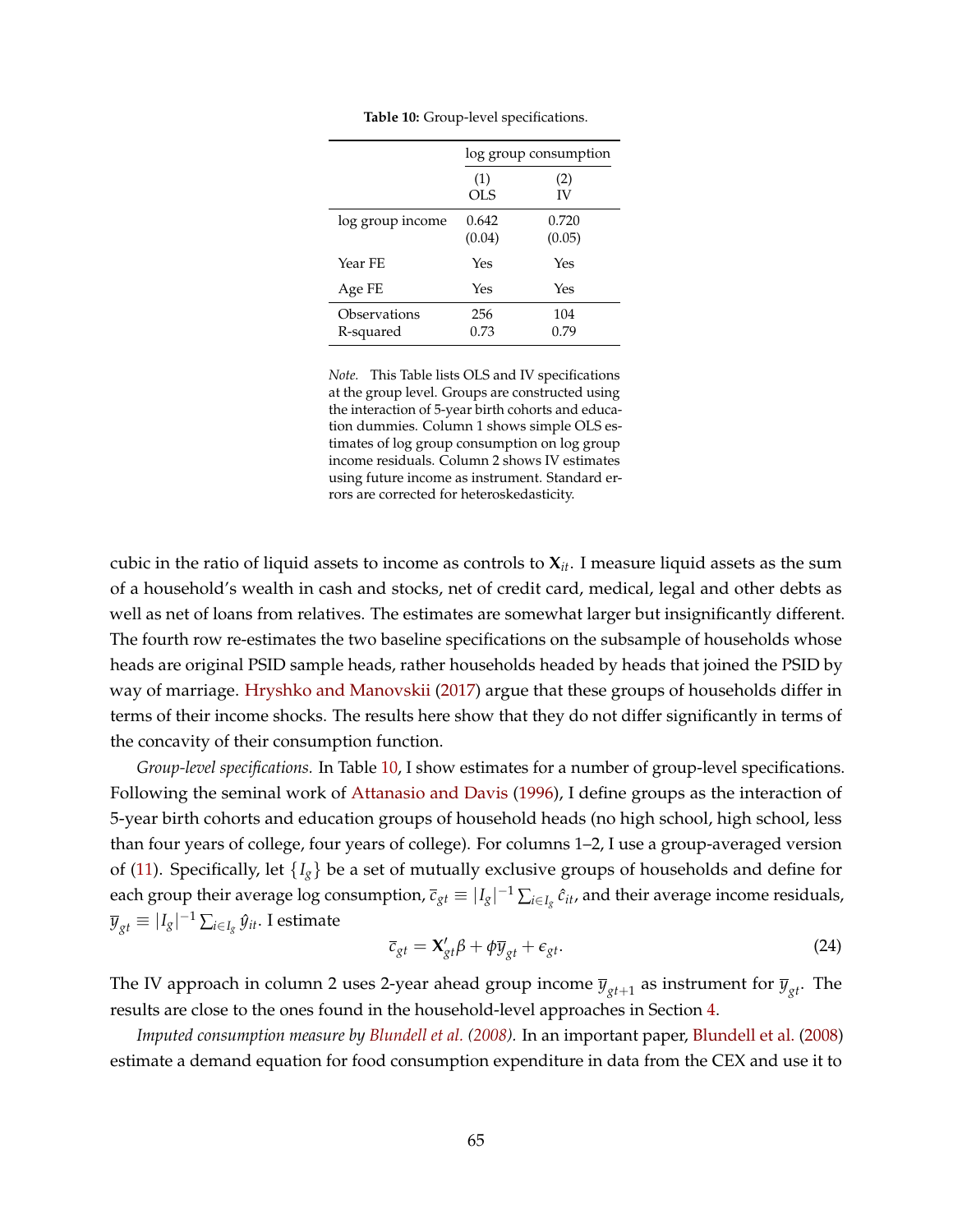**Table 10:** Group-level specifications.

| | log group consumption | |
|---|---|---|
| | (1) OLS | (2) IV |
| log group income | 0.642 (0.04) | 0.720 (0.05) |
| Year FE | Yes | Yes |
| Age FE | Yes | Yes |
| Observations | 256 | 104 |
| R-squared | 0.73 | 0.79 |

*Note.* This Table lists OLS and IV specifications at the group level. Groups are constructed using the interaction of 5-year birth cohorts and education dummies. Column 1 shows simple OLS estimates of log group consumption on log group income residuals. Column 2 shows IV estimates using future income as instrument. Standard errors are corrected for heteroskedasticity.

cubic in the ratio of liquid assets to income as controls to $\mathbf{X}_{it}$. I measure liquid assets as the sum of a household's wealth in cash and stocks, net of credit card, medical, legal and other debts as well as net of loans from relatives. The estimates are somewhat larger but insignificantly different. The fourth row re-estimates the two baseline specifications on the subsample of households whose heads are original PSID sample heads, rather households headed by heads that joined the PSID by way of marriage. Hryshko and Manovskii (2017) argue that these groups of households differ in terms of their income shocks. The results here show that they do not differ significantly in terms of the concavity of their consumption function.

*Group-level specifications.* In Table 10, I show estimates for a number of group-level specifications. Following the seminal work of Attanasio and Davis (1996), I define groups as the interaction of 5-year birth cohorts and education groups of household heads (no high school, high school, less than four years of college, four years of college). For columns 1–2, I use a group-averaged version of (11). Specifically, let $\{I_g\}$ be a set of mutually exclusive groups of households and define for each group their average log consumption, $\bar{c}_{gt} \equiv |I_g|^{-1} \sum_{i \in I_g} \hat{c}_{it}$, and their average income residuals, $\bar{y}_{gt} \equiv |I_g|^{-1} \sum_{i \in I_g} \hat{y}_{it}$. I estimate

$$\bar{c}_{gt} = \mathbf{X}'_{gt}\beta + \phi \bar{y}_{gt} + \epsilon_{gt}. \tag{24}$$

The IV approach in column 2 uses 2-year ahead group income $\bar{y}_{gt+1}$ as instrument for $\bar{y}_{gt}$. The results are close to the ones found in the household-level approaches in Section 4.

*Imputed consumption measure by Blundell et al. (2008).* In an important paper, Blundell et al. (2008) estimate a demand equation for food consumption expenditure in data from the CEX and use it to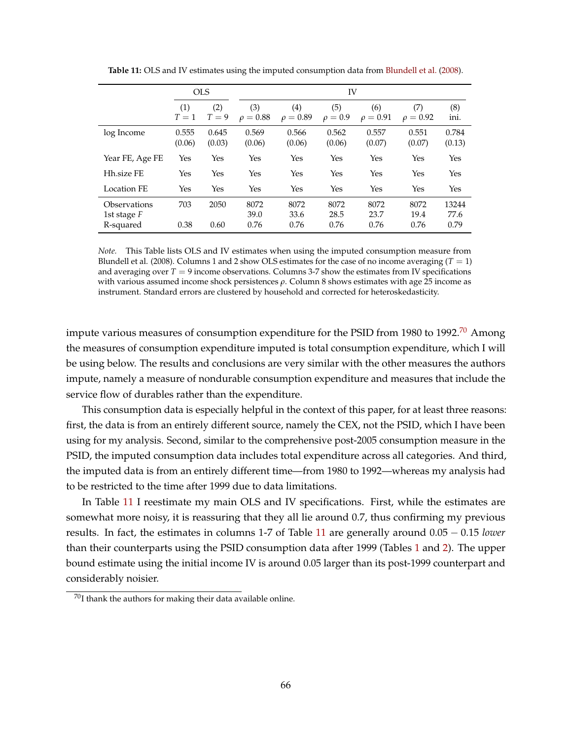**Table 11:** OLS and IV estimates using the imputed consumption data from Blundell et al. (2008).

| | OLS | | IV | | | | | |
|---|---|---|---|---|---|---|---|---|
| | (1) $T = 1$ | (2) $T = 9$ | (3) $\rho = 0.88$ | (4) $\rho = 0.89$ | (5) $\rho = 0.9$ | (6) $\rho = 0.91$ | (7) $\rho = 0.92$ | (8) ini. |
| log Income | 0.555 (0.06) | 0.645 (0.03) | 0.569 (0.06) | 0.566 (0.06) | 0.562 (0.06) | 0.557 (0.07) | 0.551 (0.07) | 0.784 (0.13) |
| Year FE, Age FE | Yes | Yes | Yes | Yes | Yes | Yes | Yes | Yes |
| Hh.size FE | Yes | Yes | Yes | Yes | Yes | Yes | Yes | Yes |
| Location FE | Yes | Yes | Yes | Yes | Yes | Yes | Yes | Yes |
| Observations | 703 | 2050 | 8072 | 8072 | 8072 | 8072 | 8072 | 13244 |
| 1st stage $F$ | | | 39.0 | 33.6 | 28.5 | 23.7 | 19.4 | 77.6 |
| R-squared | 0.38 | 0.60 | 0.76 | 0.76 | 0.76 | 0.76 | 0.76 | 0.79 |

*Note.* This Table lists OLS and IV estimates when using the imputed consumption measure from Blundell et al. (2008). Columns 1 and 2 show OLS estimates for the case of no income averaging ($T = 1$) and averaging over $T = 9$ income observations. Columns 3-7 show the estimates from IV specifications with various assumed income shock persistences $\rho$. Column 8 shows estimates with age 25 income as instrument. Standard errors are clustered by household and corrected for heteroskedasticity.

impute various measures of consumption expenditure for the PSID from 1980 to 1992.[70] Among the measures of consumption expenditure imputed is total consumption expenditure, which I will be using below. The results and conclusions are very similar with the other measures the authors impute, namely a measure of nondurable consumption expenditure and measures that include the service flow of durables rather than the expenditure.

This consumption data is especially helpful in the context of this paper, for at least three reasons: first, the data is from an entirely different source, namely the CEX, not the PSID, which I have been using for my analysis. Second, similar to the comprehensive post-2005 consumption measure in the PSID, the imputed consumption data includes total expenditure across all categories. And third, the imputed data is from an entirely different time—from 1980 to 1992—whereas my analysis had to be restricted to the time after 1999 due to data limitations.

In Table 11 I reestimate my main OLS and IV specifications. First, while the estimates are somewhat more noisy, it is reassuring that they all lie around 0.7, thus confirming my previous results. In fact, the estimates in columns 1-7 of Table 11 are generally around $0.05 - 0.15$ *lower* than their counterparts using the PSID consumption data after 1999 (Tables 1 and 2). The upper bound estimate using the initial income IV is around 0.05 larger than its post-1999 counterpart and considerably noisier.

[70] I thank the authors for making their data available online.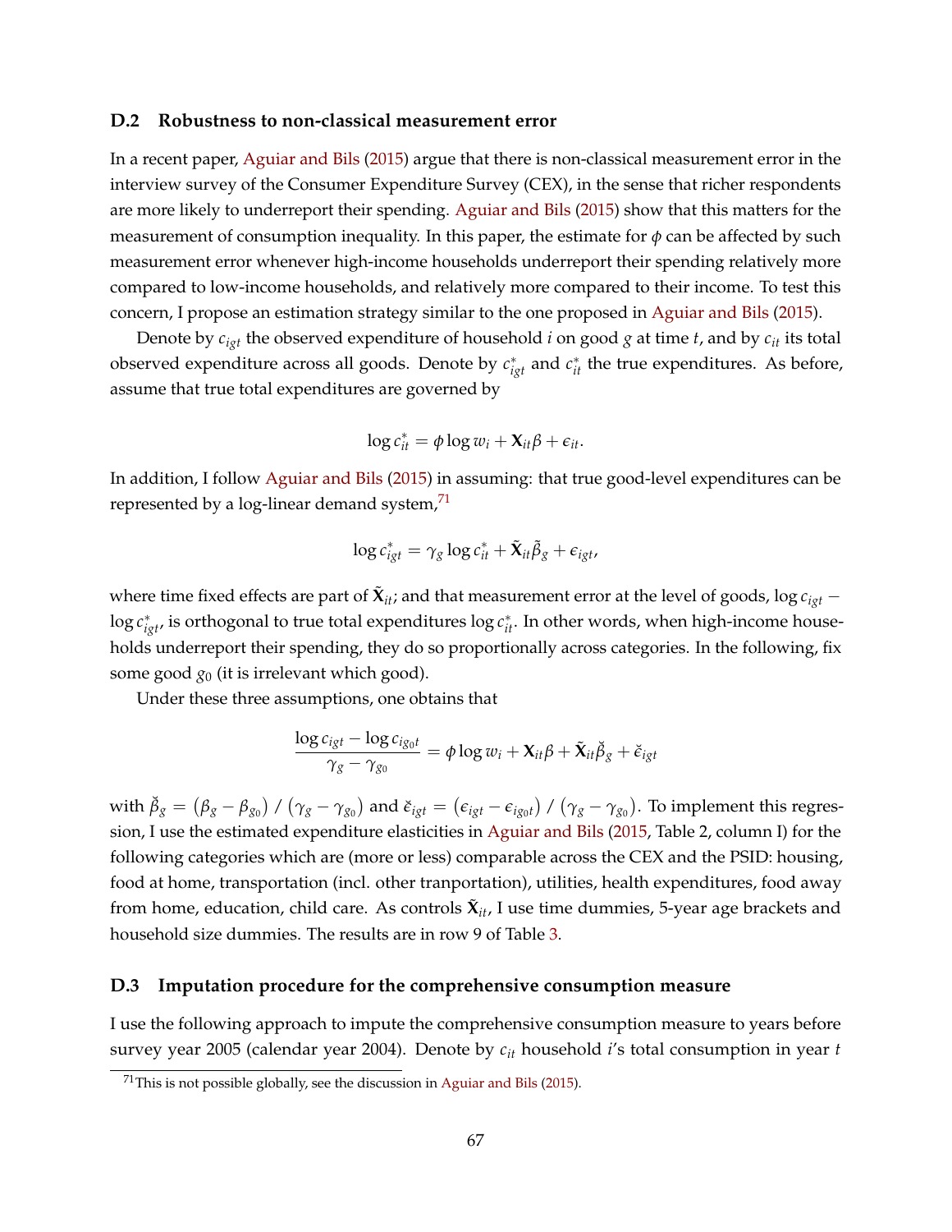### D.2 Robustness to non-classical measurement error

In a recent paper, Aguiar and Bils (2015) argue that there is non-classical measurement error in the interview survey of the Consumer Expenditure Survey (CEX), in the sense that richer respondents are more likely to underreport their spending. Aguiar and Bils (2015) show that this matters for the measurement of consumption inequality. In this paper, the estimate for $\phi$ can be affected by such measurement error whenever high-income households underreport their spending relatively more compared to low-income households, and relatively more compared to their income. To test this concern, I propose an estimation strategy similar to the one proposed in Aguiar and Bils (2015).

Denote by $c_{igt}$ the observed expenditure of household $i$ on good $g$ at time $t$, and by $c_{it}$ its total observed expenditure across all goods. Denote by $c^*_{igt}$ and $c^*_{it}$ the true expenditures. As before, assume that true total expenditures are governed by

$$\log c^*_{it} = \phi \log w_i + \mathbf{X}_{it}\beta + \epsilon_{it}.$$

In addition, I follow Aguiar and Bils (2015) in assuming: that true good-level expenditures can be represented by a log-linear demand system,[71]

$$\log c^*_{igt} = \gamma_g \log c^*_{it} + \tilde{\mathbf{X}}_{it}\tilde{\beta}_g + \epsilon_{igt},$$

where time fixed effects are part of $\tilde{\mathbf{X}}_{it}$; and that measurement error at the level of goods, $\log c_{igt} - \log c^*_{igt}$, is orthogonal to true total expenditures $\log c^*_{it}$. In other words, when high-income households underreport their spending, they do so proportionally across categories. In the following, fix some good $g_0$ (it is irrelevant which good).

Under these three assumptions, one obtains that

$$\frac{\log c_{igt} - \log c_{ig_0t}}{\gamma_g - \gamma_{g_0}} = \phi \log w_i + \mathbf{X}_{it}\beta + \tilde{\mathbf{X}}_{it}\breve{\beta}_g + \breve{\epsilon}_{igt}$$

with $\breve{\beta}_g = \left(\beta_g - \beta_{g_0}\right) / \left(\gamma_g - \gamma_{g_0}\right)$ and $\breve{\epsilon}_{igt} = \left(\epsilon_{igt} - \epsilon_{ig_0t}\right) / \left(\gamma_g - \gamma_{g_0}\right)$. To implement this regression, I use the estimated expenditure elasticities in Aguiar and Bils (2015, Table 2, column I) for the following categories which are (more or less) comparable across the CEX and the PSID: housing, food at home, transportation (incl. other tranportation), utilities, health expenditures, food away from home, education, child care. As controls $\tilde{\mathbf{X}}_{it}$, I use time dummies, 5-year age brackets and household size dummies. The results are in row 9 of Table 3.

### D.3 Imputation procedure for the comprehensive consumption measure

I use the following approach to impute the comprehensive consumption measure to years before survey year 2005 (calendar year 2004). Denote by $c_{it}$ household $i$'s total consumption in year $t$

[71] This is not possible globally, see the discussion in Aguiar and Bils (2015).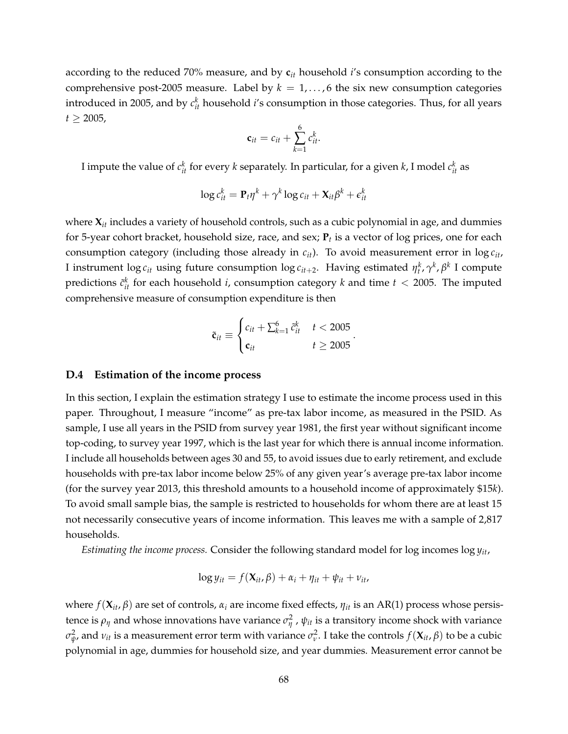according to the reduced 70% measure, and by $\mathbf{c}_{it}$ household $i$'s consumption according to the comprehensive post-2005 measure. Label by $k = 1, \ldots, 6$ the six new consumption categories introduced in 2005, and by $c_{it}^k$ household $i$'s consumption in those categories. Thus, for all years $t \geq 2005$,

$$\mathbf{c}_{it} = c_{it} + \sum_{k=1}^{6} c_{it}^k.$$

I impute the value of $c_{it}^k$ for every $k$ separately. In particular, for a given $k$, I model $c_{it}^k$ as

$$\log c_{it}^k = \mathbf{P}_t \eta^k + \gamma^k \log c_{it} + \mathbf{X}_{it} \beta^k + \epsilon_{it}^k$$

where $\mathbf{X}_{it}$ includes a variety of household controls, such as a cubic polynomial in age, and dummies for 5-year cohort bracket, household size, race, and sex; $\mathbf{P}_t$ is a vector of log prices, one for each consumption category (including those already in $c_{it}$). To avoid measurement error in $\log c_{it}$, I instrument $\log c_{it}$ using future consumption $\log c_{it+2}$. Having estimated $\eta_t^k, \gamma^k, \beta^k$ I compute predictions $\tilde{c}_{it}^k$ for each household $i$, consumption category $k$ and time $t < 2005$. The imputed comprehensive measure of consumption expenditure is then

$$\tilde{\mathbf{c}}_{it} \equiv \begin{cases} c_{it} + \sum_{k=1}^{6} \tilde{c}_{it}^k & t < 2005 \\ \mathbf{c}_{it} & t \geq 2005 \end{cases}.$$

### D.4 Estimation of the income process

In this section, I explain the estimation strategy I use to estimate the income process used in this paper. Throughout, I measure "income" as pre-tax labor income, as measured in the PSID. As sample, I use all years in the PSID from survey year 1981, the first year without significant income top-coding, to survey year 1997, which is the last year for which there is annual income information. I include all households between ages 30 and 55, to avoid issues due to early retirement, and exclude households with pre-tax labor income below 25% of any given year's average pre-tax labor income (for the survey year 2013, this threshold amounts to a household income of approximately \$15$k$). To avoid small sample bias, the sample is restricted to households for whom there are at least 15 not necessarily consecutive years of income information. This leaves me with a sample of 2,817 households.

*Estimating the income process.* Consider the following standard model for log incomes $\log y_{it}$,

$$\log y_{it} = f(\mathbf{X}_{it}, \beta) + \alpha_i + \eta_{it} + \psi_{it} + \nu_{it},$$

where $f(\mathbf{X}_{it}, \beta)$ are set of controls, $\alpha_i$ are income fixed effects, $\eta_{it}$ is an AR(1) process whose persistence is $\rho_\eta$ and whose innovations have variance $\sigma_\eta^2$ , $\psi_{it}$ is a transitory income shock with variance $\sigma_\psi^2$, and $\nu_{it}$ is a measurement error term with variance $\sigma_\nu^2$. I take the controls $f(\mathbf{X}_{it}, \beta)$ to be a cubic polynomial in age, dummies for household size, and year dummies. Measurement error cannot be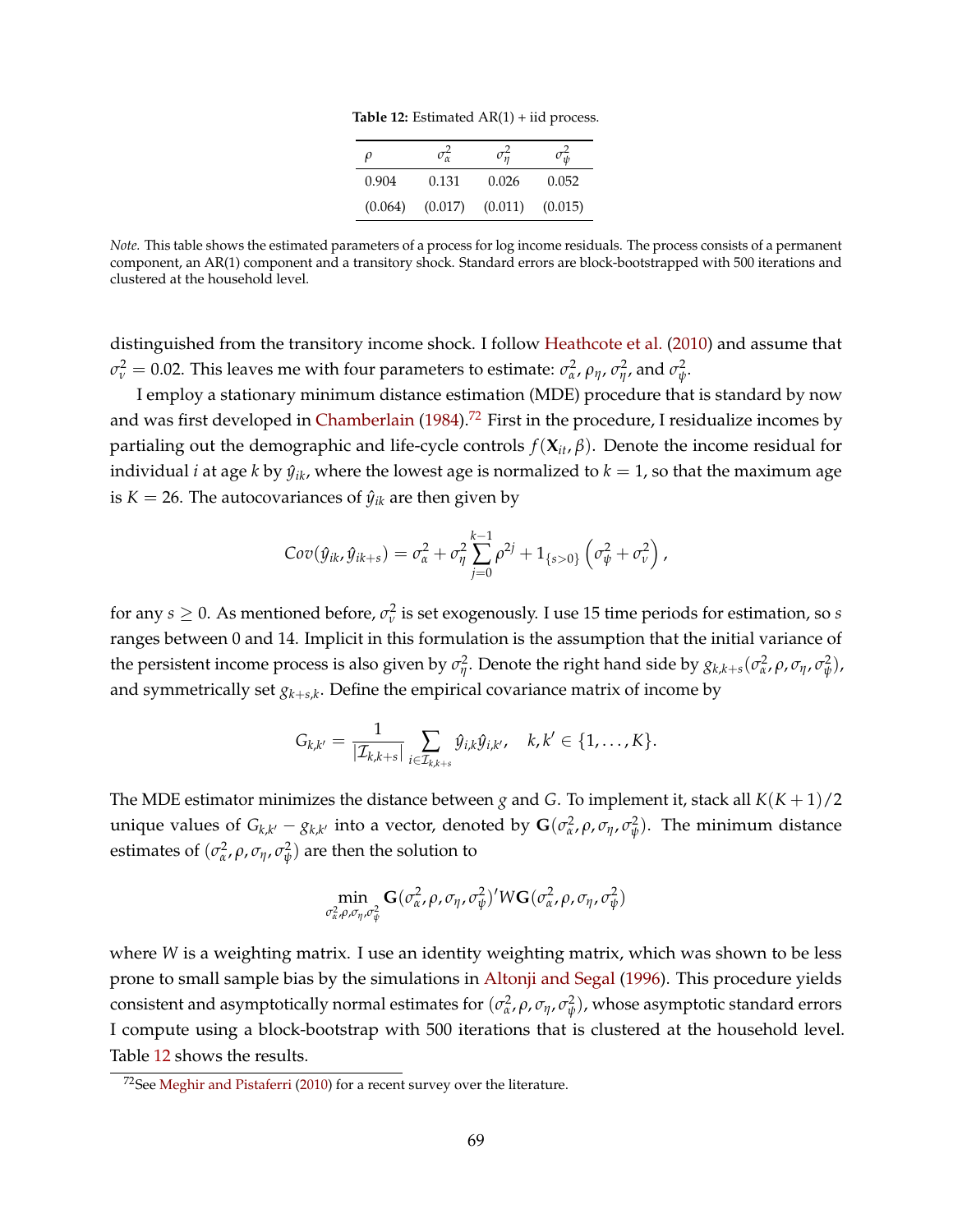**Table 12:** Estimated AR(1) + iid process.

| $\rho$ | $\sigma^2_\alpha$ | $\sigma^2_\eta$ | $\sigma^2_\psi$ |
|---|---|---|---|
| 0.904 | 0.131 | 0.026 | 0.052 |
| (0.064) | (0.017) | (0.011) | (0.015) |

*Note.* This table shows the estimated parameters of a process for log income residuals. The process consists of a permanent component, an AR(1) component and a transitory shock. Standard errors are block-bootstrapped with 500 iterations and clustered at the household level.

distinguished from the transitory income shock. I follow Heathcote et al. (2010) and assume that $\sigma^2_\nu = 0.02$. This leaves me with four parameters to estimate: $\sigma^2_\alpha$, $\rho_\eta$, $\sigma^2_\eta$, and $\sigma^2_\psi$.

I employ a stationary minimum distance estimation (MDE) procedure that is standard by now and was first developed in Chamberlain (1984).[72] First in the procedure, I residualize incomes by partialing out the demographic and life-cycle controls $f(\mathbf{X}_{it}, \beta)$. Denote the income residual for individual $i$ at age $k$ by $\hat{y}_{ik}$, where the lowest age is normalized to $k = 1$, so that the maximum age is $K = 26$. The autocovariances of $\hat{y}_{ik}$ are then given by

$$Cov(\hat{y}_{ik}, \hat{y}_{ik+s}) = \sigma^2_\alpha + \sigma^2_\eta \sum_{j=0}^{k-1} \rho^{2j} + 1_{\{s>0\}} \left(\sigma^2_\psi + \sigma^2_\nu\right),$$

for any $s \geq 0$. As mentioned before, $\sigma^2_\nu$ is set exogenously. I use 15 time periods for estimation, so $s$ ranges between 0 and 14. Implicit in this formulation is the assumption that the initial variance of the persistent income process is also given by $\sigma^2_\eta$. Denote the right hand side by $g_{k,k+s}(\sigma^2_\alpha, \rho, \sigma_\eta, \sigma^2_\psi)$, and symmetrically set $g_{k+s,k}$. Define the empirical covariance matrix of income by

$$G_{k,k'} = \frac{1}{|\mathcal{I}_{k,k+s}|} \sum_{i \in \mathcal{I}_{k,k+s}} \hat{y}_{i,k} \hat{y}_{i,k'}, \quad k, k' \in \{1, \ldots, K\}.$$

The MDE estimator minimizes the distance between $g$ and $G$. To implement it, stack all $K(K+1)/2$ unique values of $G_{k,k'} - g_{k,k'}$ into a vector, denoted by $\mathbf{G}(\sigma^2_\alpha, \rho, \sigma_\eta, \sigma^2_\psi)$. The minimum distance estimates of $(\sigma^2_\alpha, \rho, \sigma_\eta, \sigma^2_\psi)$ are then the solution to

$$\min_{\sigma^2_\alpha, \rho, \sigma_\eta, \sigma^2_\psi} \mathbf{G}(\sigma^2_\alpha, \rho, \sigma_\eta, \sigma^2_\psi)' W \mathbf{G}(\sigma^2_\alpha, \rho, \sigma_\eta, \sigma^2_\psi)$$

where $W$ is a weighting matrix. I use an identity weighting matrix, which was shown to be less prone to small sample bias by the simulations in Altonji and Segal (1996). This procedure yields consistent and asymptotically normal estimates for $(\sigma^2_\alpha, \rho, \sigma_\eta, \sigma^2_\psi)$, whose asymptotic standard errors I compute using a block-bootstrap with 500 iterations that is clustered at the household level. Table 12 shows the results.

[72] See Meghir and Pistaferri (2010) for a recent survey over the literature.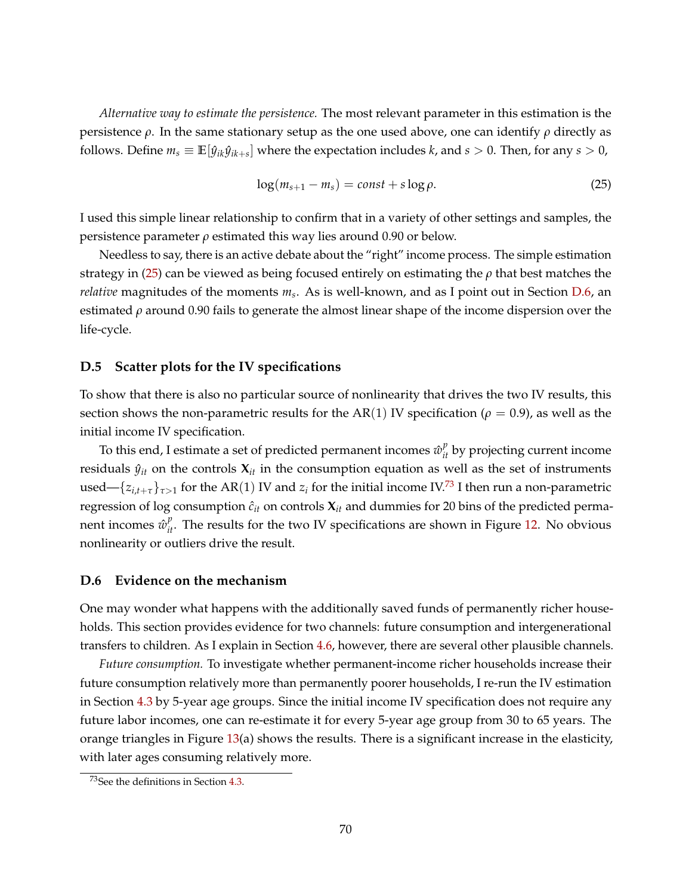*Alternative way to estimate the persistence.* The most relevant parameter in this estimation is the persistence $\rho$. In the same stationary setup as the one used above, one can identify $\rho$ directly as follows. Define $m_s \equiv \mathbb{E}[\hat{y}_{ik}\hat{y}_{ik+s}]$ where the expectation includes $k$, and $s > 0$. Then, for any $s > 0$,

$$\log(m_{s+1} - m_s) = const + s \log \rho. \tag{25}$$

I used this simple linear relationship to confirm that in a variety of other settings and samples, the persistence parameter $\rho$ estimated this way lies around 0.90 or below.

Needless to say, there is an active debate about the "right" income process. The simple estimation strategy in (25) can be viewed as being focused entirely on estimating the $\rho$ that best matches the *relative* magnitudes of the moments $m_s$. As is well-known, and as I point out in Section D.6, an estimated $\rho$ around 0.90 fails to generate the almost linear shape of the income dispersion over the life-cycle.

## D.5 Scatter plots for the IV specifications

To show that there is also no particular source of nonlinearity that drives the two IV results, this section shows the non-parametric results for the AR(1) IV specification ($\rho = 0.9$), as well as the initial income IV specification.

To this end, I estimate a set of predicted permanent incomes $\hat{w}_{it}^{p}$ by projecting current income residuals $\hat{y}_{it}$ on the controls $\mathbf{X}_{it}$ in the consumption equation as well as the set of instruments used—$\{z_{i,t+\tau}\}_{\tau>1}$ for the AR(1) IV and $z_i$ for the initial income IV.[73] I then run a non-parametric regression of log consumption $\hat{c}_{it}$ on controls $\mathbf{X}_{it}$ and dummies for 20 bins of the predicted permanent incomes $\hat{w}_{it}^{p}$. The results for the two IV specifications are shown in Figure 12. No obvious nonlinearity or outliers drive the result.

## D.6 Evidence on the mechanism

One may wonder what happens with the additionally saved funds of permanently richer households. This section provides evidence for two channels: future consumption and intergenerational transfers to children. As I explain in Section 4.6, however, there are several other plausible channels.

*Future consumption.* To investigate whether permanent-income richer households increase their future consumption relatively more than permanently poorer households, I re-run the IV estimation in Section 4.3 by 5-year age groups. Since the initial income IV specification does not require any future labor incomes, one can re-estimate it for every 5-year age group from 30 to 65 years. The orange triangles in Figure 13(a) shows the results. There is a significant increase in the elasticity, with later ages consuming relatively more.

[73] See the definitions in Section 4.3.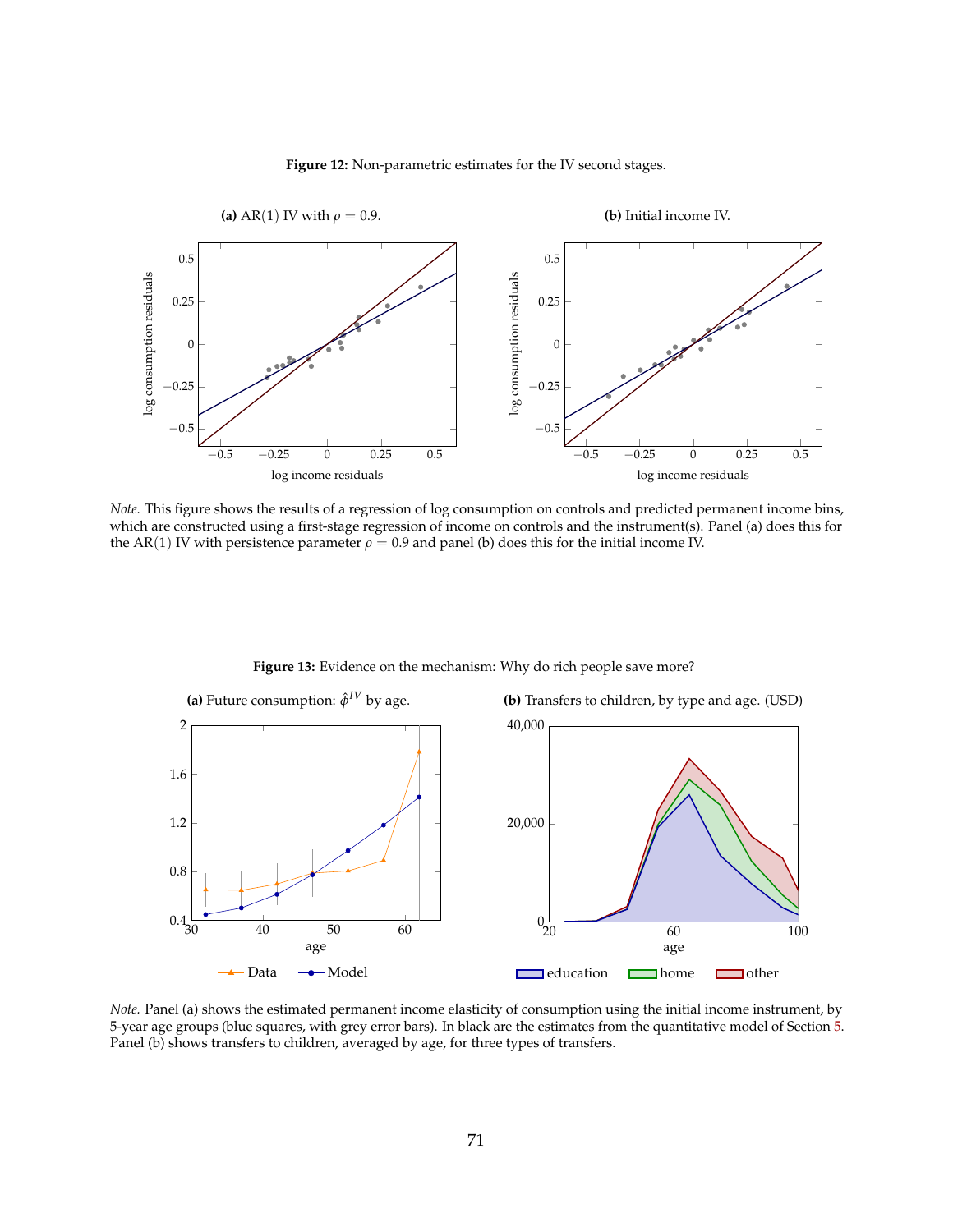**Figure 12:** Non-parametric estimates for the IV second stages.

**(a)** AR(1) IV with $\rho = 0.9$.

**(b)** Initial income IV.

*Note.* This figure shows the results of a regression of log consumption on controls and predicted permanent income bins, which are constructed using a first-stage regression of income on controls and the instrument(s). Panel (a) does this for the AR(1) IV with persistence parameter $\rho = 0.9$ and panel (b) does this for the initial income IV.

**Figure 13:** Evidence on the mechanism: Why do rich people save more?

**(a)** Future consumption: $\hat{\phi}^{IV}$ by age.

**(b)** Transfers to children, by type and age. (USD)

*Note.* Panel (a) shows the estimated permanent income elasticity of consumption using the initial income instrument, by 5-year age groups (blue squares, with grey error bars). In black are the estimates from the quantitative model of Section 5. Panel (b) shows transfers to children, averaged by age, for three types of transfers.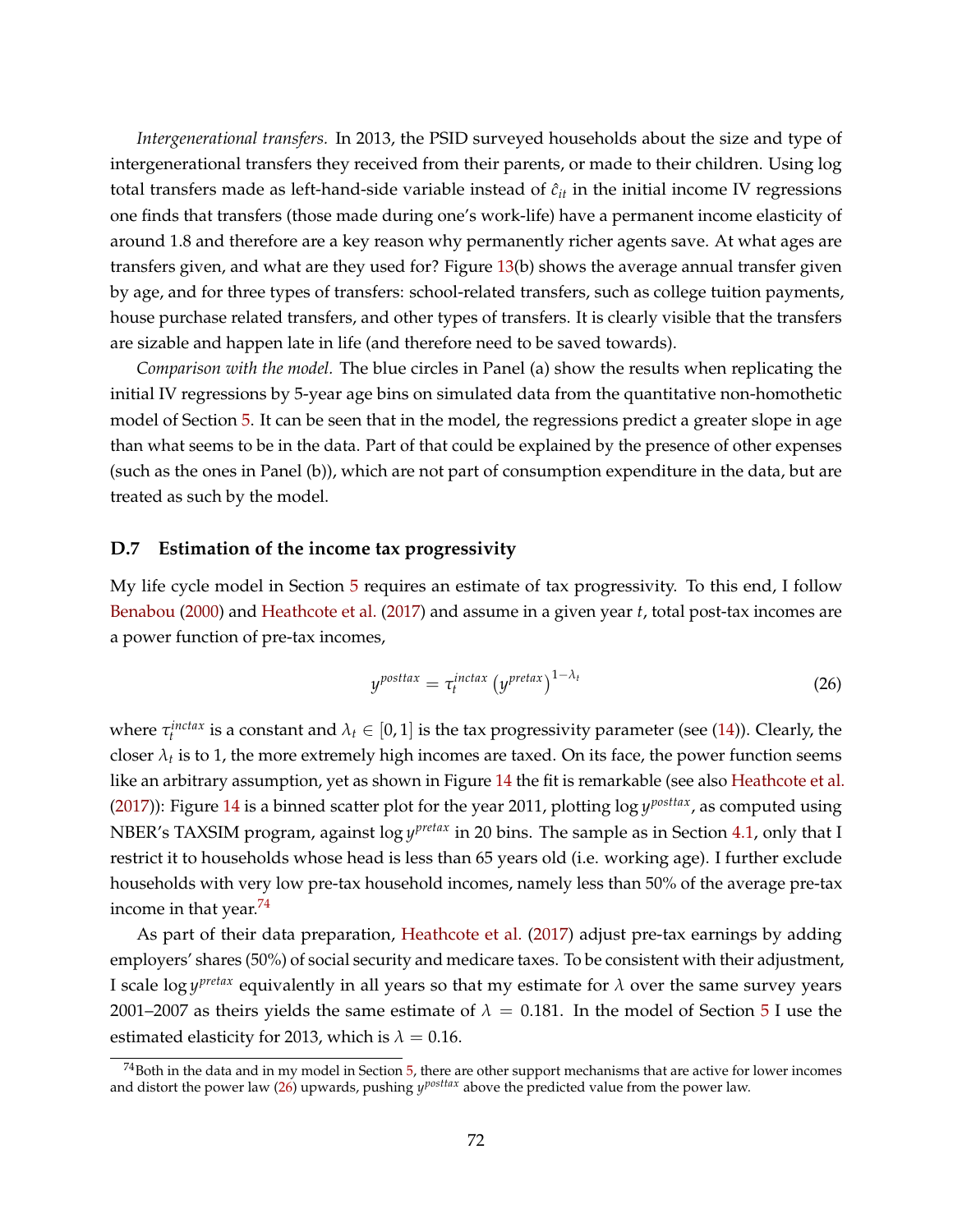*Intergenerational transfers.* In 2013, the PSID surveyed households about the size and type of intergenerational transfers they received from their parents, or made to their children. Using log total transfers made as left-hand-side variable instead of $\hat{c}_{it}$ in the initial income IV regressions one finds that transfers (those made during one's work-life) have a permanent income elasticity of around 1.8 and therefore are a key reason why permanently richer agents save. At what ages are transfers given, and what are they used for? Figure 13(b) shows the average annual transfer given by age, and for three types of transfers: school-related transfers, such as college tuition payments, house purchase related transfers, and other types of transfers. It is clearly visible that the transfers are sizable and happen late in life (and therefore need to be saved towards).

*Comparison with the model.* The blue circles in Panel (a) show the results when replicating the initial IV regressions by 5-year age bins on simulated data from the quantitative non-homothetic model of Section 5. It can be seen that in the model, the regressions predict a greater slope in age than what seems to be in the data. Part of that could be explained by the presence of other expenses (such as the ones in Panel (b)), which are not part of consumption expenditure in the data, but are treated as such by the model.

### D.7 Estimation of the income tax progressivity

My life cycle model in Section 5 requires an estimate of tax progressivity. To this end, I follow Benabou (2000) and Heathcote et al. (2017) and assume in a given year $t$, total post-tax incomes are a power function of pre-tax incomes,

$$y^{posttax} = \tau_t^{inctax} \left( y^{pretax} \right)^{1-\lambda_t} \tag{26}$$

where $\tau_t^{inctax}$ is a constant and $\lambda_t \in [0, 1]$ is the tax progressivity parameter (see (14)). Clearly, the closer $\lambda_t$ is to 1, the more extremely high incomes are taxed. On its face, the power function seems like an arbitrary assumption, yet as shown in Figure 14 the fit is remarkable (see also Heathcote et al. (2017)): Figure 14 is a binned scatter plot for the year 2011, plotting $\log y^{posttax}$, as computed using NBER's TAXSIM program, against $\log y^{pretax}$ in 20 bins. The sample as in Section 4.1, only that I restrict it to households whose head is less than 65 years old (i.e. working age). I further exclude households with very low pre-tax household incomes, namely less than 50% of the average pre-tax income in that year.[74]

As part of their data preparation, Heathcote et al. (2017) adjust pre-tax earnings by adding employers' shares (50%) of social security and medicare taxes. To be consistent with their adjustment, I scale $\log y^{pretax}$ equivalently in all years so that my estimate for $\lambda$ over the same survey years 2001–2007 as theirs yields the same estimate of $\lambda = 0.181$. In the model of Section 5 I use the estimated elasticity for 2013, which is $\lambda = 0.16$.

[74] Both in the data and in my model in Section 5, there are other support mechanisms that are active for lower incomes and distort the power law (26) upwards, pushing $y^{posttax}$ above the predicted value from the power law.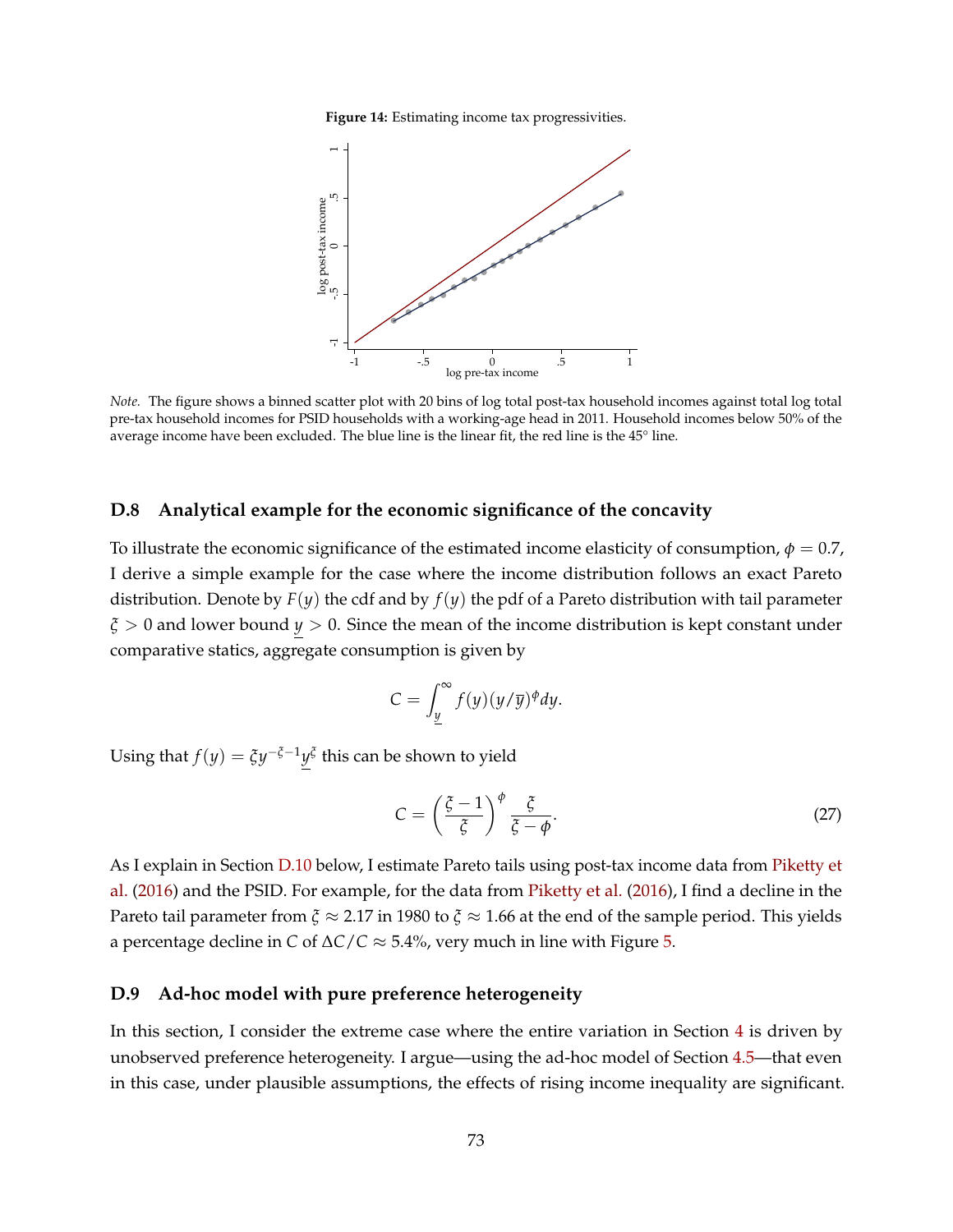**Figure 14:** Estimating income tax progressivities.

*Note.* The figure shows a binned scatter plot with 20 bins of log total post-tax household incomes against total log total pre-tax household incomes for PSID households with a working-age head in 2011. Household incomes below 50% of the average income have been excluded. The blue line is the linear fit, the red line is the 45° line.

### D.8 Analytical example for the economic significance of the concavity

To illustrate the economic significance of the estimated income elasticity of consumption, $\phi = 0.7$, I derive a simple example for the case where the income distribution follows an exact Pareto distribution. Denote by $F(y)$ the cdf and by $f(y)$ the pdf of a Pareto distribution with tail parameter $\xi > 0$ and lower bound $\underline{y} > 0$. Since the mean of the income distribution is kept constant under comparative statics, aggregate consumption is given by

$$C = \int_{\underline{y}}^{\infty} f(y)(y/\overline{y})^{\phi} dy.$$

Using that $f(y) = \xi y^{-\xi-1} \underline{y}^{\xi}$ this can be shown to yield

$$C = \left(\frac{\xi - 1}{\xi}\right)^{\phi} \frac{\xi}{\xi - \phi}. \tag{27}$$

As I explain in Section D.10 below, I estimate Pareto tails using post-tax income data from Piketty et al. (2016) and the PSID. For example, for the data from Piketty et al. (2016), I find a decline in the Pareto tail parameter from $\xi \approx 2.17$ in 1980 to $\xi \approx 1.66$ at the end of the sample period. This yields a percentage decline in $C$ of $\Delta C/C \approx 5.4\%$, very much in line with Figure 5.

### D.9 Ad-hoc model with pure preference heterogeneity

In this section, I consider the extreme case where the entire variation in Section 4 is driven by unobserved preference heterogeneity. I argue—using the ad-hoc model of Section 4.5—that even in this case, under plausible assumptions, the effects of rising income inequality are significant.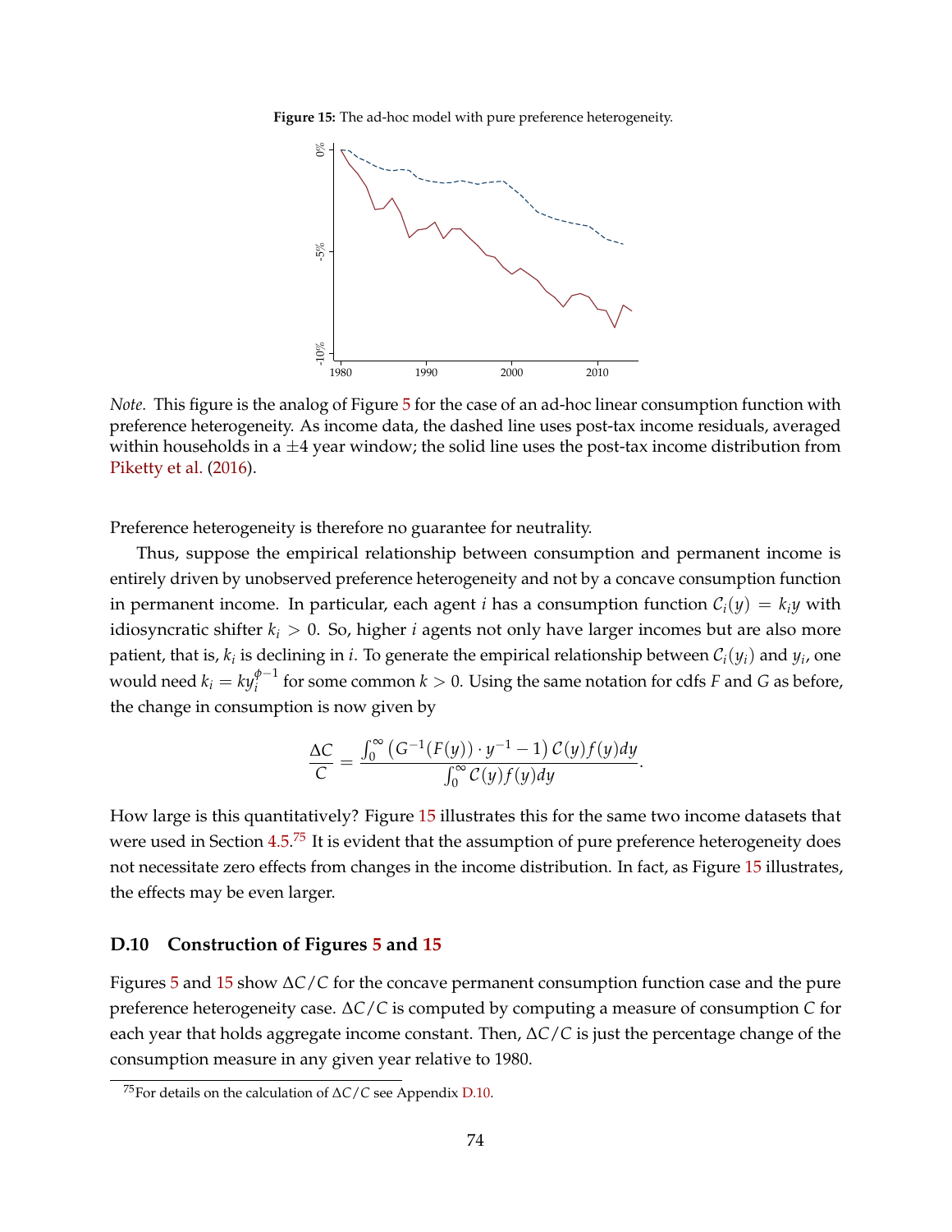**Figure 15:** The ad-hoc model with pure preference heterogeneity.

*Note.* This figure is the analog of Figure 5 for the case of an ad-hoc linear consumption function with preference heterogeneity. As income data, the dashed line uses post-tax income residuals, averaged within households in a $\pm 4$ year window; the solid line uses the post-tax income distribution from Piketty et al. (2016).

Preference heterogeneity is therefore no guarantee for neutrality.

Thus, suppose the empirical relationship between consumption and permanent income is entirely driven by unobserved preference heterogeneity and not by a concave consumption function in permanent income. In particular, each agent $i$ has a consumption function $\mathcal{C}_i(y) = k_i y$ with idiosyncratic shifter $k_i > 0$. So, higher $i$ agents not only have larger incomes but are also more patient, that is, $k_i$ is declining in $i$. To generate the empirical relationship between $\mathcal{C}_i(y_i)$ and $y_i$, one would need $k_i = k y_i^{\phi-1}$ for some common $k > 0$. Using the same notation for cdfs $F$ and $G$ as before, the change in consumption is now given by

$$\frac{\Delta C}{C} = \frac{\int_0^\infty \left(G^{-1}(F(y)) \cdot y^{-1} - 1\right) \mathcal{C}(y) f(y) dy}{\int_0^\infty \mathcal{C}(y) f(y) dy}.$$

How large is this quantitatively? Figure 15 illustrates this for the same two income datasets that were used in Section 4.5.[75] It is evident that the assumption of pure preference heterogeneity does not necessitate zero effects from changes in the income distribution. In fact, as Figure 15 illustrates, the effects may be even larger.

### D.10 Construction of Figures 5 and 15

Figures 5 and 15 show $\Delta C/C$ for the concave permanent consumption function case and the pure preference heterogeneity case. $\Delta C/C$ is computed by computing a measure of consumption $C$ for each year that holds aggregate income constant. Then, $\Delta C/C$ is just the percentage change of the consumption measure in any given year relative to 1980.

[75] For details on the calculation of $\Delta C/C$ see Appendix D.10.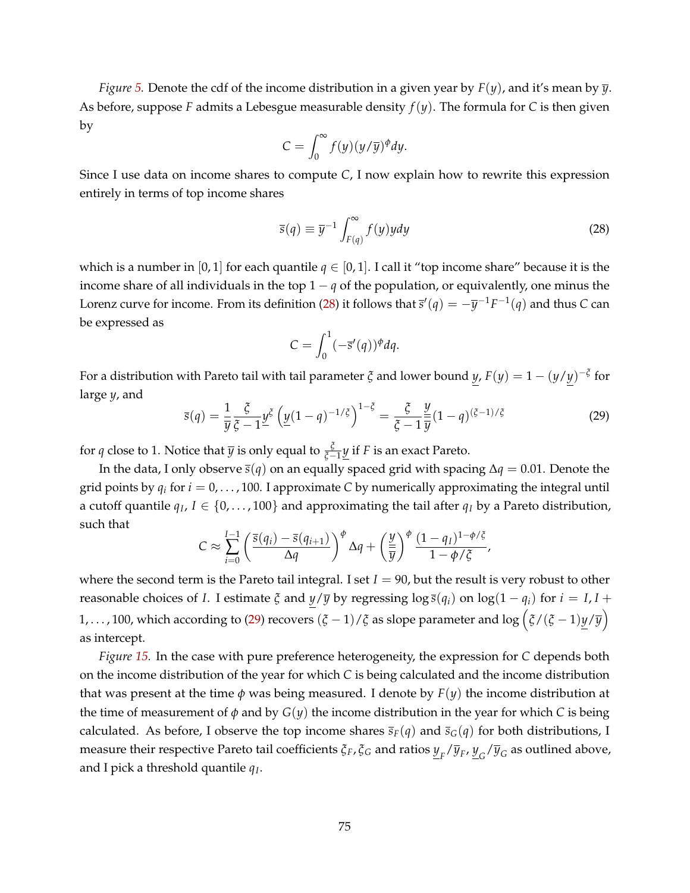*Figure 5.* Denote the cdf of the income distribution in a given year by $F(y)$, and it's mean by $\overline{y}$. As before, suppose $F$ admits a Lebesgue measurable density $f(y)$. The formula for $C$ is then given by

$$C = \int_0^\infty f(y)(y/\overline{y})^\phi dy.$$

Since I use data on income shares to compute $C$, I now explain how to rewrite this expression entirely in terms of top income shares

$$\overline{s}(q) \equiv \overline{y}^{-1} \int_{F(q)}^\infty f(y) y dy \tag{28}$$

which is a number in $[0, 1]$ for each quantile $q \in [0, 1]$. I call it "top income share" because it is the income share of all individuals in the top $1 - q$ of the population, or equivalently, one minus the Lorenz curve for income. From its definition (28) it follows that $\overline{s}'(q) = -\overline{y}^{-1} F^{-1}(q)$ and thus $C$ can be expressed as

$$C = \int_0^1 (-\overline{s}'(q))^\phi dq.$$

For a distribution with Pareto tail with tail parameter $\xi$ and lower bound $\underline{y}$, $F(y) = 1 - (y/\underline{y})^{-\xi}$ for large $y$, and

$$\overline{s}(q) = \frac{1}{\overline{y}} \frac{\xi}{\xi - 1} \underline{y}^\xi \left( \underline{y}(1-q)^{-1/\xi} \right)^{1-\xi} = \frac{\xi}{\xi - 1} \frac{\underline{y}}{\overline{y}} (1-q)^{(\xi-1)/\xi} \tag{29}$$

for $q$ close to 1. Notice that $\overline{y}$ is only equal to $\frac{\xi}{\xi-1}\underline{y}$ if $F$ is an exact Pareto.

In the data, I only observe $\overline{s}(q)$ on an equally spaced grid with spacing $\Delta q = 0.01$. Denote the grid points by $q_i$ for $i = 0, \ldots, 100$. I approximate $C$ by numerically approximating the integral until a cutoff quantile $q_I$, $I \in \{0, \ldots, 100\}$ and approximating the tail after $q_I$ by a Pareto distribution, such that

$$C \approx \sum_{i=0}^{I-1} \left( \frac{\overline{s}(q_i) - \overline{s}(q_{i+1})}{\Delta q} \right)^\phi \Delta q + \left( \frac{\underline{y}}{\overline{y}} \right)^\phi \frac{(1-q_I)^{1-\phi/\xi}}{1 - \phi/\xi},$$

where the second term is the Pareto tail integral. I set $I = 90$, but the result is very robust to other reasonable choices of $I$. I estimate $\xi$ and $\underline{y}/\overline{y}$ by regressing $\log \overline{s}(q_i)$ on $\log(1 - q_i)$ for $i = I, I + 1, \ldots, 100$, which according to (29) recovers $(\xi - 1)/\xi$ as slope parameter and $\log\left(\xi/(\xi - 1)\underline{y}/\overline{y}\right)$ as intercept.

*Figure 15.* In the case with pure preference heterogeneity, the expression for $C$ depends both on the income distribution of the year for which $C$ is being calculated and the income distribution that was present at the time $\phi$ was being measured. I denote by $F(y)$ the income distribution at the time of measurement of $\phi$ and by $G(y)$ the income distribution in the year for which $C$ is being calculated. As before, I observe the top income shares $\overline{s}_F(q)$ and $\overline{s}_G(q)$ for both distributions, I measure their respective Pareto tail coefficients $\xi_F, \xi_G$ and ratios $\underline{y}_F/\overline{y}_F$, $\underline{y}_G/\overline{y}_G$ as outlined above, and I pick a threshold quantile $q_I$.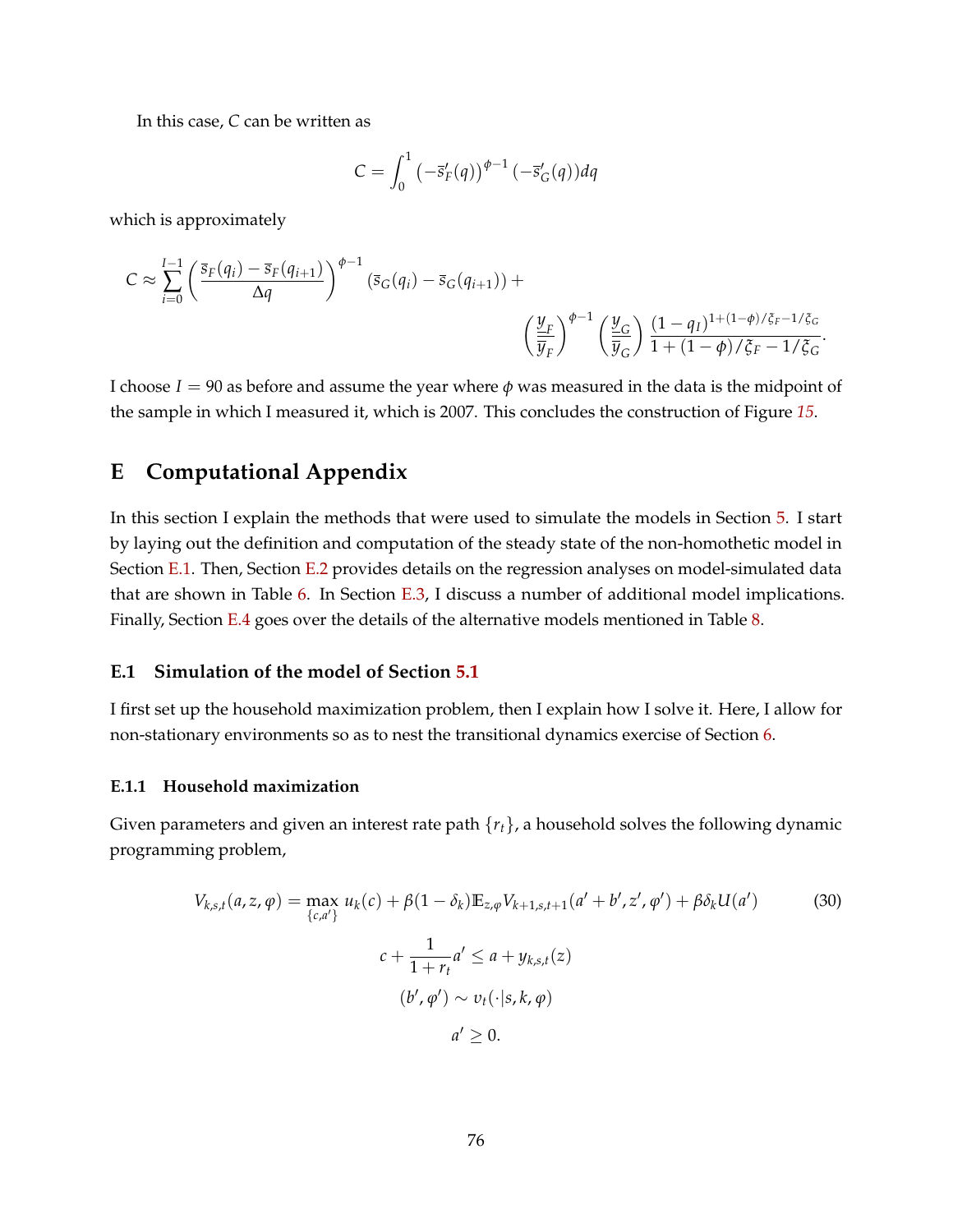In this case, $C$ can be written as

$$C = \int_0^1 \left(-\overline{s}_F'(q)\right)^{\phi-1} (-\overline{s}_G'(q))dq$$

which is approximately

$$C \approx \sum_{i=0}^{I-1} \left( \frac{\overline{s}_F(q_i) - \overline{s}_F(q_{i+1})}{\Delta q} \right)^{\phi-1} (\overline{s}_G(q_i) - \overline{s}_G(q_{i+1})) + \left(\frac{\underline{y}_F}{\overline{y}_F}\right)^{\phi-1} \left(\frac{\underline{y}_G}{\overline{y}_G}\right) \frac{(1-q_I)^{1+(1-\phi)/\xi_F - 1/\xi_G}}{1+(1-\phi)/\xi_F - 1/\xi_G}.$$

I choose $I = 90$ as before and assume the year where $\phi$ was measured in the data is the midpoint of the sample in which I measured it, which is 2007. This concludes the construction of Figure 15.

# E Computational Appendix

In this section I explain the methods that were used to simulate the models in Section 5. I start by laying out the definition and computation of the steady state of the non-homothetic model in Section E.1. Then, Section E.2 provides details on the regression analyses on model-simulated data that are shown in Table 6. In Section E.3, I discuss a number of additional model implications. Finally, Section E.4 goes over the details of the alternative models mentioned in Table 8.

## E.1 Simulation of the model of Section 5.1

I first set up the household maximization problem, then I explain how I solve it. Here, I allow for non-stationary environments so as to nest the transitional dynamics exercise of Section 6.

### E.1.1 Household maximization

Given parameters and given an interest rate path $\{r_t\}$, a household solves the following dynamic programming problem,

$$V_{k,s,t}(a, z, \varphi) = \max_{\{c,a'\}} u_k(c) + \beta(1-\delta_k)\mathbb{E}_{z,\varphi} V_{k+1,s,t+1}(a' + b', z', \varphi') + \beta\delta_k U(a') \tag{30}$$

$$c + \frac{1}{1+r_t}a' \leq a + y_{k,s,t}(z)$$

$$(b', \varphi') \sim v_t(\cdot|s, k, \varphi)$$

$$a' \geq 0.$$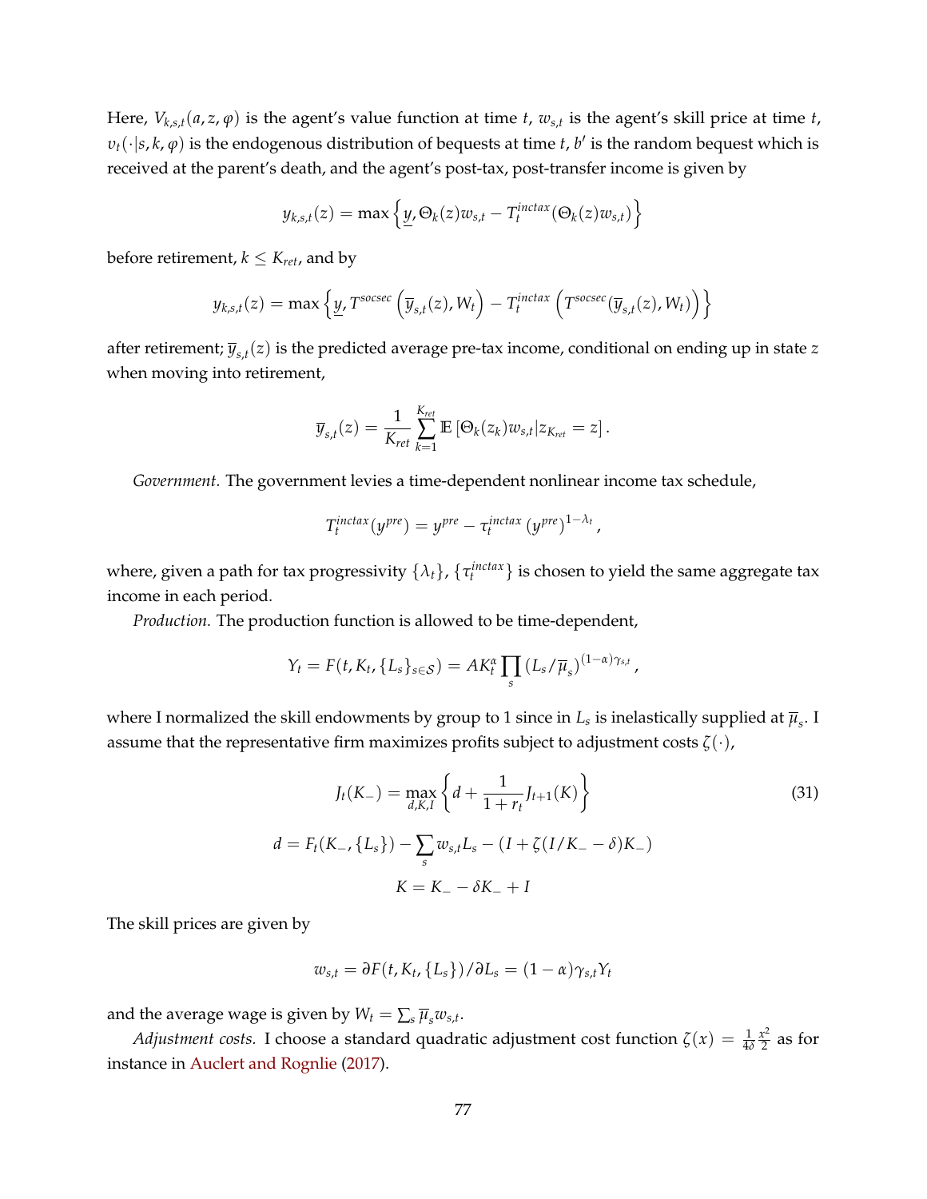Here, $V_{k,s,t}(a, z, \varphi)$ is the agent's value function at time $t$, $w_{s,t}$ is the agent's skill price at time $t$, $v_t(\cdot|s, k, \varphi)$ is the endogenous distribution of bequests at time $t$, $b'$ is the random bequest which is received at the parent's death, and the agent's post-tax, post-transfer income is given by

$$y_{k,s,t}(z) = \max\left\{\underline{y}, \Theta_k(z) w_{s,t} - T_t^{inctax}(\Theta_k(z) w_{s,t})\right\}$$

before retirement, $k \leq K_{ret}$, and by

$$y_{k,s,t}(z) = \max\left\{\underline{y}, T^{socsec}\left(\overline{y}_{s,t}(z), W_t\right) - T_t^{inctax}\left(T^{socsec}(\overline{y}_{s,t}(z), W_t)\right)\right\}$$

after retirement; $\overline{y}_{s,t}(z)$ is the predicted average pre-tax income, conditional on ending up in state $z$ when moving into retirement,

$$\overline{y}_{s,t}(z) = \frac{1}{K_{ret}} \sum_{k=1}^{K_{ret}} \mathbb{E}\left[\Theta_k(z_k) w_{s,t} | z_{K_{ret}} = z\right].$$

*Government.* The government levies a time-dependent nonlinear income tax schedule,

$$T_t^{inctax}(y^{pre}) = y^{pre} - \tau_t^{inctax}\left(y^{pre}\right)^{1-\lambda_t},$$

where, given a path for tax progressivity $\{\lambda_t\}$, $\{\tau_t^{inctax}\}$ is chosen to yield the same aggregate tax income in each period.

*Production.* The production function is allowed to be time-dependent,

$$Y_t = F(t, K_t, \{L_s\}_{s \in \mathcal{S}}) = A K_t^{\alpha} \prod_s \left(L_s / \overline{\mu}_s\right)^{(1-\alpha)\gamma_{s,t}},$$

where I normalized the skill endowments by group to 1 since in $L_s$ is inelastically supplied at $\overline{\mu}_s$. I assume that the representative firm maximizes profits subject to adjustment costs $\zeta(\cdot)$,

$$J_t(K_-) = \max_{d,K,I}\left\{d + \frac{1}{1+r_t} J_{t+1}(K)\right\} \tag{31}$$

$$d = F_t(K_-, \{L_s\}) - \sum_s w_{s,t} L_s - (I + \zeta(I/K_- - \delta)K_-)$$

$$K = K_- - \delta K_- + I$$

The skill prices are given by

$$w_{s,t} = \partial F(t, K_t, \{L_s\}) / \partial L_s = (1-\alpha)\gamma_{s,t} Y_t$$

and the average wage is given by $W_t = \sum_s \overline{\mu}_s w_{s,t}$.

*Adjustment costs.* I choose a standard quadratic adjustment cost function $\zeta(x) = \frac{1}{4\delta}\frac{x^2}{2}$ as for instance in Auclert and Rognlie (2017).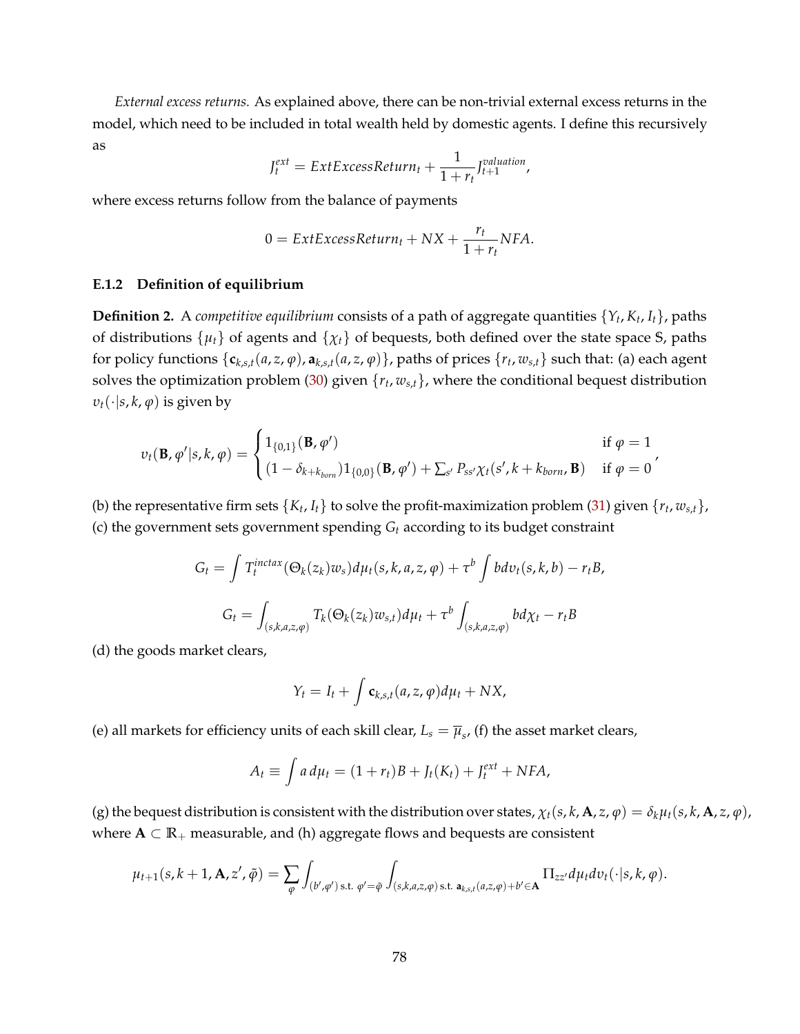*External excess returns.* As explained above, there can be non-trivial external excess returns in the model, which need to be included in total wealth held by domestic agents. I define this recursively as

$$J_t^{ext} = ExtExcessReturn_t + \frac{1}{1+r_t} J_{t+1}^{valuation},$$

where excess returns follow from the balance of payments

$$0 = ExtExcessReturn_t + NX + \frac{r_t}{1+r_t} NFA.$$

### E.1.2 Definition of equilibrium

**Definition 2.** A *competitive equilibrium* consists of a path of aggregate quantities $\{Y_t, K_t, I_t\}$, paths of distributions $\{\mu_t\}$ of agents and $\{\chi_t\}$ of bequests, both defined over the state space $\mathbb{S}$, paths for policy functions $\{\mathbf{c}_{k,s,t}(a,z,\varphi), \mathbf{a}_{k,s,t}(a,z,\varphi)\}$, paths of prices $\{r_t, w_{s,t}\}$ such that: (a) each agent solves the optimization problem (30) given $\{r_t, w_{s,t}\}$, where the conditional bequest distribution $v_t(\cdot|s,k,\varphi)$ is given by

$$v_t(\mathbf{B}, \varphi'|s,k,\varphi) = \begin{cases} 1_{\{0,1\}}(\mathbf{B}, \varphi') & \text{if } \varphi = 1 \\ (1-\delta_{k+k_{born}}) 1_{\{0,0\}}(\mathbf{B}, \varphi') + \sum_{s'} P_{ss'} \chi_t(s', k+k_{born}, \mathbf{B}) & \text{if } \varphi = 0 \end{cases},$$

(b) the representative firm sets $\{K_t, I_t\}$ to solve the profit-maximization problem (31) given $\{r_t, w_{s,t}\}$, (c) the government sets government spending $G_t$ according to its budget constraint

$$G_t = \int T_t^{inctax}(\Theta_k(z_k) w_s) d\mu_t(s,k,a,z,\varphi) + \tau^b \int b dv_t(s,k,b) - r_t B,$$

$$G_t = \int_{(s,k,a,z,\varphi)} T_k(\Theta_k(z_k) w_{s,t}) d\mu_t + \tau^b \int_{(s,k,a,z,\varphi)} b d\chi_t - r_t B$$

(d) the goods market clears,

$$Y_t = I_t + \int \mathbf{c}_{k,s,t}(a,z,\varphi) d\mu_t + NX,$$

(e) all markets for efficiency units of each skill clear, $L_s = \overline{\mu}_s$, (f) the asset market clears,

$$A_t \equiv \int a \, d\mu_t = (1+r_t)B + J_t(K_t) + J_t^{ext} + NFA,$$

(g) the bequest distribution is consistent with the distribution over states, $\chi_t(s,k,\mathbf{A},z,\varphi) = \delta_k \mu_t(s,k,\mathbf{A},z,\varphi)$, where $\mathbf{A} \subset \mathbb{R}_+$ measurable, and (h) aggregate flows and bequests are consistent

$$\mu_{t+1}(s,k+1,\mathbf{A},z',\tilde{\varphi}) = \sum_{\varphi} \int_{(b',\varphi') \text{ s.t. } \varphi'=\tilde{\varphi}} \int_{(s,k,a,z,\varphi) \text{ s.t. } \mathbf{a}_{k,s,t}(a,z,\varphi)+b' \in \mathbf{A}} \Pi_{zz'} d\mu_t dv_t(\cdot|s,k,\varphi).$$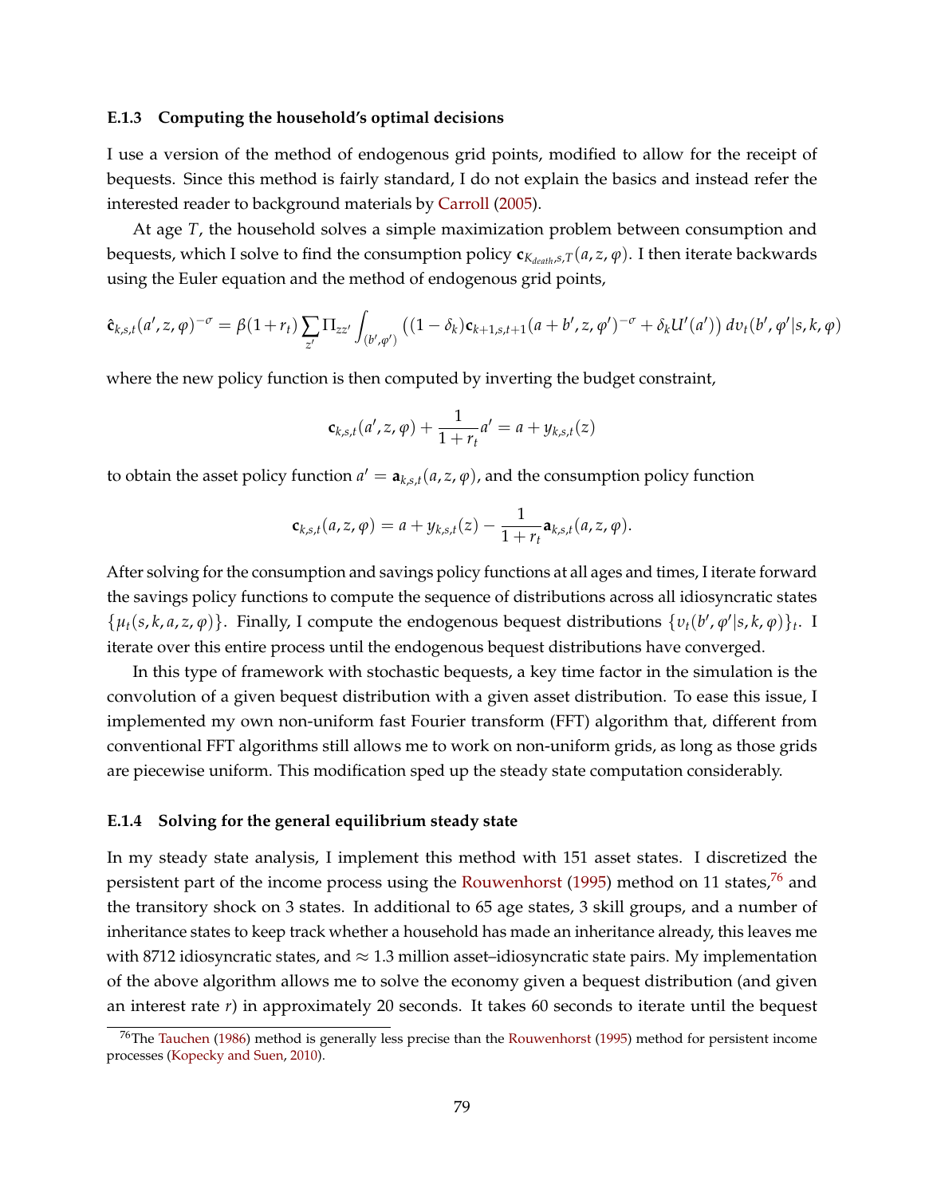### E.1.3 Computing the household's optimal decisions

I use a version of the method of endogenous grid points, modified to allow for the receipt of bequests. Since this method is fairly standard, I do not explain the basics and instead refer the interested reader to background materials by Carroll (2005).

At age $T$, the household solves a simple maximization problem between consumption and bequests, which I solve to find the consumption policy $\mathbf{c}_{K_{death},s,T}(a,z,\varphi)$. I then iterate backwards using the Euler equation and the method of endogenous grid points,

$$\hat{\mathbf{c}}_{k,s,t}(a',z,\varphi)^{-\sigma} = \beta(1+r_t)\sum_{z'}\Pi_{zz'}\int_{(b',\varphi')}\left((1-\delta_k)\mathbf{c}_{k+1,s,t+1}(a+b',z,\varphi')^{-\sigma} + \delta_k U'(a')\right)dv_t(b',\varphi'|s,k,\varphi)$$

where the new policy function is then computed by inverting the budget constraint,

$$\mathbf{c}_{k,s,t}(a',z,\varphi) + \frac{1}{1+r_t}a' = a + y_{k,s,t}(z)$$

to obtain the asset policy function $a' = \mathbf{a}_{k,s,t}(a,z,\varphi)$, and the consumption policy function

$$\mathbf{c}_{k,s,t}(a,z,\varphi) = a + y_{k,s,t}(z) - \frac{1}{1+r_t}\mathbf{a}_{k,s,t}(a,z,\varphi).$$

After solving for the consumption and savings policy functions at all ages and times, I iterate forward the savings policy functions to compute the sequence of distributions across all idiosyncratic states $\{\mu_t(s,k,a,z,\varphi)\}$. Finally, I compute the endogenous bequest distributions $\{v_t(b',\varphi'|s,k,\varphi)\}_t$. I iterate over this entire process until the endogenous bequest distributions have converged.

In this type of framework with stochastic bequests, a key time factor in the simulation is the convolution of a given bequest distribution with a given asset distribution. To ease this issue, I implemented my own non-uniform fast Fourier transform (FFT) algorithm that, different from conventional FFT algorithms still allows me to work on non-uniform grids, as long as those grids are piecewise uniform. This modification sped up the steady state computation considerably.

### E.1.4 Solving for the general equilibrium steady state

In my steady state analysis, I implement this method with 151 asset states. I discretized the persistent part of the income process using the Rouwenhorst (1995) method on 11 states,[76] and the transitory shock on 3 states. In additional to 65 age states, 3 skill groups, and a number of inheritance states to keep track whether a household has made an inheritance already, this leaves me with 8712 idiosyncratic states, and $\approx 1.3$ million asset–idiosyncratic state pairs. My implementation of the above algorithm allows me to solve the economy given a bequest distribution (and given an interest rate $r$) in approximately 20 seconds. It takes 60 seconds to iterate until the bequest

[76] The Tauchen (1986) method is generally less precise than the Rouwenhorst (1995) method for persistent income processes (Kopecky and Suen, 2010).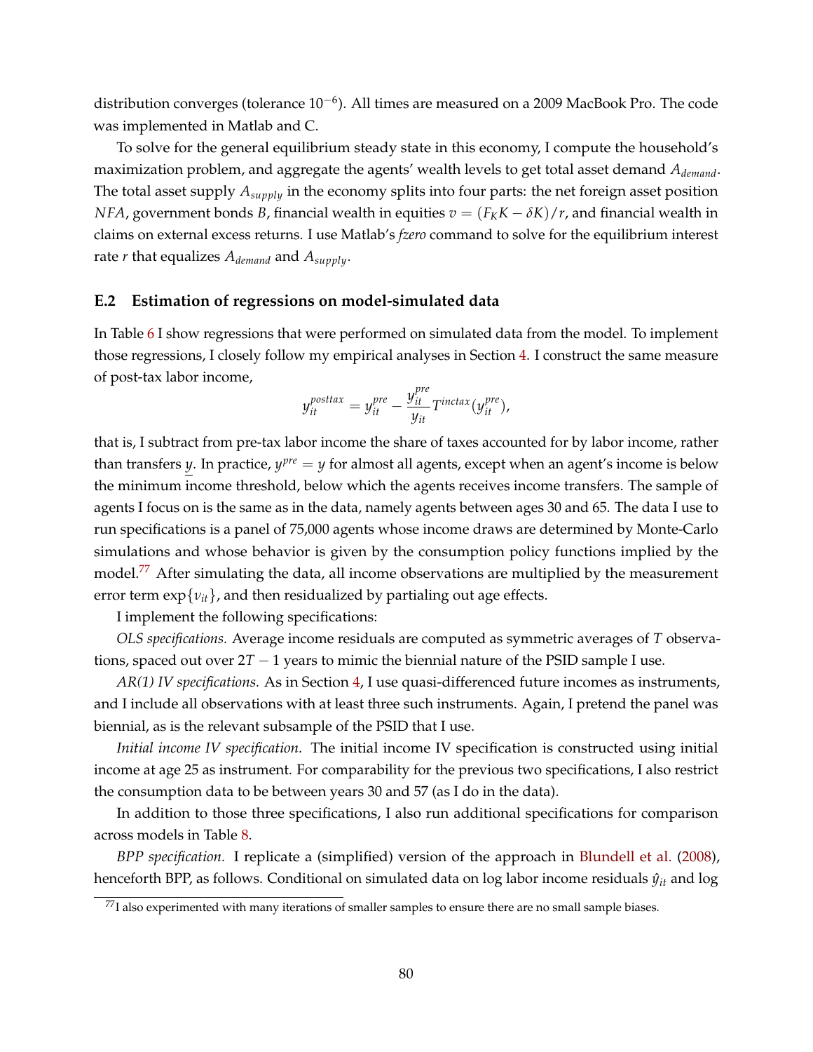distribution converges (tolerance $10^{-6}$). All times are measured on a 2009 MacBook Pro. The code was implemented in Matlab and C.

To solve for the general equilibrium steady state in this economy, I compute the household's maximization problem, and aggregate the agents' wealth levels to get total asset demand $A_{demand}$. The total asset supply $A_{supply}$ in the economy splits into four parts: the net foreign asset position $NFA$, government bonds $B$, financial wealth in equities $v = (F_K K - \delta K)/r$, and financial wealth in claims on external excess returns. I use Matlab's *fzero* command to solve for the equilibrium interest rate $r$ that equalizes $A_{demand}$ and $A_{supply}$.

### E.2 Estimation of regressions on model-simulated data

In Table 6 I show regressions that were performed on simulated data from the model. To implement those regressions, I closely follow my empirical analyses in Section 4. I construct the same measure of post-tax labor income,

$$y_{it}^{posttax} = y_{it}^{pre} - \frac{y_{it}^{pre}}{y_{it}} T^{inctax}(y_{it}^{pre}),$$

that is, I subtract from pre-tax labor income the share of taxes accounted for by labor income, rather than transfers $\underline{y}$. In practice, $y^{pre} = y$ for almost all agents, except when an agent's income is below the minimum income threshold, below which the agents receives income transfers. The sample of agents I focus on is the same as in the data, namely agents between ages 30 and 65. The data I use to run specifications is a panel of 75,000 agents whose income draws are determined by Monte-Carlo simulations and whose behavior is given by the consumption policy functions implied by the model.[77] After simulating the data, all income observations are multiplied by the measurement error term $\exp\{\nu_{it}\}$, and then residualized by partialing out age effects.

I implement the following specifications:

*OLS specifications.* Average income residuals are computed as symmetric averages of $T$ observations, spaced out over $2T - 1$ years to mimic the biennial nature of the PSID sample I use.

*AR(1) IV specifications.* As in Section 4, I use quasi-differenced future incomes as instruments, and I include all observations with at least three such instruments. Again, I pretend the panel was biennial, as is the relevant subsample of the PSID that I use.

*Initial income IV specification.* The initial income IV specification is constructed using initial income at age 25 as instrument. For comparability for the previous two specifications, I also restrict the consumption data to be between years 30 and 57 (as I do in the data).

In addition to those three specifications, I also run additional specifications for comparison across models in Table 8.

*BPP specification.* I replicate a (simplified) version of the approach in Blundell et al. (2008), henceforth BPP, as follows. Conditional on simulated data on log labor income residuals $\hat{y}_{it}$ and log

[77] I also experimented with many iterations of smaller samples to ensure there are no small sample biases.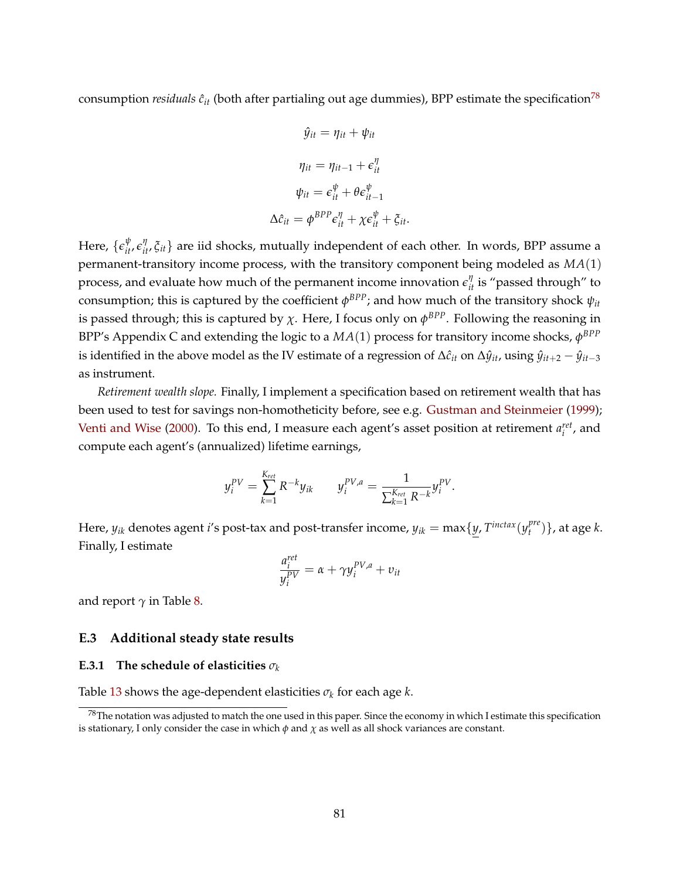consumption *residuals* $\hat{c}_{it}$ (both after partialing out age dummies), BPP estimate the specification[78]

$$\hat{y}_{it} = \eta_{it} + \psi_{it}$$

$$\eta_{it} = \eta_{it-1} + \epsilon^{\eta}_{it}$$

$$\psi_{it} = \epsilon^{\psi}_{it} + \theta \epsilon^{\psi}_{it-1}$$

$$\Delta \hat{c}_{it} = \phi^{BPP} \epsilon^{\eta}_{it} + \chi \epsilon^{\psi}_{it} + \xi_{it}.$$

Here, $\{\epsilon^{\psi}_{it}, \epsilon^{\eta}_{it}, \xi_{it}\}$ are iid shocks, mutually independent of each other. In words, BPP assume a permanent-transitory income process, with the transitory component being modeled as $MA(1)$ process, and evaluate how much of the permanent income innovation $\epsilon^{\eta}_{it}$ is "passed through" to consumption; this is captured by the coefficient $\phi^{BPP}$; and how much of the transitory shock $\psi_{it}$ is passed through; this is captured by $\chi$. Here, I focus only on $\phi^{BPP}$. Following the reasoning in BPP's Appendix C and extending the logic to a $MA(1)$ process for transitory income shocks, $\phi^{BPP}$ is identified in the above model as the IV estimate of a regression of $\Delta \hat{c}_{it}$ on $\Delta \hat{y}_{it}$, using $\hat{y}_{it+2} - \hat{y}_{it-3}$ as instrument.

*Retirement wealth slope.* Finally, I implement a specification based on retirement wealth that has been used to test for savings non-homotheticity before, see e.g. Gustman and Steinmeier (1999); Venti and Wise (2000). To this end, I measure each agent's asset position at retirement $a^{ret}_i$, and compute each agent's (annualized) lifetime earnings,

$$y^{PV}_i = \sum_{k=1}^{K_{ret}} R^{-k} y_{ik} \qquad y^{PV,a}_i = \frac{1}{\sum_{k=1}^{K_{ret}} R^{-k}} y^{PV}_i.$$

Here, $y_{ik}$ denotes agent $i$'s post-tax and post-transfer income, $y_{ik} = \max\{\underline{y}, T^{inctax}(y^{pre}_t)\}$, at age $k$. Finally, I estimate

$$\frac{a^{ret}_i}{y^{PV}_i} = \alpha + \gamma y^{PV,a}_i + v_{it}$$

and report $\gamma$ in Table 8.

### E.3 Additional steady state results

#### E.3.1 The schedule of elasticities $\sigma_k$

Table 13 shows the age-dependent elasticities $\sigma_k$ for each age $k$.

[78] The notation was adjusted to match the one used in this paper. Since the economy in which I estimate this specification is stationary, I only consider the case in which $\phi$ and $\chi$ as well as all shock variances are constant.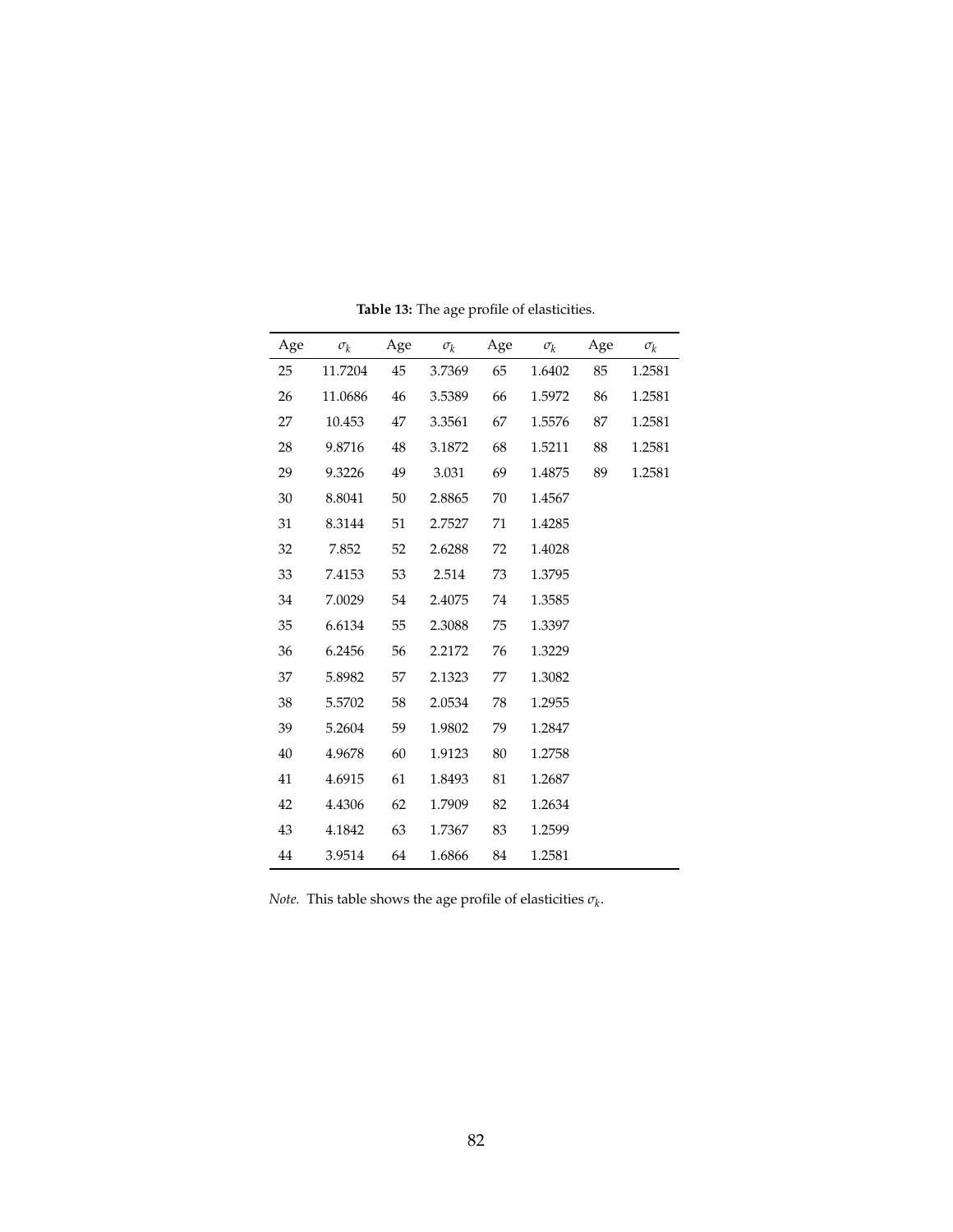**Table 13:** The age profile of elasticities.

| Age | $\sigma_k$ | Age | $\sigma_k$ | Age | $\sigma_k$ | Age | $\sigma_k$ |
|---|---|---|---|---|---|---|---|
| 25 | 11.7204 | 45 | 3.7369 | 65 | 1.6402 | 85 | 1.2581 |
| 26 | 11.0686 | 46 | 3.5389 | 66 | 1.5972 | 86 | 1.2581 |
| 27 | 10.453 | 47 | 3.3561 | 67 | 1.5576 | 87 | 1.2581 |
| 28 | 9.8716 | 48 | 3.1872 | 68 | 1.5211 | 88 | 1.2581 |
| 29 | 9.3226 | 49 | 3.031 | 69 | 1.4875 | 89 | 1.2581 |
| 30 | 8.8041 | 50 | 2.8865 | 70 | 1.4567 | | |
| 31 | 8.3144 | 51 | 2.7527 | 71 | 1.4285 | | |
| 32 | 7.852 | 52 | 2.6288 | 72 | 1.4028 | | |
| 33 | 7.4153 | 53 | 2.514 | 73 | 1.3795 | | |
| 34 | 7.0029 | 54 | 2.4075 | 74 | 1.3585 | | |
| 35 | 6.6134 | 55 | 2.3088 | 75 | 1.3397 | | |
| 36 | 6.2456 | 56 | 2.2172 | 76 | 1.3229 | | |
| 37 | 5.8982 | 57 | 2.1323 | 77 | 1.3082 | | |
| 38 | 5.5702 | 58 | 2.0534 | 78 | 1.2955 | | |
| 39 | 5.2604 | 59 | 1.9802 | 79 | 1.2847 | | |
| 40 | 4.9678 | 60 | 1.9123 | 80 | 1.2758 | | |
| 41 | 4.6915 | 61 | 1.8493 | 81 | 1.2687 | | |
| 42 | 4.4306 | 62 | 1.7909 | 82 | 1.2634 | | |
| 43 | 4.1842 | 63 | 1.7367 | 83 | 1.2599 | | |
| 44 | 3.9514 | 64 | 1.6866 | 84 | 1.2581 | | |

*Note.* This table shows the age profile of elasticities $\sigma_k$.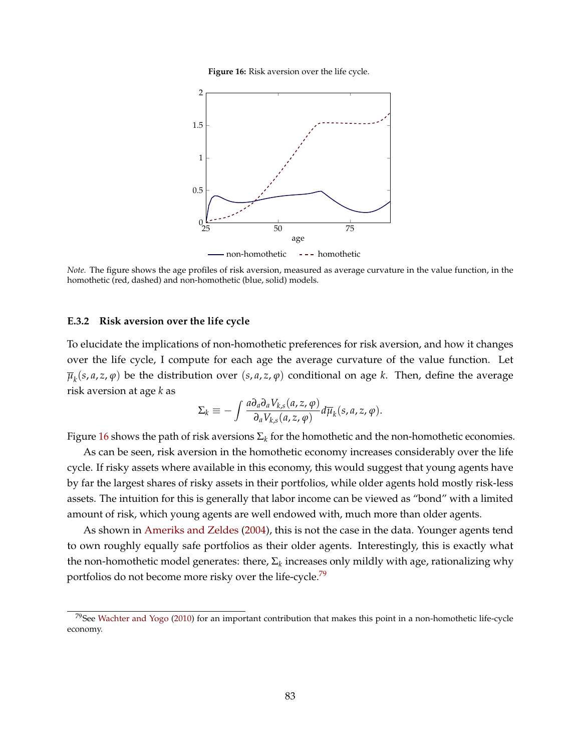**Figure 16:** Risk aversion over the life cycle.

*Note.* The figure shows the age profiles of risk aversion, measured as average curvature in the value function, in the homothetic (red, dashed) and non-homothetic (blue, solid) models.

### E.3.2 Risk aversion over the life cycle

To elucidate the implications of non-homothetic preferences for risk aversion, and how it changes over the life cycle, I compute for each age the average curvature of the value function. Let $\overline{\mu}_k(s, a, z, \varphi)$ be the distribution over $(s, a, z, \varphi)$ conditional on age $k$. Then, define the average risk aversion at age $k$ as

$$\Sigma_k \equiv - \int \frac{a \partial_a \partial_a V_{k,s}(a, z, \varphi)}{\partial_a V_{k,s}(a, z, \varphi)} d\overline{\mu}_k(s, a, z, \varphi).$$

Figure 16 shows the path of risk aversions $\Sigma_k$ for the homothetic and the non-homothetic economies.

As can be seen, risk aversion in the homothetic economy increases considerably over the life cycle. If risky assets where available in this economy, this would suggest that young agents have by far the largest shares of risky assets in their portfolios, while older agents hold mostly risk-less assets. The intuition for this is generally that labor income can be viewed as "bond" with a limited amount of risk, which young agents are well endowed with, much more than older agents.

As shown in Ameriks and Zeldes (2004), this is not the case in the data. Younger agents tend to own roughly equally safe portfolios as their older agents. Interestingly, this is exactly what the non-homothetic model generates: there, $\Sigma_k$ increases only mildly with age, rationalizing why portfolios do not become more risky over the life-cycle.[79]

[79] See Wachter and Yogo (2010) for an important contribution that makes this point in a non-homothetic life-cycle economy.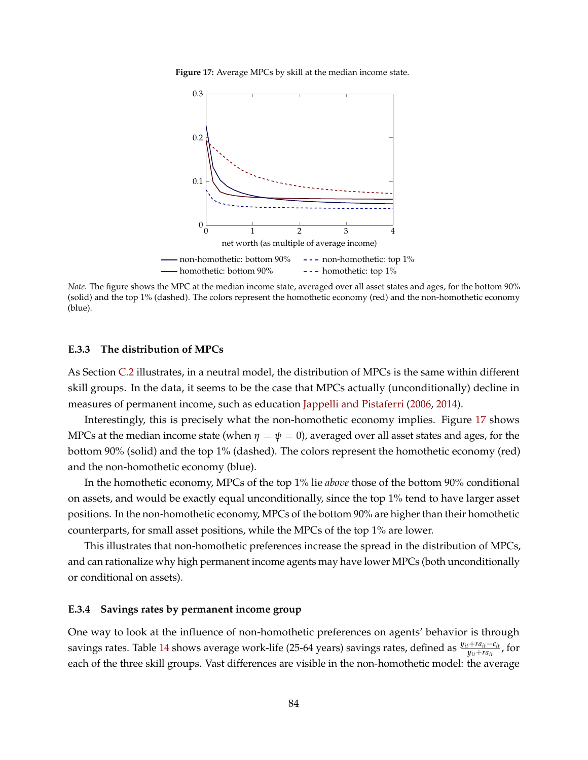**Figure 17:** Average MPCs by skill at the median income state.

*Note.* The figure shows the MPC at the median income state, averaged over all asset states and ages, for the bottom 90% (solid) and the top 1% (dashed). The colors represent the homothetic economy (red) and the non-homothetic economy (blue).

### E.3.3 The distribution of MPCs

As Section C.2 illustrates, in a neutral model, the distribution of MPCs is the same within different skill groups. In the data, it seems to be the case that MPCs actually (unconditionally) decline in measures of permanent income, such as education Jappelli and Pistaferri (2006, 2014).

Interestingly, this is precisely what the non-homothetic economy implies. Figure 17 shows MPCs at the median income state (when $\eta = \psi = 0$), averaged over all asset states and ages, for the bottom 90% (solid) and the top 1% (dashed). The colors represent the homothetic economy (red) and the non-homothetic economy (blue).

In the homothetic economy, MPCs of the top 1% lie *above* those of the bottom 90% conditional on assets, and would be exactly equal unconditionally, since the top 1% tend to have larger asset positions. In the non-homothetic economy, MPCs of the bottom 90% are higher than their homothetic counterparts, for small asset positions, while the MPCs of the top 1% are lower.

This illustrates that non-homothetic preferences increase the spread in the distribution of MPCs, and can rationalize why high permanent income agents may have lower MPCs (both unconditionally or conditional on assets).

### E.3.4 Savings rates by permanent income group

One way to look at the influence of non-homothetic preferences on agents' behavior is through savings rates. Table 14 shows average work-life (25-64 years) savings rates, defined as $\frac{y_{it}+ra_{it}-c_{it}}{y_{it}+ra_{it}}$, for each of the three skill groups. Vast differences are visible in the non-homothetic model: the average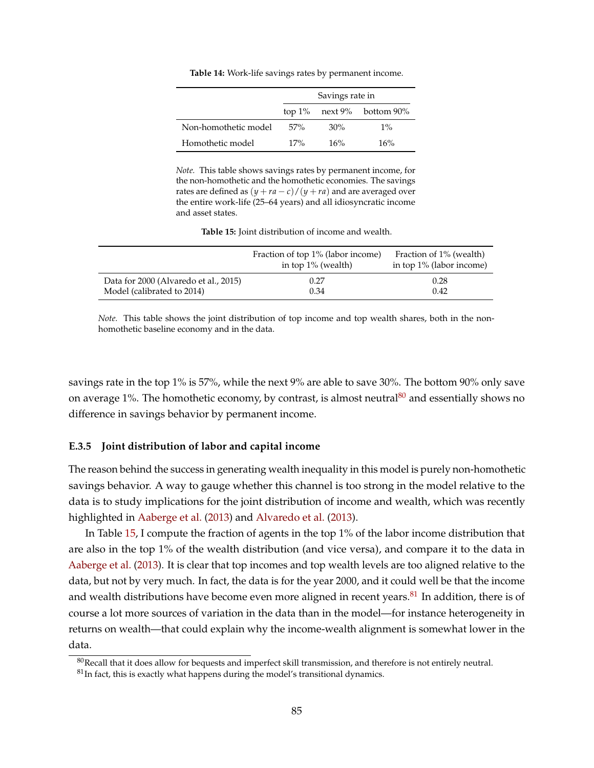**Table 14:** Work-life savings rates by permanent income.

| | Savings rate in | | |
|---|---|---|---|
| | top 1% | next 9% | bottom 90% |
| Non-homothetic model | 57% | 30% | 1% |
| Homothetic model | 17% | 16% | 16% |

*Note.* This table shows savings rates by permanent income, for the non-homothetic and the homothetic economies. The savings rates are defined as $(y + ra - c)/(y + ra)$ and are averaged over the entire work-life (25–64 years) and all idiosyncratic income and asset states.

**Table 15:** Joint distribution of income and wealth.

| | Fraction of top 1% (labor income) in top 1% (wealth) | Fraction of 1% (wealth) in top 1% (labor income) |
|---|---|---|
| Data for 2000 (Alvaredo et al., 2015) | 0.27 | 0.28 |
| Model (calibrated to 2014) | 0.34 | 0.42 |

*Note.* This table shows the joint distribution of top income and top wealth shares, both in the non-homothetic baseline economy and in the data.

savings rate in the top 1% is 57%, while the next 9% are able to save 30%. The bottom 90% only save on average 1%. The homothetic economy, by contrast, is almost neutral[80] and essentially shows no difference in savings behavior by permanent income.

### E.3.5 Joint distribution of labor and capital income

The reason behind the success in generating wealth inequality in this model is purely non-homothetic savings behavior. A way to gauge whether this channel is too strong in the model relative to the data is to study implications for the joint distribution of income and wealth, which was recently highlighted in Aaberge et al. (2013) and Alvaredo et al. (2013).

In Table 15, I compute the fraction of agents in the top 1% of the labor income distribution that are also in the top 1% of the wealth distribution (and vice versa), and compare it to the data in Aaberge et al. (2013). It is clear that top incomes and top wealth levels are too aligned relative to the data, but not by very much. In fact, the data is for the year 2000, and it could well be that the income and wealth distributions have become even more aligned in recent years.[81] In addition, there is of course a lot more sources of variation in the data than in the model—for instance heterogeneity in returns on wealth—that could explain why the income-wealth alignment is somewhat lower in the data.

[80] Recall that it does allow for bequests and imperfect skill transmission, and therefore is not entirely neutral.

[81] In fact, this is exactly what happens during the model's transitional dynamics.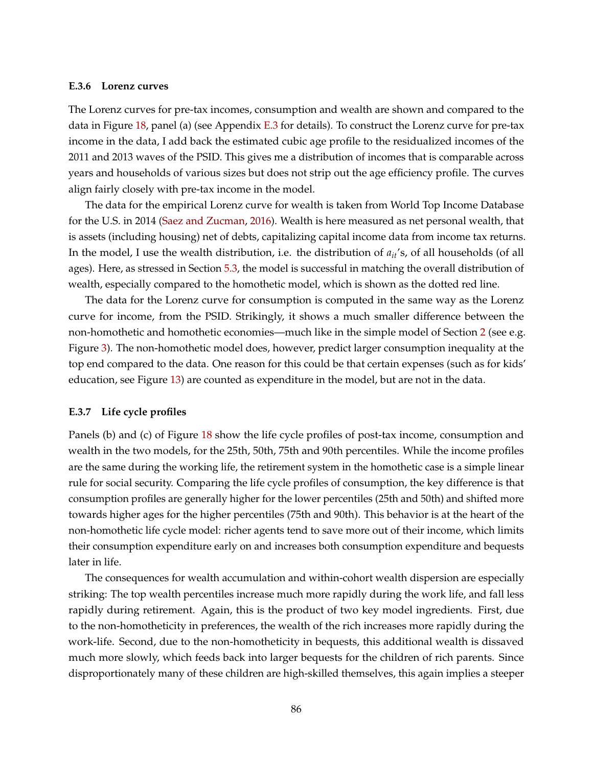### E.3.6 Lorenz curves

The Lorenz curves for pre-tax incomes, consumption and wealth are shown and compared to the data in Figure 18, panel (a) (see Appendix E.3 for details). To construct the Lorenz curve for pre-tax income in the data, I add back the estimated cubic age profile to the residualized incomes of the 2011 and 2013 waves of the PSID. This gives me a distribution of incomes that is comparable across years and households of various sizes but does not strip out the age efficiency profile. The curves align fairly closely with pre-tax income in the model.

The data for the empirical Lorenz curve for wealth is taken from World Top Income Database for the U.S. in 2014 (Saez and Zucman, 2016). Wealth is here measured as net personal wealth, that is assets (including housing) net of debts, capitalizing capital income data from income tax returns. In the model, I use the wealth distribution, i.e. the distribution of $a_{it}$'s, of all households (of all ages). Here, as stressed in Section 5.3, the model is successful in matching the overall distribution of wealth, especially compared to the homothetic model, which is shown as the dotted red line.

The data for the Lorenz curve for consumption is computed in the same way as the Lorenz curve for income, from the PSID. Strikingly, it shows a much smaller difference between the non-homothetic and homothetic economies—much like in the simple model of Section 2 (see e.g. Figure 3). The non-homothetic model does, however, predict larger consumption inequality at the top end compared to the data. One reason for this could be that certain expenses (such as for kids' education, see Figure 13) are counted as expenditure in the model, but are not in the data.

### E.3.7 Life cycle profiles

Panels (b) and (c) of Figure 18 show the life cycle profiles of post-tax income, consumption and wealth in the two models, for the 25th, 50th, 75th and 90th percentiles. While the income profiles are the same during the working life, the retirement system in the homothetic case is a simple linear rule for social security. Comparing the life cycle profiles of consumption, the key difference is that consumption profiles are generally higher for the lower percentiles (25th and 50th) and shifted more towards higher ages for the higher percentiles (75th and 90th). This behavior is at the heart of the non-homothetic life cycle model: richer agents tend to save more out of their income, which limits their consumption expenditure early on and increases both consumption expenditure and bequests later in life.

The consequences for wealth accumulation and within-cohort wealth dispersion are especially striking: The top wealth percentiles increase much more rapidly during the work life, and fall less rapidly during retirement. Again, this is the product of two key model ingredients. First, due to the non-homotheticity in preferences, the wealth of the rich increases more rapidly during the work-life. Second, due to the non-homotheticity in bequests, this additional wealth is dissaved much more slowly, which feeds back into larger bequests for the children of rich parents. Since disproportionately many of these children are high-skilled themselves, this again implies a steeper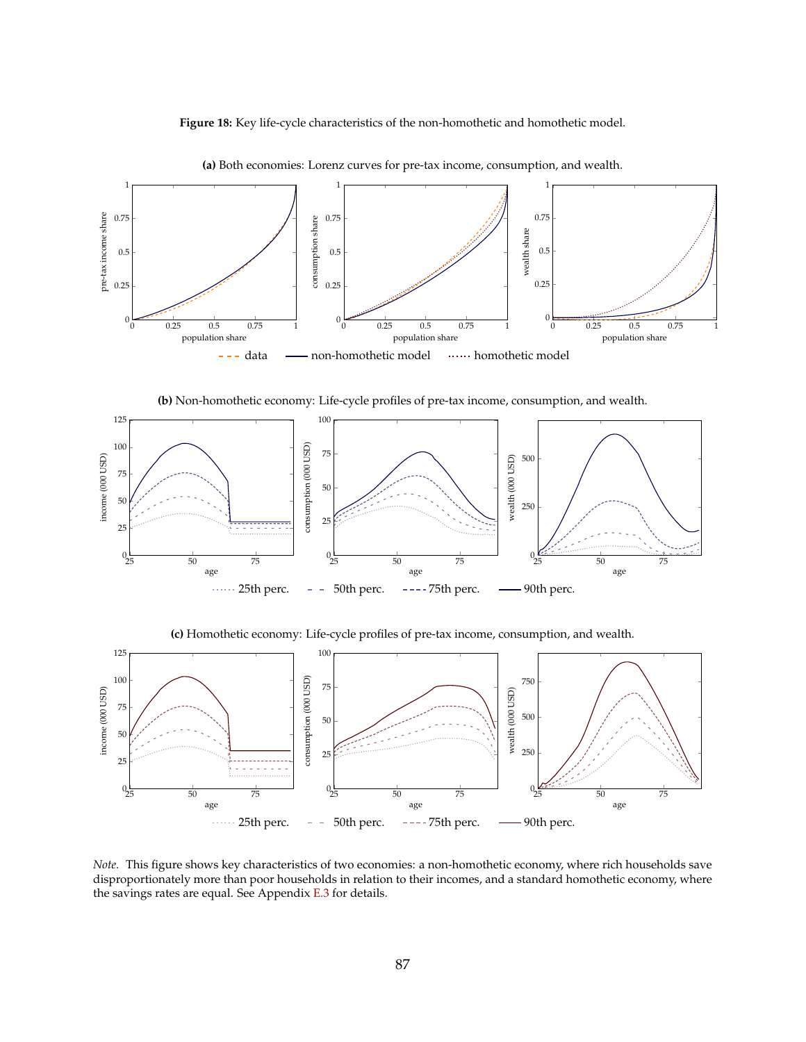**Figure 18:** Key life-cycle characteristics of the non-homothetic and homothetic model.

**(a)** Both economies: Lorenz curves for pre-tax income, consumption, and wealth.

**(b)** Non-homothetic economy: Life-cycle profiles of pre-tax income, consumption, and wealth.

**(c)** Homothetic economy: Life-cycle profiles of pre-tax income, consumption, and wealth.

*Note.* This figure shows key characteristics of two economies: a non-homothetic economy, where rich households save disproportionately more than poor households in relation to their incomes, and a standard homothetic economy, where the savings rates are equal. See Appendix E.3 for details.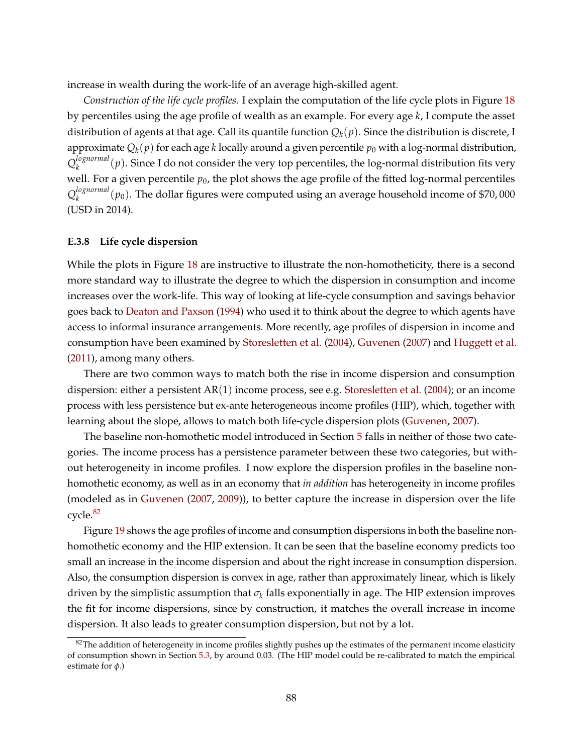increase in wealth during the work-life of an average high-skilled agent.

*Construction of the life cycle profiles.* I explain the computation of the life cycle plots in Figure 18 by percentiles using the age profile of wealth as an example. For every age $k$, I compute the asset distribution of agents at that age. Call its quantile function $Q_k(p)$. Since the distribution is discrete, I approximate $Q_k(p)$ for each age $k$ locally around a given percentile $p_0$ with a log-normal distribution, $Q_k^{lognormal}(p)$. Since I do not consider the very top percentiles, the log-normal distribution fits very well. For a given percentile $p_0$, the plot shows the age profile of the fitted log-normal percentiles $Q_k^{lognormal}(p_0)$. The dollar figures were computed using an average household income of \$70,000 (USD in 2014).

### E.3.8 Life cycle dispersion

While the plots in Figure 18 are instructive to illustrate the non-homotheticity, there is a second more standard way to illustrate the degree to which the dispersion in consumption and income increases over the work-life. This way of looking at life-cycle consumption and savings behavior goes back to Deaton and Paxson (1994) who used it to think about the degree to which agents have access to informal insurance arrangements. More recently, age profiles of dispersion in income and consumption have been examined by Storesletten et al. (2004), Guvenen (2007) and Huggett et al. (2011), among many others.

There are two common ways to match both the rise in income dispersion and consumption dispersion: either a persistent AR(1) income process, see e.g. Storesletten et al. (2004); or an income process with less persistence but ex-ante heterogeneous income profiles (HIP), which, together with learning about the slope, allows to match both life-cycle dispersion plots (Guvenen, 2007).

The baseline non-homothetic model introduced in Section 5 falls in neither of those two categories. The income process has a persistence parameter between these two categories, but without heterogeneity in income profiles. I now explore the dispersion profiles in the baseline non-homothetic economy, as well as in an economy that *in addition* has heterogeneity in income profiles (modeled as in Guvenen (2007, 2009)), to better capture the increase in dispersion over the life cycle.[82]

Figure 19 shows the age profiles of income and consumption dispersions in both the baseline non-homothetic economy and the HIP extension. It can be seen that the baseline economy predicts too small an increase in the income dispersion and about the right increase in consumption dispersion. Also, the consumption dispersion is convex in age, rather than approximately linear, which is likely driven by the simplistic assumption that $\sigma_k$ falls exponentially in age. The HIP extension improves the fit for income dispersions, since by construction, it matches the overall increase in income dispersion. It also leads to greater consumption dispersion, but not by a lot.

[82] The addition of heterogeneity in income profiles slightly pushes up the estimates of the permanent income elasticity of consumption shown in Section 5.3, by around 0.03. (The HIP model could be re-calibrated to match the empirical estimate for $\phi$.)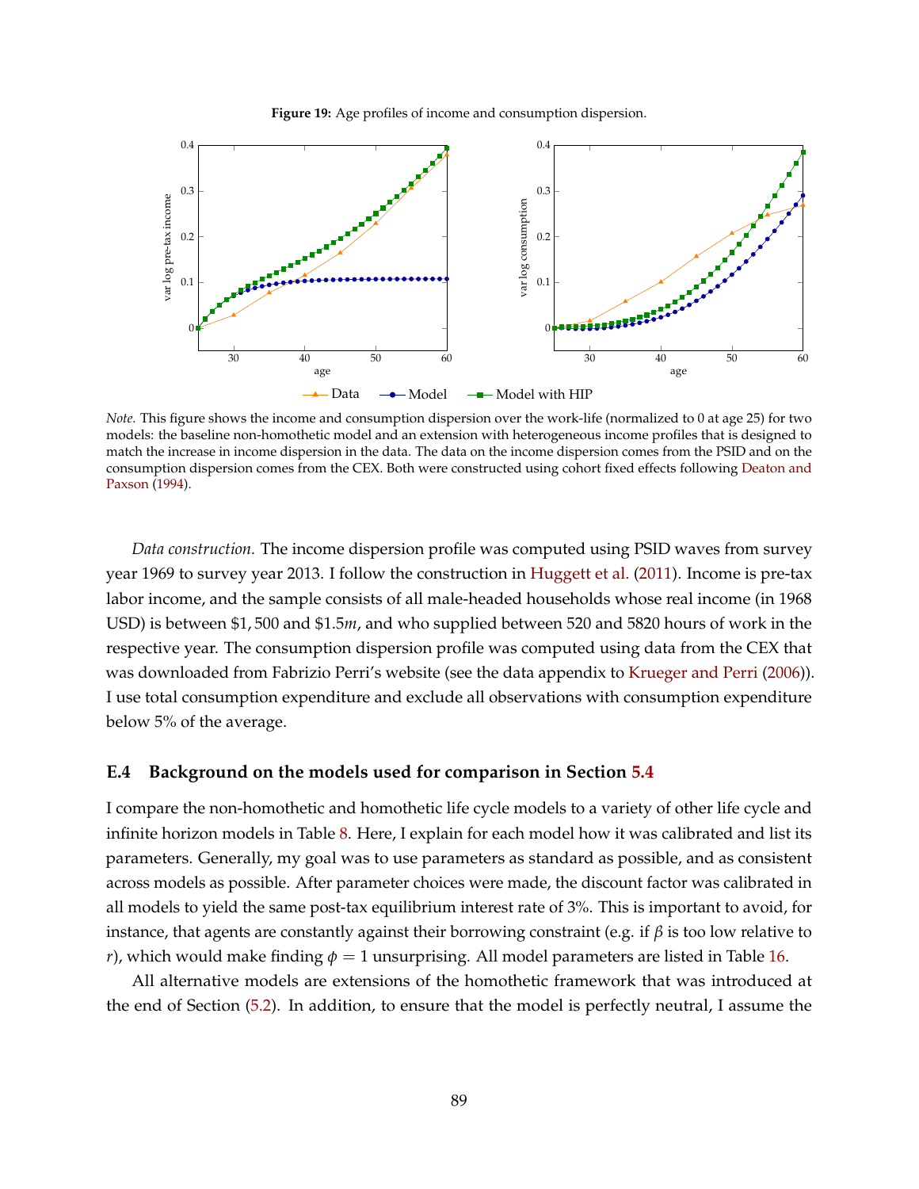**Figure 19:** Age profiles of income and consumption dispersion.

*Note.* This figure shows the income and consumption dispersion over the work-life (normalized to 0 at age 25) for two models: the baseline non-homothetic model and an extension with heterogeneous income profiles that is designed to match the increase in income dispersion in the data. The data on the income dispersion comes from the PSID and on the consumption dispersion comes from the CEX. Both were constructed using cohort fixed effects following Deaton and Paxson (1994).

*Data construction.* The income dispersion profile was computed using PSID waves from survey year 1969 to survey year 2013. I follow the construction in Huggett et al. (2011). Income is pre-tax labor income, and the sample consists of all male-headed households whose real income (in 1968 USD) is between \$1,500 and \$1.5$m$, and who supplied between 520 and 5820 hours of work in the respective year. The consumption dispersion profile was computed using data from the CEX that was downloaded from Fabrizio Perri's website (see the data appendix to Krueger and Perri (2006)). I use total consumption expenditure and exclude all observations with consumption expenditure below 5% of the average.

### E.4 Background on the models used for comparison in Section 5.4

I compare the non-homothetic and homothetic life cycle models to a variety of other life cycle and infinite horizon models in Table 8. Here, I explain for each model how it was calibrated and list its parameters. Generally, my goal was to use parameters as standard as possible, and as consistent across models as possible. After parameter choices were made, the discount factor was calibrated in all models to yield the same post-tax equilibrium interest rate of 3%. This is important to avoid, for instance, that agents are constantly against their borrowing constraint (e.g. if $\beta$ is too low relative to $r$), which would make finding $\phi = 1$ unsurprising. All model parameters are listed in Table 16.

All alternative models are extensions of the homothetic framework that was introduced at the end of Section (5.2). In addition, to ensure that the model is perfectly neutral, I assume the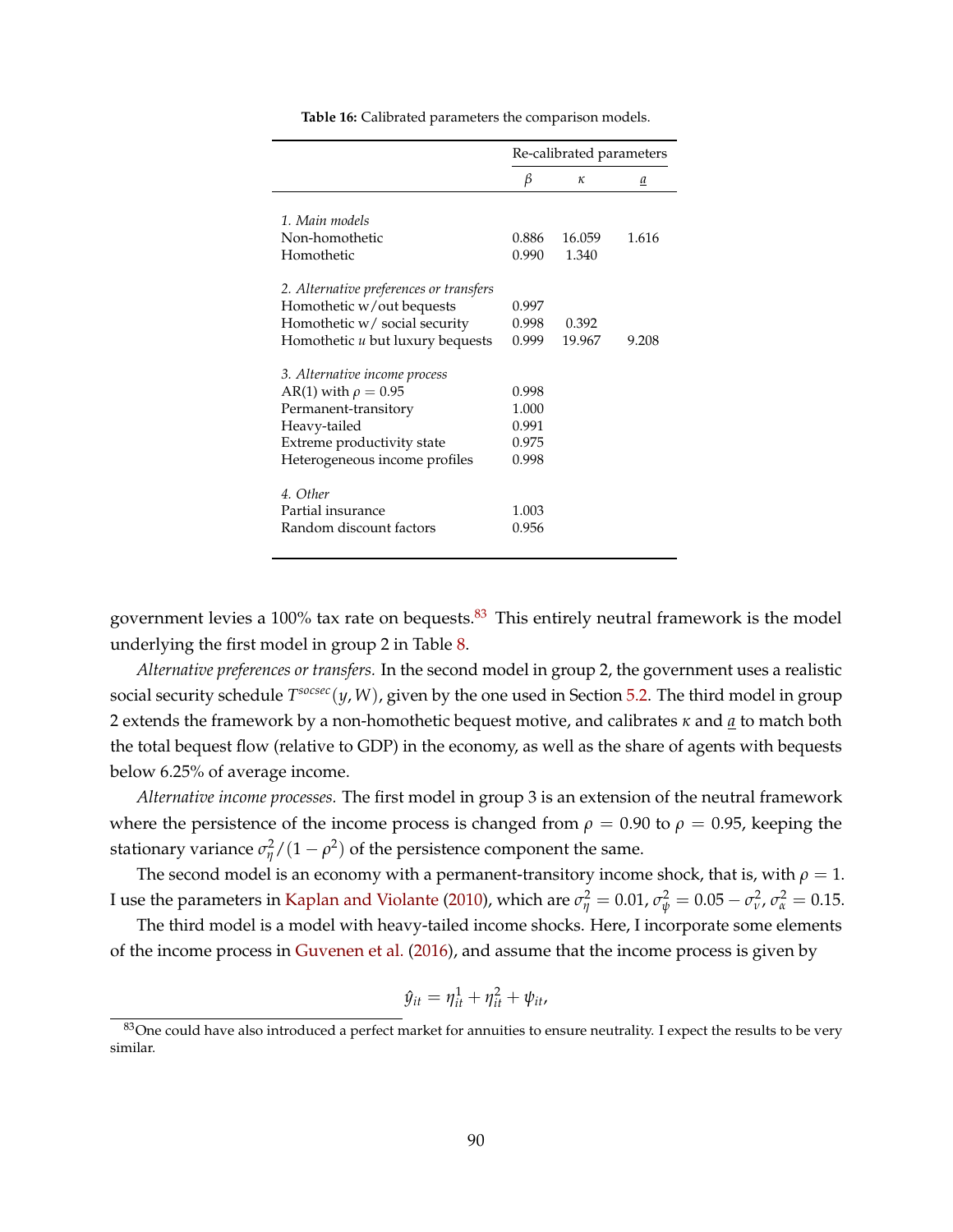**Table 16:** Calibrated parameters the comparison models.

| | Re-calibrated parameters | | |
|---|---|---|---|
| | $\beta$ | $\kappa$ | $\underline{a}$ |
| *1. Main models* | | | |
| Non-homothetic | 0.886 | 16.059 | 1.616 |
| Homothetic | 0.990 | 1.340 | |
| *2. Alternative preferences or transfers* | | | |
| Homothetic w/out bequests | 0.997 | | |
| Homothetic w/ social security | 0.998 | 0.392 | |
| Homothetic $u$ but luxury bequests | 0.999 | 19.967 | 9.208 |
| *3. Alternative income process* | | | |
| AR(1) with $\rho = 0.95$ | 0.998 | | |
| Permanent-transitory | 1.000 | | |
| Heavy-tailed | 0.991 | | |
| Extreme productivity state | 0.975 | | |
| Heterogeneous income profiles | 0.998 | | |
| *4. Other* | | | |
| Partial insurance | 1.003 | | |
| Random discount factors | 0.956 | | |

government levies a 100% tax rate on bequests.[83] This entirely neutral framework is the model underlying the first model in group 2 in Table 8.

*Alternative preferences or transfers.* In the second model in group 2, the government uses a realistic social security schedule $T^{socsec}(y, W)$, given by the one used in Section 5.2. The third model in group 2 extends the framework by a non-homothetic bequest motive, and calibrates $\kappa$ and $\underline{a}$ to match both the total bequest flow (relative to GDP) in the economy, as well as the share of agents with bequests below 6.25% of average income.

*Alternative income processes.* The first model in group 3 is an extension of the neutral framework where the persistence of the income process is changed from $\rho = 0.90$ to $\rho = 0.95$, keeping the stationary variance $\sigma_\eta^2/(1-\rho^2)$ of the persistence component the same.

The second model is an economy with a permanent-transitory income shock, that is, with $\rho = 1$. I use the parameters in Kaplan and Violante (2010), which are $\sigma_\eta^2 = 0.01$, $\sigma_\psi^2 = 0.05 - \sigma_\nu^2$, $\sigma_\alpha^2 = 0.15$.

The third model is a model with heavy-tailed income shocks. Here, I incorporate some elements of the income process in Guvenen et al. (2016), and assume that the income process is given by

$$\hat{y}_{it} = \eta_{it}^1 + \eta_{it}^2 + \psi_{it},$$

[83] One could have also introduced a perfect market for annuities to ensure neutrality. I expect the results to be very similar.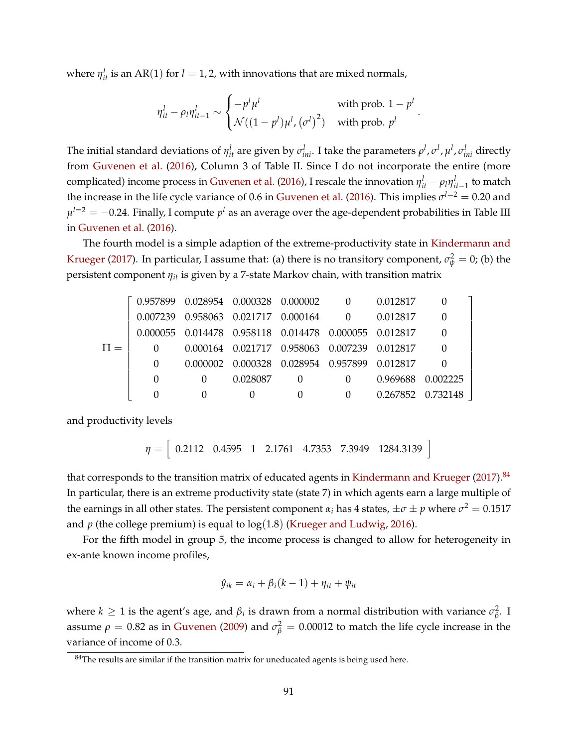where $\eta_{it}^l$ is an AR(1) for $l = 1, 2$, with innovations that are mixed normals,

$$\eta_{it}^l - \rho_l \eta_{it-1}^l \sim \begin{cases} -p^l \mu^l & \text{with prob. } 1 - p^l \\ \mathcal{N}((1-p^l)\mu^l, (\sigma^l)^2) & \text{with prob. } p^l \end{cases}.$$

The initial standard deviations of $\eta_{it}^l$ are given by $\sigma_{ini}^l$. I take the parameters $\rho^l, \sigma^l, \mu^l, \sigma_{ini}^l$ directly from Guvenen et al. (2016), Column 3 of Table II. Since I do not incorporate the entire (more complicated) income process in Guvenen et al. (2016), I rescale the innovation $\eta_{it}^l - \rho_l \eta_{it-1}^l$ to match the increase in the life cycle variance of 0.6 in Guvenen et al. (2016). This implies $\sigma^{l=2} = 0.20$ and $\mu^{l=2} = -0.24$. Finally, I compute $p^l$ as an average over the age-dependent probabilities in Table III in Guvenen et al. (2016).

The fourth model is a simple adaption of the extreme-productivity state in Kindermann and Krueger (2017). In particular, I assume that: (a) there is no transitory component, $\sigma_\psi^2 = 0$; (b) the persistent component $\eta_{it}$ is given by a 7-state Markov chain, with transition matrix

$$\Pi = \begin{bmatrix} 0.957899 & 0.028954 & 0.000328 & 0.000002 & 0 & 0.012817 & 0 \\ 0.007239 & 0.958063 & 0.021717 & 0.000164 & 0 & 0.012817 & 0 \\ 0.000055 & 0.014478 & 0.958118 & 0.014478 & 0.000055 & 0.012817 & 0 \\ 0 & 0.000164 & 0.021717 & 0.958063 & 0.007239 & 0.012817 & 0 \\ 0 & 0.000002 & 0.000328 & 0.028954 & 0.957899 & 0.012817 & 0 \\ 0 & 0 & 0.028087 & 0 & 0 & 0.969688 & 0.002225 \\ 0 & 0 & 0 & 0 & 0 & 0.267852 & 0.732148 \end{bmatrix}$$

and productivity levels

$$\eta = \begin{bmatrix} 0.2112 & 0.4595 & 1 & 2.1761 & 4.7353 & 7.3949 & 1284.3139 \end{bmatrix}$$

that corresponds to the transition matrix of educated agents in Kindermann and Krueger (2017).[84] In particular, there is an extreme productivity state (state 7) in which agents earn a large multiple of the earnings in all other states. The persistent component $\alpha_i$ has 4 states, $\pm\sigma \pm p$ where $\sigma^2 = 0.1517$ and $p$ (the college premium) is equal to $\log(1.8)$ (Krueger and Ludwig, 2016).

For the fifth model in group 5, the income process is changed to allow for heterogeneity in ex-ante known income profiles,

$$\hat{y}_{ik} = \alpha_i + \beta_i(k-1) + \eta_{it} + \psi_{it}$$

where $k \geq 1$ is the agent's age, and $\beta_i$ is drawn from a normal distribution with variance $\sigma_\beta^2$. I assume $\rho = 0.82$ as in Guvenen (2009) and $\sigma_\beta^2 = 0.00012$ to match the life cycle increase in the variance of income of 0.3.

[84] The results are similar if the transition matrix for uneducated agents is being used here.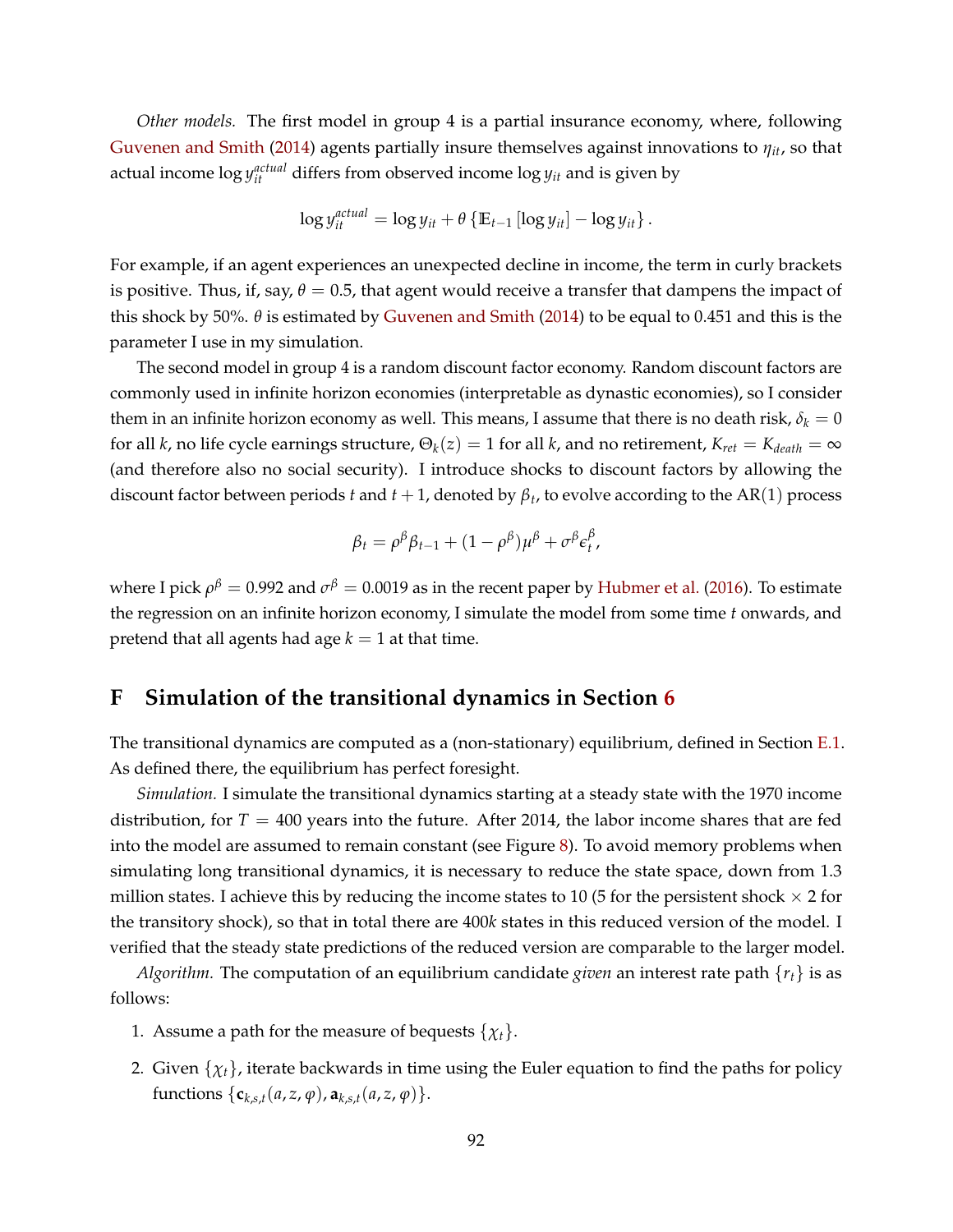*Other models.* The first model in group 4 is a partial insurance economy, where, following Guvenen and Smith (2014) agents partially insure themselves against innovations to $\eta_{it}$, so that actual income $\log y_{it}^{actual}$ differs from observed income $\log y_{it}$ and is given by

$$\log y_{it}^{actual} = \log y_{it} + \theta \left\{ \mathbb{E}_{t-1} \left[ \log y_{it} \right] - \log y_{it} \right\}.$$

For example, if an agent experiences an unexpected decline in income, the term in curly brackets is positive. Thus, if, say, $\theta = 0.5$, that agent would receive a transfer that dampens the impact of this shock by 50%. $\theta$ is estimated by Guvenen and Smith (2014) to be equal to 0.451 and this is the parameter I use in my simulation.

The second model in group 4 is a random discount factor economy. Random discount factors are commonly used in infinite horizon economies (interpretable as dynastic economies), so I consider them in an infinite horizon economy as well. This means, I assume that there is no death risk, $\delta_k = 0$ for all $k$, no life cycle earnings structure, $\Theta_k(z) = 1$ for all $k$, and no retirement, $K_{ret} = K_{death} = \infty$ (and therefore also no social security). I introduce shocks to discount factors by allowing the discount factor between periods $t$ and $t+1$, denoted by $\beta_t$, to evolve according to the AR(1) process

$$\beta_t = \rho^\beta \beta_{t-1} + (1 - \rho^\beta)\mu^\beta + \sigma^\beta \epsilon_t^\beta,$$

where I pick $\rho^\beta = 0.992$ and $\sigma^\beta = 0.0019$ as in the recent paper by Hubmer et al. (2016). To estimate the regression on an infinite horizon economy, I simulate the model from some time $t$ onwards, and pretend that all agents had age $k = 1$ at that time.

# F Simulation of the transitional dynamics in Section 6

The transitional dynamics are computed as a (non-stationary) equilibrium, defined in Section E.1. As defined there, the equilibrium has perfect foresight.

*Simulation.* I simulate the transitional dynamics starting at a steady state with the 1970 income distribution, for $T = 400$ years into the future. After 2014, the labor income shares that are fed into the model are assumed to remain constant (see Figure 8). To avoid memory problems when simulating long transitional dynamics, it is necessary to reduce the state space, down from 1.3 million states. I achieve this by reducing the income states to 10 (5 for the persistent shock $\times$ 2 for the transitory shock), so that in total there are 400$k$ states in this reduced version of the model. I verified that the steady state predictions of the reduced version are comparable to the larger model.

*Algorithm.* The computation of an equilibrium candidate *given* an interest rate path $\{r_t\}$ is as follows:

1. Assume a path for the measure of bequests $\{\chi_t\}$.
2. Given $\{\chi_t\}$, iterate backwards in time using the Euler equation to find the paths for policy functions $\{\mathbf{c}_{k,s,t}(a, z, \varphi), \mathbf{a}_{k,s,t}(a, z, \varphi)\}$.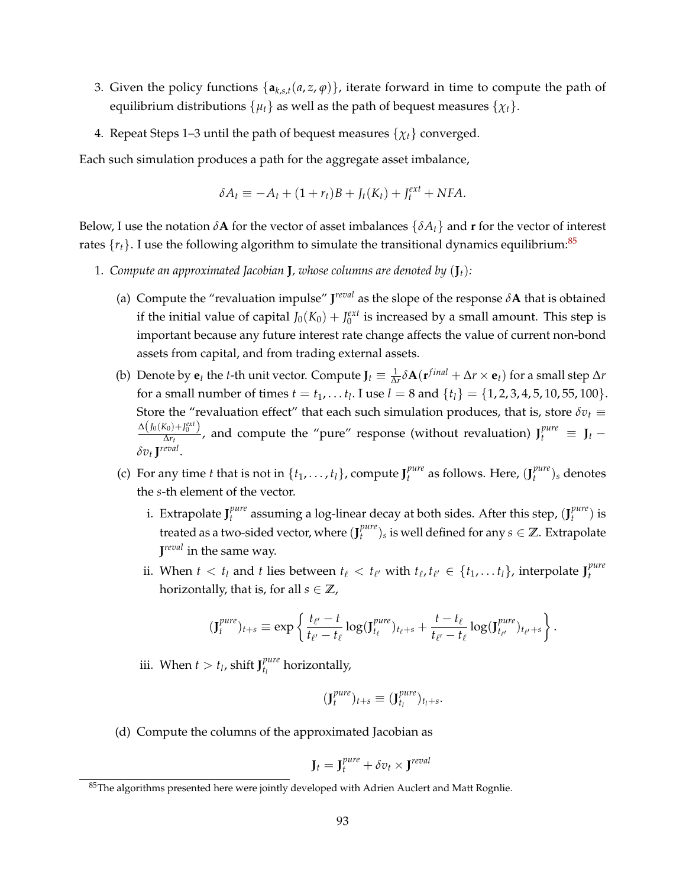3. Given the policy functions $\{\mathbf{a}_{k,s,t}(a, z, \varphi)\}$, iterate forward in time to compute the path of equilibrium distributions $\{\mu_t\}$ as well as the path of bequest measures $\{\chi_t\}$.
4. Repeat Steps 1–3 until the path of bequest measures $\{\chi_t\}$ converged.

Each such simulation produces a path for the aggregate asset imbalance,

$$\delta A_t \equiv -A_t + (1 + r_t)B + J_t(K_t) + J_t^{ext} + NFA.$$

Below, I use the notation $\delta\mathbf{A}$ for the vector of asset imbalances $\{\delta A_t\}$ and $\mathbf{r}$ for the vector of interest rates $\{r_t\}$. I use the following algorithm to simulate the transitional dynamics equilibrium:[85]

1. *Compute an approximated Jacobian* $\mathbf{J}$*, whose columns are denoted by* $(\mathbf{J}_t)$*:*
   (a) Compute the "revaluation impulse" $\mathbf{J}^{reval}$ as the slope of the response $\delta\mathbf{A}$ that is obtained if the initial value of capital $J_0(K_0) + J_0^{ext}$ is increased by a small amount. This step is important because any future interest rate change affects the value of current non-bond assets from capital, and from trading external assets.
   (b) Denote by $\mathbf{e}_t$ the $t$-th unit vector. Compute $\mathbf{J}_t \equiv \frac{1}{\Delta r}\delta\mathbf{A}(\mathbf{r}^{final} + \Delta r \times \mathbf{e}_t)$ for a small step $\Delta r$ for a small number of times $t = t_1, \dots t_l$. I use $l = 8$ and $\{t_l\} = \{1, 2, 3, 4, 5, 10, 55, 100\}$. Store the "revaluation effect" that each such simulation produces, that is, store $\delta v_t \equiv \frac{\Delta\left(J_0(K_0)+J_0^{ext}\right)}{\Delta r_t}$, and compute the "pure" response (without revaluation) $\mathbf{J}_t^{pure} \equiv \mathbf{J}_t - \delta v_t \mathbf{J}^{reval}$.
   (c) For any time $t$ that is not in $\{t_1, \dots, t_l\}$, compute $\mathbf{J}_t^{pure}$ as follows. Here, $(\mathbf{J}_t^{pure})_s$ denotes the $s$-th element of the vector.
      i. Extrapolate $\mathbf{J}_t^{pure}$ assuming a log-linear decay at both sides. After this step, $(\mathbf{J}_t^{pure})$ is treated as a two-sided vector, where $(\mathbf{J}_t^{pure})_s$ is well defined for any $s \in \mathbb{Z}$. Extrapolate $\mathbf{J}^{reval}$ in the same way.
      ii. When $t < t_l$ and $t$ lies between $t_\ell < t_{\ell'}$ with $t_\ell, t_{\ell'} \in \{t_1, \dots t_l\}$, interpolate $\mathbf{J}_t^{pure}$ horizontally, that is, for all $s \in \mathbb{Z}$,
      $$(\mathbf{J}_t^{pure})_{t+s} \equiv \exp\left\{\frac{t_{\ell'} - t}{t_{\ell'} - t_\ell}\log(\mathbf{J}_{t_\ell}^{pure})_{t_\ell+s} + \frac{t - t_\ell}{t_{\ell'} - t_\ell}\log(\mathbf{J}_{t_{\ell'}}^{pure})_{t_{\ell'}+s}\right\}.$$
      iii. When $t > t_l$, shift $\mathbf{J}_{t_l}^{pure}$ horizontally,
      $$(\mathbf{J}_t^{pure})_{t+s} \equiv (\mathbf{J}_{t_l}^{pure})_{t_l+s}.$$
   (d) Compute the columns of the approximated Jacobian as
   $$\mathbf{J}_t = \mathbf{J}_t^{pure} + \delta v_t \times \mathbf{J}^{reval}$$

[85] The algorithms presented here were jointly developed with Adrien Auclert and Matt Rognlie.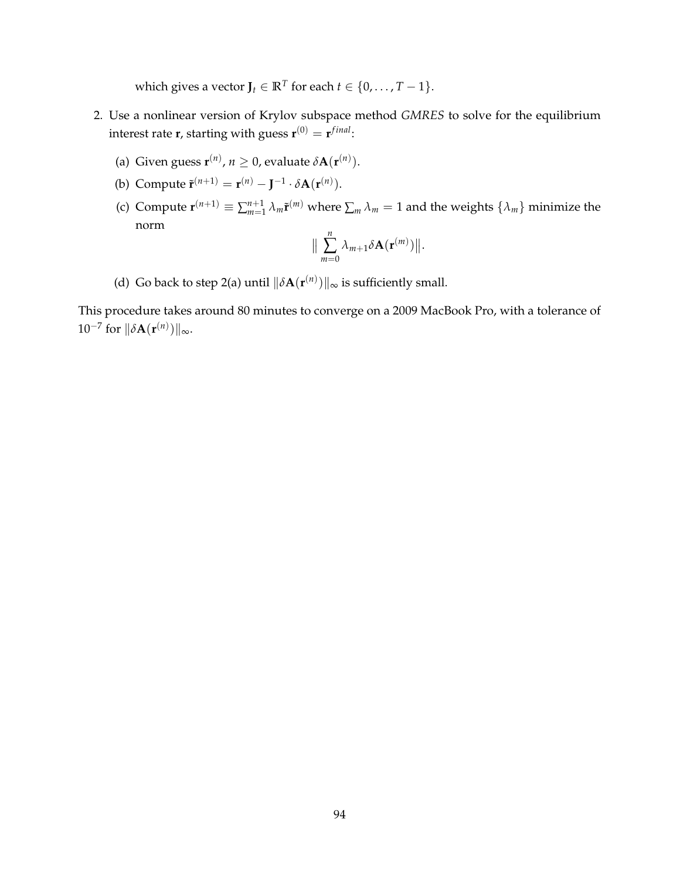which gives a vector $\mathbf{J}_t \in \mathbb{R}^T$ for each $t \in \{0, \ldots, T-1\}$.

2. Use a nonlinear version of Krylov subspace method *GMRES* to solve for the equilibrium interest rate $\mathbf{r}$, starting with guess $\mathbf{r}^{(0)} = \mathbf{r}^{final}$:

   (a) Given guess $\mathbf{r}^{(n)}$, $n \geq 0$, evaluate $\delta\mathbf{A}(\mathbf{r}^{(n)})$.

   (b) Compute $\tilde{\mathbf{r}}^{(n+1)} = \mathbf{r}^{(n)} - \mathbf{J}^{-1} \cdot \delta\mathbf{A}(\mathbf{r}^{(n)})$.

   (c) Compute $\mathbf{r}^{(n+1)} \equiv \sum_{m=1}^{n+1} \lambda_m \tilde{\mathbf{r}}^{(m)}$ where $\sum_m \lambda_m = 1$ and the weights $\{\lambda_m\}$ minimize the norm
   $$\Big\| \sum_{m=0}^{n} \lambda_{m+1} \delta\mathbf{A}(\mathbf{r}^{(m)}) \Big\|.$$

   (d) Go back to step 2(a) until $\|\delta\mathbf{A}(\mathbf{r}^{(n)})\|_\infty$ is sufficiently small.

This procedure takes around 80 minutes to converge on a 2009 MacBook Pro, with a tolerance of $10^{-7}$ for $\|\delta\mathbf{A}(\mathbf{r}^{(n)})\|_\infty$.